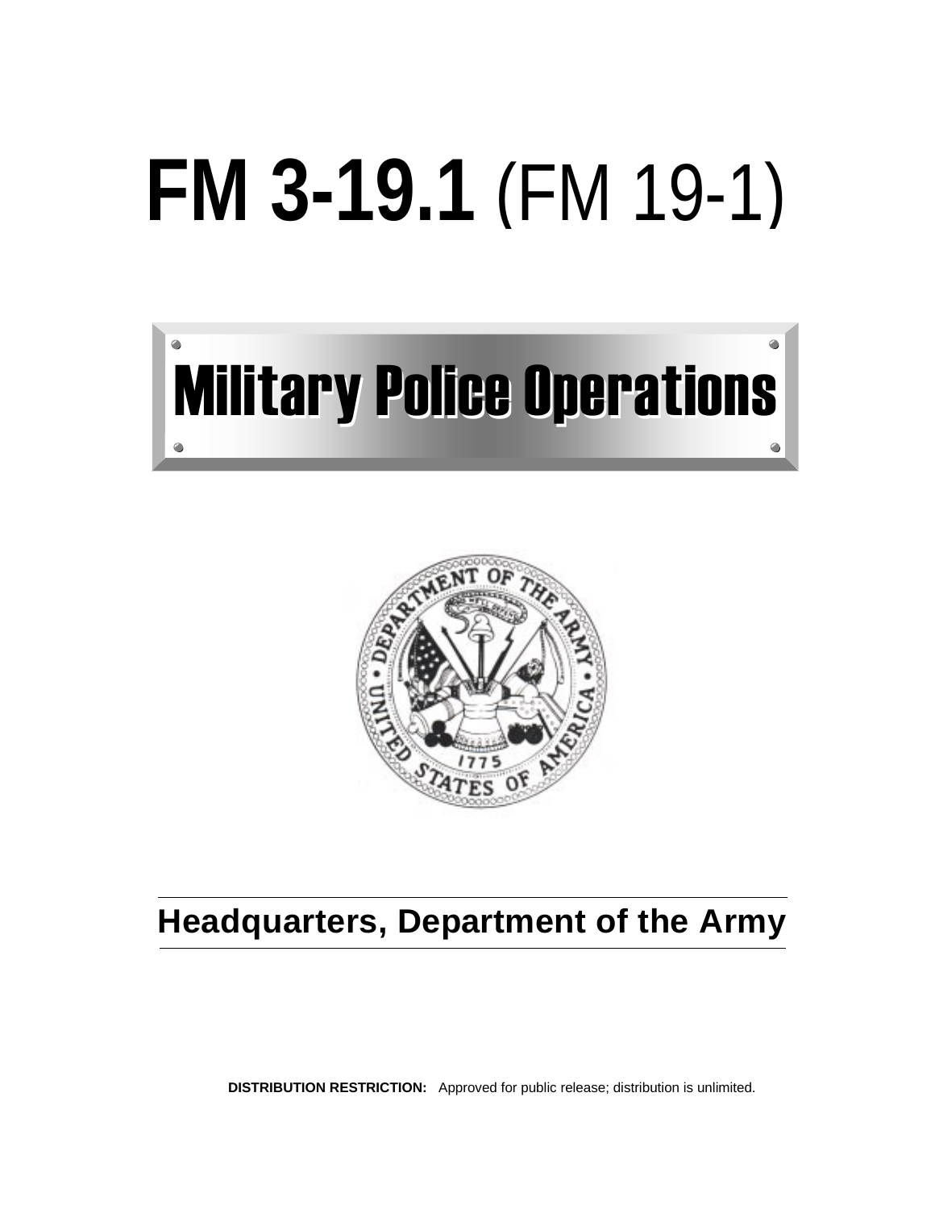# **FM 3-19.1** (FM 19-1)

## Military Police Operations

**Headquarters, Department of the Army**

**DISTRIBUTION RESTRICTION:** Approved for public release; distribution is unlimited.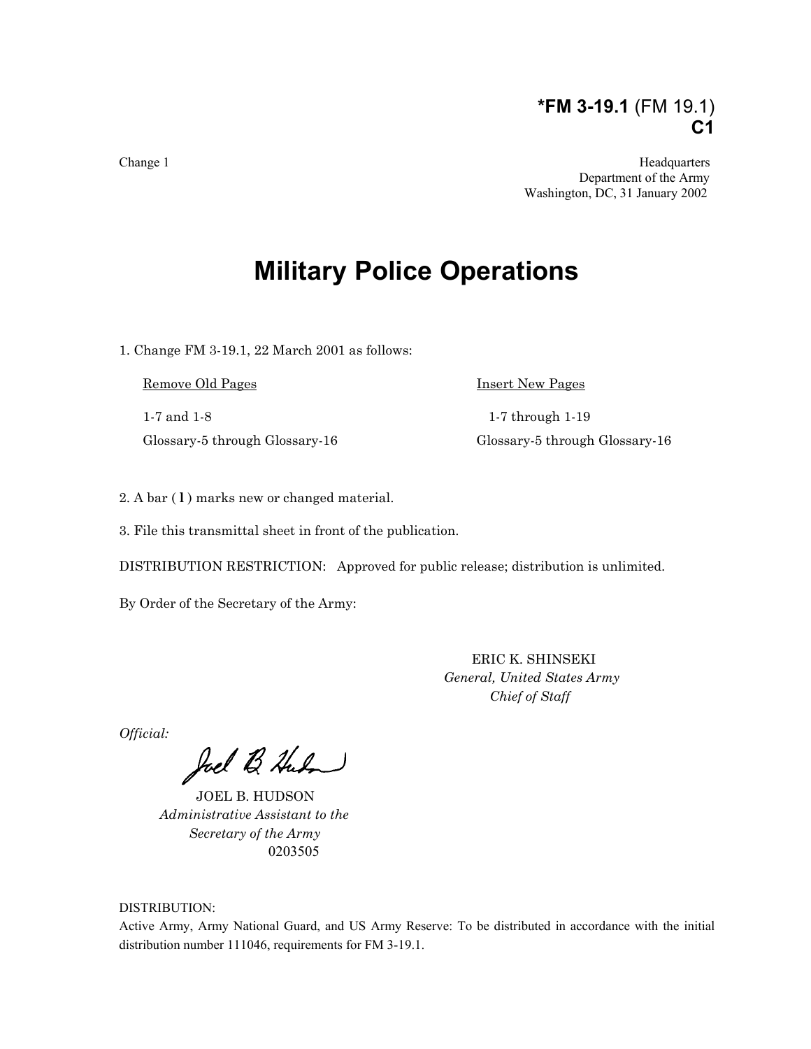**\*FM 3-19.1** (FM 19.1)
**C1**

Change 1

Headquarters
Department of the Army
Washington, DC, 31 January 2002

# Military Police Operations

1. Change FM 3-19.1, 22 March 2001 as follows:

| Remove Old Pages | Insert New Pages |
|---|---|
| 1-7 and 1-8 | 1-7 through 1-19 |
| Glossary-5 through Glossary-16 | Glossary-5 through Glossary-16 |

2. A bar ( l ) marks new or changed material.

3. File this transmittal sheet in front of the publication.

DISTRIBUTION RESTRICTION: Approved for public release; distribution is unlimited.

By Order of the Secretary of the Army:

ERIC K. SHINSEKI
*General, United States Army*
*Chief of Staff*

*Official:*

JOEL B. HUDSON
*Administrative Assistant to the Secretary of the Army*
0203505

DISTRIBUTION:
Active Army, Army National Guard, and US Army Reserve: To be distributed in accordance with the initial distribution number 111046, requirements for FM 3-19.1.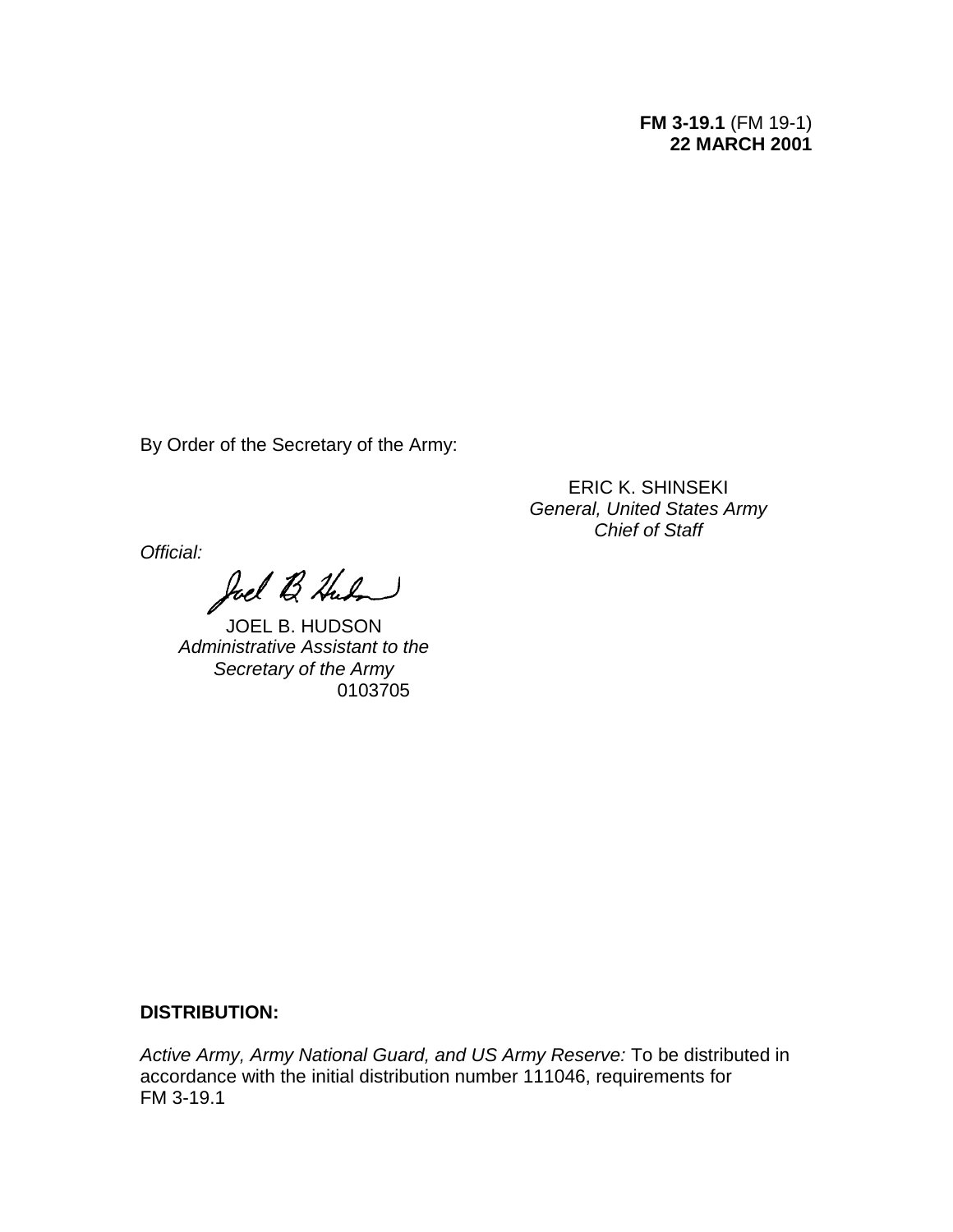**FM 3-19.1** (FM 19-1)
**22 MARCH 2001**

By Order of the Secretary of the Army:

ERIC K. SHINSEKI
*General, United States Army*
*Chief of Staff*

*Official:*

JOEL B. HUDSON
*Administrative Assistant to the*
*Secretary of the Army*
0103705

**DISTRIBUTION:**

*Active Army, Army National Guard, and US Army Reserve:* To be distributed in accordance with the initial distribution number 111046, requirements for FM 3-19.1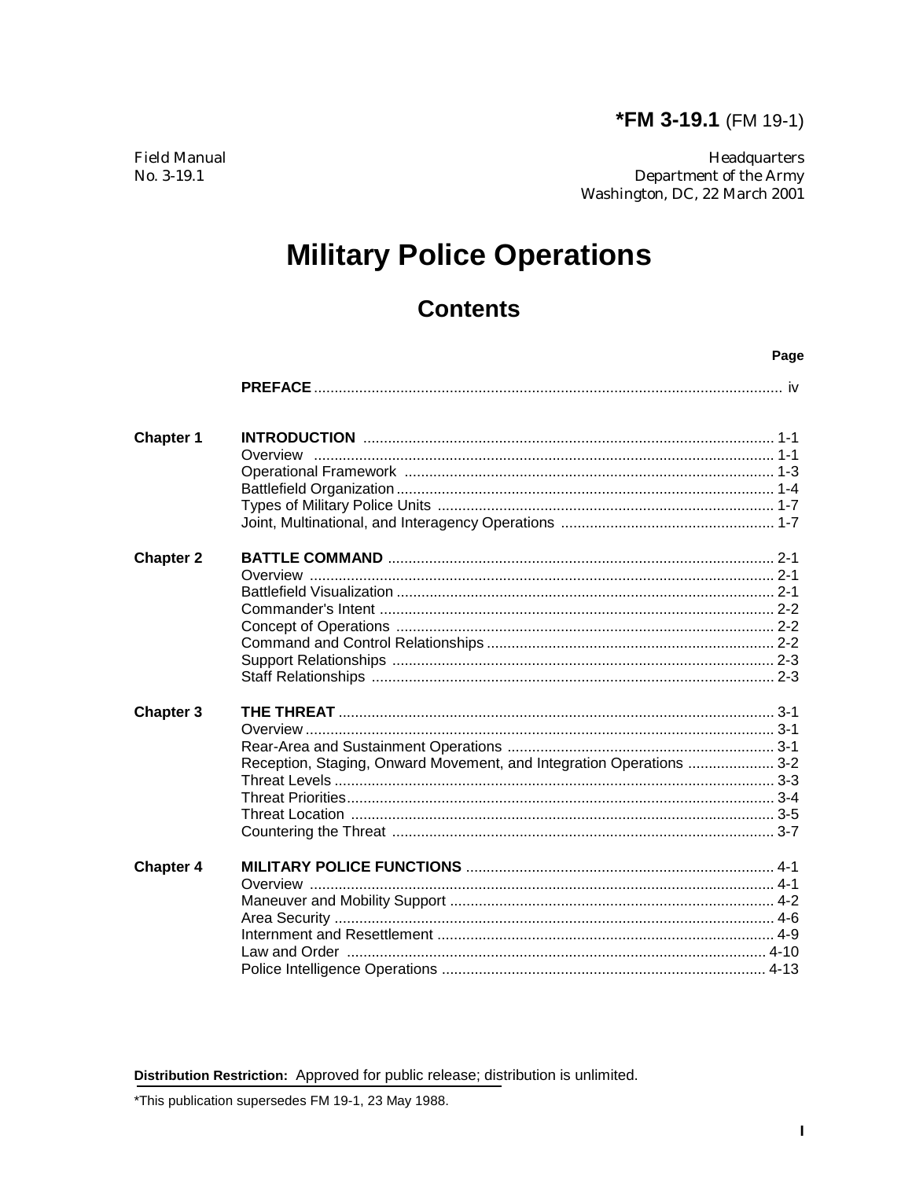**\*FM 3-19.1** (FM 19-1)

Field Manual
No. 3-19.1

Headquarters
Department of the Army
Washington, DC, 22 March 2001

# Military Police Operations

## Contents

| | | Page |
|---|---|---|
| | **PREFACE** | iv |
| **Chapter 1** | **INTRODUCTION** | 1-1 |
| | Overview | 1-1 |
| | Operational Framework | 1-3 |
| | Battlefield Organization | 1-4 |
| | Types of Military Police Units | 1-7 |
| | Joint, Multinational, and Interagency Operations | 1-7 |
| **Chapter 2** | **BATTLE COMMAND** | 2-1 |
| | Overview | 2-1 |
| | Battlefield Visualization | 2-1 |
| | Commander's Intent | 2-2 |
| | Concept of Operations | 2-2 |
| | Command and Control Relationships | 2-2 |
| | Support Relationships | 2-3 |
| | Staff Relationships | 2-3 |
| **Chapter 3** | **THE THREAT** | 3-1 |
| | Overview | 3-1 |
| | Rear-Area and Sustainment Operations | 3-1 |
| | Reception, Staging, Onward Movement, and Integration Operations | 3-2 |
| | Threat Levels | 3-3 |
| | Threat Priorities | 3-4 |
| | Threat Location | 3-5 |
| | Countering the Threat | 3-7 |
| **Chapter 4** | **MILITARY POLICE FUNCTIONS** | 4-1 |
| | Overview | 4-1 |
| | Maneuver and Mobility Support | 4-2 |
| | Area Security | 4-6 |
| | Internment and Resettlement | 4-9 |
| | Law and Order | 4-10 |
| | Police Intelligence Operations | 4-13 |

**Distribution Restriction:** Approved for public release; distribution is unlimited.

\*This publication supersedes FM 19-1, 23 May 1988.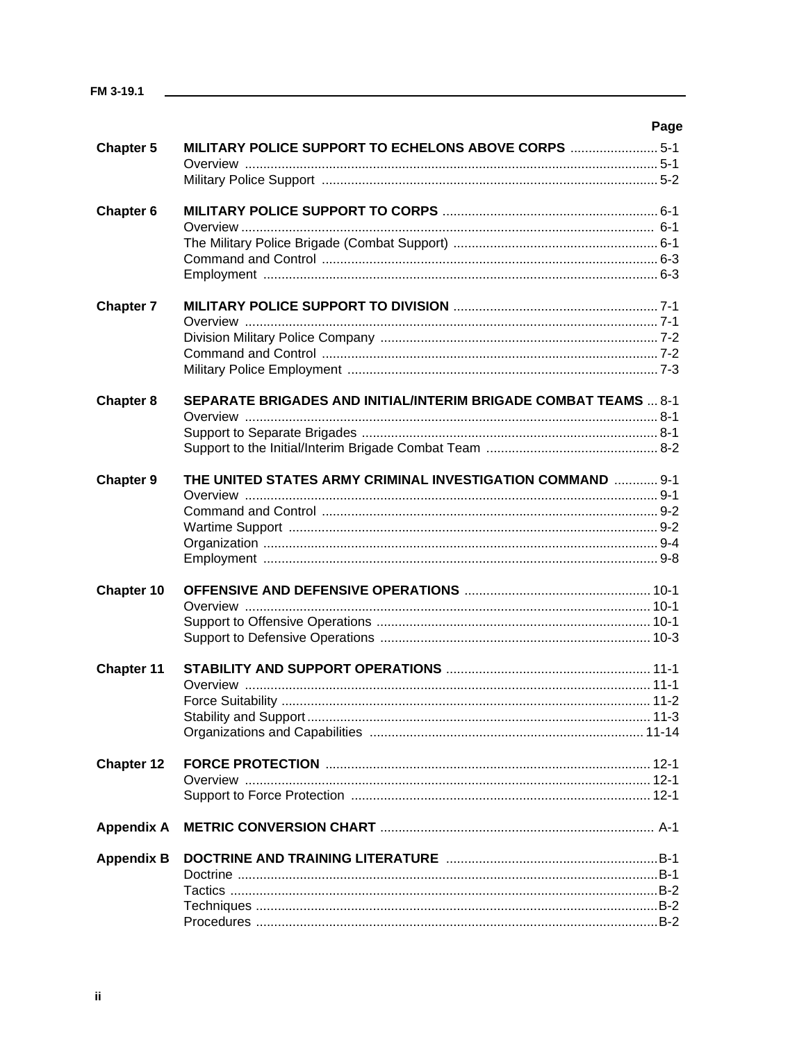| | | Page |
|---|---|---|
| **Chapter 5** | **MILITARY POLICE SUPPORT TO ECHELONS ABOVE CORPS** | 5-1 |
| | Overview | 5-1 |
| | Military Police Support | 5-2 |
| **Chapter 6** | **MILITARY POLICE SUPPORT TO CORPS** | 6-1 |
| | Overview | 6-1 |
| | The Military Police Brigade (Combat Support) | 6-1 |
| | Command and Control | 6-3 |
| | Employment | 6-3 |
| **Chapter 7** | **MILITARY POLICE SUPPORT TO DIVISION** | 7-1 |
| | Overview | 7-1 |
| | Division Military Police Company | 7-2 |
| | Command and Control | 7-2 |
| | Military Police Employment | 7-3 |
| **Chapter 8** | **SEPARATE BRIGADES AND INITIAL/INTERIM BRIGADE COMBAT TEAMS** | 8-1 |
| | Overview | 8-1 |
| | Support to Separate Brigades | 8-1 |
| | Support to the Initial/Interim Brigade Combat Team | 8-2 |
| **Chapter 9** | **THE UNITED STATES ARMY CRIMINAL INVESTIGATION COMMAND** | 9-1 |
| | Overview | 9-1 |
| | Command and Control | 9-2 |
| | Wartime Support | 9-2 |
| | Organization | 9-4 |
| | Employment | 9-8 |
| **Chapter 10** | **OFFENSIVE AND DEFENSIVE OPERATIONS** | 10-1 |
| | Overview | 10-1 |
| | Support to Offensive Operations | 10-1 |
| | Support to Defensive Operations | 10-3 |
| **Chapter 11** | **STABILITY AND SUPPORT OPERATIONS** | 11-1 |
| | Overview | 11-1 |
| | Force Suitability | 11-2 |
| | Stability and Support | 11-3 |
| | Organizations and Capabilities | 11-14 |
| **Chapter 12** | **FORCE PROTECTION** | 12-1 |
| | Overview | 12-1 |
| | Support to Force Protection | 12-1 |
| **Appendix A** | **METRIC CONVERSION CHART** | A-1 |
| **Appendix B** | **DOCTRINE AND TRAINING LITERATURE** | B-1 |
| | Doctrine | B-1 |
| | Tactics | B-2 |
| | Techniques | B-2 |
| | Procedures | B-2 |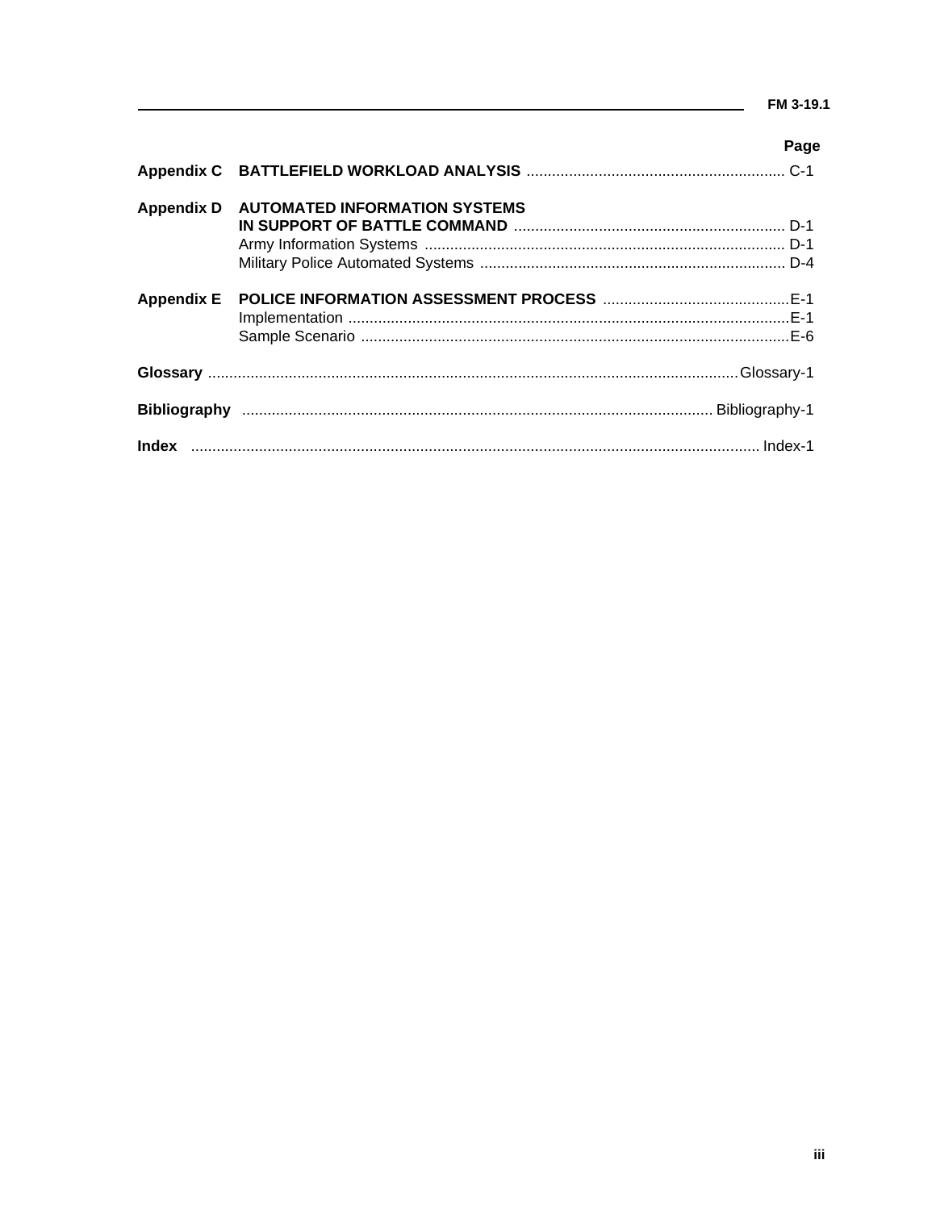| | | Page |
|---|---|---|
| **Appendix C** | **BATTLEFIELD WORKLOAD ANALYSIS** | C-1 |
| **Appendix D** | **AUTOMATED INFORMATION SYSTEMS IN SUPPORT OF BATTLE COMMAND** | D-1 |
| | Army Information Systems | D-1 |
| | Military Police Automated Systems | D-4 |
| **Appendix E** | **POLICE INFORMATION ASSESSMENT PROCESS** | E-1 |
| | Implementation | E-1 |
| | Sample Scenario | E-6 |
| **Glossary** | | Glossary-1 |
| **Bibliography** | | Bibliography-1 |
| **Index** | | Index-1 |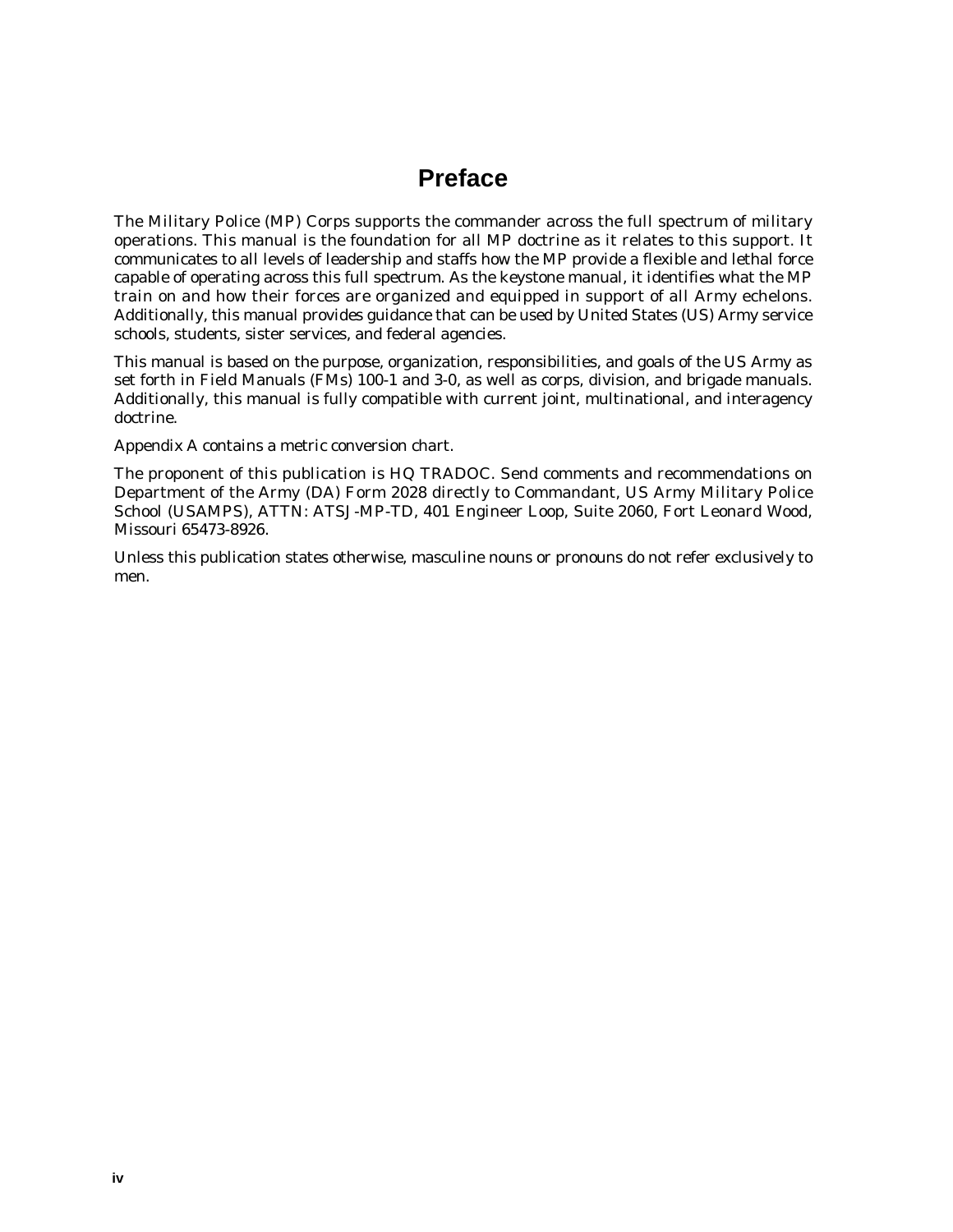# Preface

The Military Police (MP) Corps supports the commander across the full spectrum of military operations. This manual is the foundation for all MP doctrine as it relates to this support. It communicates to all levels of leadership and staffs how the MP provide a flexible and lethal force capable of operating across this full spectrum. As the keystone manual, it identifies what the MP train on and how their forces are organized and equipped in support of all Army echelons. Additionally, this manual provides guidance that can be used by United States (US) Army service schools, students, sister services, and federal agencies.

This manual is based on the purpose, organization, responsibilities, and goals of the US Army as set forth in Field Manuals (FMs) 100-1 and 3-0, as well as corps, division, and brigade manuals. Additionally, this manual is fully compatible with current joint, multinational, and interagency doctrine.

Appendix A contains a metric conversion chart.

The proponent of this publication is HQ TRADOC. Send comments and recommendations on Department of the Army (DA) Form 2028 directly to Commandant, US Army Military Police School (USAMPS), ATTN: ATSJ-MP-TD, 401 Engineer Loop, Suite 2060, Fort Leonard Wood, Missouri 65473-8926.

Unless this publication states otherwise, masculine nouns or pronouns do not refer exclusively to men.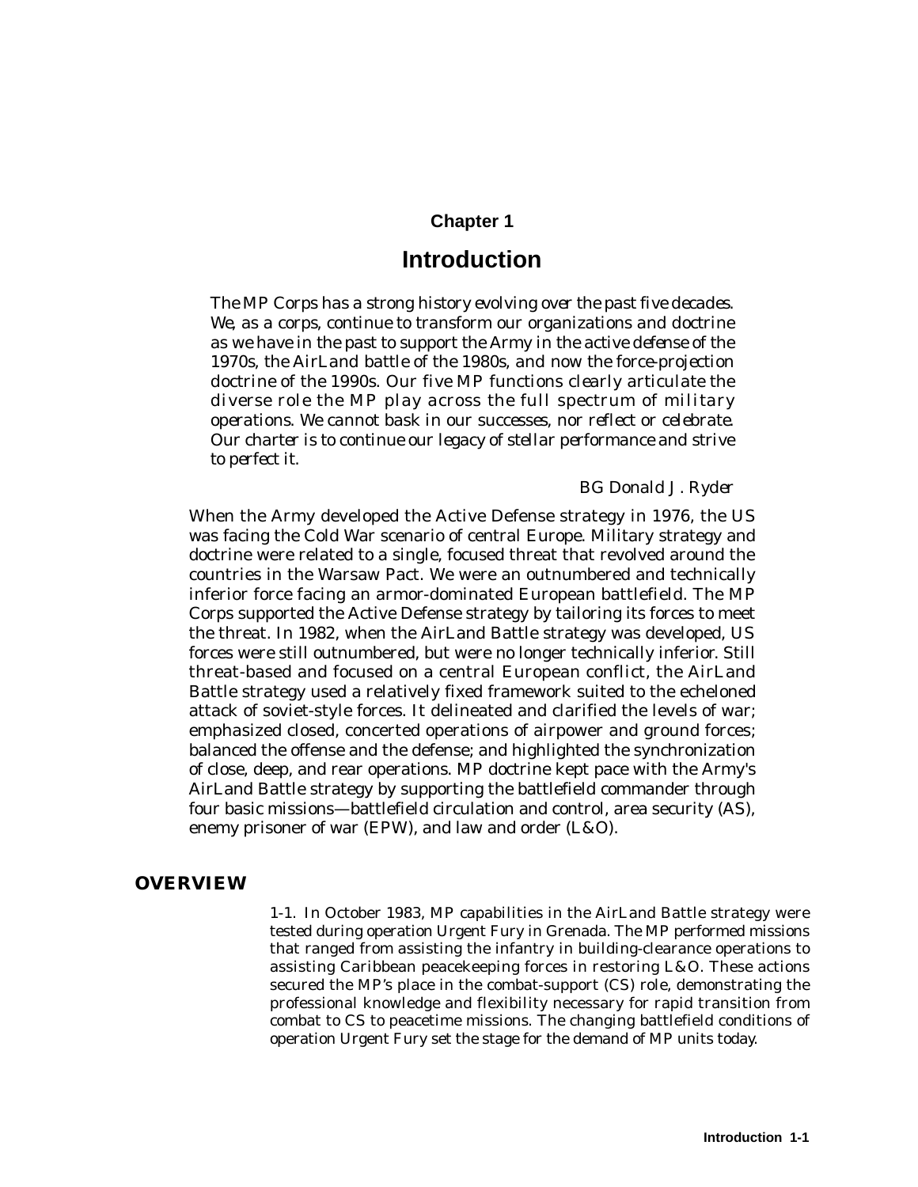# Chapter 1

# Introduction

*The MP Corps has a strong history evolving over the past five decades. We, as a corps, continue to transform our organizations and doctrine as we have in the past to support the Army in the active defense of the 1970s, the AirLand battle of the 1980s, and now the force-projection doctrine of the 1990s. Our five MP functions clearly articulate the diverse role the MP play across the full spectrum of military operations. We cannot bask in our successes, nor reflect or celebrate. Our charter is to continue our legacy of stellar performance and strive to perfect it.*

*BG Donald J. Ryder*

When the Army developed the Active Defense strategy in 1976, the US was facing the Cold War scenario of central Europe. Military strategy and doctrine were related to a single, focused threat that revolved around the countries in the Warsaw Pact. We were an outnumbered and technically inferior force facing an armor-dominated European battlefield. The MP Corps supported the Active Defense strategy by tailoring its forces to meet the threat. In 1982, when the AirLand Battle strategy was developed, US forces were still outnumbered, but were no longer technically inferior. Still threat-based and focused on a central European conflict, the AirLand Battle strategy used a relatively fixed framework suited to the echeloned attack of soviet-style forces. It delineated and clarified the levels of war; emphasized closed, concerted operations of airpower and ground forces; balanced the offense and the defense; and highlighted the synchronization of close, deep, and rear operations. MP doctrine kept pace with the Army's AirLand Battle strategy by supporting the battlefield commander through four basic missions—battlefield circulation and control, area security (AS), enemy prisoner of war (EPW), and law and order (L&O).

## OVERVIEW

1-1. In October 1983, MP capabilities in the AirLand Battle strategy were tested during operation Urgent Fury in Grenada. The MP performed missions that ranged from assisting the infantry in building-clearance operations to assisting Caribbean peacekeeping forces in restoring L&O. These actions secured the MP's place in the combat-support (CS) role, demonstrating the professional knowledge and flexibility necessary for rapid transition from combat to CS to peacetime missions. The changing battlefield conditions of operation Urgent Fury set the stage for the demand of MP units today.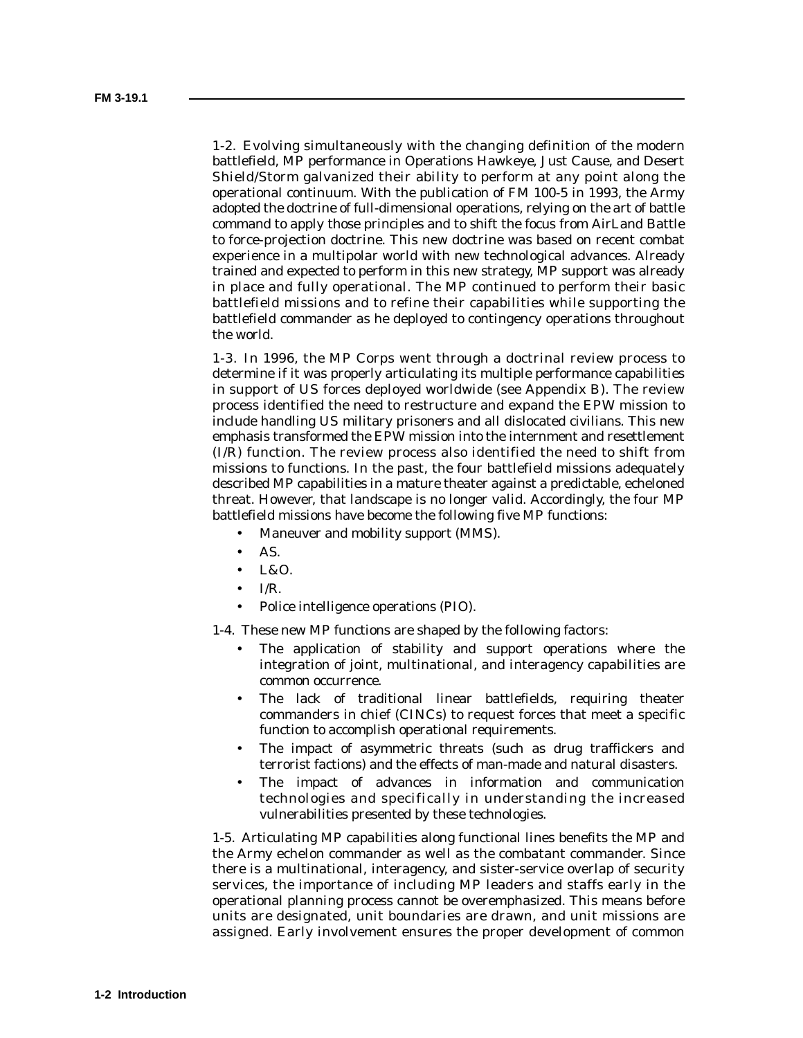1-2. Evolving simultaneously with the changing definition of the modern battlefield, MP performance in Operations Hawkeye, Just Cause, and Desert Shield/Storm galvanized their ability to perform at any point along the operational continuum. With the publication of FM 100-5 in 1993, the Army adopted the doctrine of full-dimensional operations, relying on the art of battle command to apply those principles and to shift the focus from AirLand Battle to force-projection doctrine. This new doctrine was based on recent combat experience in a multipolar world with new technological advances. Already trained and expected to perform in this new strategy, MP support was already in place and fully operational. The MP continued to perform their basic battlefield missions and to refine their capabilities while supporting the battlefield commander as he deployed to contingency operations throughout the world.

1-3. In 1996, the MP Corps went through a doctrinal review process to determine if it was properly articulating its multiple performance capabilities in support of US forces deployed worldwide (see Appendix B). The review process identified the need to restructure and expand the EPW mission to include handling US military prisoners and all dislocated civilians. This new emphasis transformed the EPW mission into the internment and resettlement (I/R) function. The review process also identified the need to shift from missions to functions. In the past, the four battlefield missions adequately described MP capabilities in a mature theater against a predictable, echeloned threat. However, that landscape is no longer valid. Accordingly, the four MP battlefield missions have become the following five MP functions:

- Maneuver and mobility support (MMS).
- AS.
- L&O.
- I/R.
- Police intelligence operations (PIO).

1-4. These new MP functions are shaped by the following factors:

- The application of stability and support operations where the integration of joint, multinational, and interagency capabilities are common occurrence.
- The lack of traditional linear battlefields, requiring theater commanders in chief (CINCs) to request forces that meet a specific function to accomplish operational requirements.
- The impact of asymmetric threats (such as drug traffickers and terrorist factions) and the effects of man-made and natural disasters.
- The impact of advances in information and communication technologies and specifically in understanding the increased vulnerabilities presented by these technologies.

1-5. Articulating MP capabilities along functional lines benefits the MP and the Army echelon commander as well as the combatant commander. Since there is a multinational, interagency, and sister-service overlap of security services, the importance of including MP leaders and staffs early in the operational planning process cannot be overemphasized. This means before units are designated, unit boundaries are drawn, and unit missions are assigned. Early involvement ensures the proper development of common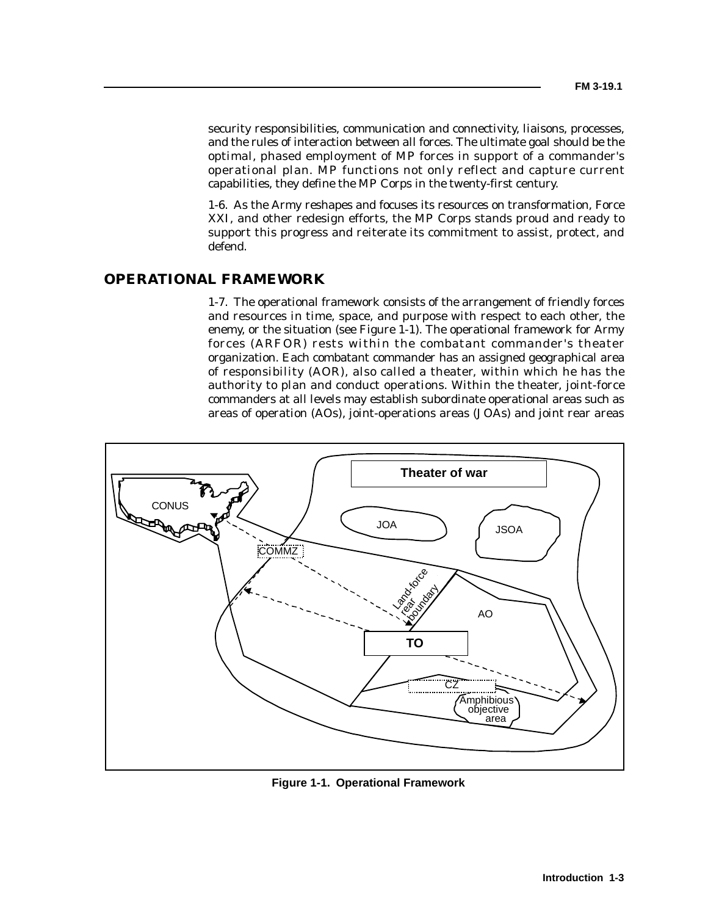security responsibilities, communication and connectivity, liaisons, processes, and the rules of interaction between all forces. The ultimate goal should be the optimal, phased employment of MP forces in support of a commander's operational plan. MP functions not only reflect and capture current capabilities, they define the MP Corps in the twenty-first century.

1-6. As the Army reshapes and focuses its resources on transformation, Force XXI, and other redesign efforts, the MP Corps stands proud and ready to support this progress and reiterate its commitment to assist, protect, and defend.

## OPERATIONAL FRAMEWORK

1-7. The operational framework consists of the arrangement of friendly forces and resources in time, space, and purpose with respect to each other, the enemy, or the situation (see Figure 1-1). The operational framework for Army forces (ARFOR) rests within the combatant commander's theater organization. Each combatant commander has an assigned geographical area of responsibility (AOR), also called a theater, within which he has the authority to plan and conduct operations. Within the theater, joint-force commanders at all levels may establish subordinate operational areas such as areas of operation (AOs), joint-operations areas (JOAs) and joint rear areas

**Figure 1-1. Operational Framework**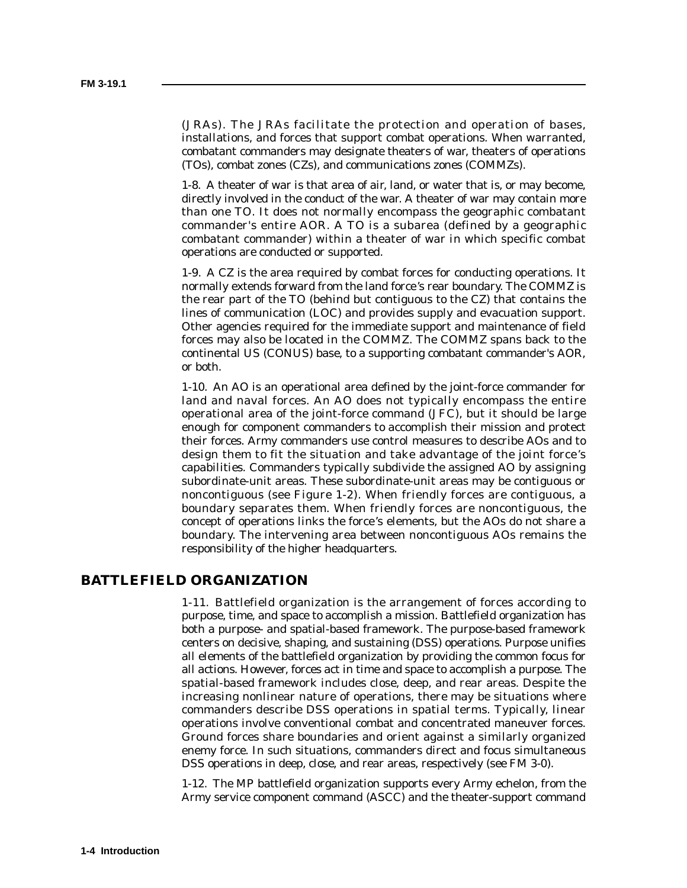(JRAs). The JRAs facilitate the protection and operation of bases, installations, and forces that support combat operations. When warranted, combatant commanders may designate theaters of war, theaters of operations (TOs), combat zones (CZs), and communications zones (COMMZs).

1-8. A theater of war is that area of air, land, or water that is, or may become, directly involved in the conduct of the war. A theater of war may contain more than one TO. It does not normally encompass the geographic combatant commander's entire AOR. A TO is a subarea (defined by a geographic combatant commander) within a theater of war in which specific combat operations are conducted or supported.

1-9. A CZ is the area required by combat forces for conducting operations. It normally extends forward from the land force's rear boundary. The COMMZ is the rear part of the TO (behind but contiguous to the CZ) that contains the lines of communication (LOC) and provides supply and evacuation support. Other agencies required for the immediate support and maintenance of field forces may also be located in the COMMZ. The COMMZ spans back to the continental US (CONUS) base, to a supporting combatant commander's AOR, or both.

1-10. An AO is an operational area defined by the joint-force commander for land and naval forces. An AO does not typically encompass the entire operational area of the joint-force command (JFC), but it should be large enough for component commanders to accomplish their mission and protect their forces. Army commanders use control measures to describe AOs and to design them to fit the situation and take advantage of the joint force's capabilities. Commanders typically subdivide the assigned AO by assigning subordinate-unit areas. These subordinate-unit areas may be contiguous or noncontiguous (see Figure 1-2). When friendly forces are contiguous, a boundary separates them. When friendly forces are noncontiguous, the concept of operations links the force's elements, but the AOs do not share a boundary. The intervening area between noncontiguous AOs remains the responsibility of the higher headquarters.

## BATTLEFIELD ORGANIZATION

1-11. Battlefield organization is the arrangement of forces according to purpose, time, and space to accomplish a mission. Battlefield organization has both a purpose- and spatial-based framework. The purpose-based framework centers on decisive, shaping, and sustaining (DSS) operations. Purpose unifies all elements of the battlefield organization by providing the common focus for all actions. However, forces act in time and space to accomplish a purpose. The spatial-based framework includes close, deep, and rear areas. Despite the increasing nonlinear nature of operations, there may be situations where commanders describe DSS operations in spatial terms. Typically, linear operations involve conventional combat and concentrated maneuver forces. Ground forces share boundaries and orient against a similarly organized enemy force. In such situations, commanders direct and focus simultaneous DSS operations in deep, close, and rear areas, respectively (see FM 3-0).

1-12. The MP battlefield organization supports every Army echelon, from the Army service component command (ASCC) and the theater-support command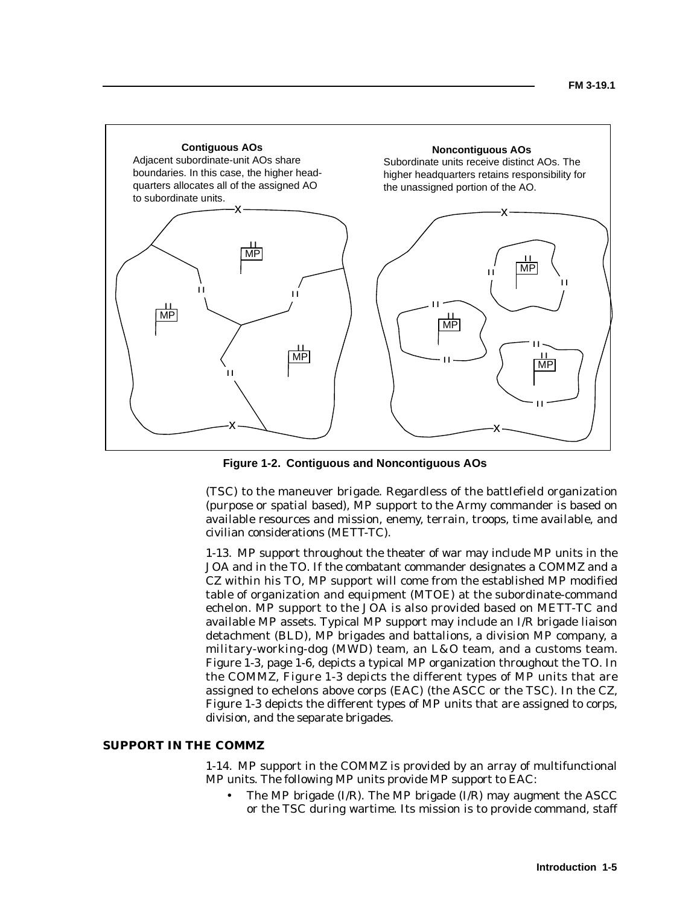**Contiguous AOs**

Adjacent subordinate-unit AOs share boundaries. In this case, the higher headquarters allocates all of the assigned AO to subordinate units.

**Noncontiguous AOs**

Subordinate units receive distinct AOs. The higher headquarters retains responsibility for the unassigned portion of the AO.

**Figure 1-2. Contiguous and Noncontiguous AOs**

(TSC) to the maneuver brigade. Regardless of the battlefield organization (purpose or spatial based), MP support to the Army commander is based on available resources and mission, enemy, terrain, troops, time available, and civilian considerations (METT-TC).

1-13. MP support throughout the theater of war may include MP units in the JOA and in the TO. If the combatant commander designates a COMMZ and a CZ within his TO, MP support will come from the established MP modified table of organization and equipment (MTOE) at the subordinate-command echelon. MP support to the JOA is also provided based on METT-TC and available MP assets. Typical MP support may include an I/R brigade liaison detachment (BLD), MP brigades and battalions, a division MP company, a military-working-dog (MWD) team, an L&O team, and a customs team. Figure 1-3, page 1-6, depicts a typical MP organization throughout the TO. In the COMMZ, Figure 1-3 depicts the different types of MP units that are assigned to echelons above corps (EAC) (the ASCC or the TSC). In the CZ, Figure 1-3 depicts the different types of MP units that are assigned to corps, division, and the separate brigades.

## SUPPORT IN THE COMMZ

1-14. MP support in the COMMZ is provided by an array of multifunctional MP units. The following MP units provide MP support to EAC:

- The MP brigade (I/R). The MP brigade (I/R) may augment the ASCC or the TSC during wartime. Its mission is to provide command, staff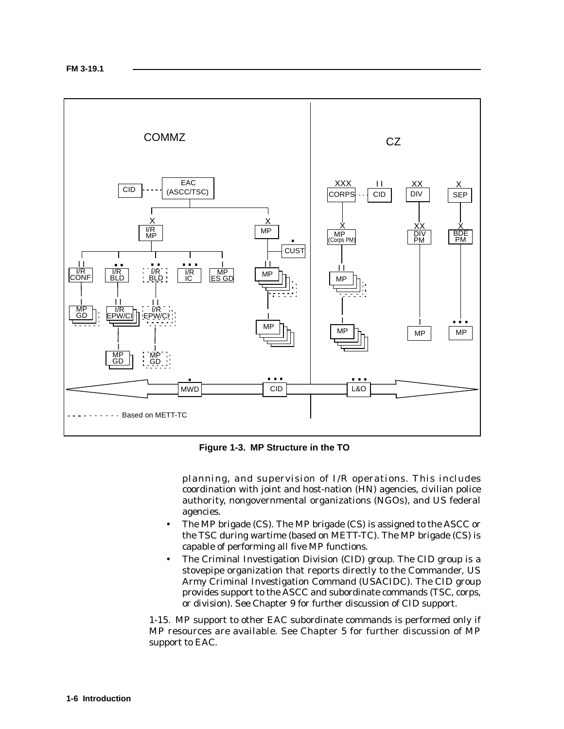Figure 1-3. MP Structure in the TO

planning, and supervision of I/R operations. This includes coordination with joint and host-nation (HN) agencies, civilian police authority, nongovernmental organizations (NGOs), and US federal agencies.

- The MP brigade (CS). The MP brigade (CS) is assigned to the ASCC or the TSC during wartime (based on METT-TC). The MP brigade (CS) is capable of performing all five MP functions.
- The Criminal Investigation Division (CID) group. The CID group is a stovepipe organization that reports directly to the Commander, US Army Criminal Investigation Command (USACIDC). The CID group provides support to the ASCC and subordinate commands (TSC, corps, or division). See Chapter 9 for further discussion of CID support.

1-15. MP support to other EAC subordinate commands is performed only if MP resources are available. See Chapter 5 for further discussion of MP support to EAC.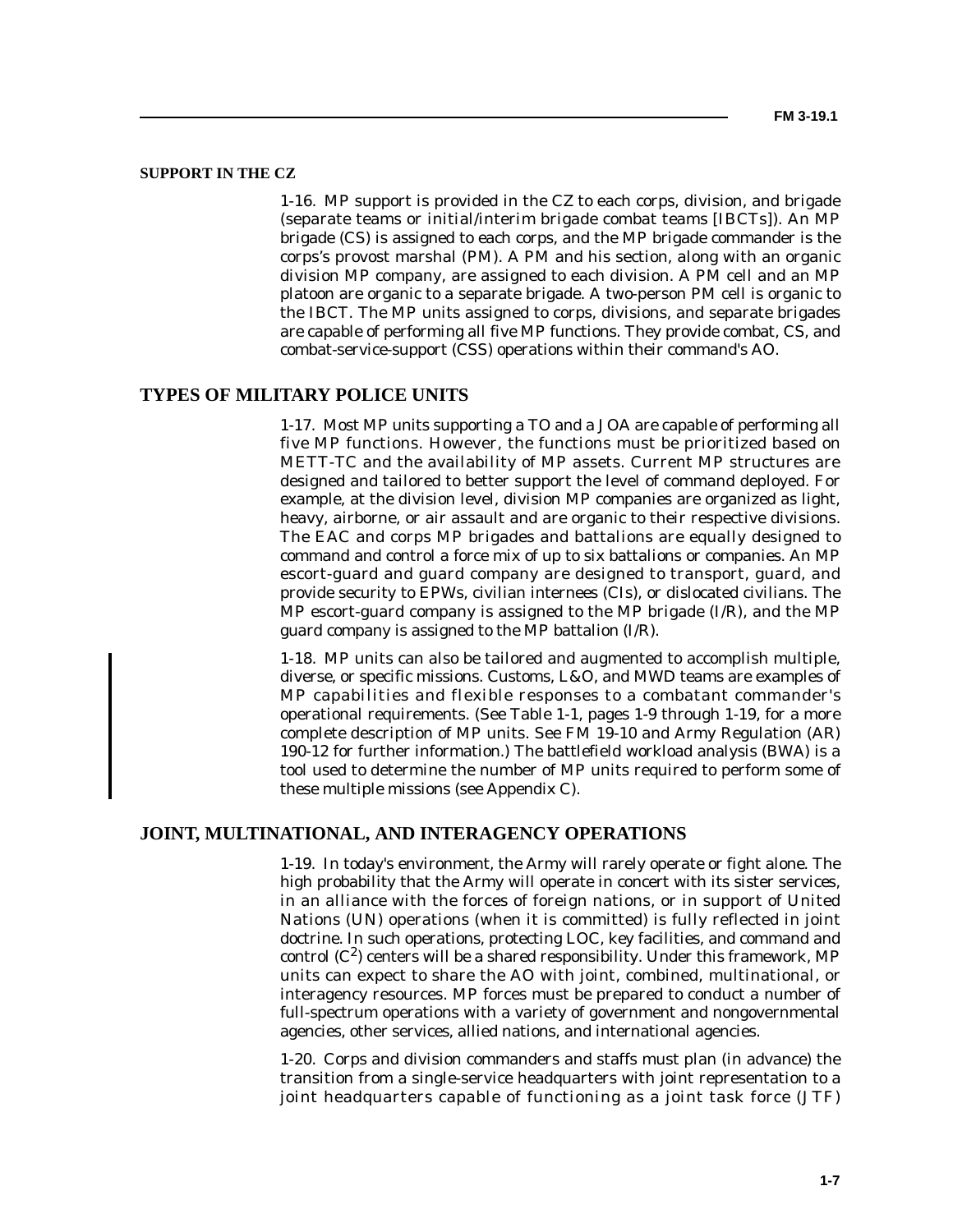### SUPPORT IN THE CZ

1-16. MP support is provided in the CZ to each corps, division, and brigade (separate teams or initial/interim brigade combat teams [IBCTs]). An MP brigade (CS) is assigned to each corps, and the MP brigade commander is the corps's provost marshal (PM). A PM and his section, along with an organic division MP company, are assigned to each division. A PM cell and an MP platoon are organic to a separate brigade. A two-person PM cell is organic to the IBCT. The MP units assigned to corps, divisions, and separate brigades are capable of performing all five MP functions. They provide combat, CS, and combat-service-support (CSS) operations within their command's AO.

## TYPES OF MILITARY POLICE UNITS

1-17. Most MP units supporting a TO and a JOA are capable of performing all five MP functions. However, the functions must be prioritized based on METT-TC and the availability of MP assets. Current MP structures are designed and tailored to better support the level of command deployed. For example, at the division level, division MP companies are organized as light, heavy, airborne, or air assault and are organic to their respective divisions. The EAC and corps MP brigades and battalions are equally designed to command and control a force mix of up to six battalions or companies. An MP escort-guard and guard company are designed to transport, guard, and provide security to EPWs, civilian internees (CIs), or dislocated civilians. The MP escort-guard company is assigned to the MP brigade (I/R), and the MP guard company is assigned to the MP battalion (I/R).

1-18. MP units can also be tailored and augmented to accomplish multiple, diverse, or specific missions. Customs, L&O, and MWD teams are examples of MP capabilities and flexible responses to a combatant commander's operational requirements. (See Table 1-1, pages 1-9 through 1-19, for a more complete description of MP units. See FM 19-10 and Army Regulation (AR) 190-12 for further information.) The battlefield workload analysis (BWA) is a tool used to determine the number of MP units required to perform some of these multiple missions (see Appendix C).

## JOINT, MULTINATIONAL, AND INTERAGENCY OPERATIONS

1-19. In today's environment, the Army will rarely operate or fight alone. The high probability that the Army will operate in concert with its sister services, in an alliance with the forces of foreign nations, or in support of United Nations (UN) operations (when it is committed) is fully reflected in joint doctrine. In such operations, protecting LOC, key facilities, and command and control ($C^2$) centers will be a shared responsibility. Under this framework, MP units can expect to share the AO with joint, combined, multinational, or interagency resources. MP forces must be prepared to conduct a number of full-spectrum operations with a variety of government and nongovernmental agencies, other services, allied nations, and international agencies.

1-20. Corps and division commanders and staffs must plan (in advance) the transition from a single-service headquarters with joint representation to a joint headquarters capable of functioning as a joint task force (JTF)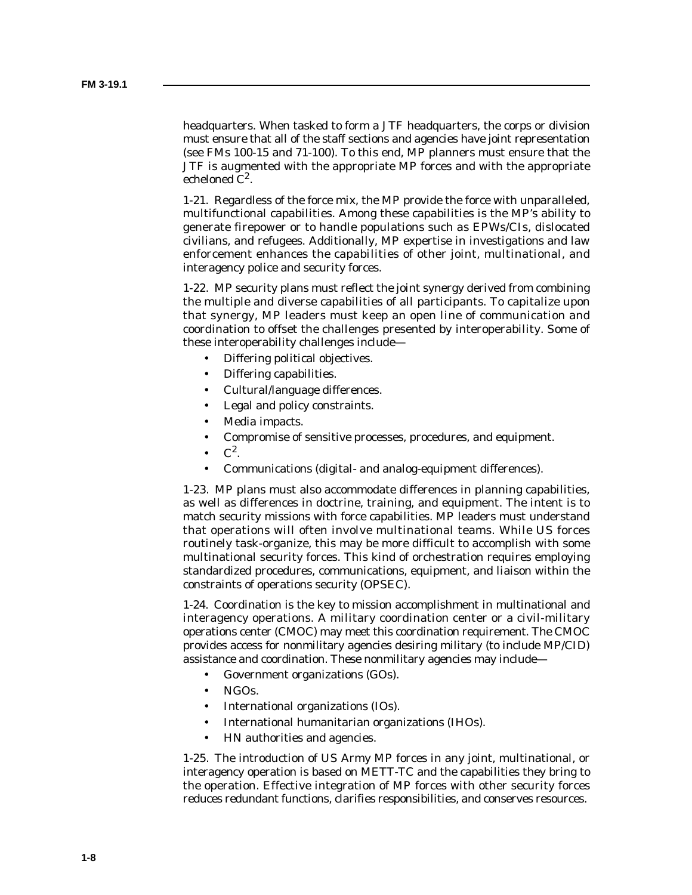headquarters. When tasked to form a JTF headquarters, the corps or division must ensure that all of the staff sections and agencies have joint representation (see FMs 100-15 and 71-100). To this end, MP planners must ensure that the JTF is augmented with the appropriate MP forces and with the appropriate echeloned $C^2$.

1-21. Regardless of the force mix, the MP provide the force with unparalleled, multifunctional capabilities. Among these capabilities is the MP's ability to generate firepower or to handle populations such as EPWs/CIs, dislocated civilians, and refugees. Additionally, MP expertise in investigations and law enforcement enhances the capabilities of other joint, multinational, and interagency police and security forces.

1-22. MP security plans must reflect the joint synergy derived from combining the multiple and diverse capabilities of all participants. To capitalize upon that synergy, MP leaders must keep an open line of communication and coordination to offset the challenges presented by interoperability. Some of these interoperability challenges include—

- Differing political objectives.
- Differing capabilities.
- Cultural/language differences.
- Legal and policy constraints.
- Media impacts.
- Compromise of sensitive processes, procedures, and equipment.
- $C^2$.
- Communications (digital- and analog-equipment differences).

1-23. MP plans must also accommodate differences in planning capabilities, as well as differences in doctrine, training, and equipment. The intent is to match security missions with force capabilities. MP leaders must understand that operations will often involve multinational teams. While US forces routinely task-organize, this may be more difficult to accomplish with some multinational security forces. This kind of orchestration requires employing standardized procedures, communications, equipment, and liaison within the constraints of operations security (OPSEC).

1-24. Coordination is the key to mission accomplishment in multinational and interagency operations. A military coordination center or a civil-military operations center (CMOC) may meet this coordination requirement. The CMOC provides access for nonmilitary agencies desiring military (to include MP/CID) assistance and coordination. These nonmilitary agencies may include—

- Government organizations (GOs).
- NGOs.
- International organizations (IOs).
- International humanitarian organizations (IHOs).
- HN authorities and agencies.

1-25. The introduction of US Army MP forces in any joint, multinational, or interagency operation is based on METT-TC and the capabilities they bring to the operation. Effective integration of MP forces with other security forces reduces redundant functions, clarifies responsibilities, and conserves resources.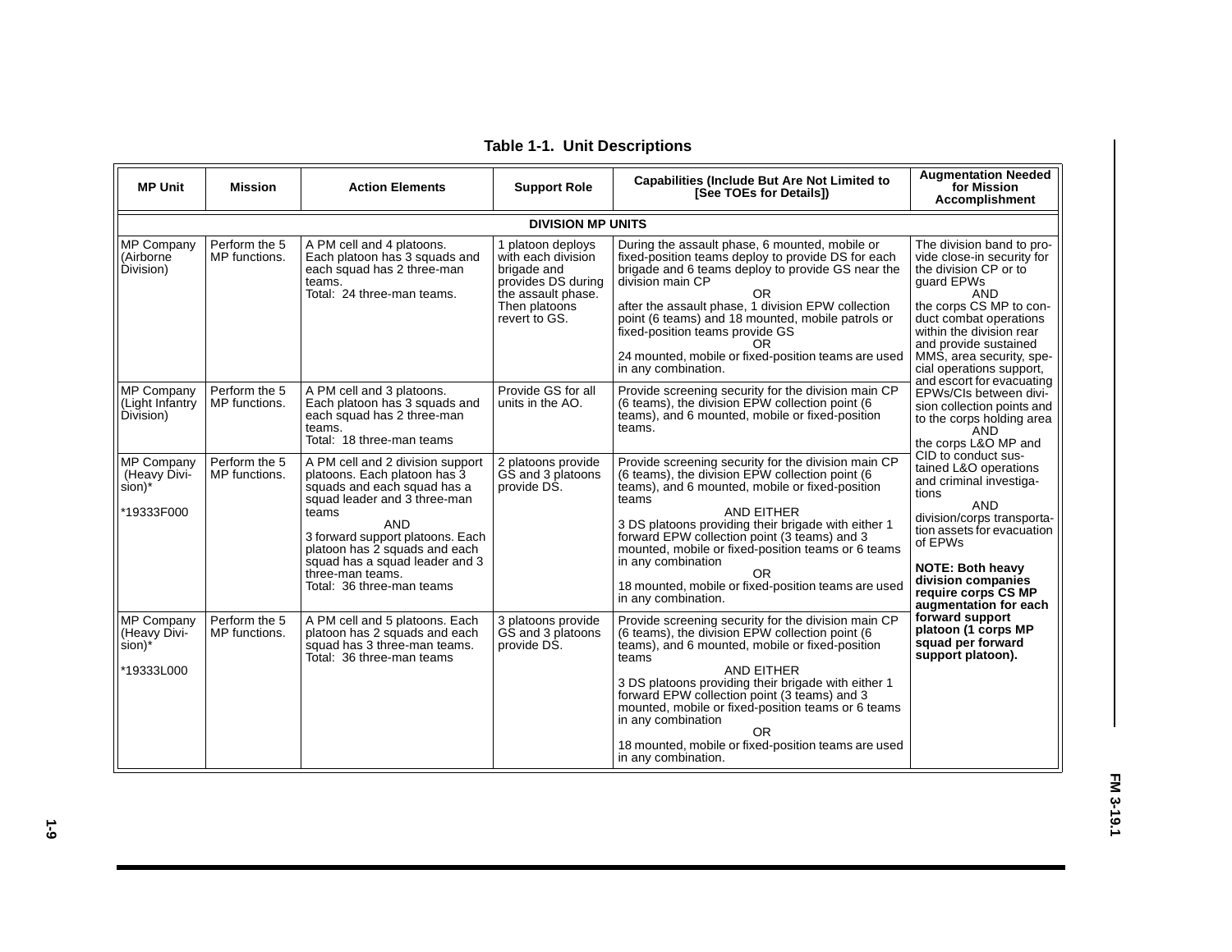**Table 1-1. Unit Descriptions**

| MP Unit | Mission | Action Elements | Support Role | Capabilities (Include But Are Not Limited to [See TOEs for Details]) | Augmentation Needed for Mission Accomplishment |
|---|---|---|---|---|---|
| **DIVISION MP UNITS** | | | | | |
| MP Company (Airborne Division) | Perform the 5 MP functions. | A PM cell and 4 platoons. Each platoon has 3 squads and each squad has 2 three-man teams. Total: 24 three-man teams. | 1 platoon deploys with each division brigade and provides DS during the assault phase. Then platoons revert to GS. | During the assault phase, 6 mounted, mobile or fixed-position teams deploy to provide DS for each brigade and 6 teams deploy to provide GS near the division main CP OR after the assault phase, 1 division EPW collection point (6 teams) and 18 mounted, mobile patrols or fixed-position teams provide GS OR 24 mounted, mobile or fixed-position teams are used in any combination. | The division band to provide close-in security for the division CP or to guard EPWs AND the corps CS MP to conduct combat operations within the division rear and provide sustained MMS, area security, special operations support, and escort for evacuating EPWs/CIs between division collection points and to the corps holding area AND the corps L&O MP and CID to conduct sustained L&O operations and criminal investigations AND division/corps transportation assets for evacuation of EPWs **NOTE: Both heavy division companies require corps CS MP augmentation for each forward support platoon (1 corps MP squad per forward support platoon).** |
| MP Company (Light Infantry Division) | Perform the 5 MP functions. | A PM cell and 3 platoons. Each platoon has 3 squads and each squad has 2 three-man teams. Total: 18 three-man teams | Provide GS for all units in the AO. | Provide screening security for the division main CP (6 teams), the division EPW collection point (6 teams), and 6 mounted, mobile or fixed-position teams. | |
| MP Company (Heavy Division)* *19333F000 | Perform the 5 MP functions. | A PM cell and 2 division support platoons. Each platoon has 3 squads and each squad has a squad leader and 3 three-man teams AND 3 forward support platoons. Each platoon has 2 squads and each squad has a squad leader and 3 three-man teams. Total: 36 three-man teams | 2 platoons provide GS and 3 platoons provide DS. | Provide screening security for the division main CP (6 teams), the division EPW collection point (6 teams), and 6 mounted, mobile or fixed-position teams AND EITHER 3 DS platoons providing their brigade with either 1 forward EPW collection point (3 teams) and 3 mounted, mobile or fixed-position teams or 6 teams in any combination OR 18 mounted, mobile or fixed-position teams are used in any combination. | |
| MP Company (Heavy Division)* *19333L000 | Perform the 5 MP functions. | A PM cell and 5 platoons. Each platoon has 2 squads and each squad has 3 three-man teams. Total: 36 three-man teams | 3 platoons provide GS and 3 platoons provide DS. | Provide screening security for the division main CP (6 teams), the division EPW collection point (6 teams), and 6 mounted, mobile or fixed-position teams AND EITHER 3 DS platoons providing their brigade with either 1 forward EPW collection point (3 teams) and 3 mounted, mobile or fixed-position teams or 6 teams in any combination OR 18 mounted, mobile or fixed-position teams are used in any combination. | |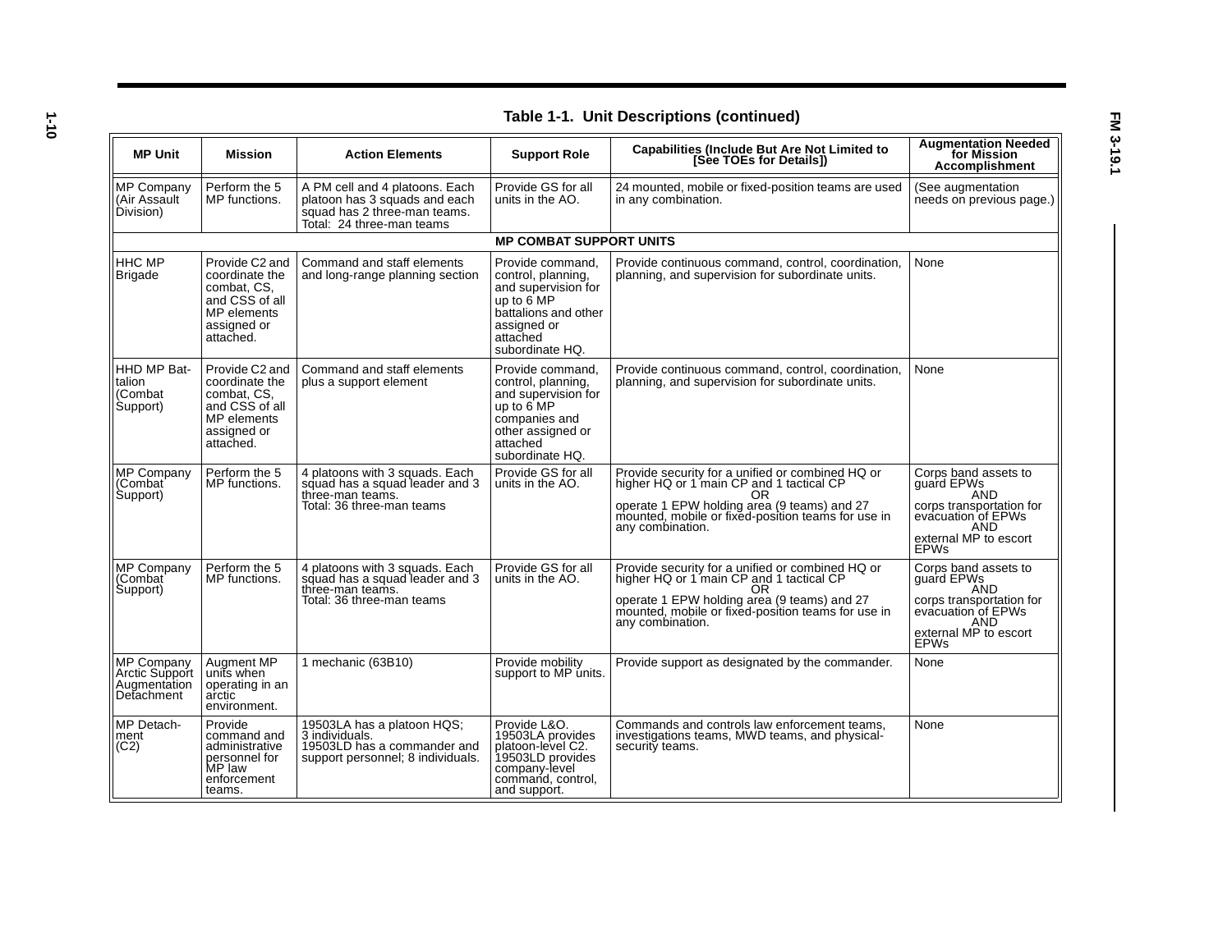**Table 1-1. Unit Descriptions (continued)**

| MP Unit | Mission | Action Elements | Support Role | Capabilities (Include But Are Not Limited to [See TOEs for Details]) | Augmentation Needed for Mission Accomplishment |
|---|---|---|---|---|---|
| MP Company (Air Assault Division) | Perform the 5 MP functions. | A PM cell and 4 platoons. Each platoon has 3 squads and each squad has 2 three-man teams. Total: 24 three-man teams | Provide GS for all units in the AO. | 24 mounted, mobile or fixed-position teams are used in any combination. | (See augmentation needs on previous page.) |
| **MP COMBAT SUPPORT UNITS** | | | | | |
| HHC MP Brigade | Provide C2 and coordinate the combat, CS, and CSS of all MP elements assigned or attached. | Command and staff elements and long-range planning section | Provide command, control, planning, and supervision for up to 6 MP battalions and other assigned or attached subordinate HQ. | Provide continuous command, control, coordination, planning, and supervision for subordinate units. | None |
| HHD MP Battalion (Combat Support) | Provide C2 and coordinate the combat, CS, and CSS of all MP elements assigned or attached. | Command and staff elements plus a support element | Provide command, control, planning, and supervision for up to 6 MP companies and other assigned or attached subordinate HQ. | Provide continuous command, control, coordination, planning, and supervision for subordinate units. | None |
| MP Company (Combat Support) | Perform the 5 MP functions. | 4 platoons with 3 squads. Each squad has a squad leader and 3 three-man teams. Total: 36 three-man teams | Provide GS for all units in the AO. | Provide security for a unified or combined HQ or higher HQ or 1 main CP and 1 tactical CP OR operate 1 EPW holding area (9 teams) and 27 mounted, mobile or fixed-position teams for use in any combination. | Corps band assets to guard EPWs AND corps transportation for evacuation of EPWs AND external MP to escort EPWs |
| MP Company (Combat Support) | Perform the 5 MP functions. | 4 platoons with 3 squads. Each squad has a squad leader and 3 three-man teams. Total: 36 three-man teams | Provide GS for all units in the AO. | Provide security for a unified or combined HQ or higher HQ or 1 main CP and 1 tactical CP OR operate 1 EPW holding area (9 teams) and 27 mounted, mobile or fixed-position teams for use in any combination. | Corps band assets to guard EPWs AND corps transportation for evacuation of EPWs AND external MP to escort EPWs |
| MP Company Arctic Support Augmentation Detachment | Augment MP units when operating in an arctic environment. | 1 mechanic (63B10) | Provide mobility support to MP units. | Provide support as designated by the commander. | None |
| MP Detachment (C2) | Provide command and administrative personnel for MP law enforcement teams. | 19503LA has a platoon HQS; 3 individuals. 19503LD has a commander and support personnel; 8 individuals. | Provide L&O. 19503LA provides platoon-level C2. 19503LD provides company-level command, control, and support. | Commands and controls law enforcement teams, investigations teams, MWD teams, and physical-security teams. | None |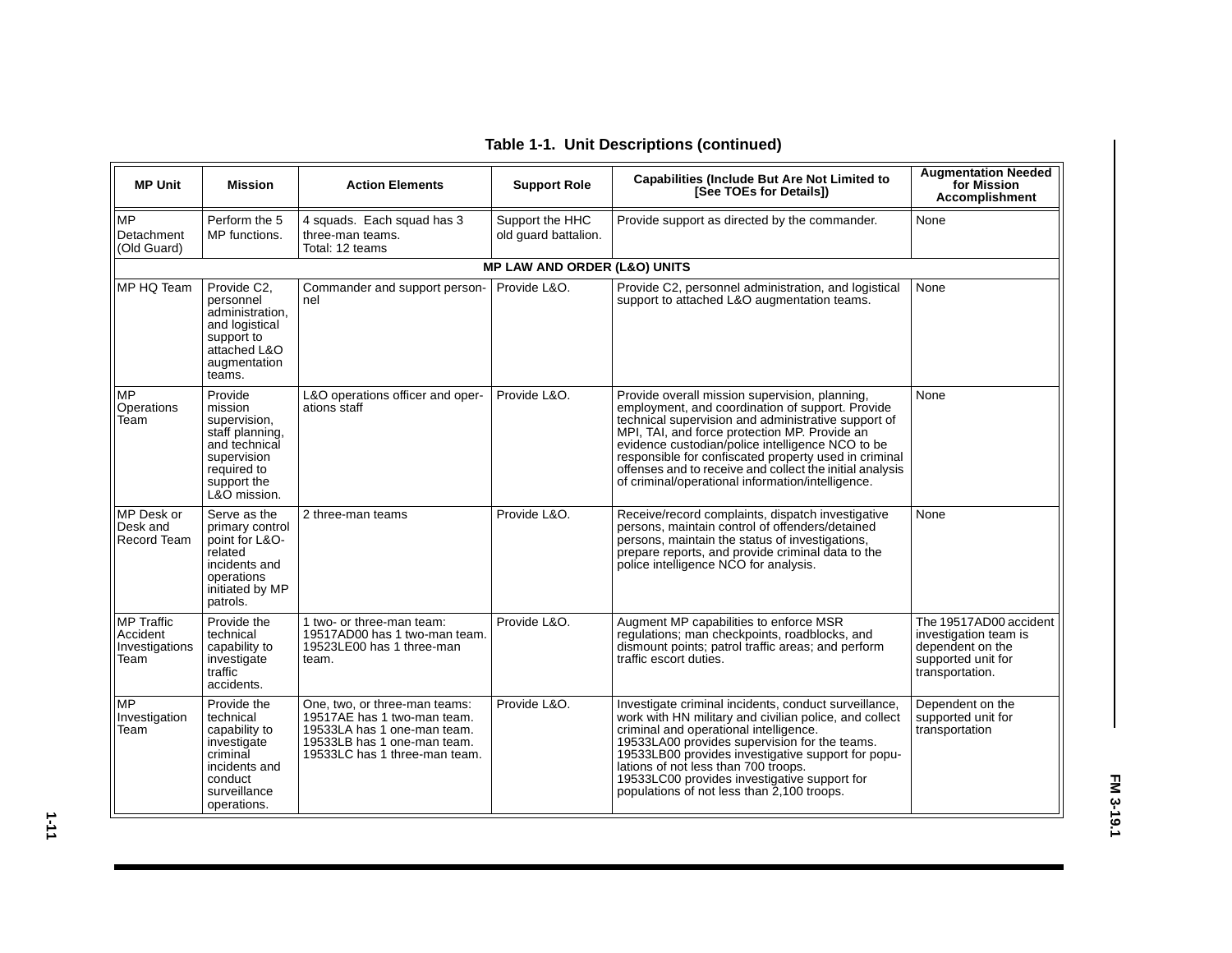**Table 1-1. Unit Descriptions (continued)**

| MP Unit | Mission | Action Elements | Support Role | Capabilities (Include But Are Not Limited to [See TOEs for Details]) | Augmentation Needed for Mission Accomplishment |
|---|---|---|---|---|---|
| MP Detachment (Old Guard) | Perform the 5 MP functions. | 4 squads. Each squad has 3 three-man teams. Total: 12 teams | Support the HHC old guard battalion. | Provide support as directed by the commander. | None |
| **MP LAW AND ORDER (L&O) UNITS** | | | | | |
| MP HQ Team | Provide C2, personnel administration, and logistical support to attached L&O augmentation teams. | Commander and support personnel | Provide L&O. | Provide C2, personnel administration, and logistical support to attached L&O augmentation teams. | None |
| MP Operations Team | Provide mission supervision, staff planning, and technical supervision required to support the L&O mission. | L&O operations officer and operations staff | Provide L&O. | Provide overall mission supervision, planning, employment, and coordination of support. Provide technical supervision and administrative support of MPI, TAI, and force protection MP. Provide an evidence custodian/police intelligence NCO to be responsible for confiscated property used in criminal offenses and to receive and collect the initial analysis of criminal/operational information/intelligence. | None |
| MP Desk or Desk and Record Team | Serve as the primary control point for L&O-related incidents and operations initiated by MP patrols. | 2 three-man teams | Provide L&O. | Receive/record complaints, dispatch investigative persons, maintain control of offenders/detained persons, maintain the status of investigations, prepare reports, and provide criminal data to the police intelligence NCO for analysis. | None |
| MP Traffic Accident Investigations Team | Provide the technical capability to investigate traffic accidents. | 1 two- or three-man team: 19517AD00 has 1 two-man team. 19523LE00 has 1 three-man team. | Provide L&O. | Augment MP capabilities to enforce MSR regulations; man checkpoints, roadblocks, and dismount points; patrol traffic areas; and perform traffic escort duties. | The 19517AD00 accident investigation team is dependent on the supported unit for transportation. |
| MP Investigation Team | Provide the technical capability to investigate criminal incidents and conduct surveillance operations. | One, two, or three-man teams: 19517AE has 1 two-man team. 19533LA has 1 one-man team. 19533LB has 1 one-man team. 19533LC has 1 three-man team. | Provide L&O. | Investigate criminal incidents, conduct surveillance, work with HN military and civilian police, and collect criminal and operational intelligence. 19533LA00 provides supervision for the teams. 19533LB00 provides investigative support for populations of not less than 700 troops. 19533LC00 provides investigative support for populations of not less than 2,100 troops. | Dependent on the supported unit for transportation |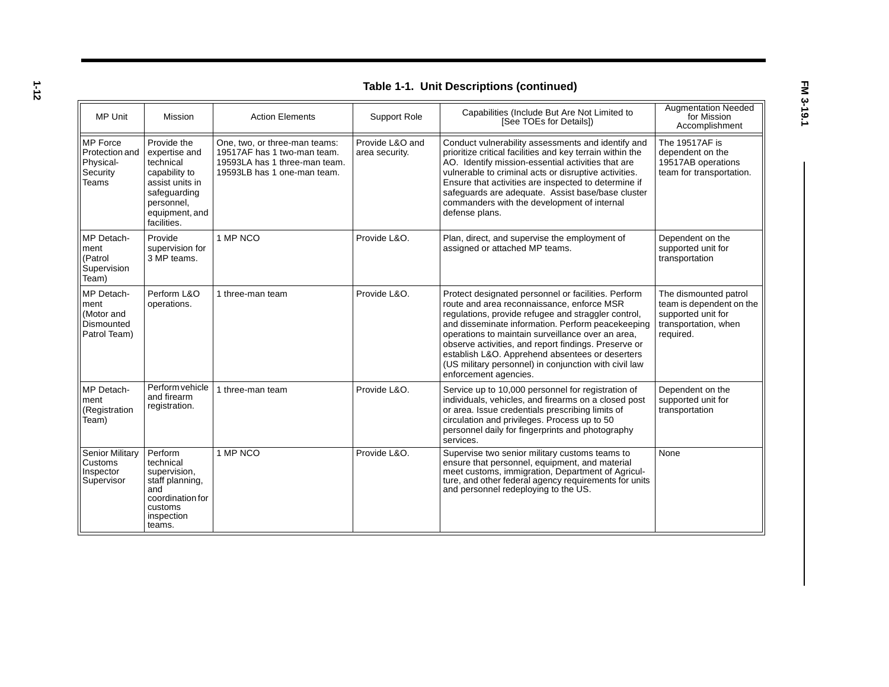**Table 1-1. Unit Descriptions (continued)**

| MP Unit | Mission | Action Elements | Support Role | Capabilities (Include But Are Not Limited to [See TOEs for Details]) | Augmentation Needed for Mission Accomplishment |
|---|---|---|---|---|---|
| MP Force Protection and Physical-Security Teams | Provide the expertise and technical capability to assist units in safeguarding personnel, equipment, and facilities. | One, two, or three-man teams: 19517AF has 1 two-man team. 19593LA has 1 three-man team. 19593LB has 1 one-man team. | Provide L&O and area security. | Conduct vulnerability assessments and identify and prioritize critical facilities and key terrain within the AO. Identify mission-essential activities that are vulnerable to criminal acts or disruptive activities. Ensure that activities are inspected to determine if safeguards are adequate. Assist base/base cluster commanders with the development of internal defense plans. | The 19517AF is dependent on the 19517AB operations team for transportation. |
| MP Detachment (Patrol Supervision Team) | Provide supervision for 3 MP teams. | 1 MP NCO | Provide L&O. | Plan, direct, and supervise the employment of assigned or attached MP teams. | Dependent on the supported unit for transportation |
| MP Detachment (Motor and Dismounted Patrol Team) | Perform L&O operations. | 1 three-man team | Provide L&O. | Protect designated personnel or facilities. Perform route and area reconnaissance, enforce MSR regulations, provide refugee and straggler control, and disseminate information. Perform peacekeeping operations to maintain surveillance over an area, observe activities, and report findings. Preserve or establish L&O. Apprehend absentees or deserters (US military personnel) in conjunction with civil law enforcement agencies. | The dismounted patrol team is dependent on the supported unit for transportation, when required. |
| MP Detachment (Registration Team) | Perform vehicle and firearm registration. | 1 three-man team | Provide L&O. | Service up to 10,000 personnel for registration of individuals, vehicles, and firearms on a closed post or area. Issue credentials prescribing limits of circulation and privileges. Process up to 50 personnel daily for fingerprints and photography services. | Dependent on the supported unit for transportation |
| Senior Military Customs Inspector Supervisor | Perform technical supervision, staff planning, and coordination for customs inspection teams. | 1 MP NCO | Provide L&O. | Supervise two senior military customs teams to ensure that personnel, equipment, and material meet customs, immigration, Department of Agriculture, and other federal agency requirements for units and personnel redeploying to the US. | None |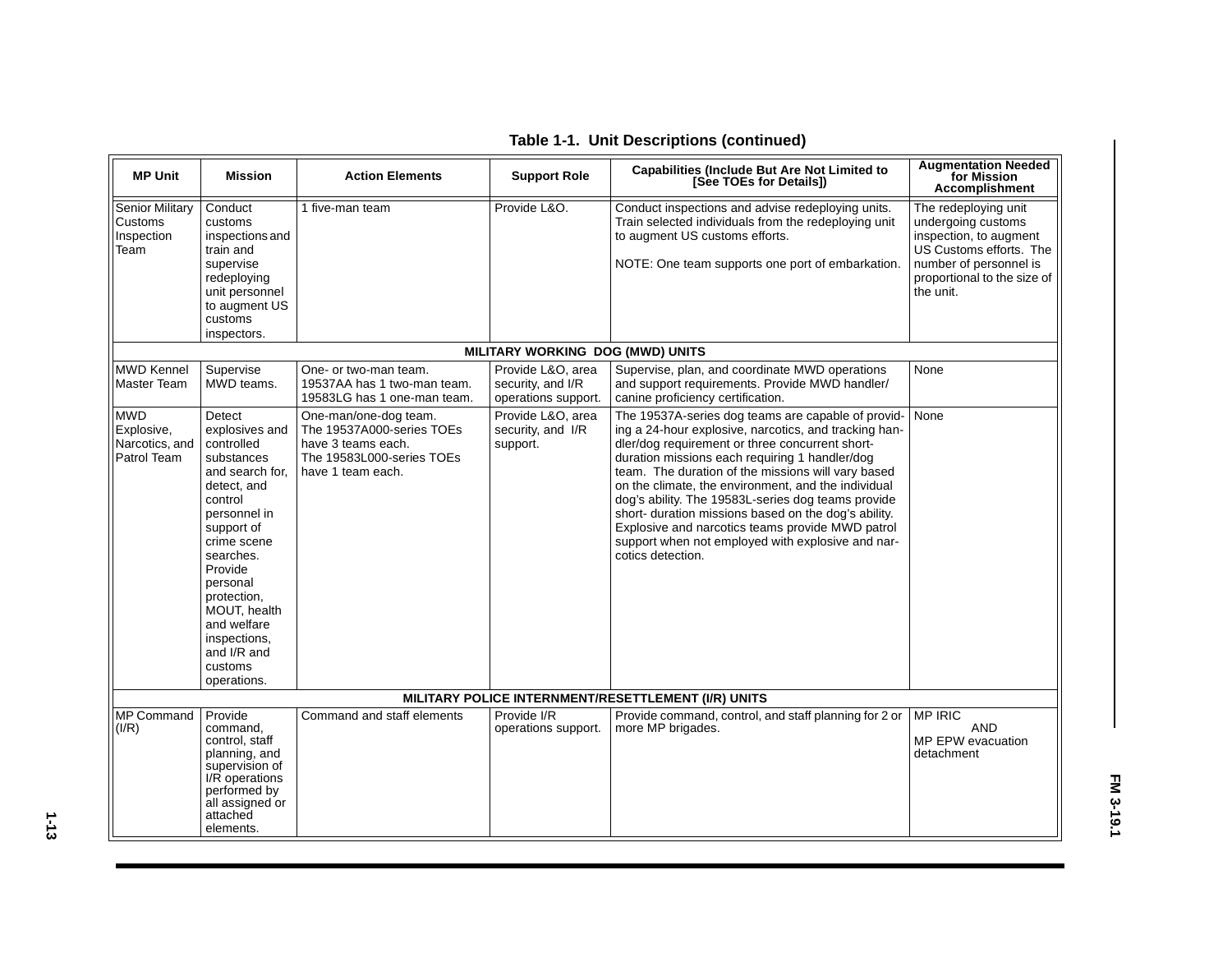**Table 1-1. Unit Descriptions (continued)**

| MP Unit | Mission | Action Elements | Support Role | Capabilities (Include But Are Not Limited to [See TOEs for Details]) | Augmentation Needed for Mission Accomplishment |
|---|---|---|---|---|---|
| Senior Military Customs Inspection Team | Conduct customs inspections and train and supervise redeploying unit personnel to augment US customs inspectors. | 1 five-man team | Provide L&O. | Conduct inspections and advise redeploying units. Train selected individuals from the redeploying unit to augment US customs efforts.<br><br>NOTE: One team supports one port of embarkation. | The redeploying unit undergoing customs inspection, to augment US Customs efforts. The number of personnel is proportional to the size of the unit. |
| **MILITARY WORKING DOG (MWD) UNITS** | | | | | |
| MWD Kennel Master Team | Supervise MWD teams. | One- or two-man team. 19537AA has 1 two-man team. 19583LG has 1 one-man team. | Provide L&O, area security, and I/R operations support. | Supervise, plan, and coordinate MWD operations and support requirements. Provide MWD handler/ canine proficiency certification. | None |
| MWD Explosive, Narcotics, and Patrol Team | Detect explosives and controlled substances and search for, detect, and control personnel in support of crime scene searches. Provide personal protection, MOUT, health and welfare inspections, and I/R and customs operations. | One-man/one-dog team. The 19537A000-series TOEs have 3 teams each. The 19583L000-series TOEs have 1 team each. | Provide L&O, area security, and I/R support. | The 19537A-series dog teams are capable of providing a 24-hour explosive, narcotics, and tracking handler/dog requirement or three concurrent short-duration missions each requiring 1 handler/dog team. The duration of the missions will vary based on the climate, the environment, and the individual dog's ability. The 19583L-series dog teams provide short- duration missions based on the dog's ability. Explosive and narcotics teams provide MWD patrol support when not employed with explosive and narcotics detection. | None |
| **MILITARY POLICE INTERNMENT/RESETTLEMENT (I/R) UNITS** | | | | | |
| MP Command (I/R) | Provide command, control, staff planning, and supervision of I/R operations performed by all assigned or attached elements. | Command and staff elements | Provide I/R operations support. | Provide command, control, and staff planning for 2 or more MP brigades. | MP IRIC<br>AND<br>MP EPW evacuation detachment |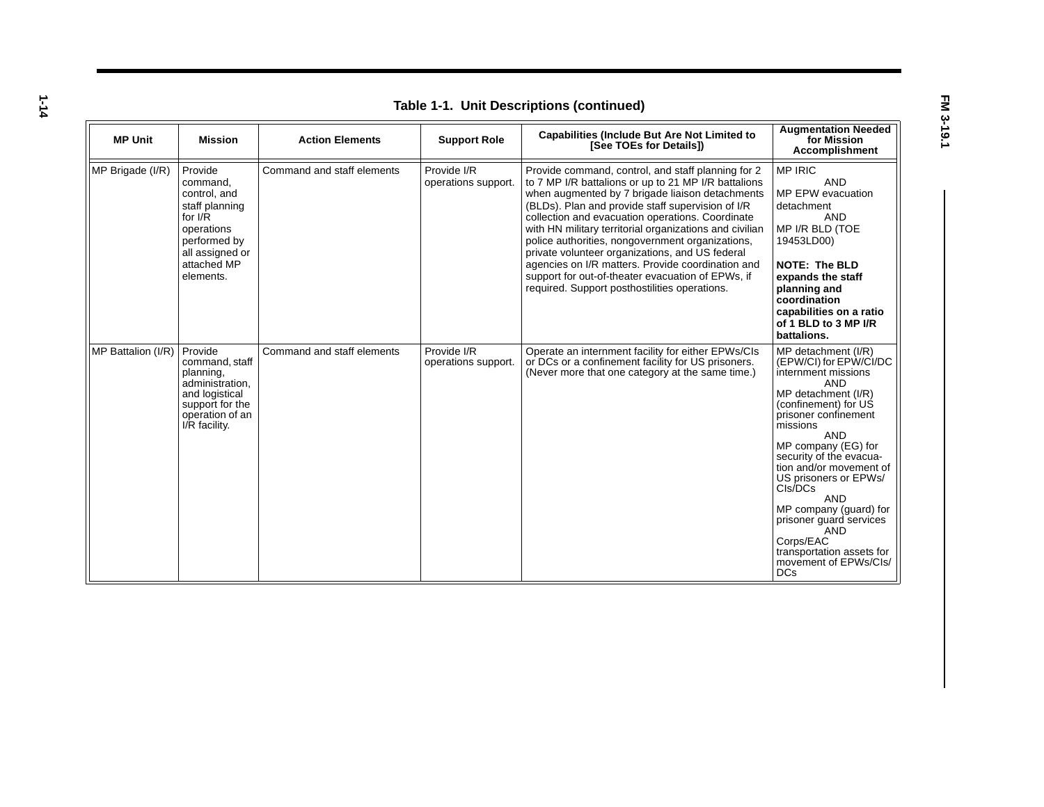**Table 1-1. Unit Descriptions (continued)**

| MP Unit | Mission | Action Elements | Support Role | Capabilities (Include But Are Not Limited to [See TOEs for Details]) | Augmentation Needed for Mission Accomplishment |
|---|---|---|---|---|---|
| MP Brigade (I/R) | Provide command, control, and staff planning for I/R operations performed by all assigned or attached MP elements. | Command and staff elements | Provide I/R operations support. | Provide command, control, and staff planning for 2 to 7 MP I/R battalions or up to 21 MP I/R battalions when augmented by 7 brigade liaison detachments (BLDs). Plan and provide staff supervision of I/R collection and evacuation operations. Coordinate with HN military territorial organizations and civilian police authorities, nongovernment organizations, private volunteer organizations, and US federal agencies on I/R matters. Provide coordination and support for out-of-theater evacuation of EPWs, if required. Support posthostilities operations. | MP IRIC<br>AND<br>MP EPW evacuation detachment<br>AND<br>MP I/R BLD (TOE 19453LD00)<br><br>**NOTE: The BLD expands the staff planning and coordination capabilities on a ratio of 1 BLD to 3 MP I/R battalions.** |
| MP Battalion (I/R) | Provide command, staff planning, administration, and logistical support for the operation of an I/R facility. | Command and staff elements | Provide I/R operations support. | Operate an internment facility for either EPWs/CIs or DCs or a confinement facility for US prisoners. (Never more that one category at the same time.) | MP detachment (I/R) (EPW/CI) for EPW/CI/DC internment missions<br>AND<br>MP detachment (I/R) (confinement) for US prisoner confinement missions<br>AND<br>MP company (EG) for security of the evacuation and/or movement of US prisoners or EPWs/CIs/DCs<br>AND<br>MP company (guard) for prisoner guard services<br>AND<br>Corps/EAC transportation assets for movement of EPWs/CIs/DCs |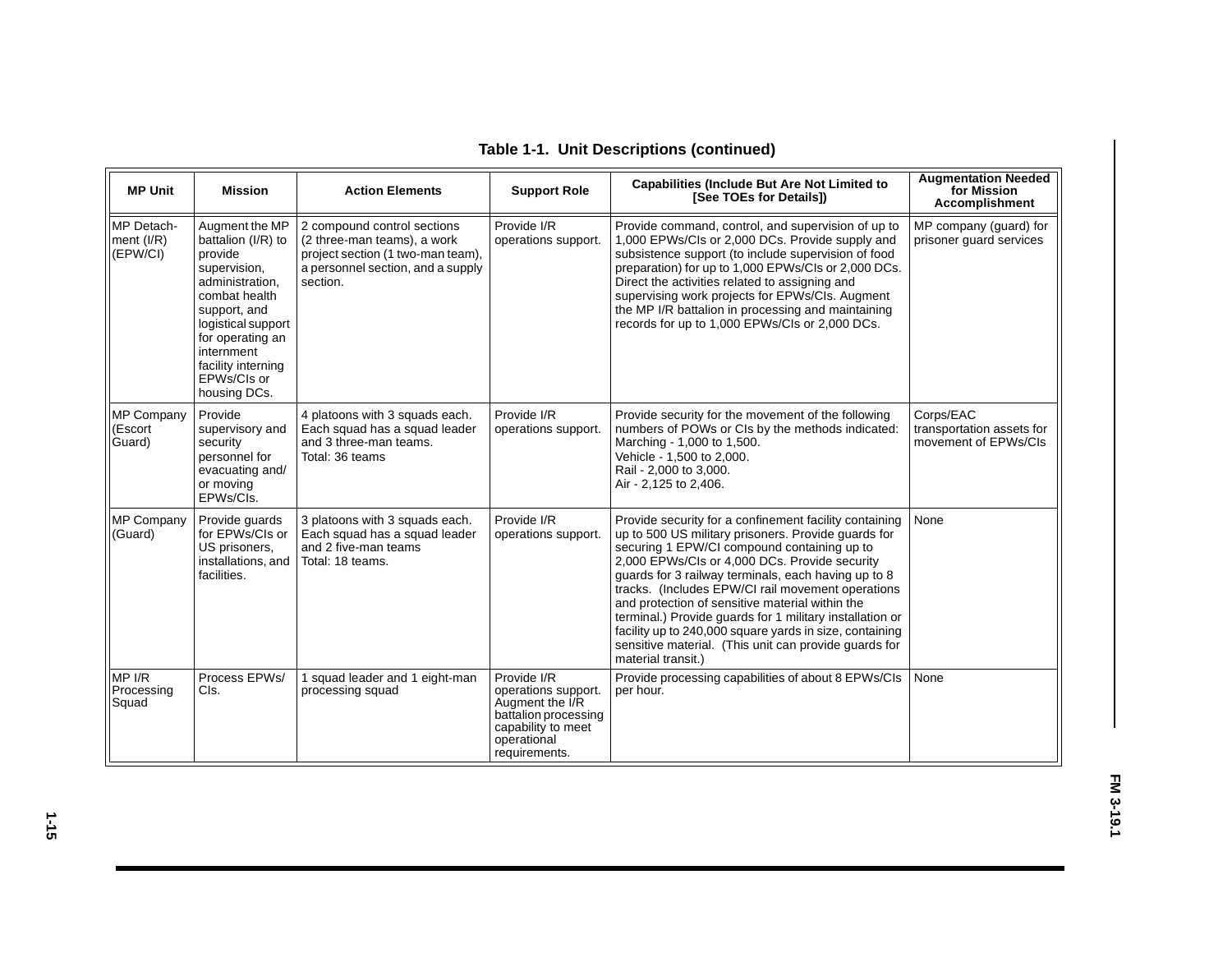**Table 1-1. Unit Descriptions (continued)**

| MP Unit | Mission | Action Elements | Support Role | Capabilities (Include But Are Not Limited to [See TOEs for Details]) | Augmentation Needed for Mission Accomplishment |
|---|---|---|---|---|---|
| MP Detachment (I/R) (EPW/CI) | Augment the MP battalion (I/R) to provide supervision, administration, combat health support, and logistical support for operating an internment facility interning EPWs/CIs or housing DCs. | 2 compound control sections (2 three-man teams), a work project section (1 two-man team), a personnel section, and a supply section. | Provide I/R operations support. | Provide command, control, and supervision of up to 1,000 EPWs/CIs or 2,000 DCs. Provide supply and subsistence support (to include supervision of food preparation) for up to 1,000 EPWs/CIs or 2,000 DCs. Direct the activities related to assigning and supervising work projects for EPWs/CIs. Augment the MP I/R battalion in processing and maintaining records for up to 1,000 EPWs/CIs or 2,000 DCs. | MP company (guard) for prisoner guard services |
| MP Company (Escort Guard) | Provide supervisory and security personnel for evacuating and/or moving EPWs/CIs. | 4 platoons with 3 squads each. Each squad has a squad leader and 3 three-man teams. Total: 36 teams | Provide I/R operations support. | Provide security for the movement of the following numbers of POWs or CIs by the methods indicated:<br>Marching - 1,000 to 1,500.<br>Vehicle - 1,500 to 2,000.<br>Rail - 2,000 to 3,000.<br>Air - 2,125 to 2,406. | Corps/EAC transportation assets for movement of EPWs/CIs |
| MP Company (Guard) | Provide guards for EPWs/CIs or US prisoners, installations, and facilities. | 3 platoons with 3 squads each. Each squad has a squad leader and 2 five-man teams Total: 18 teams. | Provide I/R operations support. | Provide security for a confinement facility containing up to 500 US military prisoners. Provide guards for securing 1 EPW/CI compound containing up to 2,000 EPWs/CIs or 4,000 DCs. Provide security guards for 3 railway terminals, each having up to 8 tracks. (Includes EPW/CI rail movement operations and protection of sensitive material within the terminal.) Provide guards for 1 military installation or facility up to 240,000 square yards in size, containing sensitive material. (This unit can provide guards for material transit.) | None |
| MP I/R Processing Squad | Process EPWs/CIs. | 1 squad leader and 1 eight-man processing squad | Provide I/R operations support. Augment the I/R battalion processing capability to meet operational requirements. | Provide processing capabilities of about 8 EPWs/CIs per hour. | None |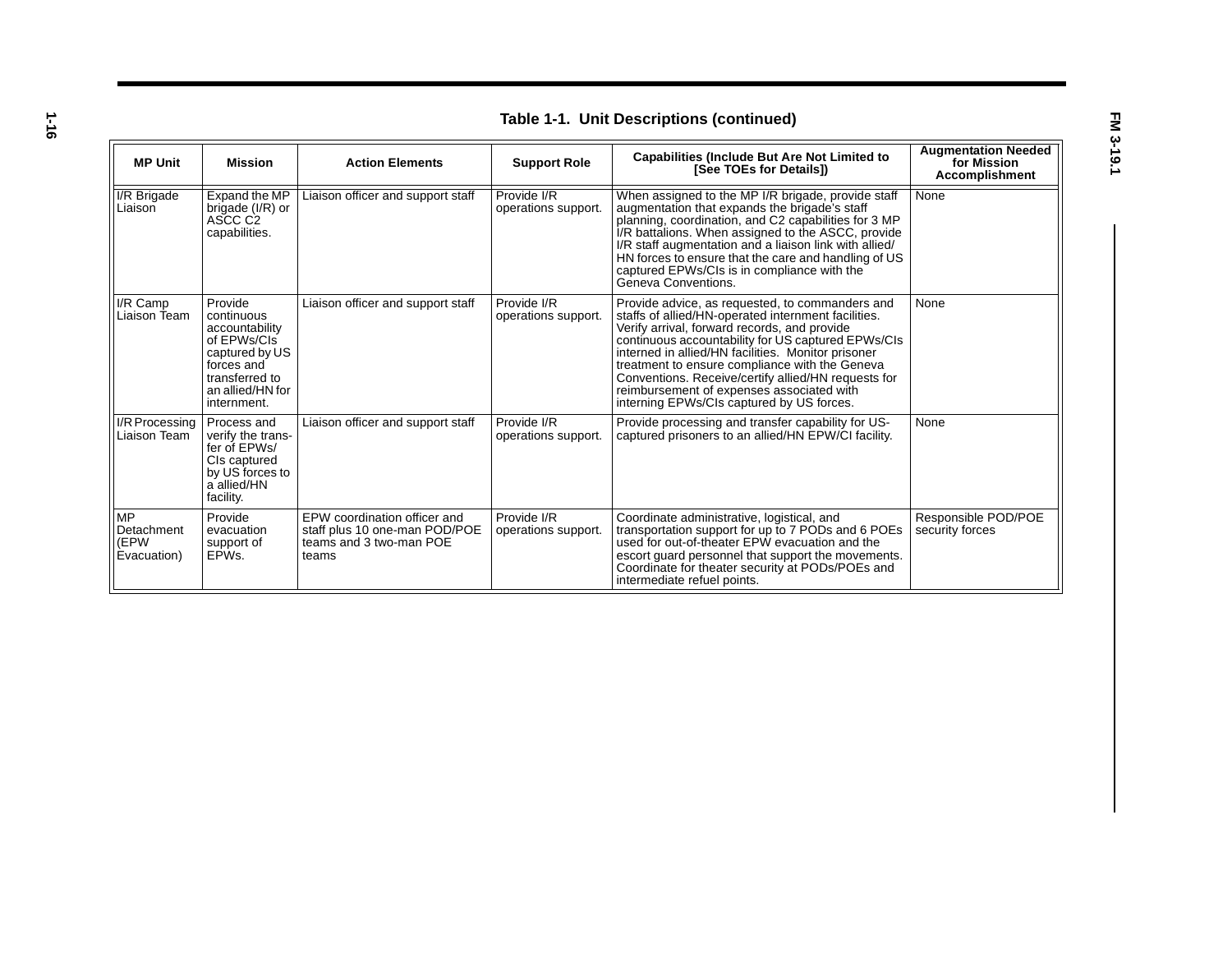**Table 1-1. Unit Descriptions (continued)**

| MP Unit | Mission | Action Elements | Support Role | Capabilities (Include But Are Not Limited to [See TOEs for Details]) | Augmentation Needed for Mission Accomplishment |
|---|---|---|---|---|---|
| I/R Brigade Liaison | Expand the MP brigade (I/R) or ASCC C2 capabilities. | Liaison officer and support staff | Provide I/R operations support. | When assigned to the MP I/R brigade, provide staff augmentation that expands the brigade's staff planning, coordination, and C2 capabilities for 3 MP I/R battalions. When assigned to the ASCC, provide I/R staff augmentation and a liaison link with allied/HN forces to ensure that the care and handling of US captured EPWs/CIs is in compliance with the Geneva Conventions. | None |
| I/R Camp Liaison Team | Provide continuous accountability of EPWs/CIs captured by US forces and transferred to an allied/HN for internment. | Liaison officer and support staff | Provide I/R operations support. | Provide advice, as requested, to commanders and staffs of allied/HN-operated internment facilities. Verify arrival, forward records, and provide continuous accountability for US captured EPWs/CIs interned in allied/HN facilities. Monitor prisoner treatment to ensure compliance with the Geneva Conventions. Receive/certify allied/HN requests for reimbursement of expenses associated with interning EPWs/CIs captured by US forces. | None |
| I/R Processing Liaison Team | Process and verify the transfer of EPWs/CIs captured by US forces to a allied/HN facility. | Liaison officer and support staff | Provide I/R operations support. | Provide processing and transfer capability for US-captured prisoners to an allied/HN EPW/CI facility. | None |
| MP Detachment (EPW Evacuation) | Provide evacuation support of EPWs. | EPW coordination officer and staff plus 10 one-man POD/POE teams and 3 two-man POE teams | Provide I/R operations support. | Coordinate administrative, logistical, and transportation support for up to 7 PODs and 6 POEs used for out-of-theater EPW evacuation and the escort guard personnel that support the movements. Coordinate for theater security at PODs/POEs and intermediate refuel points. | Responsible POD/POE security forces |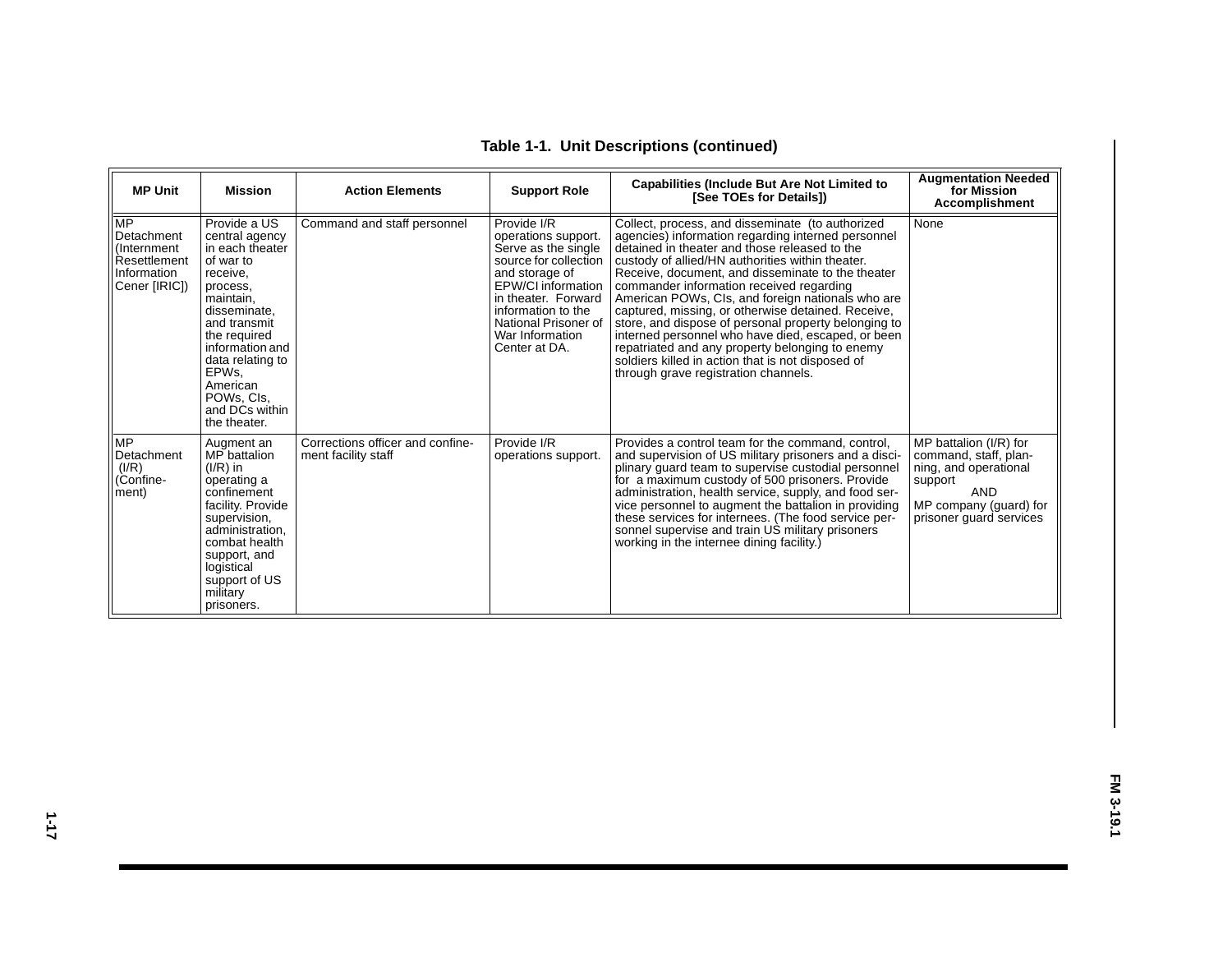**Table 1-1. Unit Descriptions (continued)**

| MP Unit | Mission | Action Elements | Support Role | Capabilities (Include But Are Not Limited to [See TOEs for Details]) | Augmentation Needed for Mission Accomplishment |
|---|---|---|---|---|---|
| MP Detachment (Internment Resettlement Information Cener [IRIC]) | Provide a US central agency in each theater of war to receive, process, maintain, disseminate, and transmit the required information and data relating to EPWs, American POWs, CIs, and DCs within the theater. | Command and staff personnel | Provide I/R operations support. Serve as the single source for collection and storage of EPW/CI information in theater. Forward information to the National Prisoner of War Information Center at DA. | Collect, process, and disseminate (to authorized agencies) information regarding interned personnel detained in theater and those released to the custody of allied/HN authorities within theater. Receive, document, and disseminate to the theater commander information received regarding American POWs, CIs, and foreign nationals who are captured, missing, or otherwise detained. Receive, store, and dispose of personal property belonging to interned personnel who have died, escaped, or been repatriated and any property belonging to enemy soldiers killed in action that is not disposed of through grave registration channels. | None |
| MP Detachment (I/R) (Confinement) | Augment an MP battalion (I/R) in operating a confinement facility. Provide supervision, administration, combat health support, and logistical support of US military prisoners. | Corrections officer and confinement facility staff | Provide I/R operations support. | Provides a control team for the command, control, and supervision of US military prisoners and a disciplinary guard team to supervise custodial personnel for a maximum custody of 500 prisoners. Provide administration, health service, supply, and food service personnel to augment the battalion in providing these services for internees. (The food service personnel supervise and train US military prisoners working in the internee dining facility.) | MP battalion (I/R) for command, staff, planning, and operational support AND MP company (guard) for prisoner guard services |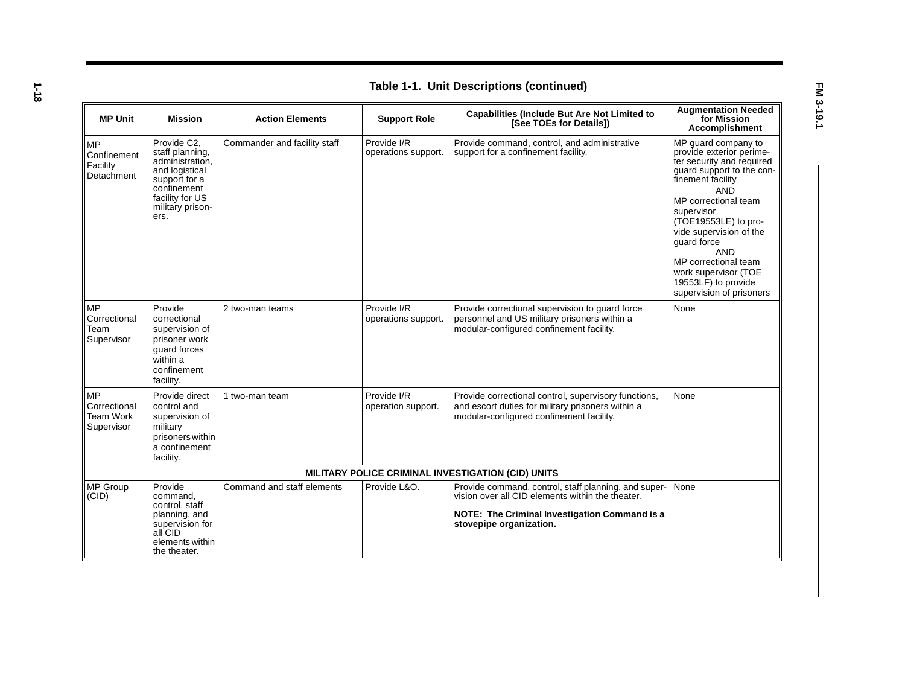**Table 1-1. Unit Descriptions (continued)**

| MP Unit | Mission | Action Elements | Support Role | Capabilities (Include But Are Not Limited to [See TOEs for Details]) | Augmentation Needed for Mission Accomplishment |
|---|---|---|---|---|---|
| MP Confinement Facility Detachment | Provide C2, staff planning, administration, and logistical support for a confinement facility for US military prisoners. | Commander and facility staff | Provide I/R operations support. | Provide command, control, and administrative support for a confinement facility. | MP guard company to provide exterior perimeter security and required guard support to the confinement facility AND MP correctional team supervisor (TOE19553LE) to provide supervision of the guard force AND MP correctional team work supervisor (TOE 19553LF) to provide supervision of prisoners |
| MP Correctional Team Supervisor | Provide correctional supervision of prisoner work guard forces within a confinement facility. | 2 two-man teams | Provide I/R operations support. | Provide correctional supervision to guard force personnel and US military prisoners within a modular-configured confinement facility. | None |
| MP Correctional Team Work Supervisor | Provide direct control and supervision of military prisoners within a confinement facility. | 1 two-man team | Provide I/R operation support. | Provide correctional control, supervisory functions, and escort duties for military prisoners within a modular-configured confinement facility. | None |
| **MILITARY POLICE CRIMINAL INVESTIGATION (CID) UNITS** | | | | | |
| MP Group (CID) | Provide command, control, staff planning, and supervision for all CID elements within the theater. | Command and staff elements | Provide L&O. | Provide command, control, staff planning, and supervision over all CID elements within the theater. **NOTE: The Criminal Investigation Command is a stovepipe organization.** | None |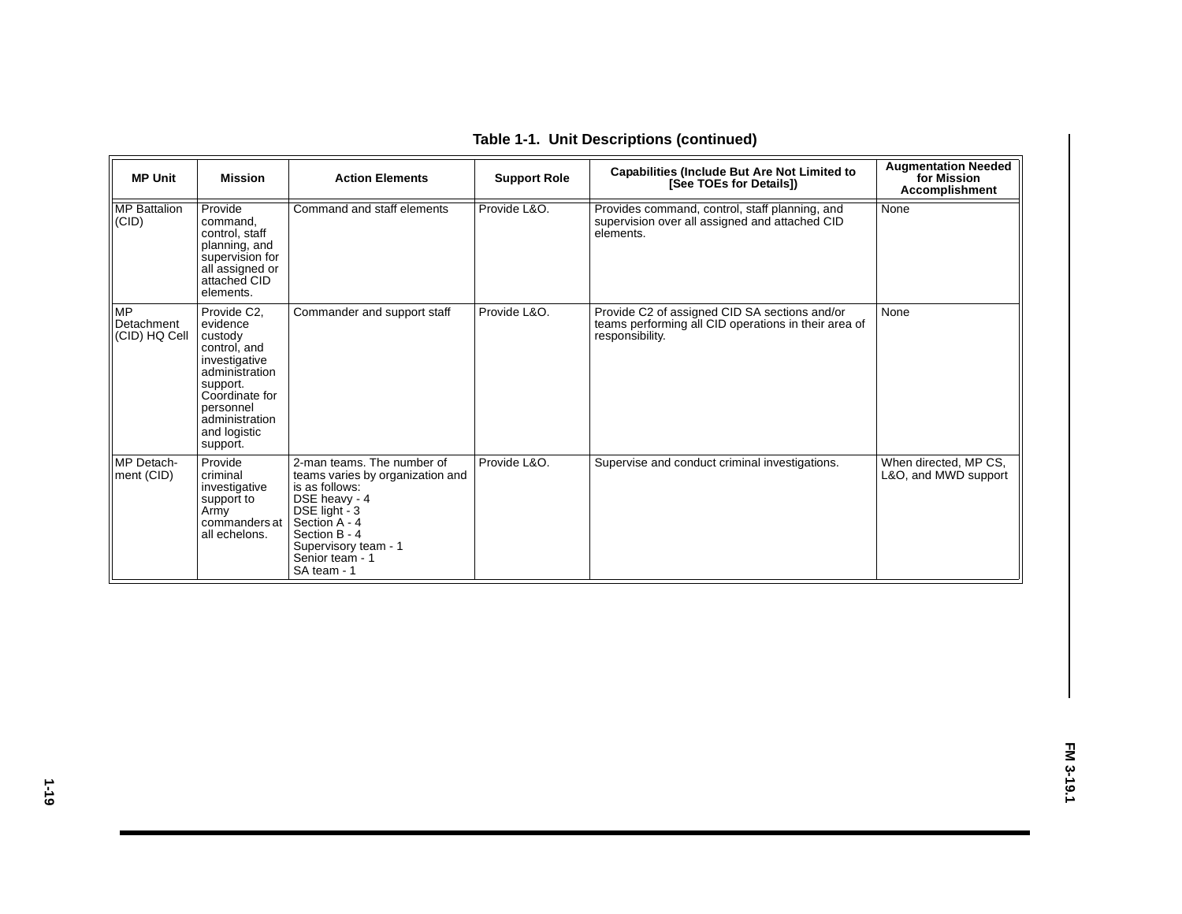**Table 1-1. Unit Descriptions (continued)**

| MP Unit | Mission | Action Elements | Support Role | Capabilities (Include But Are Not Limited to [See TOEs for Details]) | Augmentation Needed for Mission Accomplishment |
|---|---|---|---|---|---|
| MP Battalion (CID) | Provide command, control, staff planning, and supervision for all assigned or attached CID elements. | Command and staff elements | Provide L&O. | Provides command, control, staff planning, and supervision over all assigned and attached CID elements. | None |
| MP Detachment (CID) HQ Cell | Provide C2, evidence custody control, and investigative administration support. Coordinate for personnel administration and logistic support. | Commander and support staff | Provide L&O. | Provide C2 of assigned CID SA sections and/or teams performing all CID operations in their area of responsibility. | None |
| MP Detachment (CID) | Provide criminal investigative support to Army commanders at all echelons. | 2-man teams. The number of teams varies by organization and is as follows:<br>DSE heavy - 4<br>DSE light - 3<br>Section A - 4<br>Section B - 4<br>Supervisory team - 1<br>Senior team - 1<br>SA team - 1 | Provide L&O. | Supervise and conduct criminal investigations. | When directed, MP CS, L&O, and MWD support |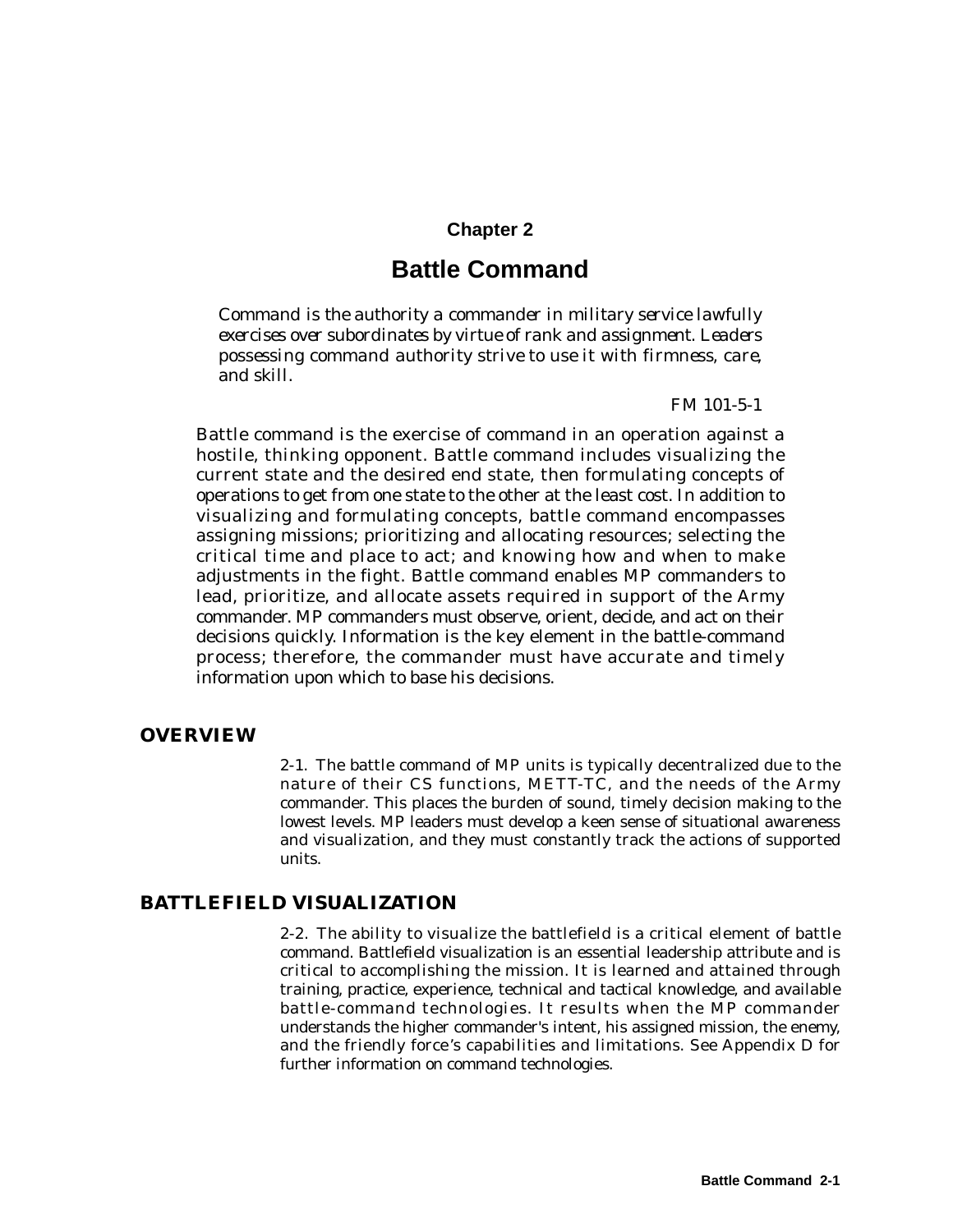# Chapter 2

# Battle Command

*Command is the authority a commander in military service lawfully exercises over subordinates by virtue of rank and assignment. Leaders possessing command authority strive to use it with firmness, care, and skill.*

FM 101-5-1

Battle command is the exercise of command in an operation against a hostile, thinking opponent. Battle command includes visualizing the current state and the desired end state, then formulating concepts of operations to get from one state to the other at the least cost. In addition to visualizing and formulating concepts, battle command encompasses assigning missions; prioritizing and allocating resources; selecting the critical time and place to act; and knowing how and when to make adjustments in the fight. Battle command enables MP commanders to lead, prioritize, and allocate assets required in support of the Army commander. MP commanders must observe, orient, decide, and act on their decisions quickly. Information is the key element in the battle-command process; therefore, the commander must have accurate and timely information upon which to base his decisions.

## OVERVIEW

2-1. The battle command of MP units is typically decentralized due to the nature of their CS functions, METT-TC, and the needs of the Army commander. This places the burden of sound, timely decision making to the lowest levels. MP leaders must develop a keen sense of situational awareness and visualization, and they must constantly track the actions of supported units.

## BATTLEFIELD VISUALIZATION

2-2. The ability to visualize the battlefield is a critical element of battle command. Battlefield visualization is an essential leadership attribute and is critical to accomplishing the mission. It is learned and attained through training, practice, experience, technical and tactical knowledge, and available battle-command technologies. It results when the MP commander understands the higher commander's intent, his assigned mission, the enemy, and the friendly force's capabilities and limitations. See Appendix D for further information on command technologies.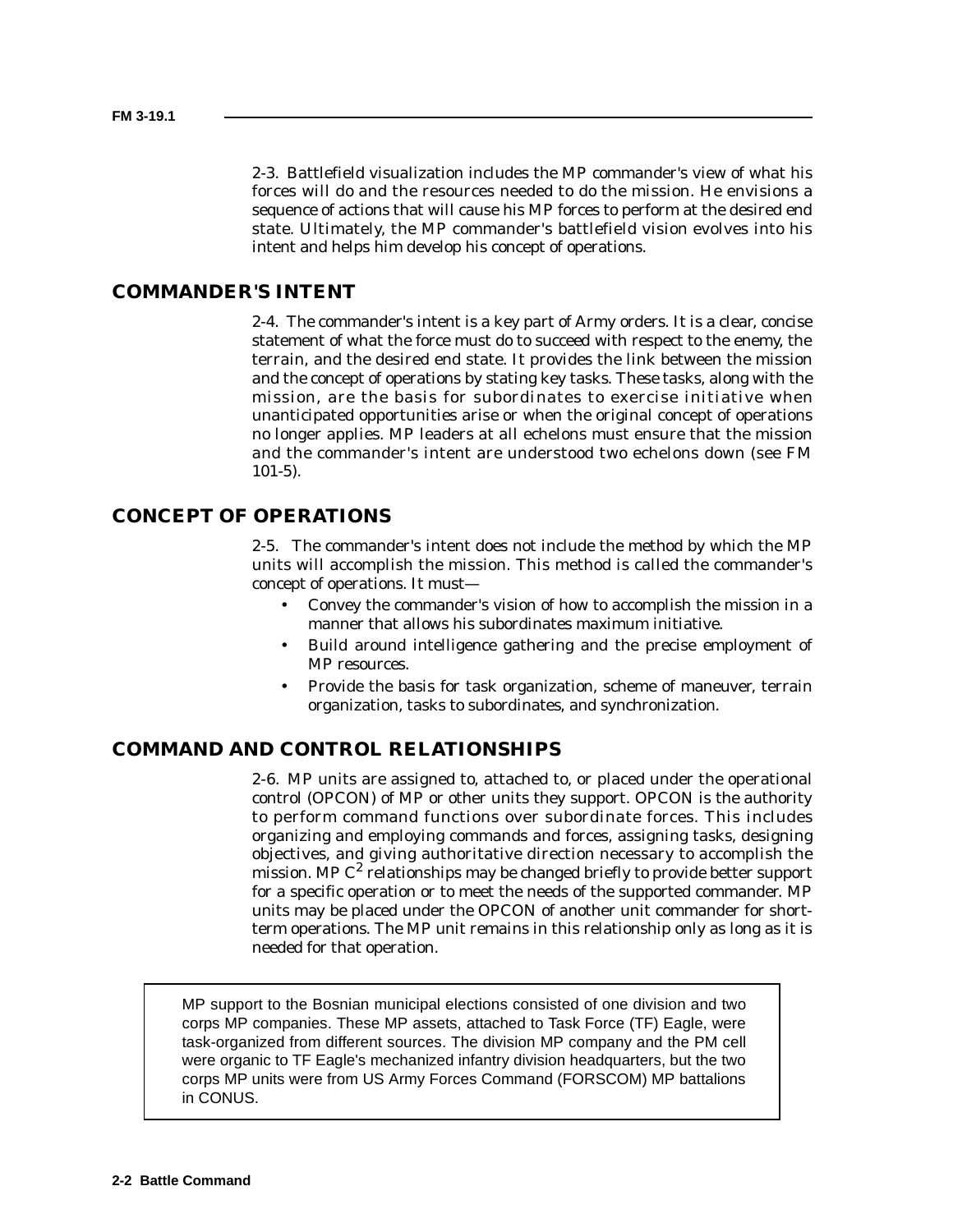2-3. Battlefield visualization includes the MP commander's view of what his forces will do and the resources needed to do the mission. He envisions a sequence of actions that will cause his MP forces to perform at the desired end state. Ultimately, the MP commander's battlefield vision evolves into his intent and helps him develop his concept of operations.

## COMMANDER'S INTENT

2-4. The commander's intent is a key part of Army orders. It is a clear, concise statement of what the force must do to succeed with respect to the enemy, the terrain, and the desired end state. It provides the link between the mission and the concept of operations by stating key tasks. These tasks, along with the mission, are the basis for subordinates to exercise initiative when unanticipated opportunities arise or when the original concept of operations no longer applies. MP leaders at all echelons must ensure that the mission and the commander's intent are understood two echelons down (see FM 101-5).

## CONCEPT OF OPERATIONS

2-5. The commander's intent does not include the method by which the MP units will accomplish the mission. This method is called the commander's concept of operations. It must—

- Convey the commander's vision of how to accomplish the mission in a manner that allows his subordinates maximum initiative.
- Build around intelligence gathering and the precise employment of MP resources.
- Provide the basis for task organization, scheme of maneuver, terrain organization, tasks to subordinates, and synchronization.

## COMMAND AND CONTROL RELATIONSHIPS

2-6. MP units are assigned to, attached to, or placed under the operational control (OPCON) of MP or other units they support. OPCON is the authority to perform command functions over subordinate forces. This includes organizing and employing commands and forces, assigning tasks, designing objectives, and giving authoritative direction necessary to accomplish the mission. MP $C^2$ relationships may be changed briefly to provide better support for a specific operation or to meet the needs of the supported commander. MP units may be placed under the OPCON of another unit commander for short-term operations. The MP unit remains in this relationship only as long as it is needed for that operation.

> MP support to the Bosnian municipal elections consisted of one division and two corps MP companies. These MP assets, attached to Task Force (TF) Eagle, were task-organized from different sources. The division MP company and the PM cell were organic to TF Eagle's mechanized infantry division headquarters, but the two corps MP units were from US Army Forces Command (FORSCOM) MP battalions in CONUS.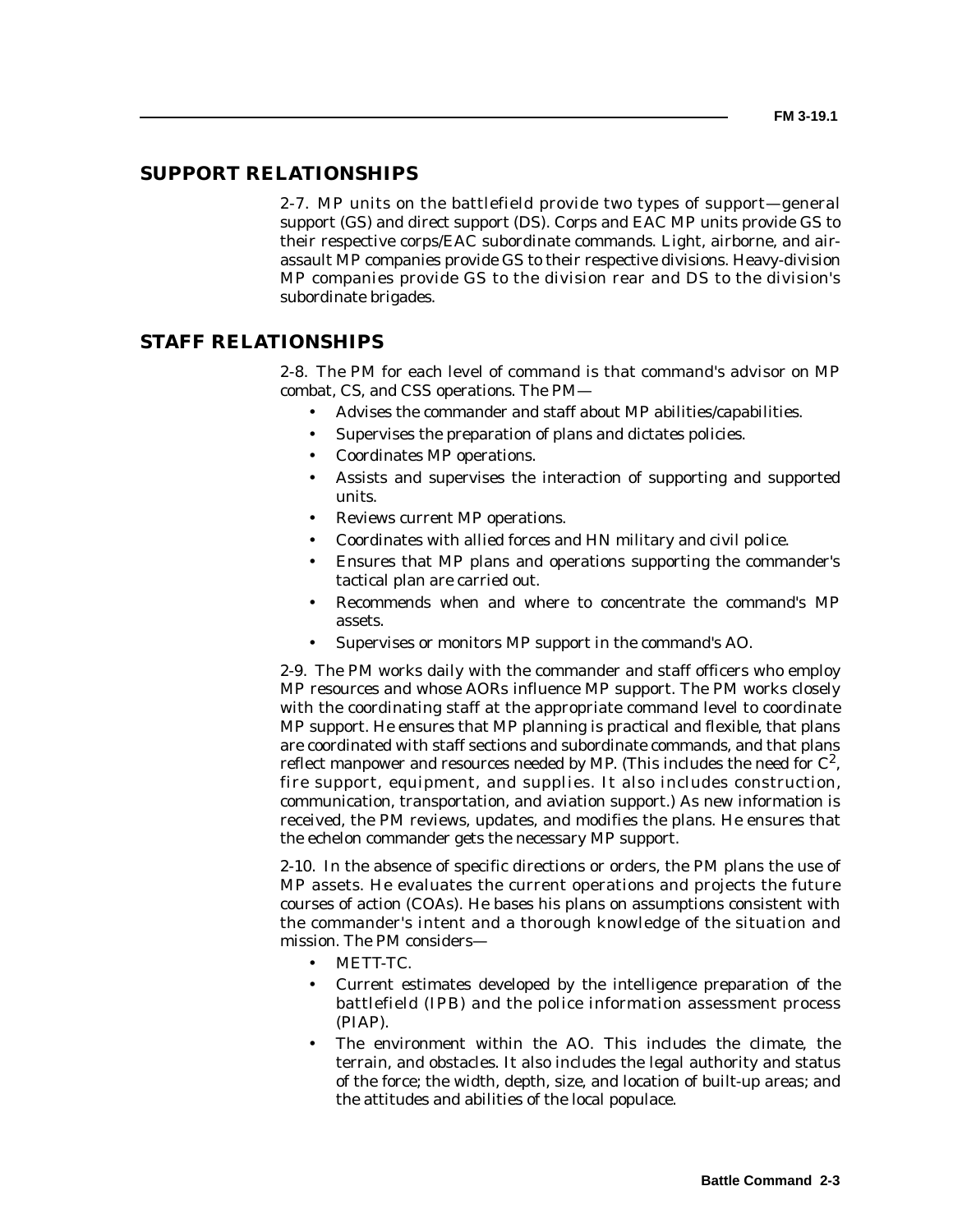## SUPPORT RELATIONSHIPS

2-7. MP units on the battlefield provide two types of support—general support (GS) and direct support (DS). Corps and EAC MP units provide GS to their respective corps/EAC subordinate commands. Light, airborne, and air-assault MP companies provide GS to their respective divisions. Heavy-division MP companies provide GS to the division rear and DS to the division's subordinate brigades.

## STAFF RELATIONSHIPS

2-8. The PM for each level of command is that command's advisor on MP combat, CS, and CSS operations. The PM—

- Advises the commander and staff about MP abilities/capabilities.
- Supervises the preparation of plans and dictates policies.
- Coordinates MP operations.
- Assists and supervises the interaction of supporting and supported units.
- Reviews current MP operations.
- Coordinates with allied forces and HN military and civil police.
- Ensures that MP plans and operations supporting the commander's tactical plan are carried out.
- Recommends when and where to concentrate the command's MP assets.
- Supervises or monitors MP support in the command's AO.

2-9. The PM works daily with the commander and staff officers who employ MP resources and whose AORs influence MP support. The PM works closely with the coordinating staff at the appropriate command level to coordinate MP support. He ensures that MP planning is practical and flexible, that plans are coordinated with staff sections and subordinate commands, and that plans reflect manpower and resources needed by MP. (This includes the need for $C^2$, fire support, equipment, and supplies. It also includes construction, communication, transportation, and aviation support.) As new information is received, the PM reviews, updates, and modifies the plans. He ensures that the echelon commander gets the necessary MP support.

2-10. In the absence of specific directions or orders, the PM plans the use of MP assets. He evaluates the current operations and projects the future courses of action (COAs). He bases his plans on assumptions consistent with the commander's intent and a thorough knowledge of the situation and mission. The PM considers—

- METT-TC.
- Current estimates developed by the intelligence preparation of the battlefield (IPB) and the police information assessment process (PIAP).
- The environment within the AO. This includes the climate, the terrain, and obstacles. It also includes the legal authority and status of the force; the width, depth, size, and location of built-up areas; and the attitudes and abilities of the local populace.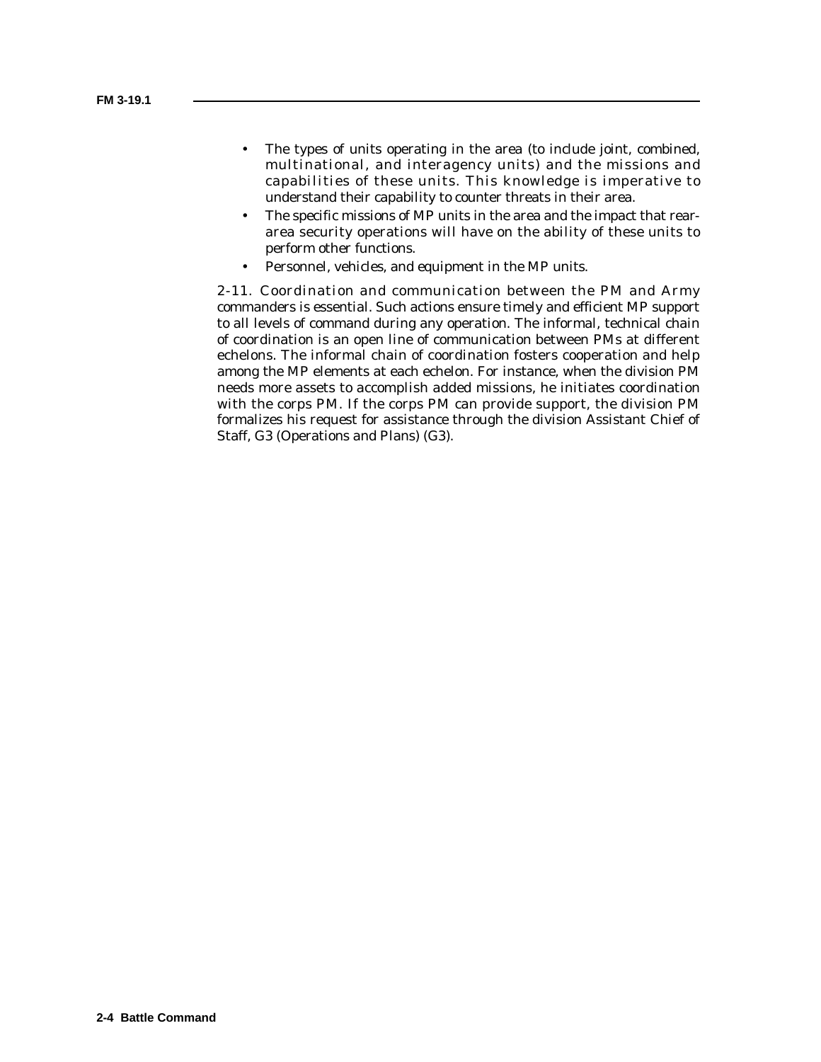- The types of units operating in the area (to include joint, combined, multinational, and interagency units) and the missions and capabilities of these units. This knowledge is imperative to understand their capability to counter threats in their area.
- The specific missions of MP units in the area and the impact that rear-area security operations will have on the ability of these units to perform other functions.
- Personnel, vehicles, and equipment in the MP units.

2-11. Coordination and communication between the PM and Army commanders is essential. Such actions ensure timely and efficient MP support to all levels of command during any operation. The informal, technical chain of coordination is an open line of communication between PMs at different echelons. The informal chain of coordination fosters cooperation and help among the MP elements at each echelon. For instance, when the division PM needs more assets to accomplish added missions, he initiates coordination with the corps PM. If the corps PM can provide support, the division PM formalizes his request for assistance through the division Assistant Chief of Staff, G3 (Operations and Plans) (G3).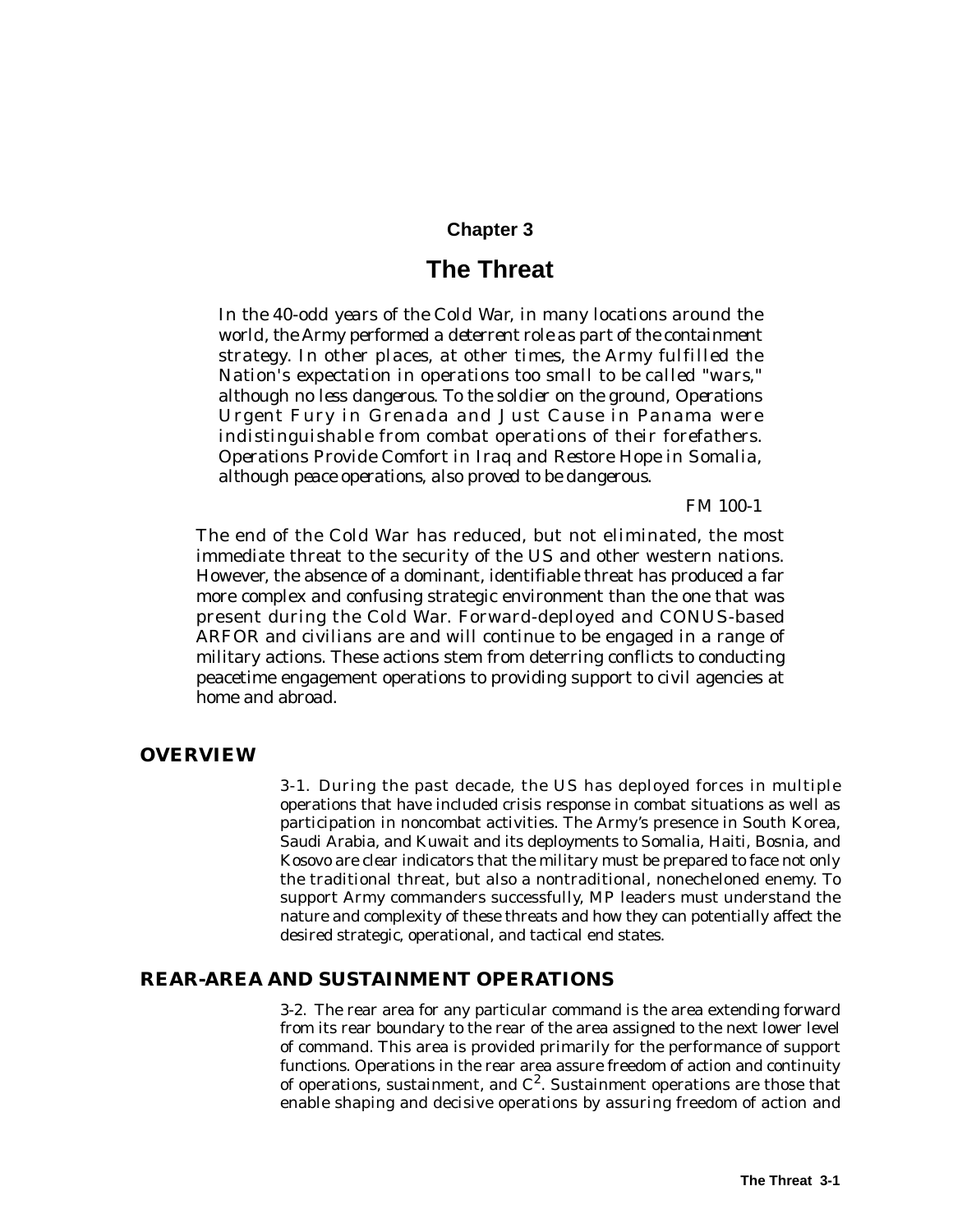# Chapter 3

# The Threat

*In the 40-odd years of the Cold War, in many locations around the world, the Army performed a deterrent role as part of the containment strategy. In other places, at other times, the Army fulfilled the Nation's expectation in operations too small to be called "wars," although no less dangerous. To the soldier on the ground, Operations Urgent Fury in Grenada and Just Cause in Panama were indistinguishable from combat operations of their forefathers. Operations Provide Comfort in Iraq and Restore Hope in Somalia, although peace operations, also proved to be dangerous.*

*FM 100-1*

The end of the Cold War has reduced, but not eliminated, the most immediate threat to the security of the US and other western nations. However, the absence of a dominant, identifiable threat has produced a far more complex and confusing strategic environment than the one that was present during the Cold War. Forward-deployed and CONUS-based ARFOR and civilians are and will continue to be engaged in a range of military actions. These actions stem from deterring conflicts to conducting peacetime engagement operations to providing support to civil agencies at home and abroad.

## OVERVIEW

3-1. During the past decade, the US has deployed forces in multiple operations that have included crisis response in combat situations as well as participation in noncombat activities. The Army's presence in South Korea, Saudi Arabia, and Kuwait and its deployments to Somalia, Haiti, Bosnia, and Kosovo are clear indicators that the military must be prepared to face not only the traditional threat, but also a nontraditional, nonecheloned enemy. To support Army commanders successfully, MP leaders must understand the nature and complexity of these threats and how they can potentially affect the desired strategic, operational, and tactical end states.

## REAR-AREA AND SUSTAINMENT OPERATIONS

3-2. The rear area for any particular command is the area extending forward from its rear boundary to the rear of the area assigned to the next lower level of command. This area is provided primarily for the performance of support functions. Operations in the rear area assure freedom of action and continuity of operations, sustainment, and $C^2$. Sustainment operations are those that enable shaping and decisive operations by assuring freedom of action and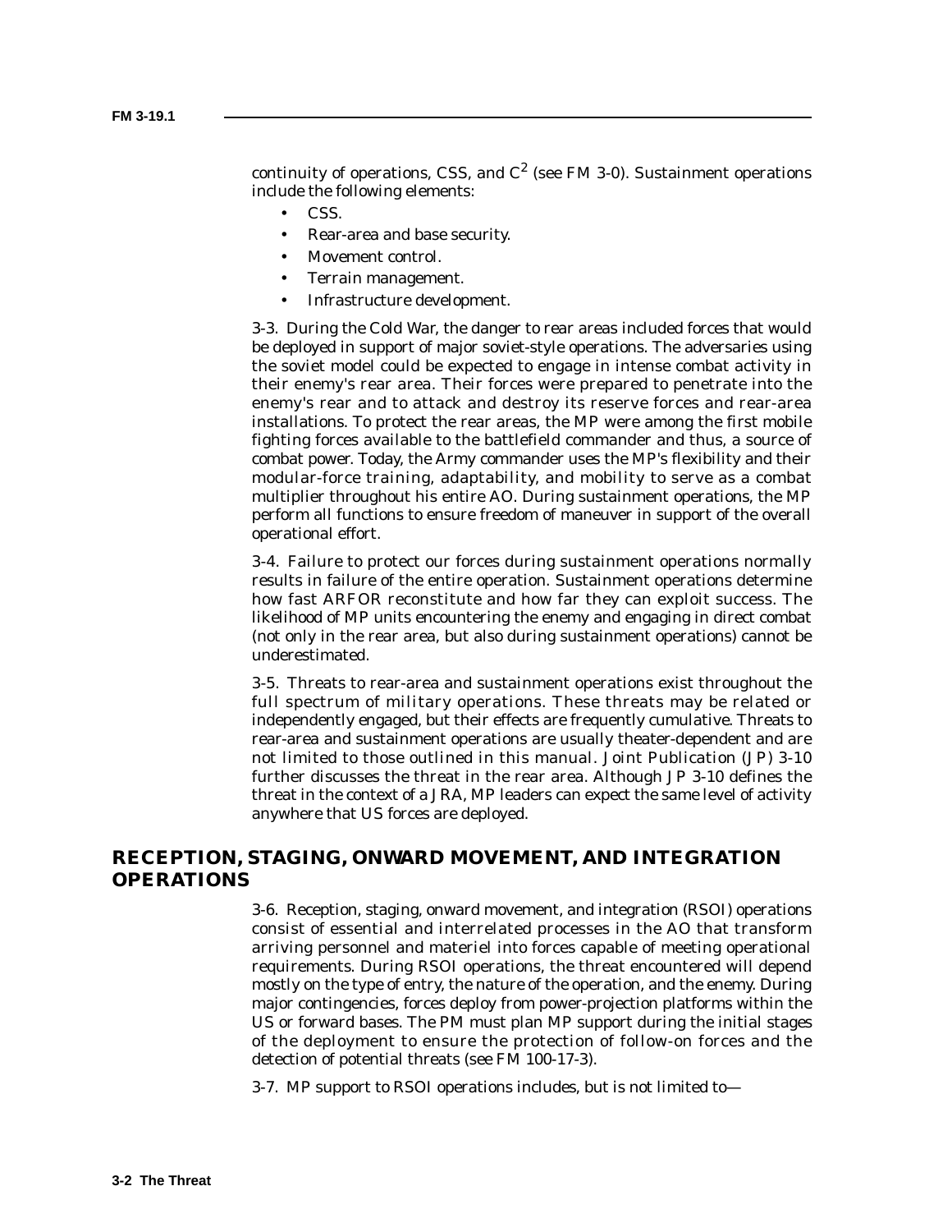continuity of operations, CSS, and $C^2$ (see FM 3-0). Sustainment operations include the following elements:

- CSS.
- Rear-area and base security.
- Movement control.
- Terrain management.
- Infrastructure development.

3-3. During the Cold War, the danger to rear areas included forces that would be deployed in support of major soviet-style operations. The adversaries using the soviet model could be expected to engage in intense combat activity in their enemy's rear area. Their forces were prepared to penetrate into the enemy's rear and to attack and destroy its reserve forces and rear-area installations. To protect the rear areas, the MP were among the first mobile fighting forces available to the battlefield commander and thus, a source of combat power. Today, the Army commander uses the MP's flexibility and their modular-force training, adaptability, and mobility to serve as a combat multiplier throughout his entire AO. During sustainment operations, the MP perform all functions to ensure freedom of maneuver in support of the overall operational effort.

3-4. Failure to protect our forces during sustainment operations normally results in failure of the entire operation. Sustainment operations determine how fast ARFOR reconstitute and how far they can exploit success. The likelihood of MP units encountering the enemy and engaging in direct combat (not only in the rear area, but also during sustainment operations) cannot be underestimated.

3-5. Threats to rear-area and sustainment operations exist throughout the full spectrum of military operations. These threats may be related or independently engaged, but their effects are frequently cumulative. Threats to rear-area and sustainment operations are usually theater-dependent and are not limited to those outlined in this manual. Joint Publication (JP) 3-10 further discusses the threat in the rear area. Although JP 3-10 defines the threat in the context of a JRA, MP leaders can expect the same level of activity anywhere that US forces are deployed.

## RECEPTION, STAGING, ONWARD MOVEMENT, AND INTEGRATION OPERATIONS

3-6. Reception, staging, onward movement, and integration (RSOI) operations consist of essential and interrelated processes in the AO that transform arriving personnel and materiel into forces capable of meeting operational requirements. During RSOI operations, the threat encountered will depend mostly on the type of entry, the nature of the operation, and the enemy. During major contingencies, forces deploy from power-projection platforms within the US or forward bases. The PM must plan MP support during the initial stages of the deployment to ensure the protection of follow-on forces and the detection of potential threats (see FM 100-17-3).

3-7. MP support to RSOI operations includes, but is not limited to—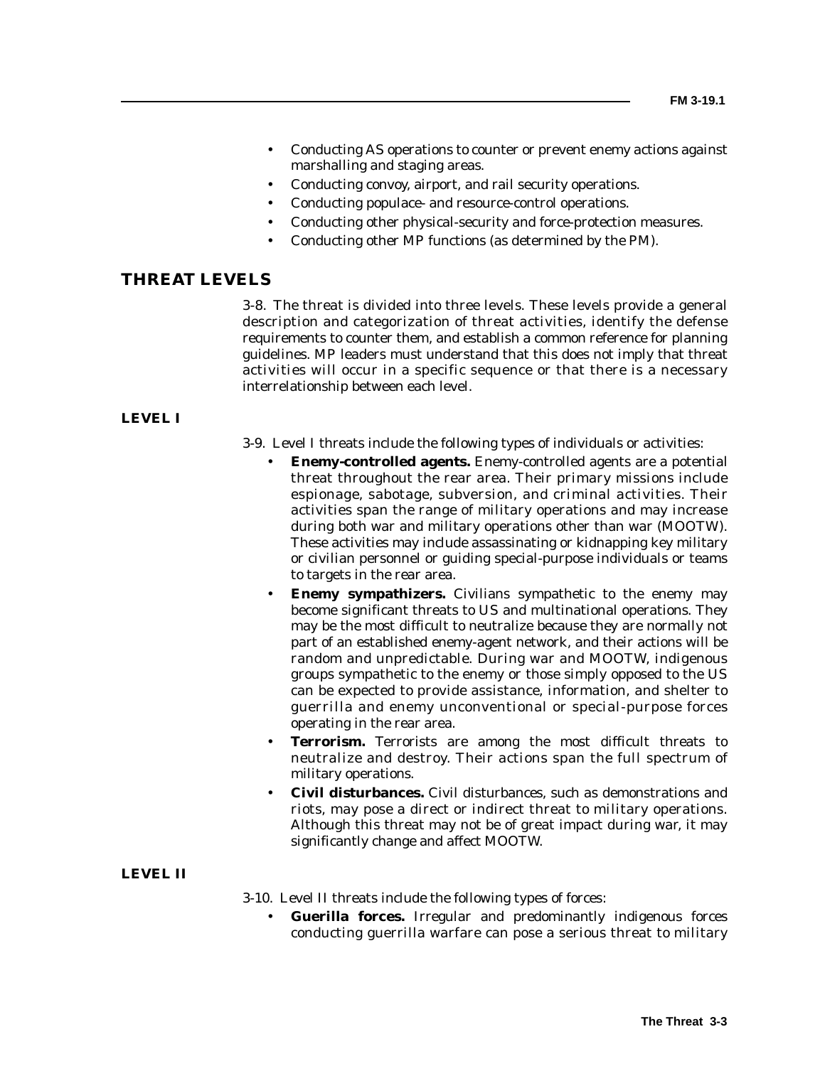- Conducting AS operations to counter or prevent enemy actions against marshalling and staging areas.
- Conducting convoy, airport, and rail security operations.
- Conducting populace- and resource-control operations.
- Conducting other physical-security and force-protection measures.
- Conducting other MP functions (as determined by the PM).

## THREAT LEVELS

3-8. The threat is divided into three levels. These levels provide a general description and categorization of threat activities, identify the defense requirements to counter them, and establish a common reference for planning guidelines. MP leaders must understand that this does not imply that threat activities will occur in a specific sequence or that there is a necessary interrelationship between each level.

### LEVEL I

3-9. Level I threats include the following types of individuals or activities:

- **Enemy-controlled agents.** Enemy-controlled agents are a potential threat throughout the rear area. Their primary missions include espionage, sabotage, subversion, and criminal activities. Their activities span the range of military operations and may increase during both war and military operations other than war (MOOTW). These activities may include assassinating or kidnapping key military or civilian personnel or guiding special-purpose individuals or teams to targets in the rear area.
- **Enemy sympathizers.** Civilians sympathetic to the enemy may become significant threats to US and multinational operations. They may be the most difficult to neutralize because they are normally not part of an established enemy-agent network, and their actions will be random and unpredictable. During war and MOOTW, indigenous groups sympathetic to the enemy or those simply opposed to the US can be expected to provide assistance, information, and shelter to guerrilla and enemy unconventional or special-purpose forces operating in the rear area.
- **Terrorism.** Terrorists are among the most difficult threats to neutralize and destroy. Their actions span the full spectrum of military operations.
- **Civil disturbances.** Civil disturbances, such as demonstrations and riots, may pose a direct or indirect threat to military operations. Although this threat may not be of great impact during war, it may significantly change and affect MOOTW.

### LEVEL II

3-10. Level II threats include the following types of forces:

- **Guerilla forces.** Irregular and predominantly indigenous forces conducting guerrilla warfare can pose a serious threat to military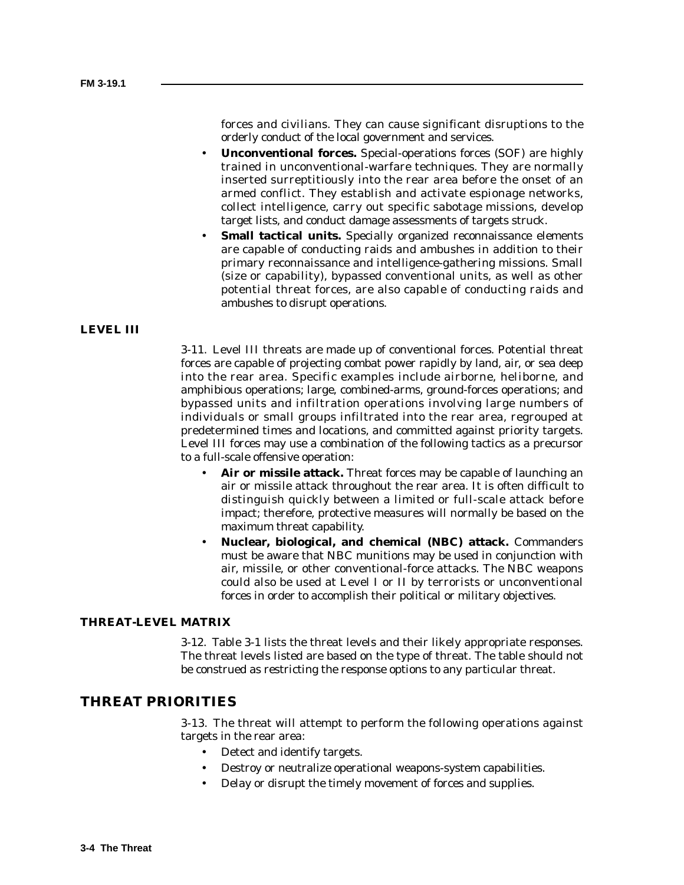forces and civilians. They can cause significant disruptions to the orderly conduct of the local government and services.

- **Unconventional forces.** Special-operations forces (SOF) are highly trained in unconventional-warfare techniques. They are normally inserted surreptitiously into the rear area before the onset of an armed conflict. They establish and activate espionage networks, collect intelligence, carry out specific sabotage missions, develop target lists, and conduct damage assessments of targets struck.
- **Small tactical units.** Specially organized reconnaissance elements are capable of conducting raids and ambushes in addition to their primary reconnaissance and intelligence-gathering missions. Small (size or capability), bypassed conventional units, as well as other potential threat forces, are also capable of conducting raids and ambushes to disrupt operations.

### LEVEL III

3-11. Level III threats are made up of conventional forces. Potential threat forces are capable of projecting combat power rapidly by land, air, or sea deep into the rear area. Specific examples include airborne, heliborne, and amphibious operations; large, combined-arms, ground-forces operations; and bypassed units and infiltration operations involving large numbers of individuals or small groups infiltrated into the rear area, regrouped at predetermined times and locations, and committed against priority targets. Level III forces may use a combination of the following tactics as a precursor to a full-scale offensive operation:

- **Air or missile attack.** Threat forces may be capable of launching an air or missile attack throughout the rear area. It is often difficult to distinguish quickly between a limited or full-scale attack before impact; therefore, protective measures will normally be based on the maximum threat capability.
- **Nuclear, biological, and chemical (NBC) attack.** Commanders must be aware that NBC munitions may be used in conjunction with air, missile, or other conventional-force attacks. The NBC weapons could also be used at Level I or II by terrorists or unconventional forces in order to accomplish their political or military objectives.

### THREAT-LEVEL MATRIX

3-12. Table 3-1 lists the threat levels and their likely appropriate responses. The threat levels listed are based on the type of threat. The table should not be construed as restricting the response options to any particular threat.

## THREAT PRIORITIES

3-13. The threat will attempt to perform the following operations against targets in the rear area:

- Detect and identify targets.
- Destroy or neutralize operational weapons-system capabilities.
- Delay or disrupt the timely movement of forces and supplies.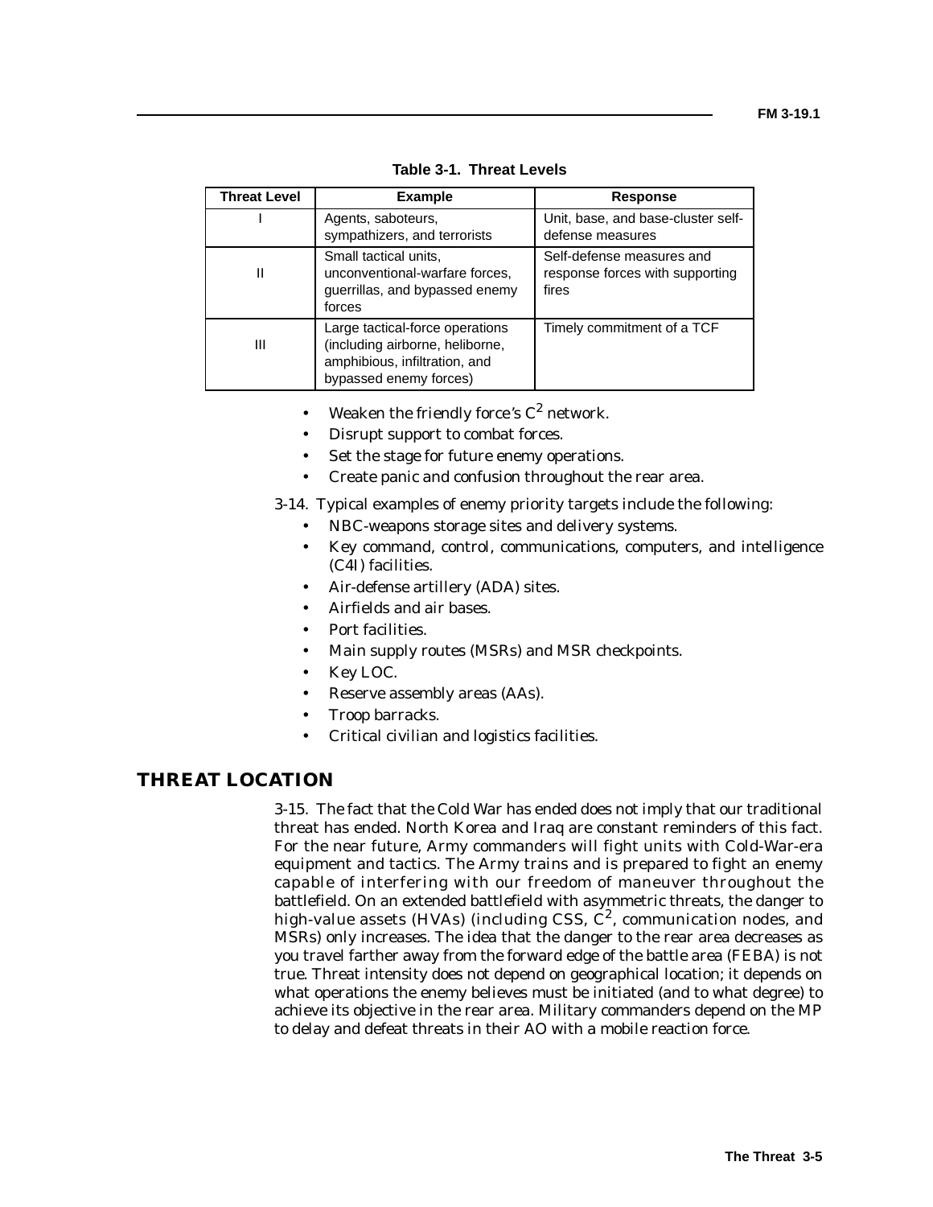**Table 3-1. Threat Levels**

| Threat Level | Example | Response |
|---|---|---|
| I | Agents, saboteurs, sympathizers, and terrorists | Unit, base, and base-cluster self-defense measures |
| II | Small tactical units, unconventional-warfare forces, guerrillas, and bypassed enemy forces | Self-defense measures and response forces with supporting fires |
| III | Large tactical-force operations (including airborne, heliborne, amphibious, infiltration, and bypassed enemy forces) | Timely commitment of a TCF |

- Weaken the friendly force's $C^2$ network.
- Disrupt support to combat forces.
- Set the stage for future enemy operations.
- Create panic and confusion throughout the rear area.

3-14. Typical examples of enemy priority targets include the following:

- NBC-weapons storage sites and delivery systems.
- Key command, control, communications, computers, and intelligence (C4I) facilities.
- Air-defense artillery (ADA) sites.
- Airfields and air bases.
- Port facilities.
- Main supply routes (MSRs) and MSR checkpoints.
- Key LOC.
- Reserve assembly areas (AAs).
- Troop barracks.
- Critical civilian and logistics facilities.

## THREAT LOCATION

3-15. The fact that the Cold War has ended does not imply that our traditional threat has ended. North Korea and Iraq are constant reminders of this fact. For the near future, Army commanders will fight units with Cold-War-era equipment and tactics. The Army trains and is prepared to fight an enemy capable of interfering with our freedom of maneuver throughout the battlefield. On an extended battlefield with asymmetric threats, the danger to high-value assets (HVAs) (including CSS, $C^2$, communication nodes, and MSRs) only increases. The idea that the danger to the rear area decreases as you travel farther away from the forward edge of the battle area (FEBA) is not true. Threat intensity does not depend on geographical location; it depends on what operations the enemy believes must be initiated (and to what degree) to achieve its objective in the rear area. Military commanders depend on the MP to delay and defeat threats in their AO with a mobile reaction force.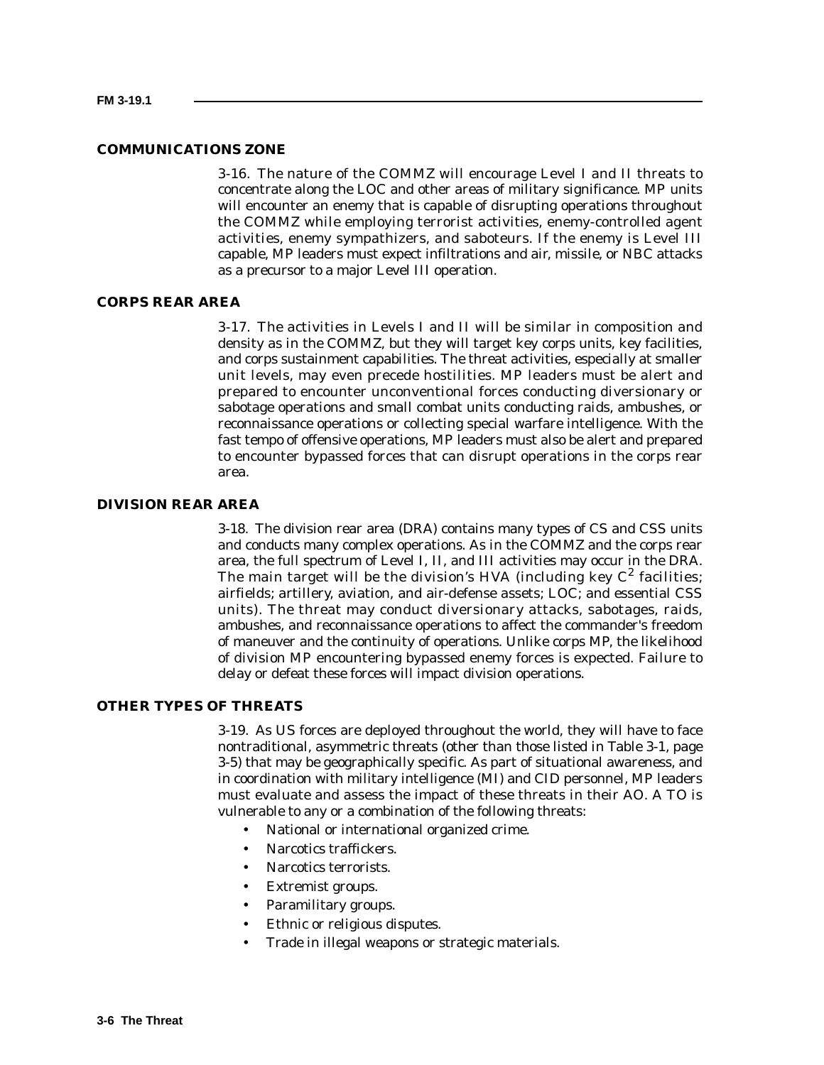## COMMUNICATIONS ZONE

3-16. The nature of the COMMZ will encourage Level I and II threats to concentrate along the LOC and other areas of military significance. MP units will encounter an enemy that is capable of disrupting operations throughout the COMMZ while employing terrorist activities, enemy-controlled agent activities, enemy sympathizers, and saboteurs. If the enemy is Level III capable, MP leaders must expect infiltrations and air, missile, or NBC attacks as a precursor to a major Level III operation.

## CORPS REAR AREA

3-17. The activities in Levels I and II will be similar in composition and density as in the COMMZ, but they will target key corps units, key facilities, and corps sustainment capabilities. The threat activities, especially at smaller unit levels, may even precede hostilities. MP leaders must be alert and prepared to encounter unconventional forces conducting diversionary or sabotage operations and small combat units conducting raids, ambushes, or reconnaissance operations or collecting special warfare intelligence. With the fast tempo of offensive operations, MP leaders must also be alert and prepared to encounter bypassed forces that can disrupt operations in the corps rear area.

## DIVISION REAR AREA

3-18. The division rear area (DRA) contains many types of CS and CSS units and conducts many complex operations. As in the COMMZ and the corps rear area, the full spectrum of Level I, II, and III activities may occur in the DRA. The main target will be the division's HVA (including key $C^2$ facilities; airfields; artillery, aviation, and air-defense assets; LOC; and essential CSS units). The threat may conduct diversionary attacks, sabotages, raids, ambushes, and reconnaissance operations to affect the commander's freedom of maneuver and the continuity of operations. Unlike corps MP, the likelihood of division MP encountering bypassed enemy forces is expected. Failure to delay or defeat these forces will impact division operations.

## OTHER TYPES OF THREATS

3-19. As US forces are deployed throughout the world, they will have to face nontraditional, asymmetric threats (other than those listed in Table 3-1, page 3-5) that may be geographically specific. As part of situational awareness, and in coordination with military intelligence (MI) and CID personnel, MP leaders must evaluate and assess the impact of these threats in their AO. A TO is vulnerable to any or a combination of the following threats:

- National or international organized crime.
- Narcotics traffickers.
- Narcotics terrorists.
- Extremist groups.
- Paramilitary groups.
- Ethnic or religious disputes.
- Trade in illegal weapons or strategic materials.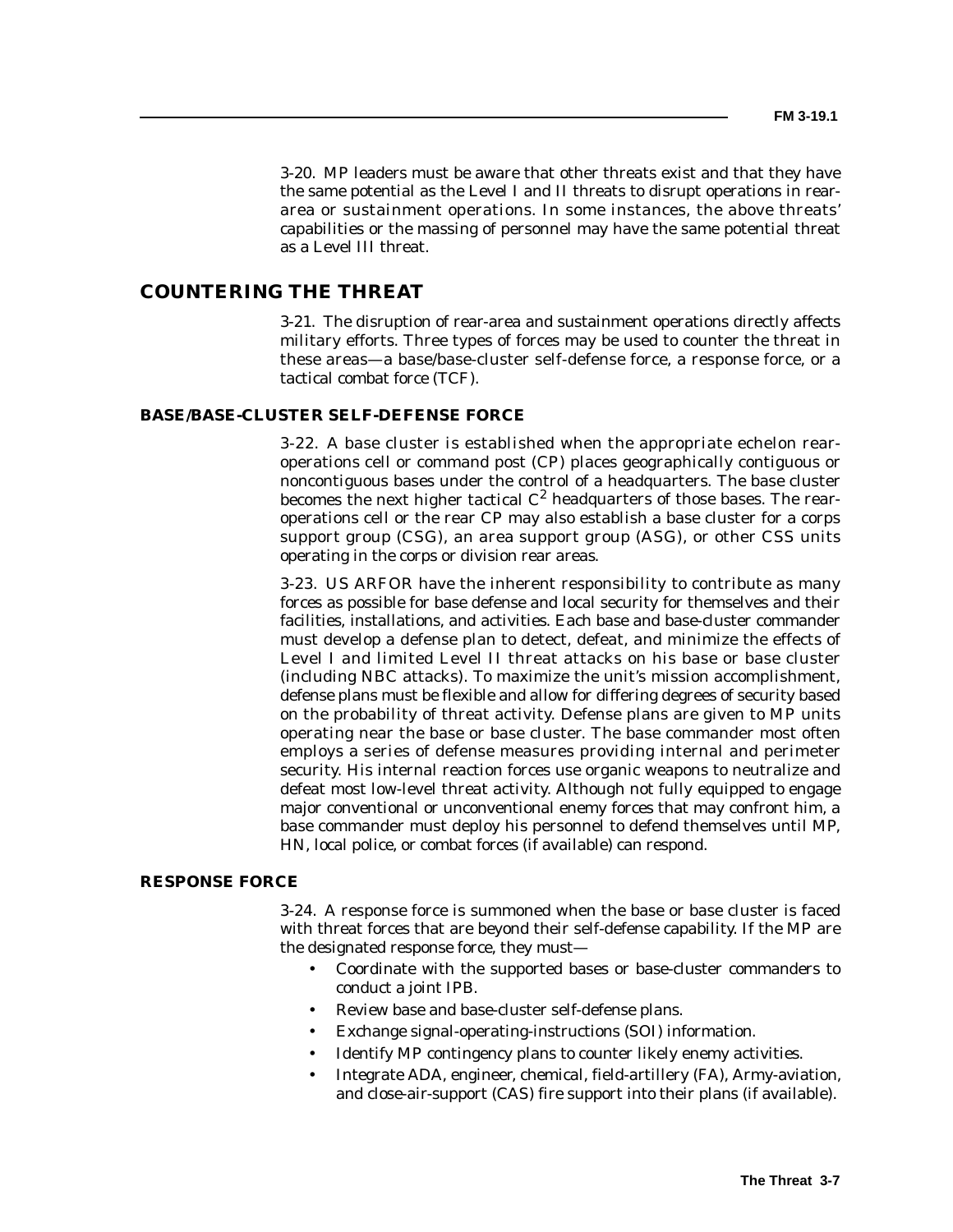3-20. MP leaders must be aware that other threats exist and that they have the same potential as the Level I and II threats to disrupt operations in rear-area or sustainment operations. In some instances, the above threats' capabilities or the massing of personnel may have the same potential threat as a Level III threat.

## COUNTERING THE THREAT

3-21. The disruption of rear-area and sustainment operations directly affects military efforts. Three types of forces may be used to counter the threat in these areas—a base/base-cluster self-defense force, a response force, or a tactical combat force (TCF).

### BASE/BASE-CLUSTER SELF-DEFENSE FORCE

3-22. A base cluster is established when the appropriate echelon rear-operations cell or command post (CP) places geographically contiguous or noncontiguous bases under the control of a headquarters. The base cluster becomes the next higher tactical $C^2$ headquarters of those bases. The rear-operations cell or the rear CP may also establish a base cluster for a corps support group (CSG), an area support group (ASG), or other CSS units operating in the corps or division rear areas.

3-23. US ARFOR have the inherent responsibility to contribute as many forces as possible for base defense and local security for themselves and their facilities, installations, and activities. Each base and base-cluster commander must develop a defense plan to detect, defeat, and minimize the effects of Level I and limited Level II threat attacks on his base or base cluster (including NBC attacks). To maximize the unit's mission accomplishment, defense plans must be flexible and allow for differing degrees of security based on the probability of threat activity. Defense plans are given to MP units operating near the base or base cluster. The base commander most often employs a series of defense measures providing internal and perimeter security. His internal reaction forces use organic weapons to neutralize and defeat most low-level threat activity. Although not fully equipped to engage major conventional or unconventional enemy forces that may confront him, a base commander must deploy his personnel to defend themselves until MP, HN, local police, or combat forces (if available) can respond.

### RESPONSE FORCE

3-24. A response force is summoned when the base or base cluster is faced with threat forces that are beyond their self-defense capability. If the MP are the designated response force, they must—

- Coordinate with the supported bases or base-cluster commanders to conduct a joint IPB.
- Review base and base-cluster self-defense plans.
- Exchange signal-operating-instructions (SOI) information.
- Identify MP contingency plans to counter likely enemy activities.
- Integrate ADA, engineer, chemical, field-artillery (FA), Army-aviation, and close-air-support (CAS) fire support into their plans (if available).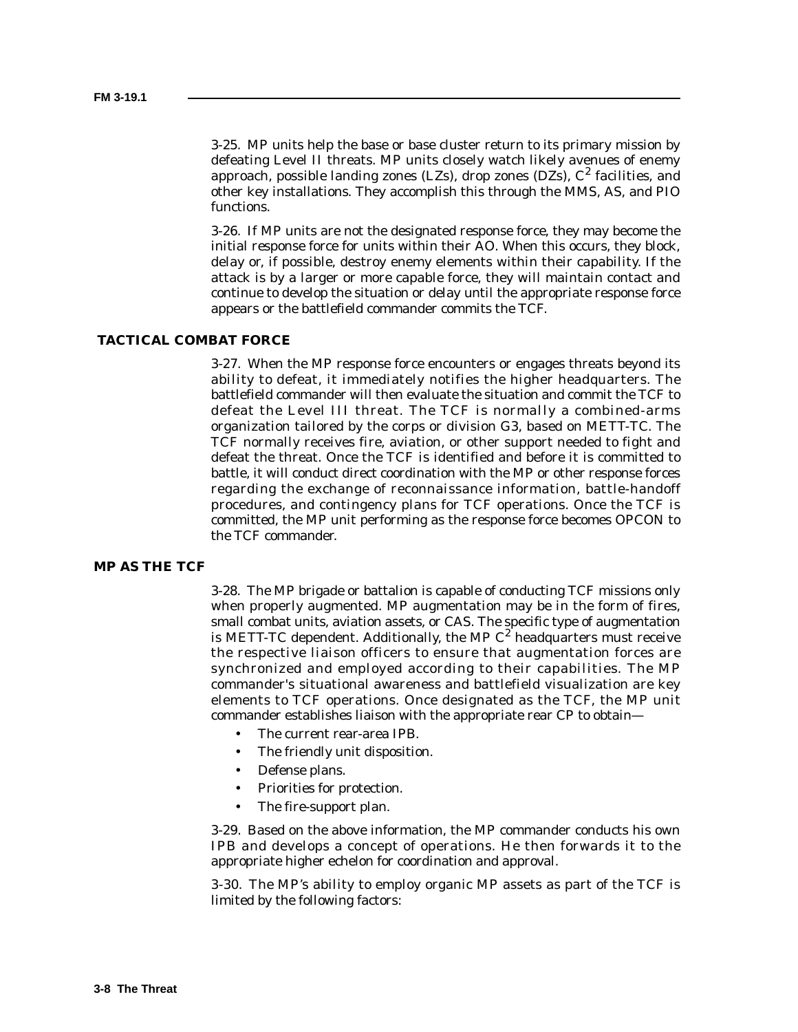3-25. MP units help the base or base cluster return to its primary mission by defeating Level II threats. MP units closely watch likely avenues of enemy approach, possible landing zones (LZs), drop zones (DZs), $C^2$ facilities, and other key installations. They accomplish this through the MMS, AS, and PIO functions.

3-26. If MP units are not the designated response force, they may become the initial response force for units within their AO. When this occurs, they block, delay or, if possible, destroy enemy elements within their capability. If the attack is by a larger or more capable force, they will maintain contact and continue to develop the situation or delay until the appropriate response force appears or the battlefield commander commits the TCF.

## TACTICAL COMBAT FORCE

3-27. When the MP response force encounters or engages threats beyond its ability to defeat, it immediately notifies the higher headquarters. The battlefield commander will then evaluate the situation and commit the TCF to defeat the Level III threat. The TCF is normally a combined-arms organization tailored by the corps or division G3, based on METT-TC. The TCF normally receives fire, aviation, or other support needed to fight and defeat the threat. Once the TCF is identified and before it is committed to battle, it will conduct direct coordination with the MP or other response forces regarding the exchange of reconnaissance information, battle-handoff procedures, and contingency plans for TCF operations. Once the TCF is committed, the MP unit performing as the response force becomes OPCON to the TCF commander.

## MP AS THE TCF

3-28. The MP brigade or battalion is capable of conducting TCF missions only when properly augmented. MP augmentation may be in the form of fires, small combat units, aviation assets, or CAS. The specific type of augmentation is METT-TC dependent. Additionally, the MP $C^2$ headquarters must receive the respective liaison officers to ensure that augmentation forces are synchronized and employed according to their capabilities. The MP commander's situational awareness and battlefield visualization are key elements to TCF operations. Once designated as the TCF, the MP unit commander establishes liaison with the appropriate rear CP to obtain—

- The current rear-area IPB.
- The friendly unit disposition.
- Defense plans.
- Priorities for protection.
- The fire-support plan.

3-29. Based on the above information, the MP commander conducts his own IPB and develops a concept of operations. He then forwards it to the appropriate higher echelon for coordination and approval.

3-30. The MP's ability to employ organic MP assets as part of the TCF is limited by the following factors: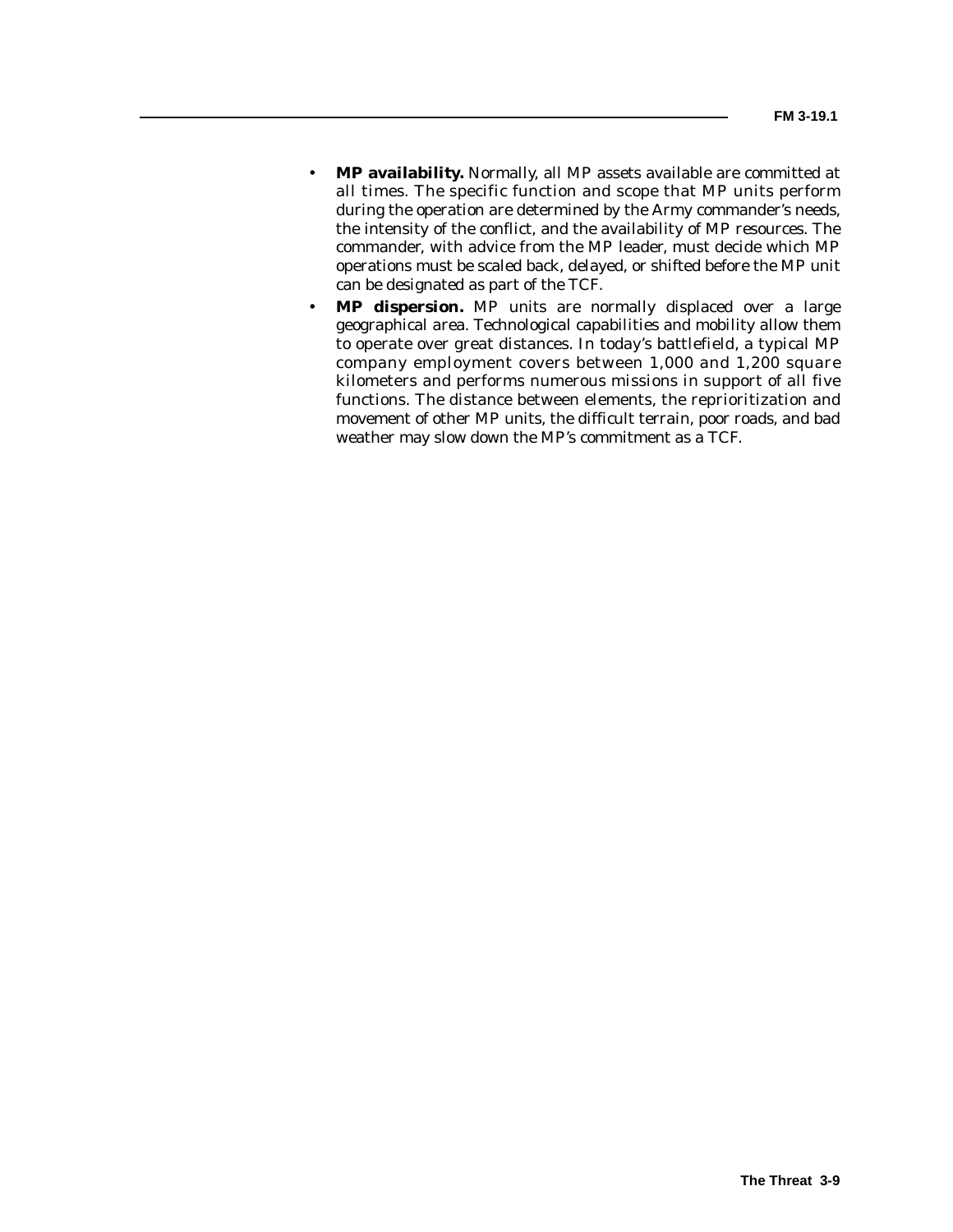- **MP availability.** Normally, all MP assets available are committed at all times. The specific function and scope that MP units perform during the operation are determined by the Army commander's needs, the intensity of the conflict, and the availability of MP resources. The commander, with advice from the MP leader, must decide which MP operations must be scaled back, delayed, or shifted before the MP unit can be designated as part of the TCF.
- **MP dispersion.** MP units are normally displaced over a large geographical area. Technological capabilities and mobility allow them to operate over great distances. In today's battlefield, a typical MP company employment covers between 1,000 and 1,200 square kilometers and performs numerous missions in support of all five functions. The distance between elements, the reprioritization and movement of other MP units, the difficult terrain, poor roads, and bad weather may slow down the MP's commitment as a TCF.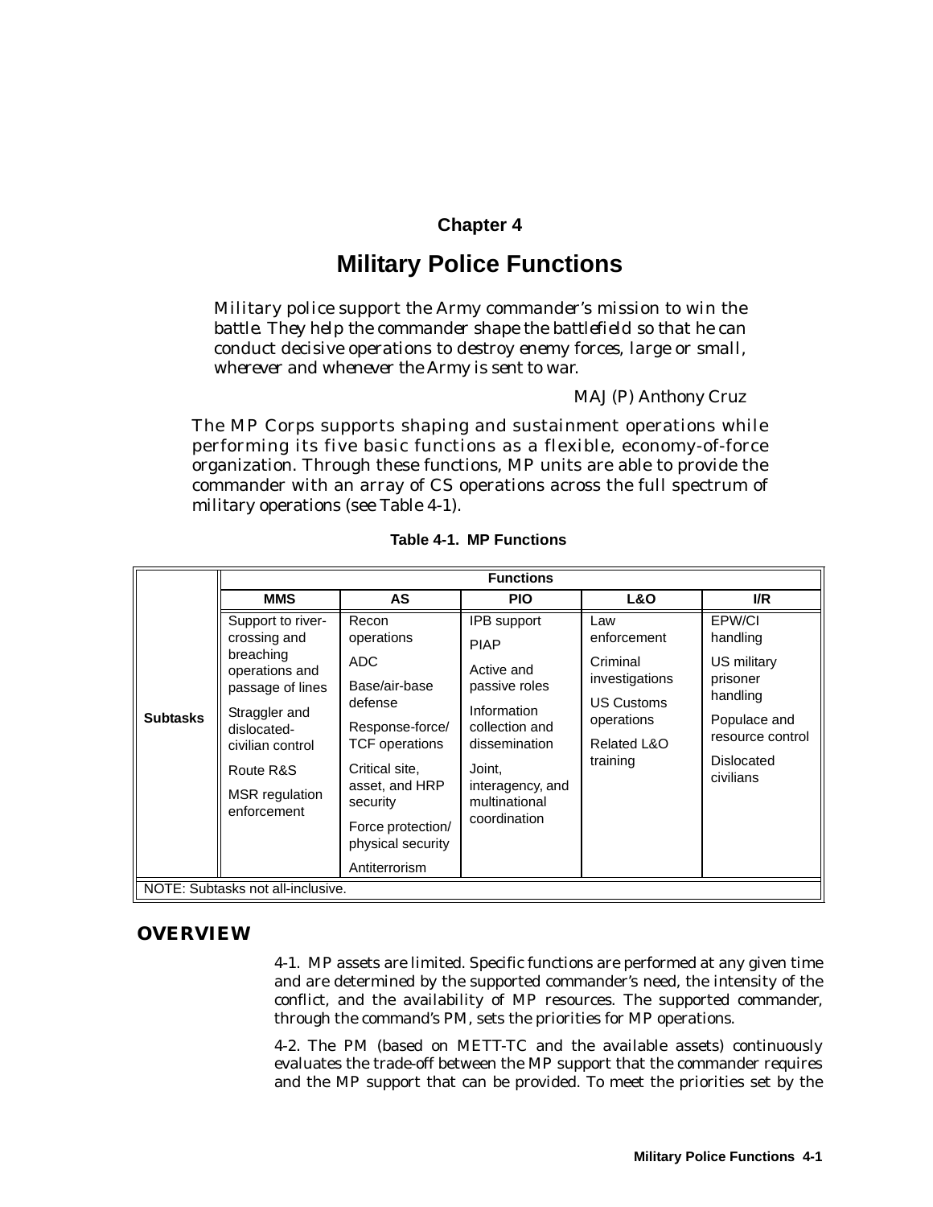# Chapter 4

## Military Police Functions

*Military police support the Army commander's mission to win the battle. They help the commander shape the battlefield so that he can conduct decisive operations to destroy enemy forces, large or small, wherever and whenever the Army is sent to war.*

MAJ (P) Anthony Cruz

The MP Corps supports shaping and sustainment operations while performing its five basic functions as a flexible, economy-of-force organization. Through these functions, MP units are able to provide the commander with an array of CS operations across the full spectrum of military operations (see Table 4-1).

**Table 4-1. MP Functions**

| | Functions | | | | |
|---|---|---|---|---|---|
| | **MMS** | **AS** | **PIO** | **L&O** | **I/R** |
| **Subtasks** | Support to river-crossing and breaching operations and passage of lines<br>Straggler and dislocated-civilian control<br>Route R&S<br>MSR regulation enforcement | Recon operations<br>ADC<br>Base/air-base defense<br>Response-force/TCF operations<br>Critical site, asset, and HRP security<br>Force protection/physical security<br>Antiterrorism | IPB support<br>PIAP<br>Active and passive roles<br>Information collection and dissemination<br>Joint, interagency, and multinational coordination | Law enforcement<br>Criminal investigations<br>US Customs operations<br>Related L&O training | EPW/CI handling<br>US military prisoner handling<br>Populace and resource control<br>Dislocated civilians |
| NOTE: Subtasks not all-inclusive. | | | | | |

## OVERVIEW

4-1. MP assets are limited. Specific functions are performed at any given time and are determined by the supported commander's need, the intensity of the conflict, and the availability of MP resources. The supported commander, through the command's PM, sets the priorities for MP operations.

4-2. The PM (based on METT-TC and the available assets) continuously evaluates the trade-off between the MP support that the commander requires and the MP support that can be provided. To meet the priorities set by the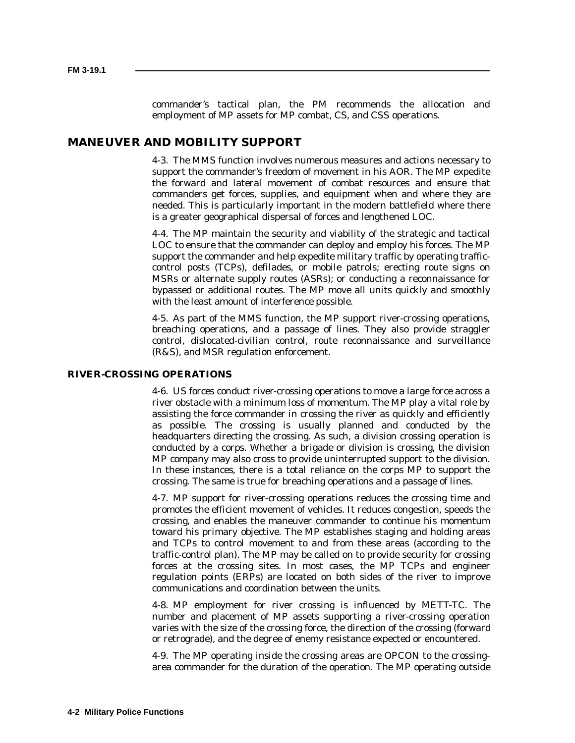commander's tactical plan, the PM recommends the allocation and employment of MP assets for MP combat, CS, and CSS operations.

## MANEUVER AND MOBILITY SUPPORT

4-3. The MMS function involves numerous measures and actions necessary to support the commander's freedom of movement in his AOR. The MP expedite the forward and lateral movement of combat resources and ensure that commanders get forces, supplies, and equipment when and where they are needed. This is particularly important in the modern battlefield where there is a greater geographical dispersal of forces and lengthened LOC.

4-4. The MP maintain the security and viability of the strategic and tactical LOC to ensure that the commander can deploy and employ his forces. The MP support the commander and help expedite military traffic by operating traffic-control posts (TCPs), defilades, or mobile patrols; erecting route signs on MSRs or alternate supply routes (ASRs); or conducting a reconnaissance for bypassed or additional routes. The MP move all units quickly and smoothly with the least amount of interference possible.

4-5. As part of the MMS function, the MP support river-crossing operations, breaching operations, and a passage of lines. They also provide straggler control, dislocated-civilian control, route reconnaissance and surveillance (R&S), and MSR regulation enforcement.

### RIVER-CROSSING OPERATIONS

4-6. US forces conduct river-crossing operations to move a large force across a river obstacle with a minimum loss of momentum. The MP play a vital role by assisting the force commander in crossing the river as quickly and efficiently as possible. The crossing is usually planned and conducted by the headquarters directing the crossing. As such, a division crossing operation is conducted by a corps. Whether a brigade or division is crossing, the division MP company may also cross to provide uninterrupted support to the division. In these instances, there is a total reliance on the corps MP to support the crossing. The same is true for breaching operations and a passage of lines.

4-7. MP support for river-crossing operations reduces the crossing time and promotes the efficient movement of vehicles. It reduces congestion, speeds the crossing, and enables the maneuver commander to continue his momentum toward his primary objective. The MP establishes staging and holding areas and TCPs to control movement to and from these areas (according to the traffic-control plan). The MP may be called on to provide security for crossing forces at the crossing sites. In most cases, the MP TCPs and engineer regulation points (ERPs) are located on both sides of the river to improve communications and coordination between the units.

4-8. MP employment for river crossing is influenced by METT-TC. The number and placement of MP assets supporting a river-crossing operation varies with the size of the crossing force, the direction of the crossing (forward or retrograde), and the degree of enemy resistance expected or encountered.

4-9. The MP operating inside the crossing areas are OPCON to the crossing-area commander for the duration of the operation. The MP operating outside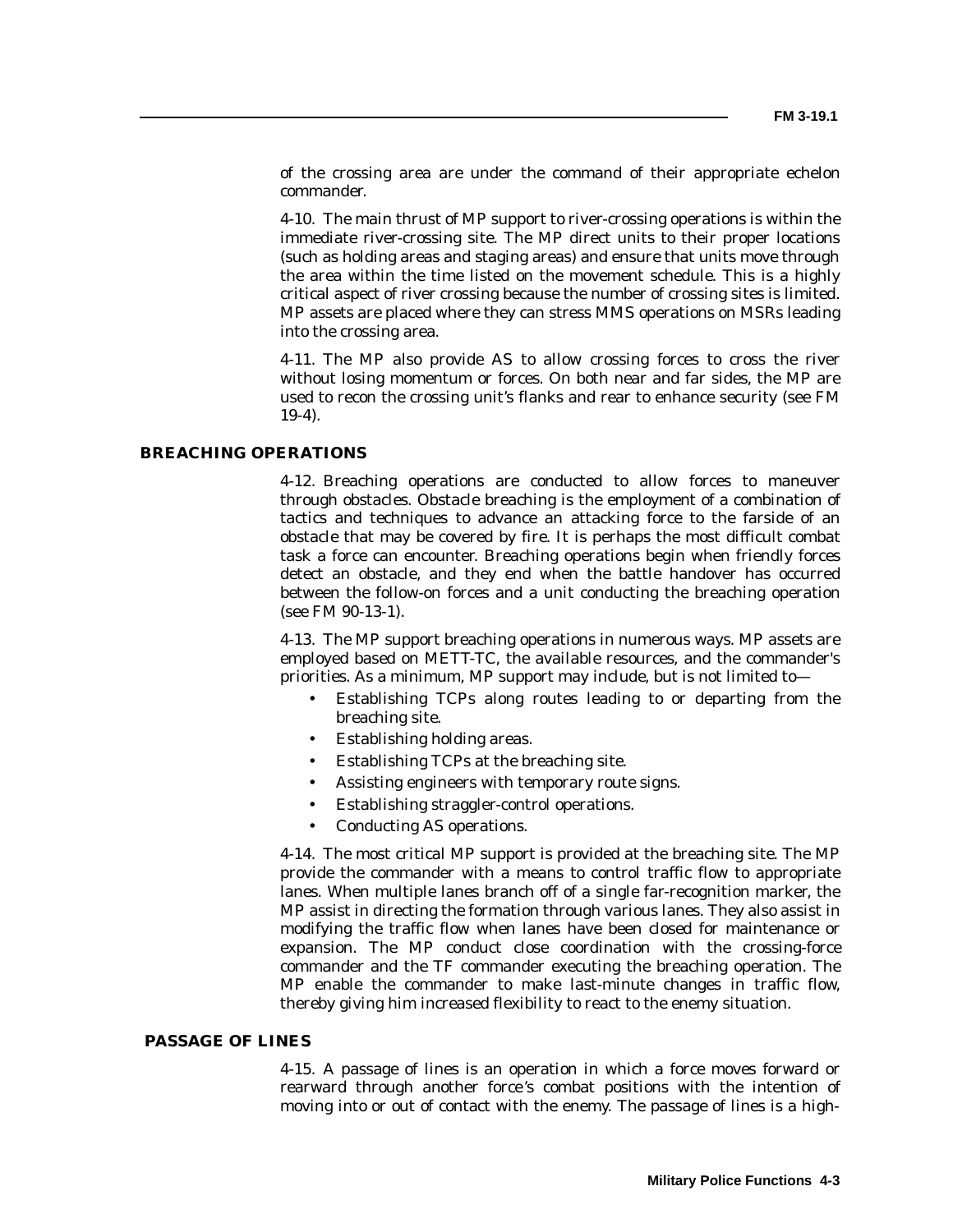of the crossing area are under the command of their appropriate echelon commander.

4-10. The main thrust of MP support to river-crossing operations is within the immediate river-crossing site. The MP direct units to their proper locations (such as holding areas and staging areas) and ensure that units move through the area within the time listed on the movement schedule. This is a highly critical aspect of river crossing because the number of crossing sites is limited. MP assets are placed where they can stress MMS operations on MSRs leading into the crossing area.

4-11. The MP also provide AS to allow crossing forces to cross the river without losing momentum or forces. On both near and far sides, the MP are used to recon the crossing unit's flanks and rear to enhance security (see FM 19-4).

## BREACHING OPERATIONS

4-12. Breaching operations are conducted to allow forces to maneuver through obstacles. Obstacle breaching is the employment of a combination of tactics and techniques to advance an attacking force to the farside of an obstacle that may be covered by fire. It is perhaps the most difficult combat task a force can encounter. Breaching operations begin when friendly forces detect an obstacle, and they end when the battle handover has occurred between the follow-on forces and a unit conducting the breaching operation (see FM 90-13-1).

4-13. The MP support breaching operations in numerous ways. MP assets are employed based on METT-TC, the available resources, and the commander's priorities. As a minimum, MP support may include, but is not limited to—

- Establishing TCPs along routes leading to or departing from the breaching site.
- Establishing holding areas.
- Establishing TCPs at the breaching site.
- Assisting engineers with temporary route signs.
- Establishing straggler-control operations.
- Conducting AS operations.

4-14. The most critical MP support is provided at the breaching site. The MP provide the commander with a means to control traffic flow to appropriate lanes. When multiple lanes branch off of a single far-recognition marker, the MP assist in directing the formation through various lanes. They also assist in modifying the traffic flow when lanes have been closed for maintenance or expansion. The MP conduct close coordination with the crossing-force commander and the TF commander executing the breaching operation. The MP enable the commander to make last-minute changes in traffic flow, thereby giving him increased flexibility to react to the enemy situation.

## PASSAGE OF LINES

4-15. A passage of lines is an operation in which a force moves forward or rearward through another force's combat positions with the intention of moving into or out of contact with the enemy. The passage of lines is a high-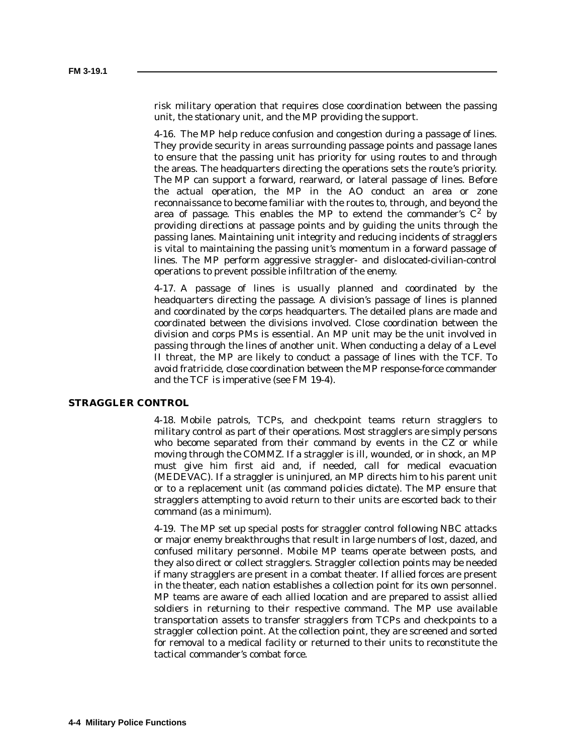risk military operation that requires close coordination between the passing unit, the stationary unit, and the MP providing the support.

4-16. The MP help reduce confusion and congestion during a passage of lines. They provide security in areas surrounding passage points and passage lanes to ensure that the passing unit has priority for using routes to and through the areas. The headquarters directing the operations sets the route's priority. The MP can support a forward, rearward, or lateral passage of lines. Before the actual operation, the MP in the AO conduct an area or zone reconnaissance to become familiar with the routes to, through, and beyond the area of passage. This enables the MP to extend the commander's $C^2$ by providing directions at passage points and by guiding the units through the passing lanes. Maintaining unit integrity and reducing incidents of stragglers is vital to maintaining the passing unit's momentum in a forward passage of lines. The MP perform aggressive straggler- and dislocated-civilian-control operations to prevent possible infiltration of the enemy.

4-17. A passage of lines is usually planned and coordinated by the headquarters directing the passage. A division's passage of lines is planned and coordinated by the corps headquarters. The detailed plans are made and coordinated between the divisions involved. Close coordination between the division and corps PMs is essential. An MP unit may be the unit involved in passing through the lines of another unit. When conducting a delay of a Level II threat, the MP are likely to conduct a passage of lines with the TCF. To avoid fratricide, close coordination between the MP response-force commander and the TCF is imperative (see FM 19-4).

## STRAGGLER CONTROL

4-18. Mobile patrols, TCPs, and checkpoint teams return stragglers to military control as part of their operations. Most stragglers are simply persons who become separated from their command by events in the CZ or while moving through the COMMZ. If a straggler is ill, wounded, or in shock, an MP must give him first aid and, if needed, call for medical evacuation (MEDEVAC). If a straggler is uninjured, an MP directs him to his parent unit or to a replacement unit (as command policies dictate). The MP ensure that stragglers attempting to avoid return to their units are escorted back to their command (as a minimum).

4-19. The MP set up special posts for straggler control following NBC attacks or major enemy breakthroughs that result in large numbers of lost, dazed, and confused military personnel. Mobile MP teams operate between posts, and they also direct or collect stragglers. Straggler collection points may be needed if many stragglers are present in a combat theater. If allied forces are present in the theater, each nation establishes a collection point for its own personnel. MP teams are aware of each allied location and are prepared to assist allied soldiers in returning to their respective command. The MP use available transportation assets to transfer stragglers from TCPs and checkpoints to a straggler collection point. At the collection point, they are screened and sorted for removal to a medical facility or returned to their units to reconstitute the tactical commander's combat force.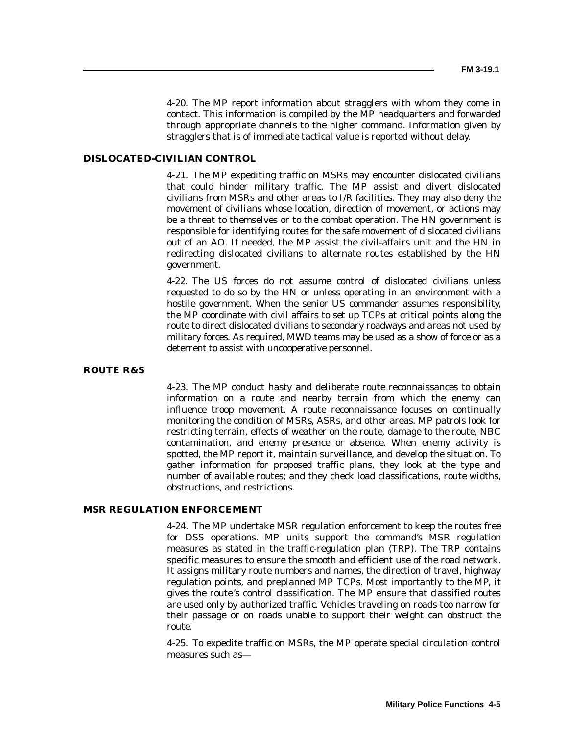4-20. The MP report information about stragglers with whom they come in contact. This information is compiled by the MP headquarters and forwarded through appropriate channels to the higher command. Information given by stragglers that is of immediate tactical value is reported without delay.

## DISLOCATED-CIVILIAN CONTROL

4-21. The MP expediting traffic on MSRs may encounter dislocated civilians that could hinder military traffic. The MP assist and divert dislocated civilians from MSRs and other areas to I/R facilities. They may also deny the movement of civilians whose location, direction of movement, or actions may be a threat to themselves or to the combat operation. The HN government is responsible for identifying routes for the safe movement of dislocated civilians out of an AO. If needed, the MP assist the civil-affairs unit and the HN in redirecting dislocated civilians to alternate routes established by the HN government.

4-22. The US forces do not assume control of dislocated civilians unless requested to do so by the HN or unless operating in an environment with a hostile government. When the senior US commander assumes responsibility, the MP coordinate with civil affairs to set up TCPs at critical points along the route to direct dislocated civilians to secondary roadways and areas not used by military forces. As required, MWD teams may be used as a show of force or as a deterrent to assist with uncooperative personnel.

## ROUTE R&S

4-23. The MP conduct hasty and deliberate route reconnaissances to obtain information on a route and nearby terrain from which the enemy can influence troop movement. A route reconnaissance focuses on continually monitoring the condition of MSRs, ASRs, and other areas. MP patrols look for restricting terrain, effects of weather on the route, damage to the route, NBC contamination, and enemy presence or absence. When enemy activity is spotted, the MP report it, maintain surveillance, and develop the situation. To gather information for proposed traffic plans, they look at the type and number of available routes; and they check load classifications, route widths, obstructions, and restrictions.

## MSR REGULATION ENFORCEMENT

4-24. The MP undertake MSR regulation enforcement to keep the routes free for DSS operations. MP units support the command's MSR regulation measures as stated in the traffic-regulation plan (TRP). The TRP contains specific measures to ensure the smooth and efficient use of the road network. It assigns military route numbers and names, the direction of travel, highway regulation points, and preplanned MP TCPs. Most importantly to the MP, it gives the route's control classification. The MP ensure that classified routes are used only by authorized traffic. Vehicles traveling on roads too narrow for their passage or on roads unable to support their weight can obstruct the route.

4-25. To expedite traffic on MSRs, the MP operate special circulation control measures such as—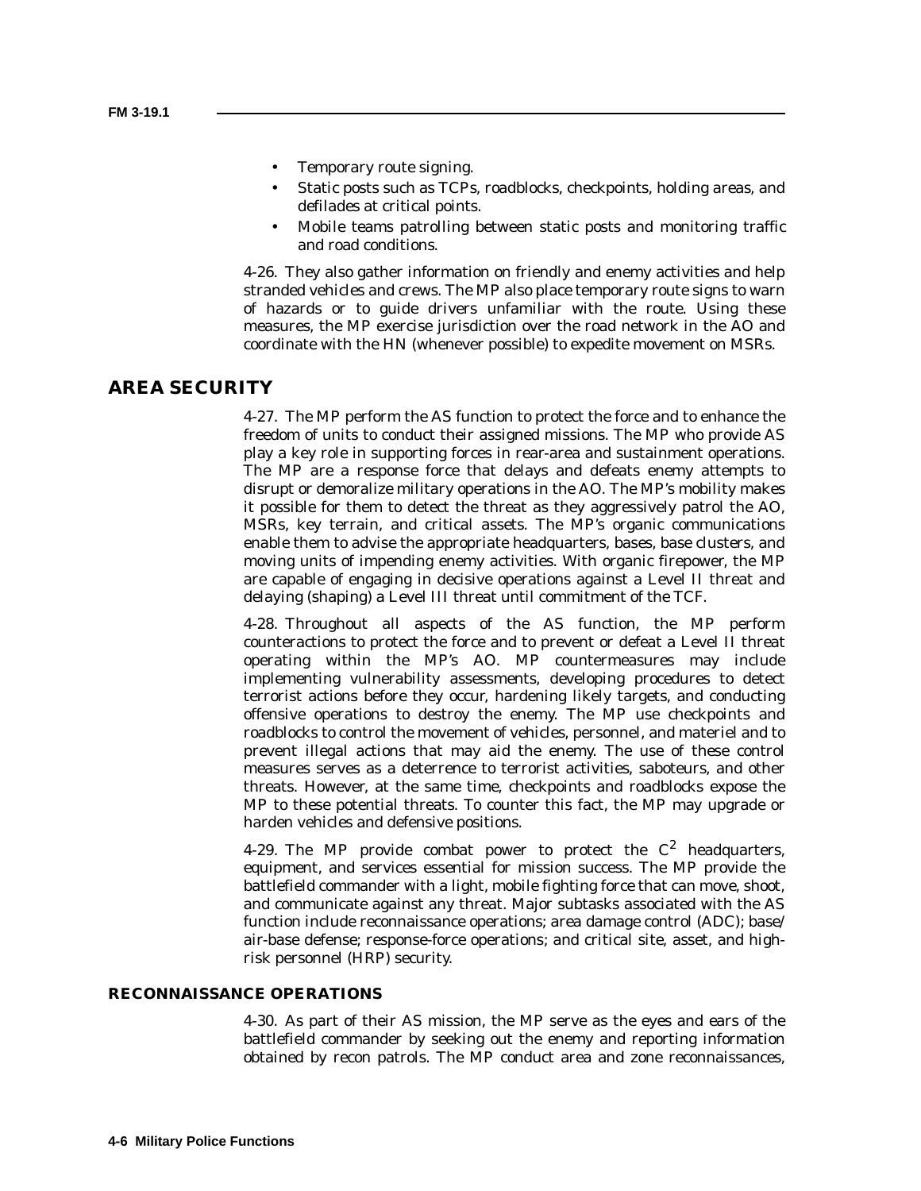- Temporary route signing.
- Static posts such as TCPs, roadblocks, checkpoints, holding areas, and defilades at critical points.
- Mobile teams patrolling between static posts and monitoring traffic and road conditions.

4-26. They also gather information on friendly and enemy activities and help stranded vehicles and crews. The MP also place temporary route signs to warn of hazards or to guide drivers unfamiliar with the route. Using these measures, the MP exercise jurisdiction over the road network in the AO and coordinate with the HN (whenever possible) to expedite movement on MSRs.

## AREA SECURITY

4-27. The MP perform the AS function to protect the force and to enhance the freedom of units to conduct their assigned missions. The MP who provide AS play a key role in supporting forces in rear-area and sustainment operations. The MP are a response force that delays and defeats enemy attempts to disrupt or demoralize military operations in the AO. The MP's mobility makes it possible for them to detect the threat as they aggressively patrol the AO, MSRs, key terrain, and critical assets. The MP's organic communications enable them to advise the appropriate headquarters, bases, base clusters, and moving units of impending enemy activities. With organic firepower, the MP are capable of engaging in decisive operations against a Level II threat and delaying (shaping) a Level III threat until commitment of the TCF.

4-28. Throughout all aspects of the AS function, the MP perform counteractions to protect the force and to prevent or defeat a Level II threat operating within the MP's AO. MP countermeasures may include implementing vulnerability assessments, developing procedures to detect terrorist actions before they occur, hardening likely targets, and conducting offensive operations to destroy the enemy. The MP use checkpoints and roadblocks to control the movement of vehicles, personnel, and materiel and to prevent illegal actions that may aid the enemy. The use of these control measures serves as a deterrence to terrorist activities, saboteurs, and other threats. However, at the same time, checkpoints and roadblocks expose the MP to these potential threats. To counter this fact, the MP may upgrade or harden vehicles and defensive positions.

4-29. The MP provide combat power to protect the $C^2$ headquarters, equipment, and services essential for mission success. The MP provide the battlefield commander with a light, mobile fighting force that can move, shoot, and communicate against any threat. Major subtasks associated with the AS function include reconnaissance operations; area damage control (ADC); base/air-base defense; response-force operations; and critical site, asset, and high-risk personnel (HRP) security.

### RECONNAISSANCE OPERATIONS

4-30. As part of their AS mission, the MP serve as the eyes and ears of the battlefield commander by seeking out the enemy and reporting information obtained by recon patrols. The MP conduct area and zone reconnaissances,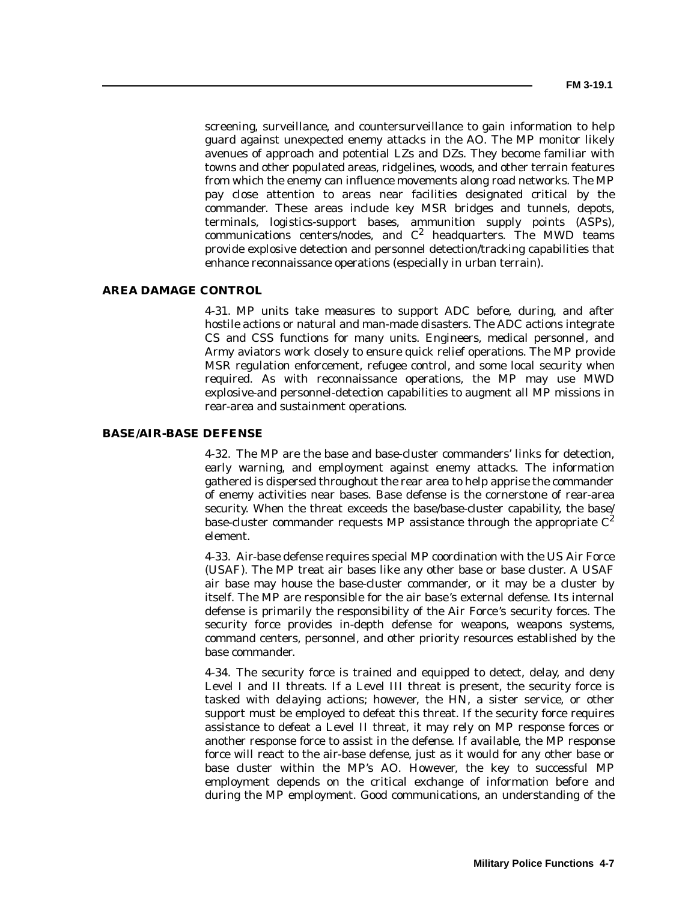screening, surveillance, and countersurveillance to gain information to help guard against unexpected enemy attacks in the AO. The MP monitor likely avenues of approach and potential LZs and DZs. They become familiar with towns and other populated areas, ridgelines, woods, and other terrain features from which the enemy can influence movements along road networks. The MP pay close attention to areas near facilities designated critical by the commander. These areas include key MSR bridges and tunnels, depots, terminals, logistics-support bases, ammunition supply points (ASPs), communications centers/nodes, and $C^2$ headquarters. The MWD teams provide explosive detection and personnel detection/tracking capabilities that enhance reconnaissance operations (especially in urban terrain).

## AREA DAMAGE CONTROL

4-31. MP units take measures to support ADC before, during, and after hostile actions or natural and man-made disasters. The ADC actions integrate CS and CSS functions for many units. Engineers, medical personnel, and Army aviators work closely to ensure quick relief operations. The MP provide MSR regulation enforcement, refugee control, and some local security when required. As with reconnaissance operations, the MP may use MWD explosive-and personnel-detection capabilities to augment all MP missions in rear-area and sustainment operations.

## BASE/AIR-BASE DEFENSE

4-32. The MP are the base and base-cluster commanders' links for detection, early warning, and employment against enemy attacks. The information gathered is dispersed throughout the rear area to help apprise the commander of enemy activities near bases. Base defense is the cornerstone of rear-area security. When the threat exceeds the base/base-cluster capability, the base/base-cluster commander requests MP assistance through the appropriate $C^2$ element.

4-33. Air-base defense requires special MP coordination with the US Air Force (USAF). The MP treat air bases like any other base or base cluster. A USAF air base may house the base-cluster commander, or it may be a cluster by itself. The MP are responsible for the air base's external defense. Its internal defense is primarily the responsibility of the Air Force's security forces. The security force provides in-depth defense for weapons, weapons systems, command centers, personnel, and other priority resources established by the base commander.

4-34. The security force is trained and equipped to detect, delay, and deny Level I and II threats. If a Level III threat is present, the security force is tasked with delaying actions; however, the HN, a sister service, or other support must be employed to defeat this threat. If the security force requires assistance to defeat a Level II threat, it may rely on MP response forces or another response force to assist in the defense. If available, the MP response force will react to the air-base defense, just as it would for any other base or base cluster within the MP's AO. However, the key to successful MP employment depends on the critical exchange of information before and during the MP employment. Good communications, an understanding of the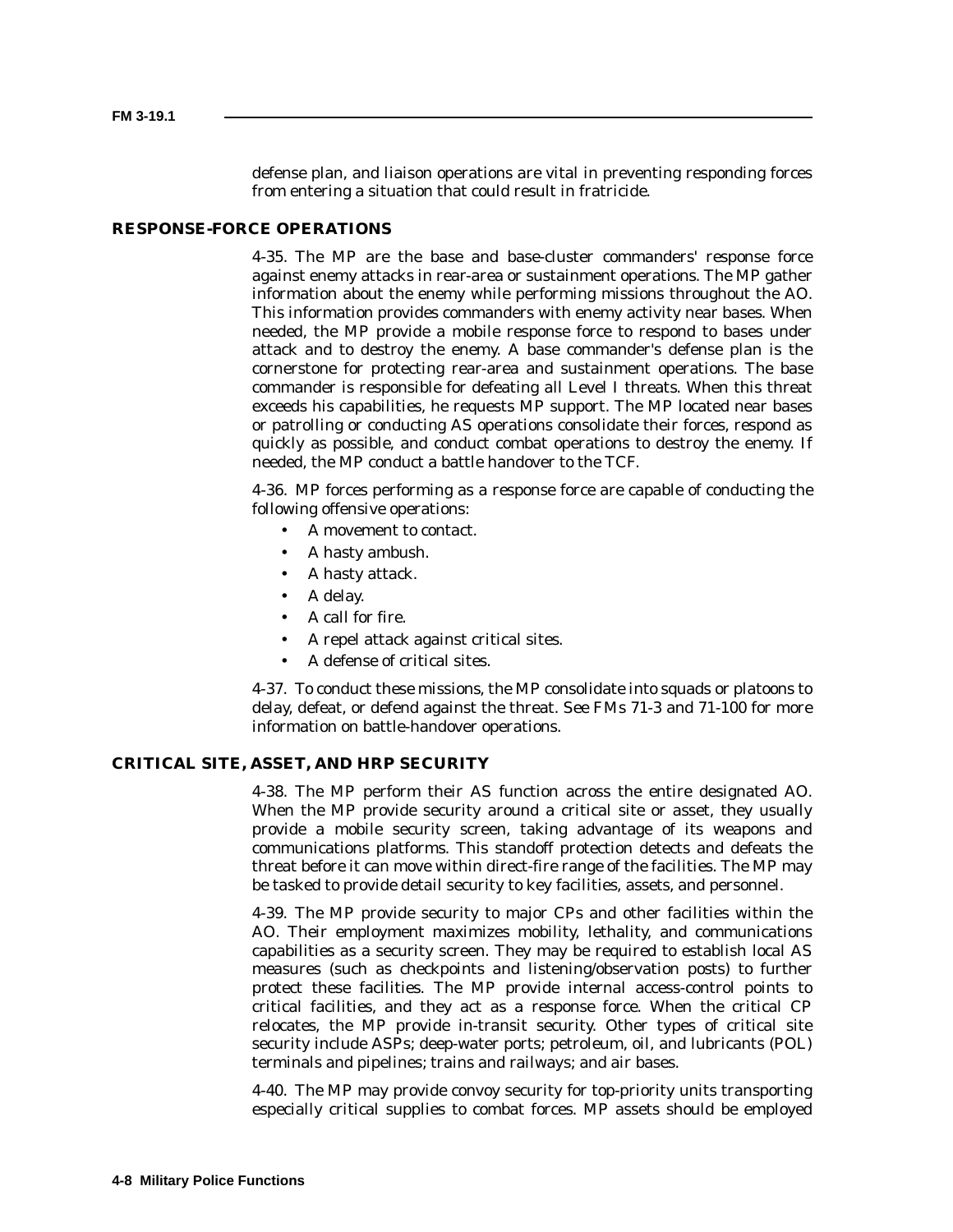defense plan, and liaison operations are vital in preventing responding forces from entering a situation that could result in fratricide.

## RESPONSE-FORCE OPERATIONS

4-35. The MP are the base and base-cluster commanders' response force against enemy attacks in rear-area or sustainment operations. The MP gather information about the enemy while performing missions throughout the AO. This information provides commanders with enemy activity near bases. When needed, the MP provide a mobile response force to respond to bases under attack and to destroy the enemy. A base commander's defense plan is the cornerstone for protecting rear-area and sustainment operations. The base commander is responsible for defeating all Level I threats. When this threat exceeds his capabilities, he requests MP support. The MP located near bases or patrolling or conducting AS operations consolidate their forces, respond as quickly as possible, and conduct combat operations to destroy the enemy. If needed, the MP conduct a battle handover to the TCF.

4-36. MP forces performing as a response force are capable of conducting the following offensive operations:

- A movement to contact.
- A hasty ambush.
- A hasty attack.
- A delay.
- A call for fire.
- A repel attack against critical sites.
- A defense of critical sites.

4-37. To conduct these missions, the MP consolidate into squads or platoons to delay, defeat, or defend against the threat. See FMs 71-3 and 71-100 for more information on battle-handover operations.

## CRITICAL SITE, ASSET, AND HRP SECURITY

4-38. The MP perform their AS function across the entire designated AO. When the MP provide security around a critical site or asset, they usually provide a mobile security screen, taking advantage of its weapons and communications platforms. This standoff protection detects and defeats the threat before it can move within direct-fire range of the facilities. The MP may be tasked to provide detail security to key facilities, assets, and personnel.

4-39. The MP provide security to major CPs and other facilities within the AO. Their employment maximizes mobility, lethality, and communications capabilities as a security screen. They may be required to establish local AS measures (such as checkpoints and listening/observation posts) to further protect these facilities. The MP provide internal access-control points to critical facilities, and they act as a response force. When the critical CP relocates, the MP provide in-transit security. Other types of critical site security include ASPs; deep-water ports; petroleum, oil, and lubricants (POL) terminals and pipelines; trains and railways; and air bases.

4-40. The MP may provide convoy security for top-priority units transporting especially critical supplies to combat forces. MP assets should be employed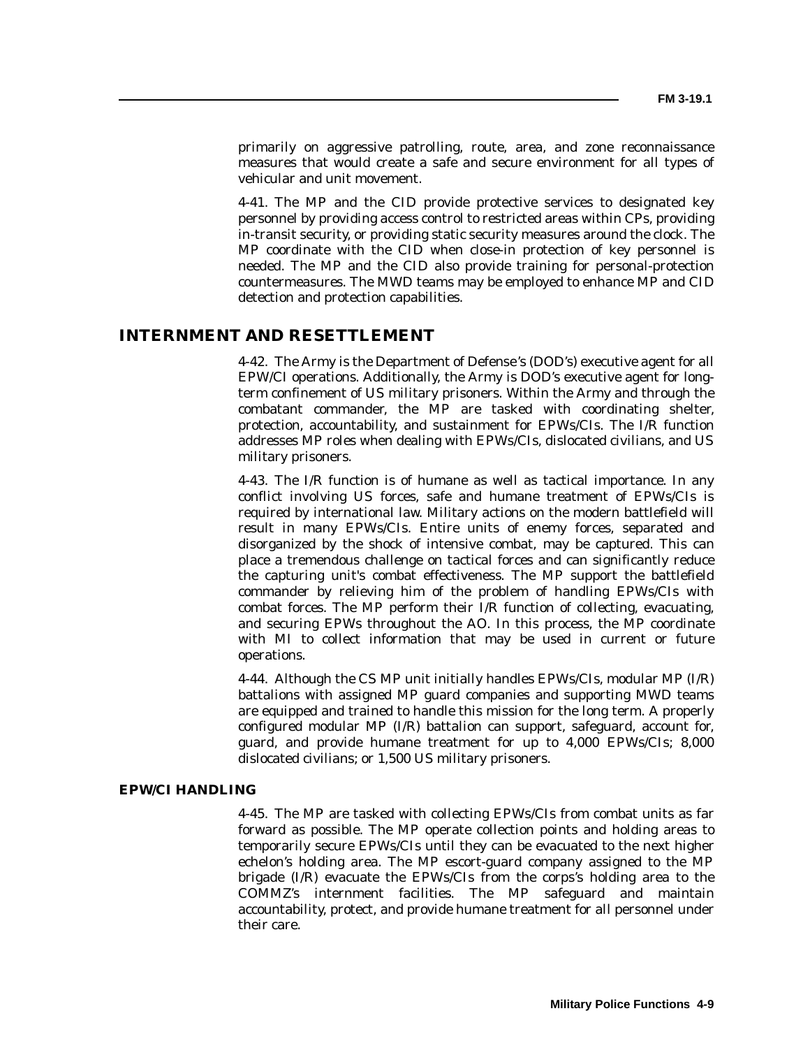primarily on aggressive patrolling, route, area, and zone reconnaissance measures that would create a safe and secure environment for all types of vehicular and unit movement.

4-41. The MP and the CID provide protective services to designated key personnel by providing access control to restricted areas within CPs, providing in-transit security, or providing static security measures around the clock. The MP coordinate with the CID when close-in protection of key personnel is needed. The MP and the CID also provide training for personal-protection countermeasures. The MWD teams may be employed to enhance MP and CID detection and protection capabilities.

## INTERNMENT AND RESETTLEMENT

4-42. The Army is the Department of Defense's (DOD's) executive agent for all EPW/CI operations. Additionally, the Army is DOD's executive agent for long-term confinement of US military prisoners. Within the Army and through the combatant commander, the MP are tasked with coordinating shelter, protection, accountability, and sustainment for EPWs/CIs. The I/R function addresses MP roles when dealing with EPWs/CIs, dislocated civilians, and US military prisoners.

4-43. The I/R function is of humane as well as tactical importance. In any conflict involving US forces, safe and humane treatment of EPWs/CIs is required by international law. Military actions on the modern battlefield will result in many EPWs/CIs. Entire units of enemy forces, separated and disorganized by the shock of intensive combat, may be captured. This can place a tremendous challenge on tactical forces and can significantly reduce the capturing unit's combat effectiveness. The MP support the battlefield commander by relieving him of the problem of handling EPWs/CIs with combat forces. The MP perform their I/R function of collecting, evacuating, and securing EPWs throughout the AO. In this process, the MP coordinate with MI to collect information that may be used in current or future operations.

4-44. Although the CS MP unit initially handles EPWs/CIs, modular MP (I/R) battalions with assigned MP guard companies and supporting MWD teams are equipped and trained to handle this mission for the long term. A properly configured modular MP (I/R) battalion can support, safeguard, account for, guard, and provide humane treatment for up to 4,000 EPWs/CIs; 8,000 dislocated civilians; or 1,500 US military prisoners.

### EPW/CI HANDLING

4-45. The MP are tasked with collecting EPWs/CIs from combat units as far forward as possible. The MP operate collection points and holding areas to temporarily secure EPWs/CIs until they can be evacuated to the next higher echelon's holding area. The MP escort-guard company assigned to the MP brigade (I/R) evacuate the EPWs/CIs from the corps's holding area to the COMMZ's internment facilities. The MP safeguard and maintain accountability, protect, and provide humane treatment for all personnel under their care.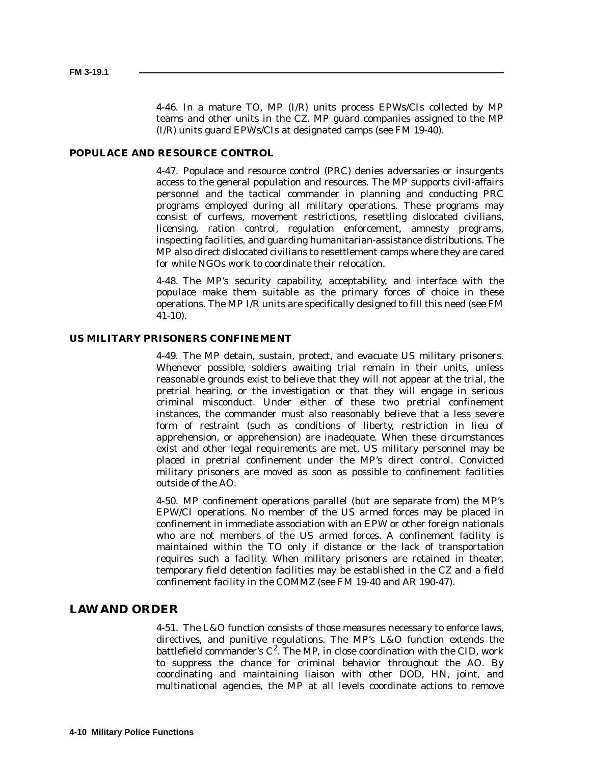4-46. In a mature TO, MP (I/R) units process EPWs/CIs collected by MP teams and other units in the CZ. MP guard companies assigned to the MP (I/R) units guard EPWs/CIs at designated camps (see FM 19-40).

### POPULACE AND RESOURCE CONTROL

4-47. Populace and resource control (PRC) denies adversaries or insurgents access to the general population and resources. The MP supports civil-affairs personnel and the tactical commander in planning and conducting PRC programs employed during all military operations. These programs may consist of curfews, movement restrictions, resettling dislocated civilians, licensing, ration control, regulation enforcement, amnesty programs, inspecting facilities, and guarding humanitarian-assistance distributions. The MP also direct dislocated civilians to resettlement camps where they are cared for while NGOs work to coordinate their relocation.

4-48. The MP's security capability, acceptability, and interface with the populace make them suitable as the primary forces of choice in these operations. The MP I/R units are specifically designed to fill this need (see FM 41-10).

### US MILITARY PRISONERS CONFINEMENT

4-49. The MP detain, sustain, protect, and evacuate US military prisoners. Whenever possible, soldiers awaiting trial remain in their units, unless reasonable grounds exist to believe that they will not appear at the trial, the pretrial hearing, or the investigation or that they will engage in serious criminal misconduct. Under either of these two pretrial confinement instances, the commander must also reasonably believe that a less severe form of restraint (such as conditions of liberty, restriction in lieu of apprehension, or apprehension) are inadequate. When these circumstances exist and other legal requirements are met, US military personnel may be placed in pretrial confinement under the MP's direct control. Convicted military prisoners are moved as soon as possible to confinement facilities outside of the AO.

4-50. MP confinement operations parallel (but are separate from) the MP's EPW/CI operations. No member of the US armed forces may be placed in confinement in immediate association with an EPW or other foreign nationals who are not members of the US armed forces. A confinement facility is maintained within the TO only if distance or the lack of transportation requires such a facility. When military prisoners are retained in theater, temporary field detention facilities may be established in the CZ and a field confinement facility in the COMMZ (see FM 19-40 and AR 190-47).

## LAW AND ORDER

4-51. The L&O function consists of those measures necessary to enforce laws, directives, and punitive regulations. The MP's L&O function extends the battlefield commander's $C^2$. The MP, in close coordination with the CID, work to suppress the chance for criminal behavior throughout the AO. By coordinating and maintaining liaison with other DOD, HN, joint, and multinational agencies, the MP at all levels coordinate actions to remove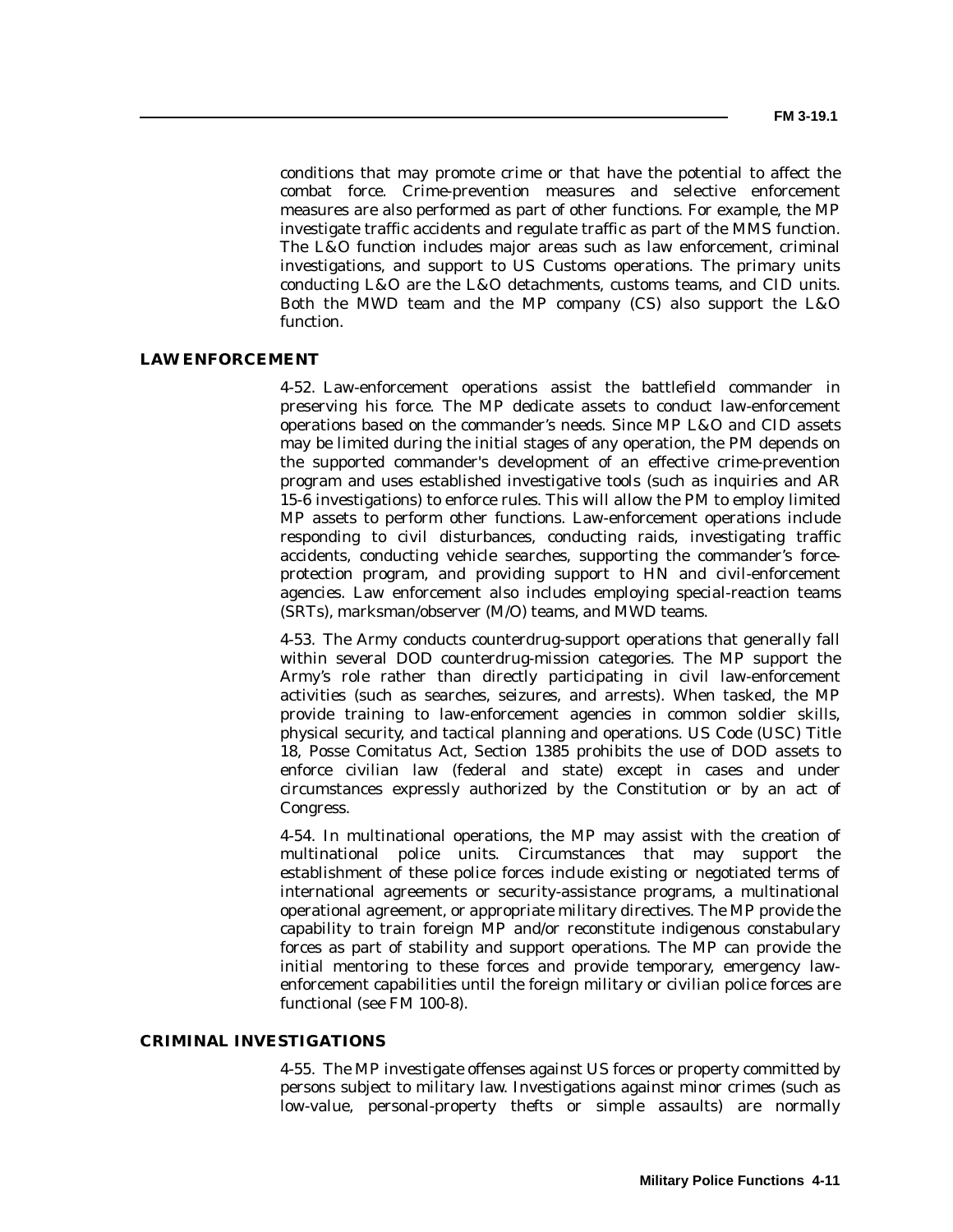conditions that may promote crime or that have the potential to affect the combat force. Crime-prevention measures and selective enforcement measures are also performed as part of other functions. For example, the MP investigate traffic accidents and regulate traffic as part of the MMS function. The L&O function includes major areas such as law enforcement, criminal investigations, and support to US Customs operations. The primary units conducting L&O are the L&O detachments, customs teams, and CID units. Both the MWD team and the MP company (CS) also support the L&O function.

## LAW ENFORCEMENT

4-52. Law-enforcement operations assist the battlefield commander in preserving his force. The MP dedicate assets to conduct law-enforcement operations based on the commander's needs. Since MP L&O and CID assets may be limited during the initial stages of any operation, the PM depends on the supported commander's development of an effective crime-prevention program and uses established investigative tools (such as inquiries and AR 15-6 investigations) to enforce rules. This will allow the PM to employ limited MP assets to perform other functions. Law-enforcement operations include responding to civil disturbances, conducting raids, investigating traffic accidents, conducting vehicle searches, supporting the commander's force-protection program, and providing support to HN and civil-enforcement agencies. Law enforcement also includes employing special-reaction teams (SRTs), marksman/observer (M/O) teams, and MWD teams.

4-53. The Army conducts counterdrug-support operations that generally fall within several DOD counterdrug-mission categories. The MP support the Army's role rather than directly participating in civil law-enforcement activities (such as searches, seizures, and arrests). When tasked, the MP provide training to law-enforcement agencies in common soldier skills, physical security, and tactical planning and operations. US Code (USC) Title 18, Posse Comitatus Act, Section 1385 prohibits the use of DOD assets to enforce civilian law (federal and state) except in cases and under circumstances expressly authorized by the Constitution or by an act of Congress.

4-54. In multinational operations, the MP may assist with the creation of multinational police units. Circumstances that may support the establishment of these police forces include existing or negotiated terms of international agreements or security-assistance programs, a multinational operational agreement, or appropriate military directives. The MP provide the capability to train foreign MP and/or reconstitute indigenous constabulary forces as part of stability and support operations. The MP can provide the initial mentoring to these forces and provide temporary, emergency law-enforcement capabilities until the foreign military or civilian police forces are functional (see FM 100-8).

## CRIMINAL INVESTIGATIONS

4-55. The MP investigate offenses against US forces or property committed by persons subject to military law. Investigations against minor crimes (such as low-value, personal-property thefts or simple assaults) are normally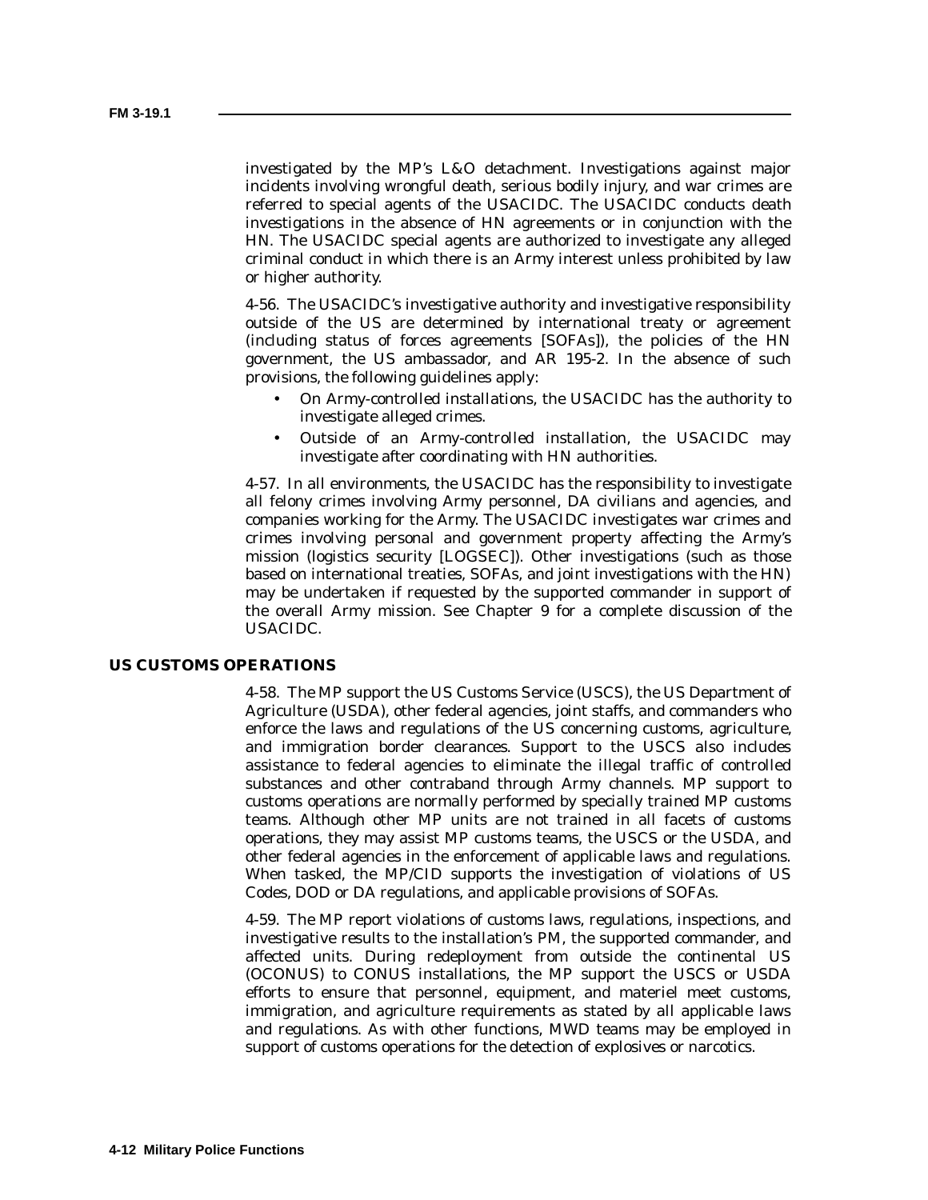investigated by the MP's L&O detachment. Investigations against major incidents involving wrongful death, serious bodily injury, and war crimes are referred to special agents of the USACIDC. The USACIDC conducts death investigations in the absence of HN agreements or in conjunction with the HN. The USACIDC special agents are authorized to investigate any alleged criminal conduct in which there is an Army interest unless prohibited by law or higher authority.

4-56. The USACIDC's investigative authority and investigative responsibility outside of the US are determined by international treaty or agreement (including status of forces agreements [SOFAs]), the policies of the HN government, the US ambassador, and AR 195-2. In the absence of such provisions, the following guidelines apply:

- On Army-controlled installations, the USACIDC has the authority to investigate alleged crimes.
- Outside of an Army-controlled installation, the USACIDC may investigate after coordinating with HN authorities.

4-57. In all environments, the USACIDC has the responsibility to investigate all felony crimes involving Army personnel, DA civilians and agencies, and companies working for the Army. The USACIDC investigates war crimes and crimes involving personal and government property affecting the Army's mission (logistics security [LOGSEC]). Other investigations (such as those based on international treaties, SOFAs, and joint investigations with the HN) may be undertaken if requested by the supported commander in support of the overall Army mission. See Chapter 9 for a complete discussion of the USACIDC.

## US CUSTOMS OPERATIONS

4-58. The MP support the US Customs Service (USCS), the US Department of Agriculture (USDA), other federal agencies, joint staffs, and commanders who enforce the laws and regulations of the US concerning customs, agriculture, and immigration border clearances. Support to the USCS also includes assistance to federal agencies to eliminate the illegal traffic of controlled substances and other contraband through Army channels. MP support to customs operations are normally performed by specially trained MP customs teams. Although other MP units are not trained in all facets of customs operations, they may assist MP customs teams, the USCS or the USDA, and other federal agencies in the enforcement of applicable laws and regulations. When tasked, the MP/CID supports the investigation of violations of US Codes, DOD or DA regulations, and applicable provisions of SOFAs.

4-59. The MP report violations of customs laws, regulations, inspections, and investigative results to the installation's PM, the supported commander, and affected units. During redeployment from outside the continental US (OCONUS) to CONUS installations, the MP support the USCS or USDA efforts to ensure that personnel, equipment, and materiel meet customs, immigration, and agriculture requirements as stated by all applicable laws and regulations. As with other functions, MWD teams may be employed in support of customs operations for the detection of explosives or narcotics.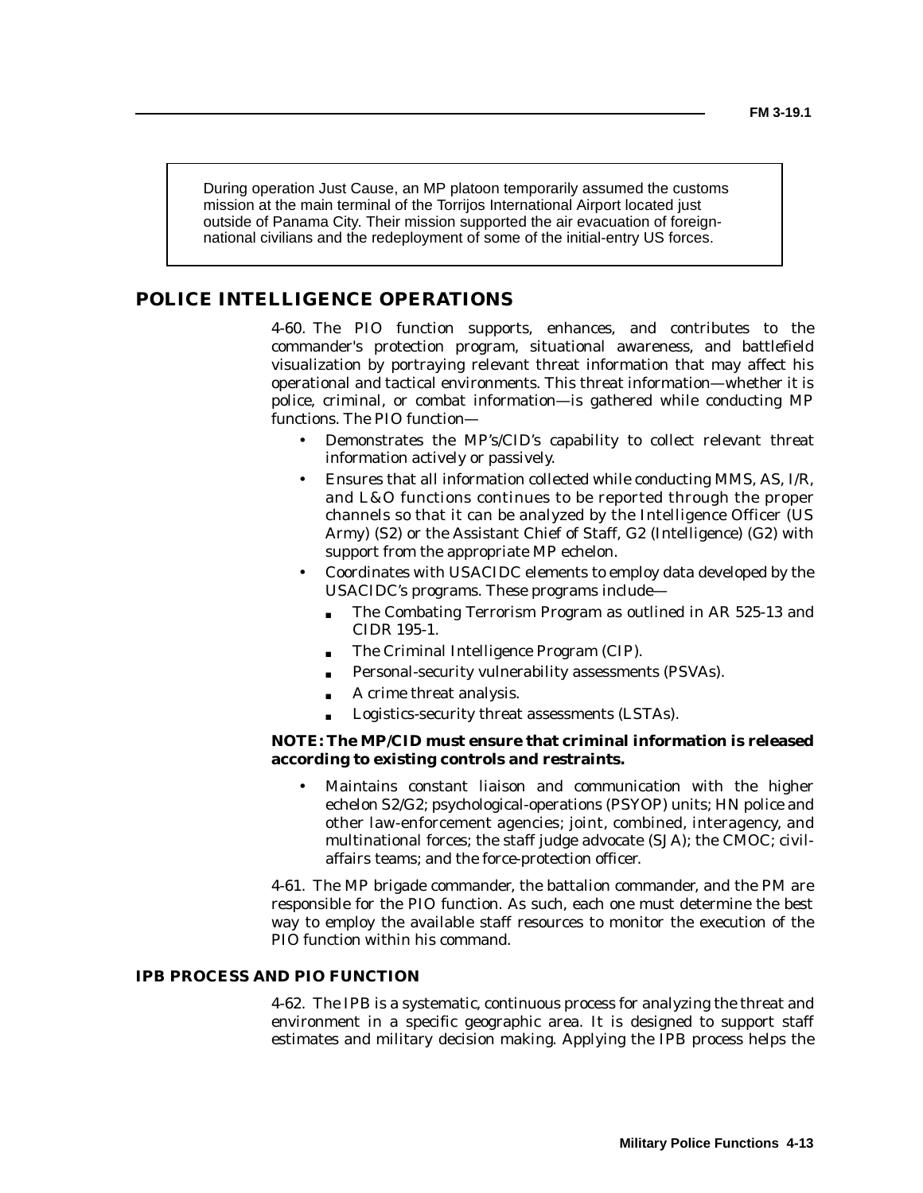> During operation Just Cause, an MP platoon temporarily assumed the customs mission at the main terminal of the Torrijos International Airport located just outside of Panama City. Their mission supported the air evacuation of foreign-national civilians and the redeployment of some of the initial-entry US forces.

## POLICE INTELLIGENCE OPERATIONS

4-60. The PIO function supports, enhances, and contributes to the commander's protection program, situational awareness, and battlefield visualization by portraying relevant threat information that may affect his operational and tactical environments. This threat information—whether it is police, criminal, or combat information—is gathered while conducting MP functions. The PIO function—

- Demonstrates the MP's/CID's capability to collect relevant threat information actively or passively.
- Ensures that all information collected while conducting MMS, AS, I/R, and L&O functions continues to be reported through the proper channels so that it can be analyzed by the Intelligence Officer (US Army) (S2) or the Assistant Chief of Staff, G2 (Intelligence) (G2) with support from the appropriate MP echelon.
- Coordinates with USACIDC elements to employ data developed by the USACIDC's programs. These programs include—
  - The Combating Terrorism Program as outlined in AR 525-13 and CIDR 195-1.
  - The Criminal Intelligence Program (CIP).
  - Personal-security vulnerability assessments (PSVAs).
  - A crime threat analysis.
  - Logistics-security threat assessments (LSTAs).

**NOTE: The MP/CID must ensure that criminal information is released according to existing controls and restraints.**

- Maintains constant liaison and communication with the higher echelon S2/G2; psychological-operations (PSYOP) units; HN police and other law-enforcement agencies; joint, combined, interagency, and multinational forces; the staff judge advocate (SJA); the CMOC; civil-affairs teams; and the force-protection officer.

4-61. The MP brigade commander, the battalion commander, and the PM are responsible for the PIO function. As such, each one must determine the best way to employ the available staff resources to monitor the execution of the PIO function within his command.

### IPB PROCESS AND PIO FUNCTION

4-62. The IPB is a systematic, continuous process for analyzing the threat and environment in a specific geographic area. It is designed to support staff estimates and military decision making. Applying the IPB process helps the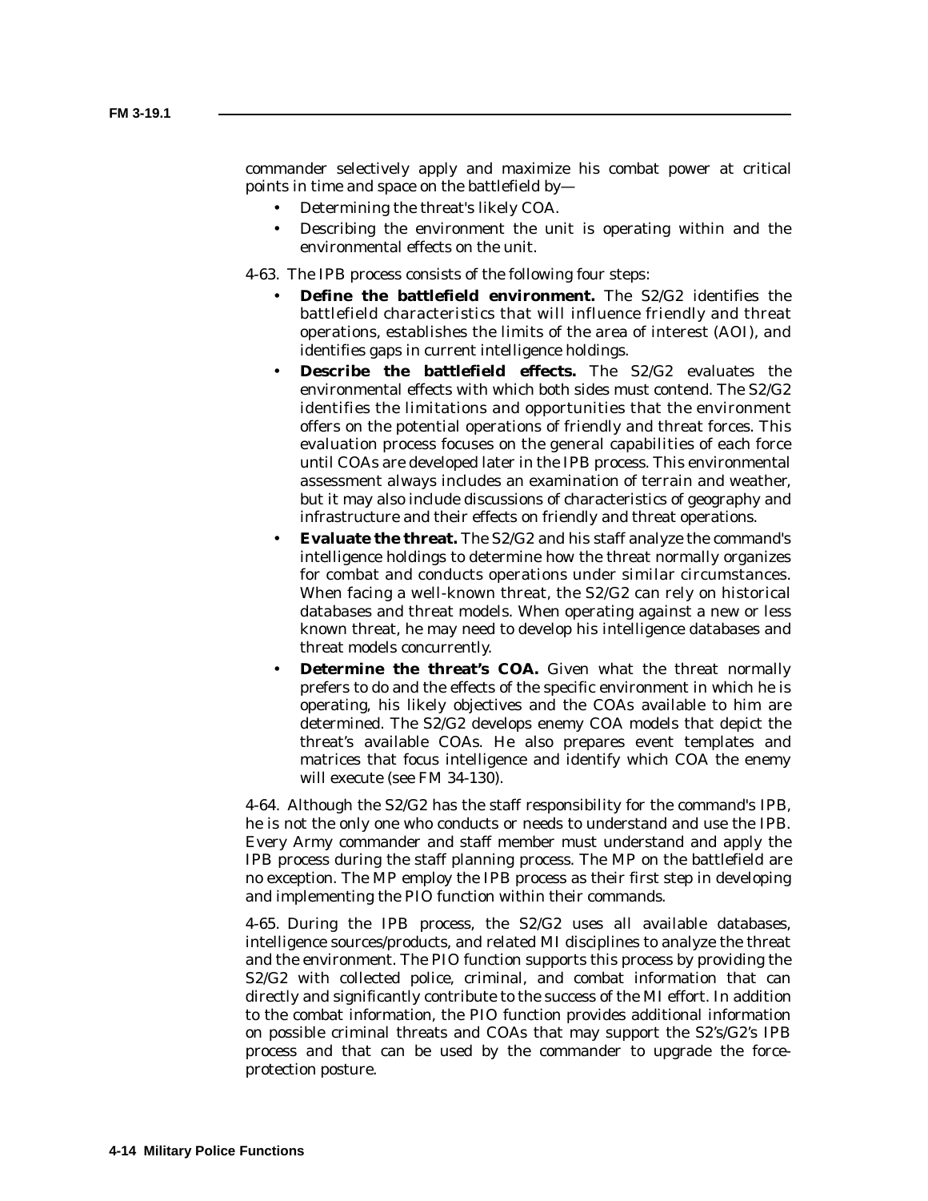commander selectively apply and maximize his combat power at critical points in time and space on the battlefield by—

- Determining the threat's likely COA.
- Describing the environment the unit is operating within and the environmental effects on the unit.

4-63. The IPB process consists of the following four steps:

- **Define the battlefield environment.** The S2/G2 identifies the battlefield characteristics that will influence friendly and threat operations, establishes the limits of the area of interest (AOI), and identifies gaps in current intelligence holdings.
- **Describe the battlefield effects.** The S2/G2 evaluates the environmental effects with which both sides must contend. The S2/G2 identifies the limitations and opportunities that the environment offers on the potential operations of friendly and threat forces. This evaluation process focuses on the general capabilities of each force until COAs are developed later in the IPB process. This environmental assessment always includes an examination of terrain and weather, but it may also include discussions of characteristics of geography and infrastructure and their effects on friendly and threat operations.
- **Evaluate the threat.** The S2/G2 and his staff analyze the command's intelligence holdings to determine how the threat normally organizes for combat and conducts operations under similar circumstances. When facing a well-known threat, the S2/G2 can rely on historical databases and threat models. When operating against a new or less known threat, he may need to develop his intelligence databases and threat models concurrently.
- **Determine the threat's COA.** Given what the threat normally prefers to do and the effects of the specific environment in which he is operating, his likely objectives and the COAs available to him are determined. The S2/G2 develops enemy COA models that depict the threat's available COAs. He also prepares event templates and matrices that focus intelligence and identify which COA the enemy will execute (see FM 34-130).

4-64. Although the S2/G2 has the staff responsibility for the command's IPB, he is not the only one who conducts or needs to understand and use the IPB. Every Army commander and staff member must understand and apply the IPB process during the staff planning process. The MP on the battlefield are no exception. The MP employ the IPB process as their first step in developing and implementing the PIO function within their commands.

4-65. During the IPB process, the S2/G2 uses all available databases, intelligence sources/products, and related MI disciplines to analyze the threat and the environment. The PIO function supports this process by providing the S2/G2 with collected police, criminal, and combat information that can directly and significantly contribute to the success of the MI effort. In addition to the combat information, the PIO function provides additional information on possible criminal threats and COAs that may support the S2's/G2's IPB process and that can be used by the commander to upgrade the force-protection posture.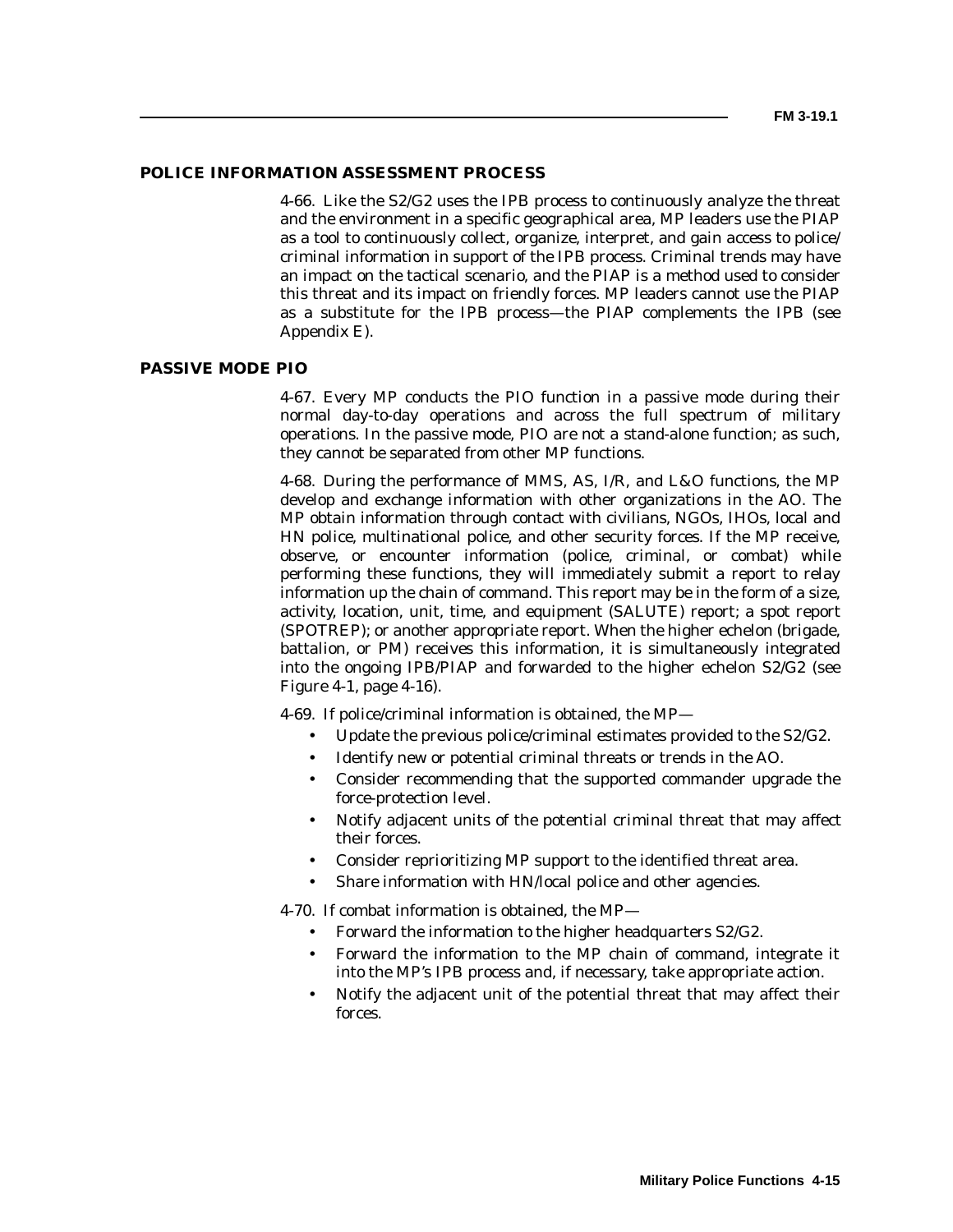## POLICE INFORMATION ASSESSMENT PROCESS

4-66. Like the S2/G2 uses the IPB process to continuously analyze the threat and the environment in a specific geographical area, MP leaders use the PIAP as a tool to continuously collect, organize, interpret, and gain access to police/criminal information in support of the IPB process. Criminal trends may have an impact on the tactical scenario, and the PIAP is a method used to consider this threat and its impact on friendly forces. MP leaders cannot use the PIAP as a substitute for the IPB process—the PIAP complements the IPB (see Appendix E).

## PASSIVE MODE PIO

4-67. Every MP conducts the PIO function in a passive mode during their normal day-to-day operations and across the full spectrum of military operations. In the passive mode, PIO are not a stand-alone function; as such, they cannot be separated from other MP functions.

4-68. During the performance of MMS, AS, I/R, and L&O functions, the MP develop and exchange information with other organizations in the AO. The MP obtain information through contact with civilians, NGOs, IHOs, local and HN police, multinational police, and other security forces. If the MP receive, observe, or encounter information (police, criminal, or combat) while performing these functions, they will immediately submit a report to relay information up the chain of command. This report may be in the form of a size, activity, location, unit, time, and equipment (SALUTE) report; a spot report (SPOTREP); or another appropriate report. When the higher echelon (brigade, battalion, or PM) receives this information, it is simultaneously integrated into the ongoing IPB/PIAP and forwarded to the higher echelon S2/G2 (see Figure 4-1, page 4-16).

4-69. If police/criminal information is obtained, the MP—

- Update the previous police/criminal estimates provided to the S2/G2.
- Identify new or potential criminal threats or trends in the AO.
- Consider recommending that the supported commander upgrade the force-protection level.
- Notify adjacent units of the potential criminal threat that may affect their forces.
- Consider reprioritizing MP support to the identified threat area.
- Share information with HN/local police and other agencies.

4-70. If combat information is obtained, the MP—

- Forward the information to the higher headquarters S2/G2.
- Forward the information to the MP chain of command, integrate it into the MP's IPB process and, if necessary, take appropriate action.
- Notify the adjacent unit of the potential threat that may affect their forces.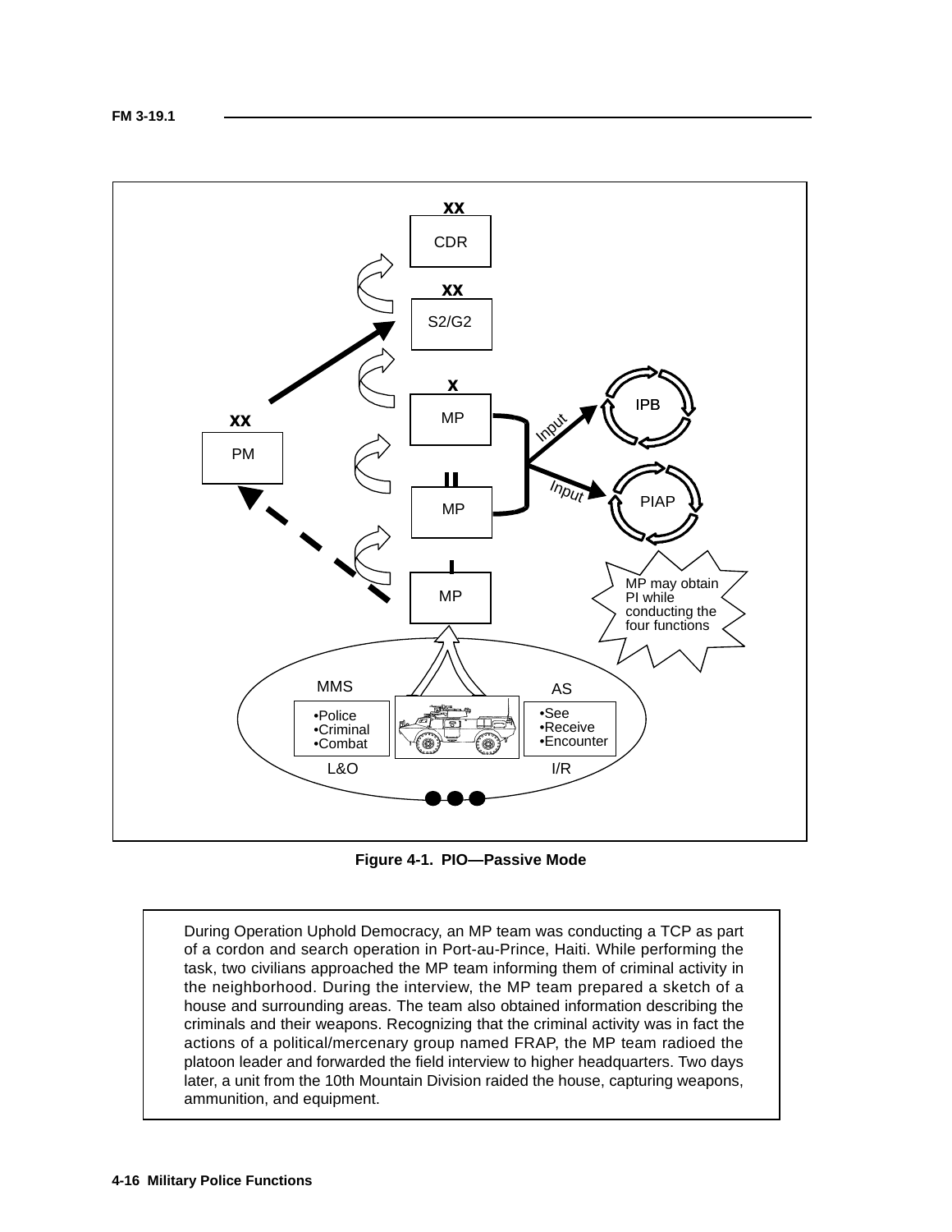CDR

S2/G2

MP

MP

MP

PM

IPB

PIAP

Input

Input

MP may obtain PI while conducting the four functions

MMS

AS

•Police
•Criminal
•Combat

•See
•Receive
•Encounter

L&O

I/R

**Figure 4-1. PIO—Passive Mode**

> During Operation Uphold Democracy, an MP team was conducting a TCP as part of a cordon and search operation in Port-au-Prince, Haiti. While performing the task, two civilians approached the MP team informing them of criminal activity in the neighborhood. During the interview, the MP team prepared a sketch of a house and surrounding areas. The team also obtained information describing the criminals and their weapons. Recognizing that the criminal activity was in fact the actions of a political/mercenary group named FRAP, the MP team radioed the platoon leader and forwarded the field interview to higher headquarters. Two days later, a unit from the 10th Mountain Division raided the house, capturing weapons, ammunition, and equipment.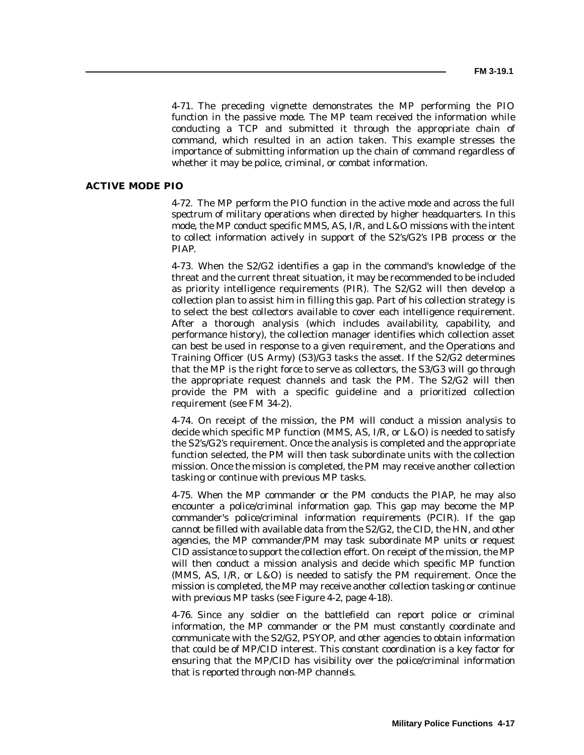4-71. The preceding vignette demonstrates the MP performing the PIO function in the passive mode. The MP team received the information while conducting a TCP and submitted it through the appropriate chain of command, which resulted in an action taken. This example stresses the importance of submitting information up the chain of command regardless of whether it may be police, criminal, or combat information.

### ACTIVE MODE PIO

4-72. The MP perform the PIO function in the active mode and across the full spectrum of military operations when directed by higher headquarters. In this mode, the MP conduct specific MMS, AS, I/R, and L&O missions with the intent to collect information actively in support of the S2's/G2's IPB process or the PIAP.

4-73. When the S2/G2 identifies a gap in the command's knowledge of the threat and the current threat situation, it may be recommended to be included as priority intelligence requirements (PIR). The S2/G2 will then develop a collection plan to assist him in filling this gap. Part of his collection strategy is to select the best collectors available to cover each intelligence requirement. After a thorough analysis (which includes availability, capability, and performance history), the collection manager identifies which collection asset can best be used in response to a given requirement, and the Operations and Training Officer (US Army) (S3)/G3 tasks the asset. If the S2/G2 determines that the MP is the right force to serve as collectors, the S3/G3 will go through the appropriate request channels and task the PM. The S2/G2 will then provide the PM with a specific guideline and a prioritized collection requirement (see FM 34-2).

4-74. On receipt of the mission, the PM will conduct a mission analysis to decide which specific MP function (MMS, AS, I/R, or L&O) is needed to satisfy the S2's/G2's requirement. Once the analysis is completed and the appropriate function selected, the PM will then task subordinate units with the collection mission. Once the mission is completed, the PM may receive another collection tasking or continue with previous MP tasks.

4-75. When the MP commander or the PM conducts the PIAP, he may also encounter a police/criminal information gap. This gap may become the MP commander's police/criminal information requirements (PCIR). If the gap cannot be filled with available data from the S2/G2, the CID, the HN, and other agencies, the MP commander/PM may task subordinate MP units or request CID assistance to support the collection effort. On receipt of the mission, the MP will then conduct a mission analysis and decide which specific MP function (MMS, AS, I/R, or L&O) is needed to satisfy the PM requirement. Once the mission is completed, the MP may receive another collection tasking or continue with previous MP tasks (see Figure 4-2, page 4-18).

4-76. Since any soldier on the battlefield can report police or criminal information, the MP commander or the PM must constantly coordinate and communicate with the S2/G2, PSYOP, and other agencies to obtain information that could be of MP/CID interest. This constant coordination is a key factor for ensuring that the MP/CID has visibility over the police/criminal information that is reported through non-MP channels.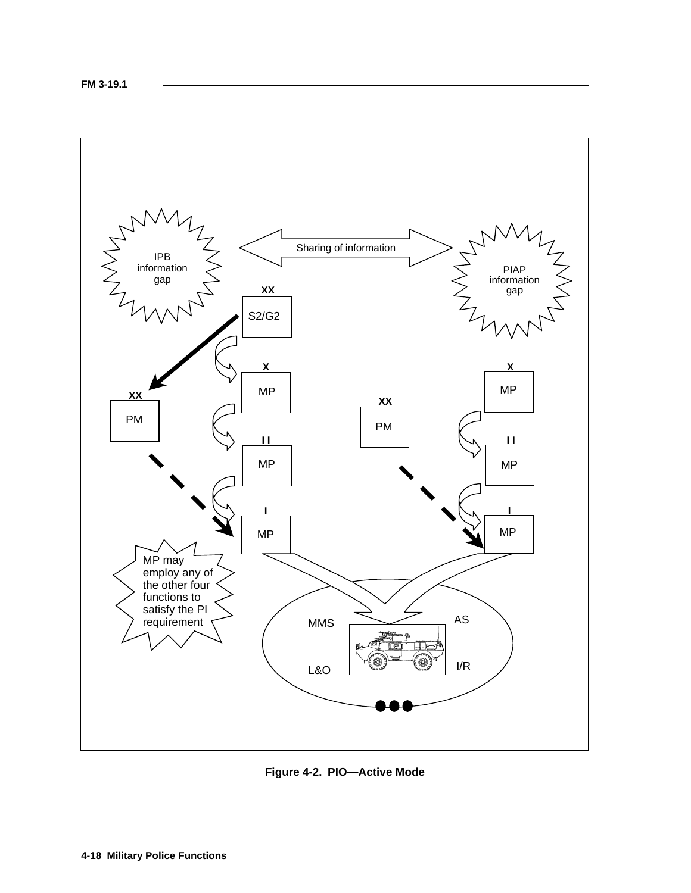IPB information gap

Sharing of information

PIAP information gap

XX

S2/G2

X

MP

X

MP

XX

PM

XX

PM

I I

MP

I I

MP

I

MP

I

MP

MP may employ any of the other four functions to satisfy the PI requirement

MMS

AS

L&O

I/R

**Figure 4-2. PIO—Active Mode**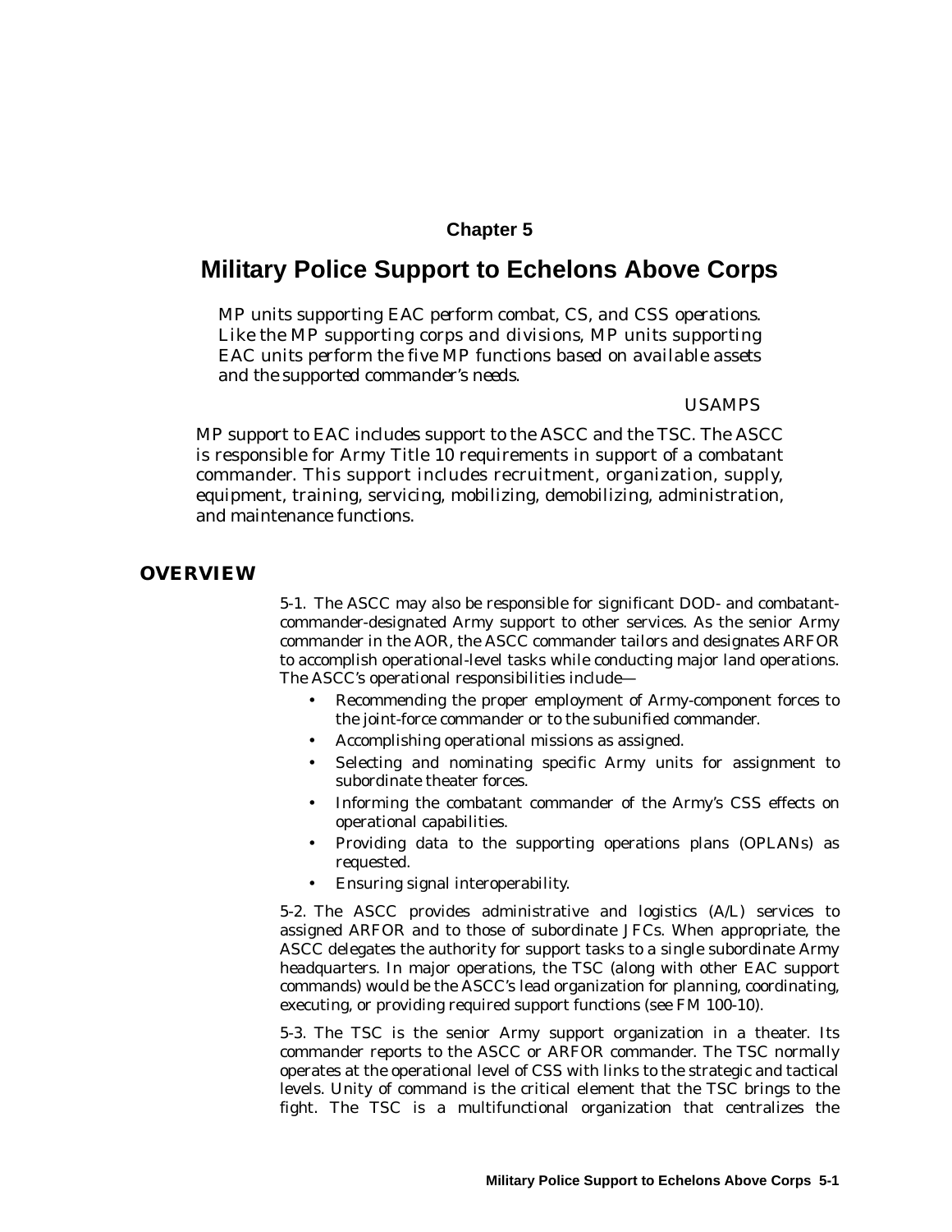# Chapter 5

# Military Police Support to Echelons Above Corps

*MP units supporting EAC perform combat, CS, and CSS operations. Like the MP supporting corps and divisions, MP units supporting EAC units perform the five MP functions based on available assets and the supported commander's needs.*

USAMPS

MP support to EAC includes support to the ASCC and the TSC. The ASCC is responsible for Army Title 10 requirements in support of a combatant commander. This support includes recruitment, organization, supply, equipment, training, servicing, mobilizing, demobilizing, administration, and maintenance functions.

## OVERVIEW

5-1. The ASCC may also be responsible for significant DOD- and combatant-commander-designated Army support to other services. As the senior Army commander in the AOR, the ASCC commander tailors and designates ARFOR to accomplish operational-level tasks while conducting major land operations. The ASCC's operational responsibilities include—

- Recommending the proper employment of Army-component forces to the joint-force commander or to the subunified commander.
- Accomplishing operational missions as assigned.
- Selecting and nominating specific Army units for assignment to subordinate theater forces.
- Informing the combatant commander of the Army's CSS effects on operational capabilities.
- Providing data to the supporting operations plans (OPLANs) as requested.
- Ensuring signal interoperability.

5-2. The ASCC provides administrative and logistics (A/L) services to assigned ARFOR and to those of subordinate JFCs. When appropriate, the ASCC delegates the authority for support tasks to a single subordinate Army headquarters. In major operations, the TSC (along with other EAC support commands) would be the ASCC's lead organization for planning, coordinating, executing, or providing required support functions (see FM 100-10).

5-3. The TSC is the senior Army support organization in a theater. Its commander reports to the ASCC or ARFOR commander. The TSC normally operates at the operational level of CSS with links to the strategic and tactical levels. Unity of command is the critical element that the TSC brings to the fight. The TSC is a multifunctional organization that centralizes the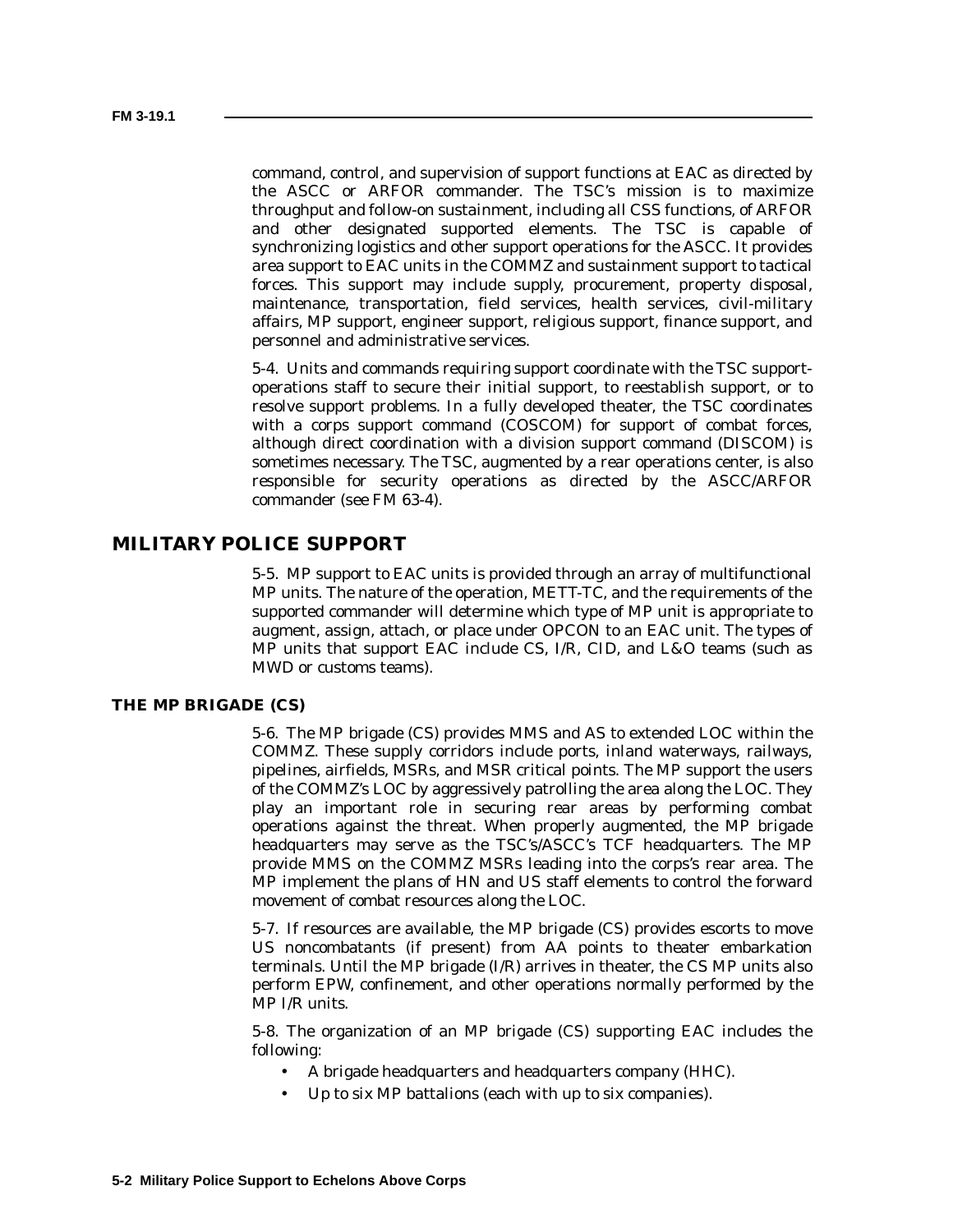command, control, and supervision of support functions at EAC as directed by the ASCC or ARFOR commander. The TSC's mission is to maximize throughput and follow-on sustainment, including all CSS functions, of ARFOR and other designated supported elements. The TSC is capable of synchronizing logistics and other support operations for the ASCC. It provides area support to EAC units in the COMMZ and sustainment support to tactical forces. This support may include supply, procurement, property disposal, maintenance, transportation, field services, health services, civil-military affairs, MP support, engineer support, religious support, finance support, and personnel and administrative services.

5-4. Units and commands requiring support coordinate with the TSC support-operations staff to secure their initial support, to reestablish support, or to resolve support problems. In a fully developed theater, the TSC coordinates with a corps support command (COSCOM) for support of combat forces, although direct coordination with a division support command (DISCOM) is sometimes necessary. The TSC, augmented by a rear operations center, is also responsible for security operations as directed by the ASCC/ARFOR commander (see FM 63-4).

## MILITARY POLICE SUPPORT

5-5. MP support to EAC units is provided through an array of multifunctional MP units. The nature of the operation, METT-TC, and the requirements of the supported commander will determine which type of MP unit is appropriate to augment, assign, attach, or place under OPCON to an EAC unit. The types of MP units that support EAC include CS, I/R, CID, and L&O teams (such as MWD or customs teams).

### THE MP BRIGADE (CS)

5-6. The MP brigade (CS) provides MMS and AS to extended LOC within the COMMZ. These supply corridors include ports, inland waterways, railways, pipelines, airfields, MSRs, and MSR critical points. The MP support the users of the COMMZ's LOC by aggressively patrolling the area along the LOC. They play an important role in securing rear areas by performing combat operations against the threat. When properly augmented, the MP brigade headquarters may serve as the TSC's/ASCC's TCF headquarters. The MP provide MMS on the COMMZ MSRs leading into the corps's rear area. The MP implement the plans of HN and US staff elements to control the forward movement of combat resources along the LOC.

5-7. If resources are available, the MP brigade (CS) provides escorts to move US noncombatants (if present) from AA points to theater embarkation terminals. Until the MP brigade (I/R) arrives in theater, the CS MP units also perform EPW, confinement, and other operations normally performed by the MP I/R units.

5-8. The organization of an MP brigade (CS) supporting EAC includes the following:

- A brigade headquarters and headquarters company (HHC).
- Up to six MP battalions (each with up to six companies).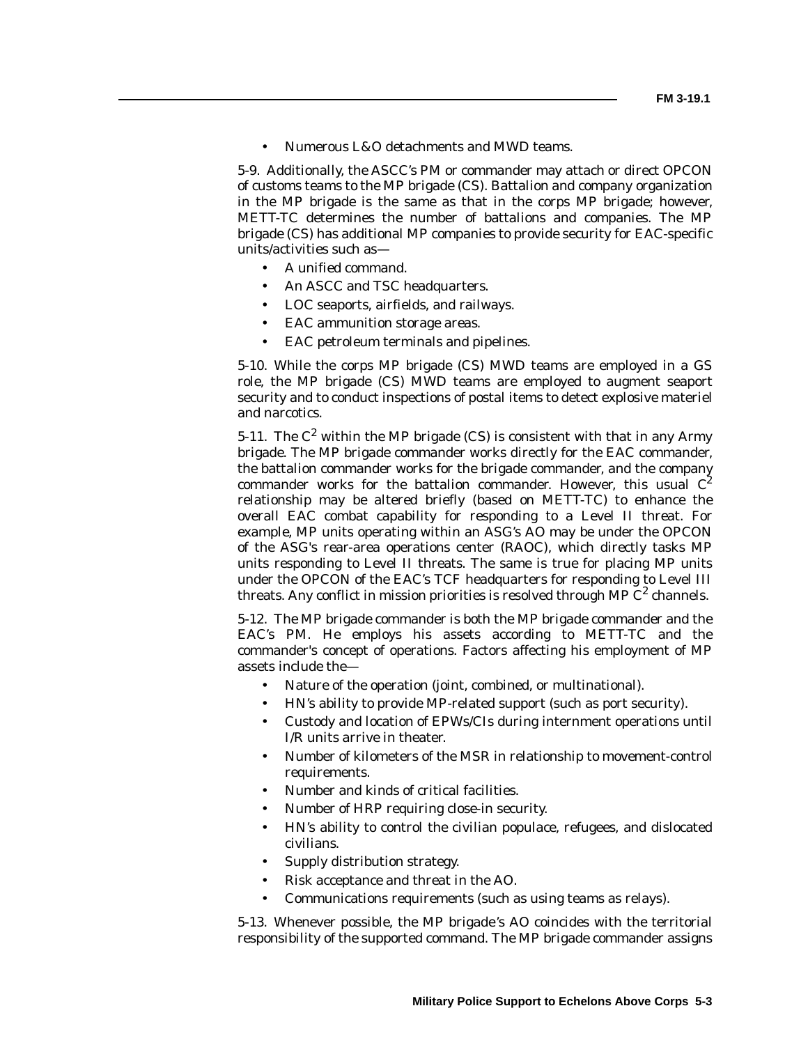- Numerous L&O detachments and MWD teams.

5-9. Additionally, the ASCC's PM or commander may attach or direct OPCON of customs teams to the MP brigade (CS). Battalion and company organization in the MP brigade is the same as that in the corps MP brigade; however, METT-TC determines the number of battalions and companies. The MP brigade (CS) has additional MP companies to provide security for EAC-specific units/activities such as—

- A unified command.
- An ASCC and TSC headquarters.
- LOC seaports, airfields, and railways.
- EAC ammunition storage areas.
- EAC petroleum terminals and pipelines.

5-10. While the corps MP brigade (CS) MWD teams are employed in a GS role, the MP brigade (CS) MWD teams are employed to augment seaport security and to conduct inspections of postal items to detect explosive materiel and narcotics.

5-11. The $C^2$ within the MP brigade (CS) is consistent with that in any Army brigade. The MP brigade commander works directly for the EAC commander, the battalion commander works for the brigade commander, and the company commander works for the battalion commander. However, this usual $C^2$ relationship may be altered briefly (based on METT-TC) to enhance the overall EAC combat capability for responding to a Level II threat. For example, MP units operating within an ASG's AO may be under the OPCON of the ASG's rear-area operations center (RAOC), which directly tasks MP units responding to Level II threats. The same is true for placing MP units under the OPCON of the EAC's TCF headquarters for responding to Level III threats. Any conflict in mission priorities is resolved through MP $C^2$ channels.

5-12. The MP brigade commander is both the MP brigade commander and the EAC's PM. He employs his assets according to METT-TC and the commander's concept of operations. Factors affecting his employment of MP assets include the—

- Nature of the operation (joint, combined, or multinational).
- HN's ability to provide MP-related support (such as port security).
- Custody and location of EPWs/CIs during internment operations until I/R units arrive in theater.
- Number of kilometers of the MSR in relationship to movement-control requirements.
- Number and kinds of critical facilities.
- Number of HRP requiring close-in security.
- HN's ability to control the civilian populace, refugees, and dislocated civilians.
- Supply distribution strategy.
- Risk acceptance and threat in the AO.
- Communications requirements (such as using teams as relays).

5-13. Whenever possible, the MP brigade's AO coincides with the territorial responsibility of the supported command. The MP brigade commander assigns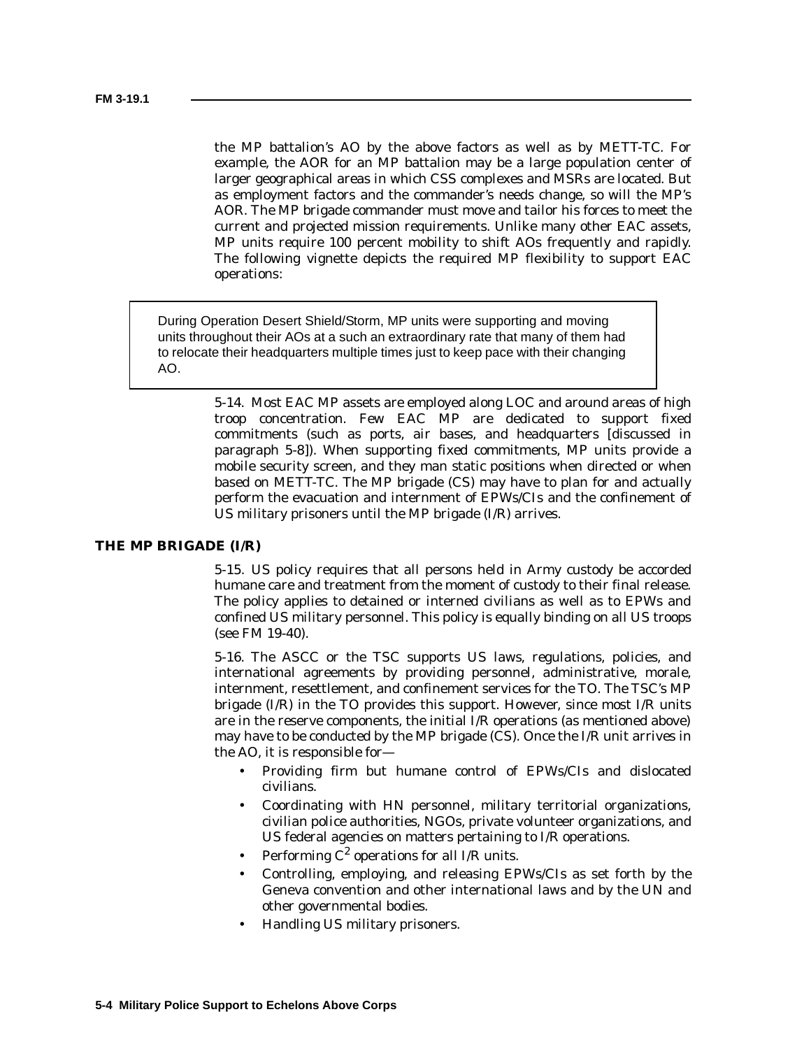the MP battalion's AO by the above factors as well as by METT-TC. For example, the AOR for an MP battalion may be a large population center of larger geographical areas in which CSS complexes and MSRs are located. But as employment factors and the commander's needs change, so will the MP's AOR. The MP brigade commander must move and tailor his forces to meet the current and projected mission requirements. Unlike many other EAC assets, MP units require 100 percent mobility to shift AOs frequently and rapidly. The following vignette depicts the required MP flexibility to support EAC operations:

> During Operation Desert Shield/Storm, MP units were supporting and moving units throughout their AOs at a such an extraordinary rate that many of them had to relocate their headquarters multiple times just to keep pace with their changing AO.

5-14. Most EAC MP assets are employed along LOC and around areas of high troop concentration. Few EAC MP are dedicated to support fixed commitments (such as ports, air bases, and headquarters [discussed in paragraph 5-8]). When supporting fixed commitments, MP units provide a mobile security screen, and they man static positions when directed or when based on METT-TC. The MP brigade (CS) may have to plan for and actually perform the evacuation and internment of EPWs/CIs and the confinement of US military prisoners until the MP brigade (I/R) arrives.

## THE MP BRIGADE (I/R)

5-15. US policy requires that all persons held in Army custody be accorded humane care and treatment from the moment of custody to their final release. The policy applies to detained or interned civilians as well as to EPWs and confined US military personnel. This policy is equally binding on all US troops (see FM 19-40).

5-16. The ASCC or the TSC supports US laws, regulations, policies, and international agreements by providing personnel, administrative, morale, internment, resettlement, and confinement services for the TO. The TSC's MP brigade (I/R) in the TO provides this support. However, since most I/R units are in the reserve components, the initial I/R operations (as mentioned above) may have to be conducted by the MP brigade (CS). Once the I/R unit arrives in the AO, it is responsible for—

- Providing firm but humane control of EPWs/CIs and dislocated civilians.
- Coordinating with HN personnel, military territorial organizations, civilian police authorities, NGOs, private volunteer organizations, and US federal agencies on matters pertaining to I/R operations.
- Performing $C^2$ operations for all I/R units.
- Controlling, employing, and releasing EPWs/CIs as set forth by the Geneva convention and other international laws and by the UN and other governmental bodies.
- Handling US military prisoners.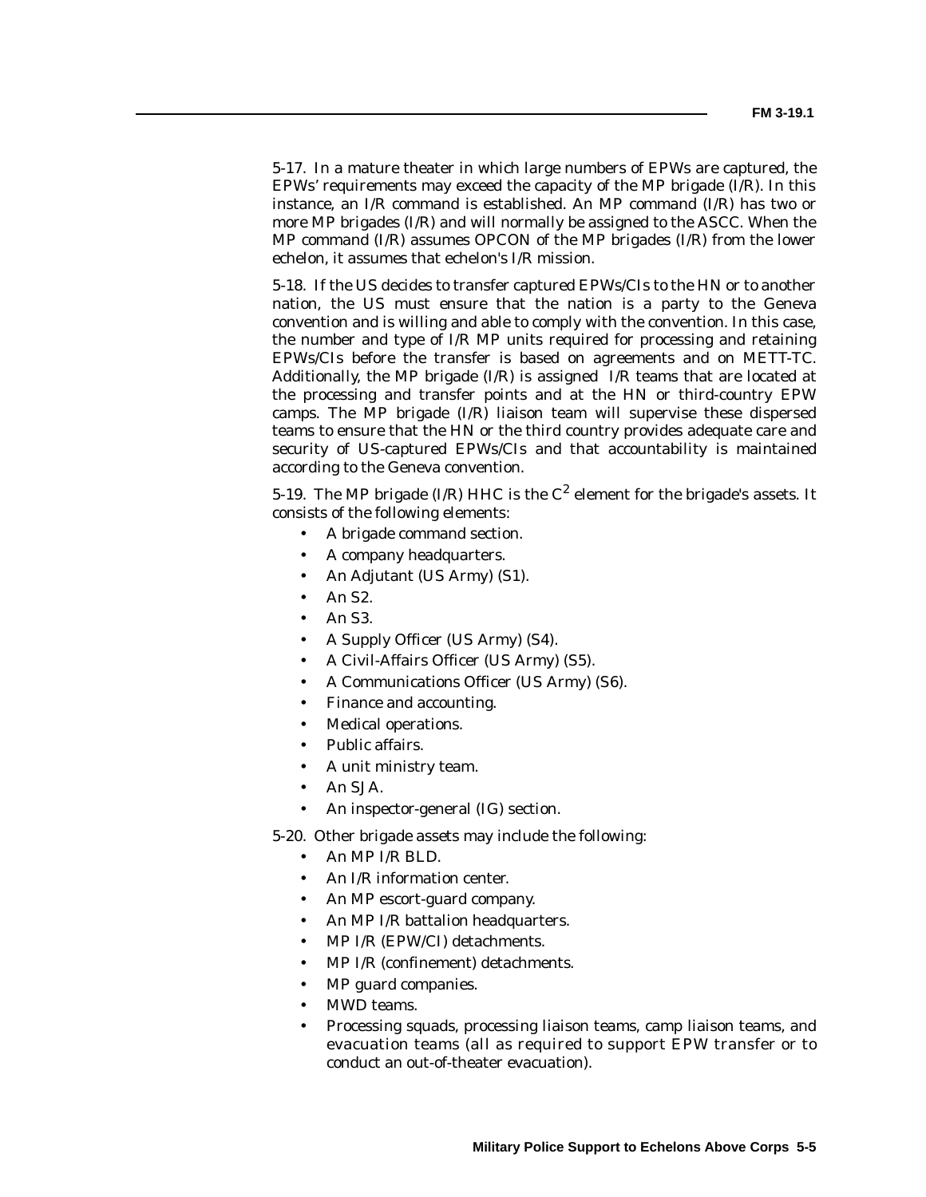5-17. In a mature theater in which large numbers of EPWs are captured, the EPWs' requirements may exceed the capacity of the MP brigade (I/R). In this instance, an I/R command is established. An MP command (I/R) has two or more MP brigades (I/R) and will normally be assigned to the ASCC. When the MP command (I/R) assumes OPCON of the MP brigades (I/R) from the lower echelon, it assumes that echelon's I/R mission.

5-18. If the US decides to transfer captured EPWs/CIs to the HN or to another nation, the US must ensure that the nation is a party to the Geneva convention and is willing and able to comply with the convention. In this case, the number and type of I/R MP units required for processing and retaining EPWs/CIs before the transfer is based on agreements and on METT-TC. Additionally, the MP brigade (I/R) is assigned I/R teams that are located at the processing and transfer points and at the HN or third-country EPW camps. The MP brigade (I/R) liaison team will supervise these dispersed teams to ensure that the HN or the third country provides adequate care and security of US-captured EPWs/CIs and that accountability is maintained according to the Geneva convention.

5-19. The MP brigade (I/R) HHC is the $C^2$ element for the brigade's assets. It consists of the following elements:

- A brigade command section.
- A company headquarters.
- An Adjutant (US Army) (S1).
- An S2.
- An S3.
- A Supply Officer (US Army) (S4).
- A Civil-Affairs Officer (US Army) (S5).
- A Communications Officer (US Army) (S6).
- Finance and accounting.
- Medical operations.
- Public affairs.
- A unit ministry team.
- An SJA.
- An inspector-general (IG) section.

5-20. Other brigade assets may include the following:

- An MP I/R BLD.
- An I/R information center.
- An MP escort-guard company.
- An MP I/R battalion headquarters.
- MP I/R (EPW/CI) detachments.
- MP I/R (confinement) detachments.
- MP guard companies.
- MWD teams.
- Processing squads, processing liaison teams, camp liaison teams, and evacuation teams (all as required to support EPW transfer or to conduct an out-of-theater evacuation).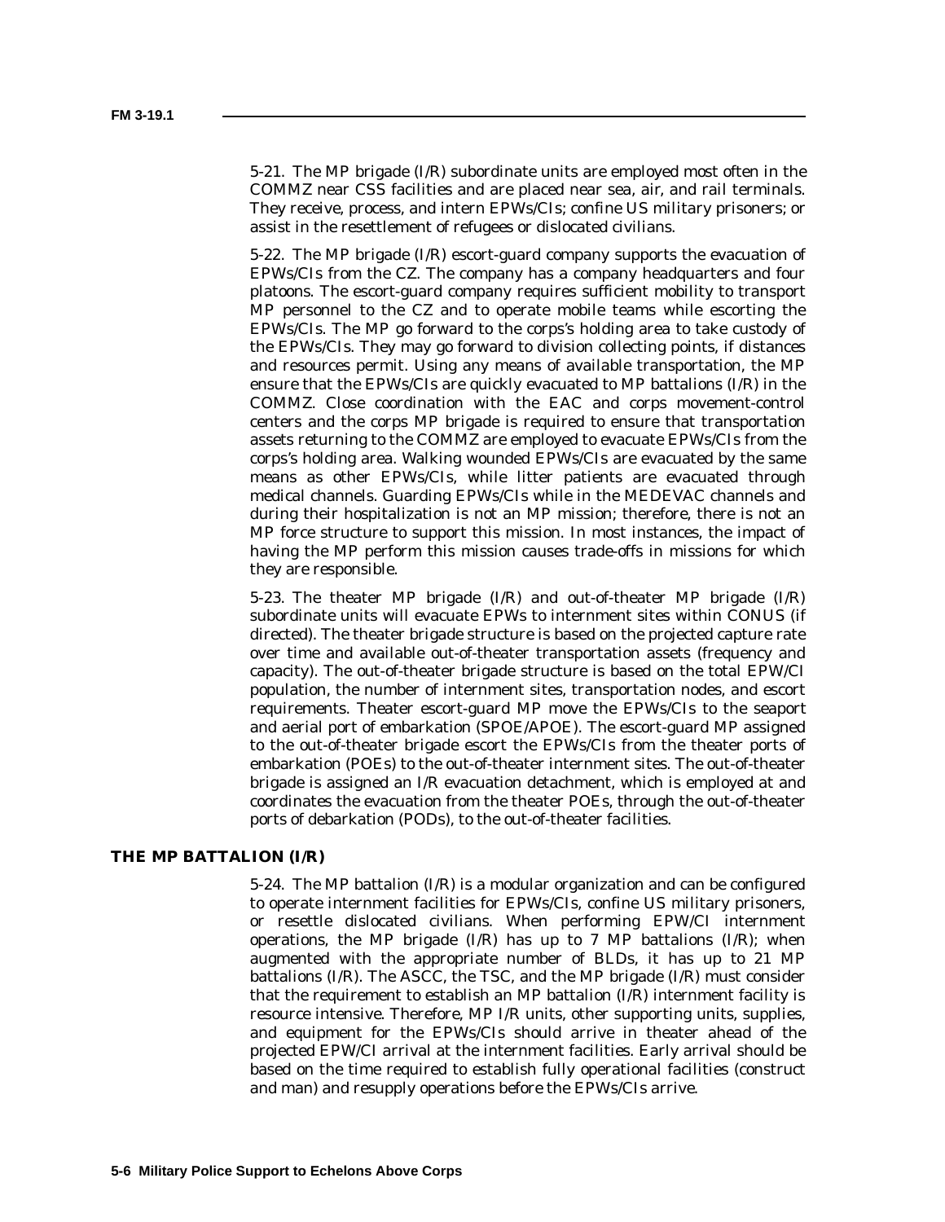5-21. The MP brigade (I/R) subordinate units are employed most often in the COMMZ near CSS facilities and are placed near sea, air, and rail terminals. They receive, process, and intern EPWs/CIs; confine US military prisoners; or assist in the resettlement of refugees or dislocated civilians.

5-22. The MP brigade (I/R) escort-guard company supports the evacuation of EPWs/CIs from the CZ. The company has a company headquarters and four platoons. The escort-guard company requires sufficient mobility to transport MP personnel to the CZ and to operate mobile teams while escorting the EPWs/CIs. The MP go forward to the corps's holding area to take custody of the EPWs/CIs. They may go forward to division collecting points, if distances and resources permit. Using any means of available transportation, the MP ensure that the EPWs/CIs are quickly evacuated to MP battalions (I/R) in the COMMZ. Close coordination with the EAC and corps movement-control centers and the corps MP brigade is required to ensure that transportation assets returning to the COMMZ are employed to evacuate EPWs/CIs from the corps's holding area. Walking wounded EPWs/CIs are evacuated by the same means as other EPWs/CIs, while litter patients are evacuated through medical channels. Guarding EPWs/CIs while in the MEDEVAC channels and during their hospitalization is not an MP mission; therefore, there is not an MP force structure to support this mission. In most instances, the impact of having the MP perform this mission causes trade-offs in missions for which they are responsible.

5-23. The theater MP brigade (I/R) and out-of-theater MP brigade (I/R) subordinate units will evacuate EPWs to internment sites within CONUS (if directed). The theater brigade structure is based on the projected capture rate over time and available out-of-theater transportation assets (frequency and capacity). The out-of-theater brigade structure is based on the total EPW/CI population, the number of internment sites, transportation nodes, and escort requirements. Theater escort-guard MP move the EPWs/CIs to the seaport and aerial port of embarkation (SPOE/APOE). The escort-guard MP assigned to the out-of-theater brigade escort the EPWs/CIs from the theater ports of embarkation (POEs) to the out-of-theater internment sites. The out-of-theater brigade is assigned an I/R evacuation detachment, which is employed at and coordinates the evacuation from the theater POEs, through the out-of-theater ports of debarkation (PODs), to the out-of-theater facilities.

## THE MP BATTALION (I/R)

5-24. The MP battalion (I/R) is a modular organization and can be configured to operate internment facilities for EPWs/CIs, confine US military prisoners, or resettle dislocated civilians. When performing EPW/CI internment operations, the MP brigade (I/R) has up to 7 MP battalions (I/R); when augmented with the appropriate number of BLDs, it has up to 21 MP battalions (I/R). The ASCC, the TSC, and the MP brigade (I/R) must consider that the requirement to establish an MP battalion (I/R) internment facility is resource intensive. Therefore, MP I/R units, other supporting units, supplies, and equipment for the EPWs/CIs should arrive in theater ahead of the projected EPW/CI arrival at the internment facilities. Early arrival should be based on the time required to establish fully operational facilities (construct and man) and resupply operations before the EPWs/CIs arrive.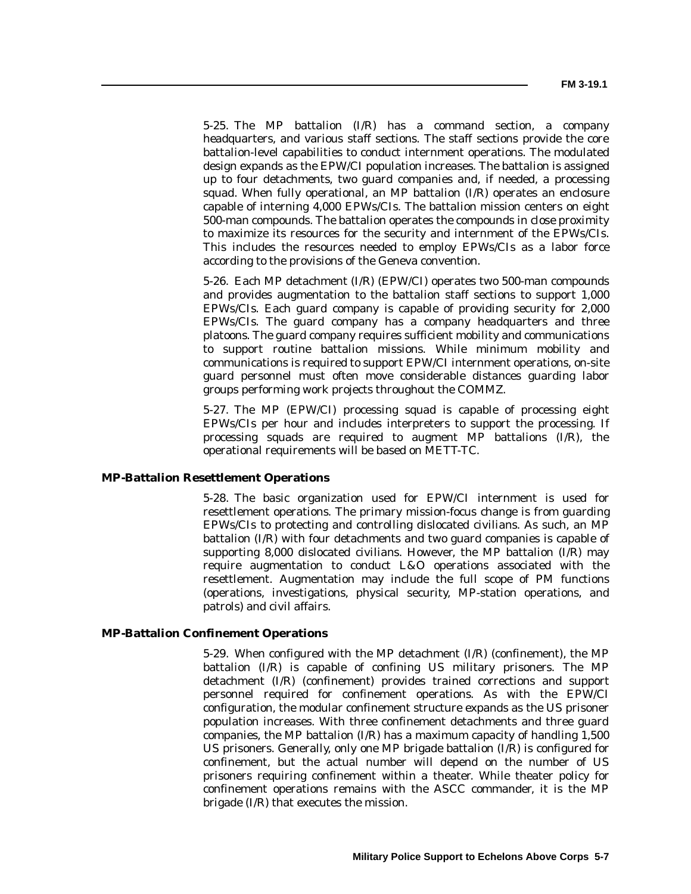5-25. The MP battalion (I/R) has a command section, a company headquarters, and various staff sections. The staff sections provide the core battalion-level capabilities to conduct internment operations. The modulated design expands as the EPW/CI population increases. The battalion is assigned up to four detachments, two guard companies and, if needed, a processing squad. When fully operational, an MP battalion (I/R) operates an enclosure capable of interning 4,000 EPWs/CIs. The battalion mission centers on eight 500-man compounds. The battalion operates the compounds in close proximity to maximize its resources for the security and internment of the EPWs/CIs. This includes the resources needed to employ EPWs/CIs as a labor force according to the provisions of the Geneva convention.

5-26. Each MP detachment (I/R) (EPW/CI) operates two 500-man compounds and provides augmentation to the battalion staff sections to support 1,000 EPWs/CIs. Each guard company is capable of providing security for 2,000 EPWs/CIs. The guard company has a company headquarters and three platoons. The guard company requires sufficient mobility and communications to support routine battalion missions. While minimum mobility and communications is required to support EPW/CI internment operations, on-site guard personnel must often move considerable distances guarding labor groups performing work projects throughout the COMMZ.

5-27. The MP (EPW/CI) processing squad is capable of processing eight EPWs/CIs per hour and includes interpreters to support the processing. If processing squads are required to augment MP battalions (I/R), the operational requirements will be based on METT-TC.

### MP-Battalion Resettlement Operations

5-28. The basic organization used for EPW/CI internment is used for resettlement operations. The primary mission-focus change is from guarding EPWs/CIs to protecting and controlling dislocated civilians. As such, an MP battalion (I/R) with four detachments and two guard companies is capable of supporting 8,000 dislocated civilians. However, the MP battalion (I/R) may require augmentation to conduct L&O operations associated with the resettlement. Augmentation may include the full scope of PM functions (operations, investigations, physical security, MP-station operations, and patrols) and civil affairs.

### MP-Battalion Confinement Operations

5-29. When configured with the MP detachment (I/R) (confinement), the MP battalion (I/R) is capable of confining US military prisoners. The MP detachment (I/R) (confinement) provides trained corrections and support personnel required for confinement operations. As with the EPW/CI configuration, the modular confinement structure expands as the US prisoner population increases. With three confinement detachments and three guard companies, the MP battalion (I/R) has a maximum capacity of handling 1,500 US prisoners. Generally, only one MP brigade battalion (I/R) is configured for confinement, but the actual number will depend on the number of US prisoners requiring confinement within a theater. While theater policy for confinement operations remains with the ASCC commander, it is the MP brigade (I/R) that executes the mission.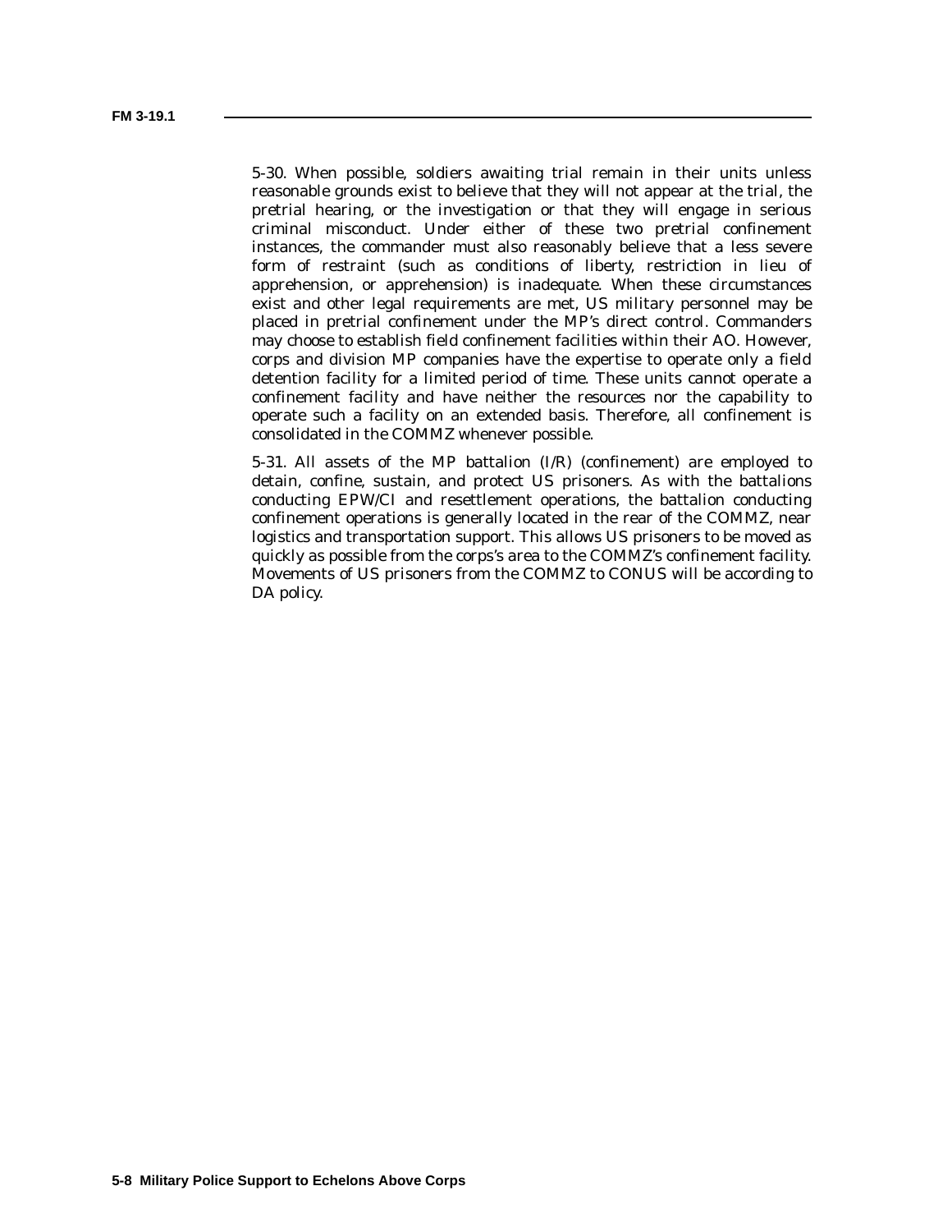5-30. When possible, soldiers awaiting trial remain in their units unless reasonable grounds exist to believe that they will not appear at the trial, the pretrial hearing, or the investigation or that they will engage in serious criminal misconduct. Under either of these two pretrial confinement instances, the commander must also reasonably believe that a less severe form of restraint (such as conditions of liberty, restriction in lieu of apprehension, or apprehension) is inadequate. When these circumstances exist and other legal requirements are met, US military personnel may be placed in pretrial confinement under the MP's direct control. Commanders may choose to establish field confinement facilities within their AO. However, corps and division MP companies have the expertise to operate only a field detention facility for a limited period of time. These units cannot operate a confinement facility and have neither the resources nor the capability to operate such a facility on an extended basis. Therefore, all confinement is consolidated in the COMMZ whenever possible.

5-31. All assets of the MP battalion (I/R) (confinement) are employed to detain, confine, sustain, and protect US prisoners. As with the battalions conducting EPW/CI and resettlement operations, the battalion conducting confinement operations is generally located in the rear of the COMMZ, near logistics and transportation support. This allows US prisoners to be moved as quickly as possible from the corps's area to the COMMZ's confinement facility. Movements of US prisoners from the COMMZ to CONUS will be according to DA policy.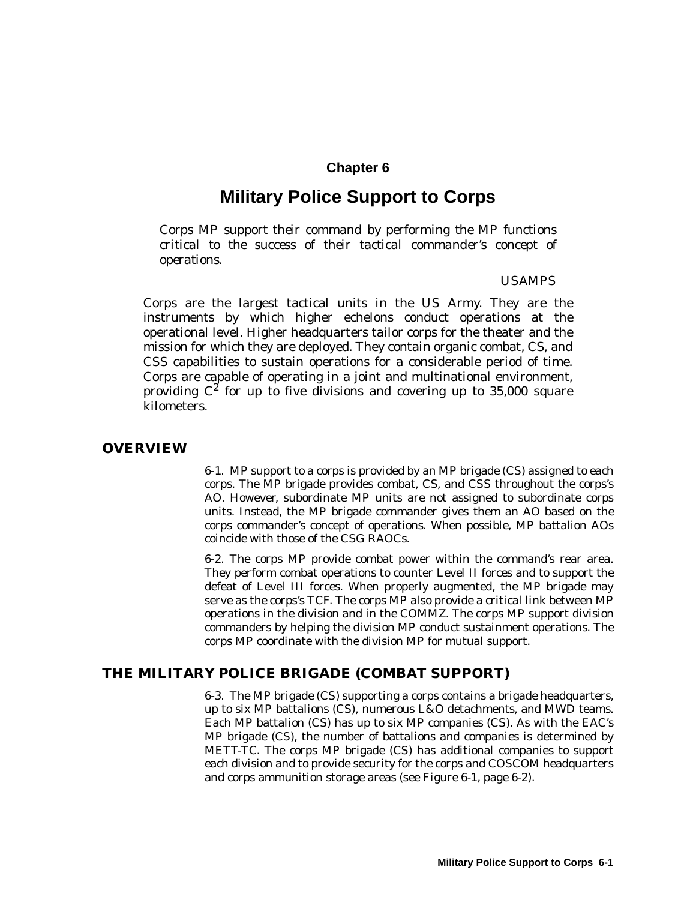# Chapter 6

# Military Police Support to Corps

*Corps MP support their command by performing the MP functions critical to the success of their tactical commander's concept of operations.*

USAMPS

Corps are the largest tactical units in the US Army. They are the instruments by which higher echelons conduct operations at the operational level. Higher headquarters tailor corps for the theater and the mission for which they are deployed. They contain organic combat, CS, and CSS capabilities to sustain operations for a considerable period of time. Corps are capable of operating in a joint and multinational environment, providing $C^2$ for up to five divisions and covering up to 35,000 square kilometers.

## OVERVIEW

6-1. MP support to a corps is provided by an MP brigade (CS) assigned to each corps. The MP brigade provides combat, CS, and CSS throughout the corps's AO. However, subordinate MP units are not assigned to subordinate corps units. Instead, the MP brigade commander gives them an AO based on the corps commander's concept of operations. When possible, MP battalion AOs coincide with those of the CSG RAOCs.

6-2. The corps MP provide combat power within the command's rear area. They perform combat operations to counter Level II forces and to support the defeat of Level III forces. When properly augmented, the MP brigade may serve as the corps's TCF. The corps MP also provide a critical link between MP operations in the division and in the COMMZ. The corps MP support division commanders by helping the division MP conduct sustainment operations. The corps MP coordinate with the division MP for mutual support.

## THE MILITARY POLICE BRIGADE (COMBAT SUPPORT)

6-3. The MP brigade (CS) supporting a corps contains a brigade headquarters, up to six MP battalions (CS), numerous L&O detachments, and MWD teams. Each MP battalion (CS) has up to six MP companies (CS). As with the EAC's MP brigade (CS), the number of battalions and companies is determined by METT-TC. The corps MP brigade (CS) has additional companies to support each division and to provide security for the corps and COSCOM headquarters and corps ammunition storage areas (see Figure 6-1, page 6-2).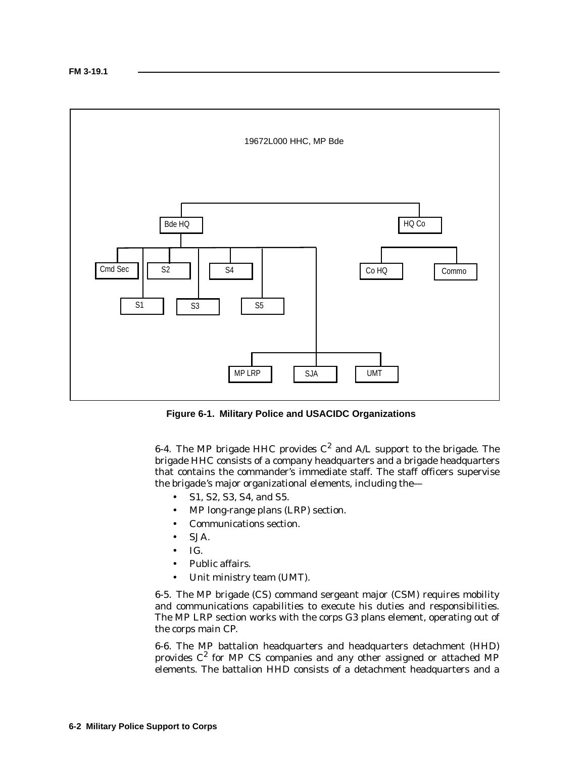19672L000 HHC, MP Bde

- Bde HQ
  - Cmd Sec
  - S1
  - S2
  - S3
  - S4
  - S5
  - MP LRP
  - SJA
  - UMT
- HQ Co
  - Co HQ
  - Commo

**Figure 6-1. Military Police and USACIDC Organizations**

6-4. The MP brigade HHC provides $C^2$ and A/L support to the brigade. The brigade HHC consists of a company headquarters and a brigade headquarters that contains the commander's immediate staff. The staff officers supervise the brigade's major organizational elements, including the—

- S1, S2, S3, S4, and S5.
- MP long-range plans (LRP) section.
- Communications section.
- SJA.
- IG.
- Public affairs.
- Unit ministry team (UMT).

6-5. The MP brigade (CS) command sergeant major (CSM) requires mobility and communications capabilities to execute his duties and responsibilities. The MP LRP section works with the corps G3 plans element, operating out of the corps main CP.

6-6. The MP battalion headquarters and headquarters detachment (HHD) provides $C^2$ for MP CS companies and any other assigned or attached MP elements. The battalion HHD consists of a detachment headquarters and a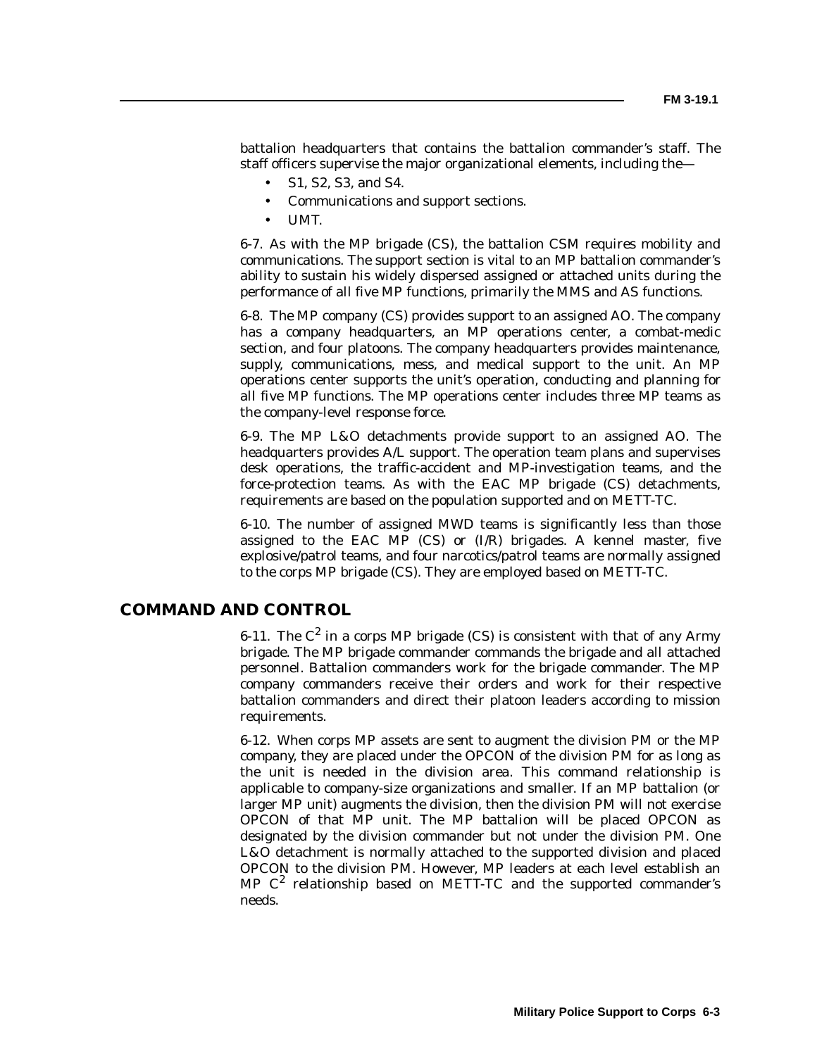battalion headquarters that contains the battalion commander's staff. The staff officers supervise the major organizational elements, including the—

- S1, S2, S3, and S4.
- Communications and support sections.
- UMT.

6-7. As with the MP brigade (CS), the battalion CSM requires mobility and communications. The support section is vital to an MP battalion commander's ability to sustain his widely dispersed assigned or attached units during the performance of all five MP functions, primarily the MMS and AS functions.

6-8. The MP company (CS) provides support to an assigned AO. The company has a company headquarters, an MP operations center, a combat-medic section, and four platoons. The company headquarters provides maintenance, supply, communications, mess, and medical support to the unit. An MP operations center supports the unit's operation, conducting and planning for all five MP functions. The MP operations center includes three MP teams as the company-level response force.

6-9. The MP L&O detachments provide support to an assigned AO. The headquarters provides A/L support. The operation team plans and supervises desk operations, the traffic-accident and MP-investigation teams, and the force-protection teams. As with the EAC MP brigade (CS) detachments, requirements are based on the population supported and on METT-TC.

6-10. The number of assigned MWD teams is significantly less than those assigned to the EAC MP (CS) or (I/R) brigades. A kennel master, five explosive/patrol teams, and four narcotics/patrol teams are normally assigned to the corps MP brigade (CS). They are employed based on METT-TC.

## COMMAND AND CONTROL

6-11. The $C^2$ in a corps MP brigade (CS) is consistent with that of any Army brigade. The MP brigade commander commands the brigade and all attached personnel. Battalion commanders work for the brigade commander. The MP company commanders receive their orders and work for their respective battalion commanders and direct their platoon leaders according to mission requirements.

6-12. When corps MP assets are sent to augment the division PM or the MP company, they are placed under the OPCON of the division PM for as long as the unit is needed in the division area. This command relationship is applicable to company-size organizations and smaller. If an MP battalion (or larger MP unit) augments the division, then the division PM will not exercise OPCON of that MP unit. The MP battalion will be placed OPCON as designated by the division commander but not under the division PM. One L&O detachment is normally attached to the supported division and placed OPCON to the division PM. However, MP leaders at each level establish an MP $C^2$ relationship based on METT-TC and the supported commander's needs.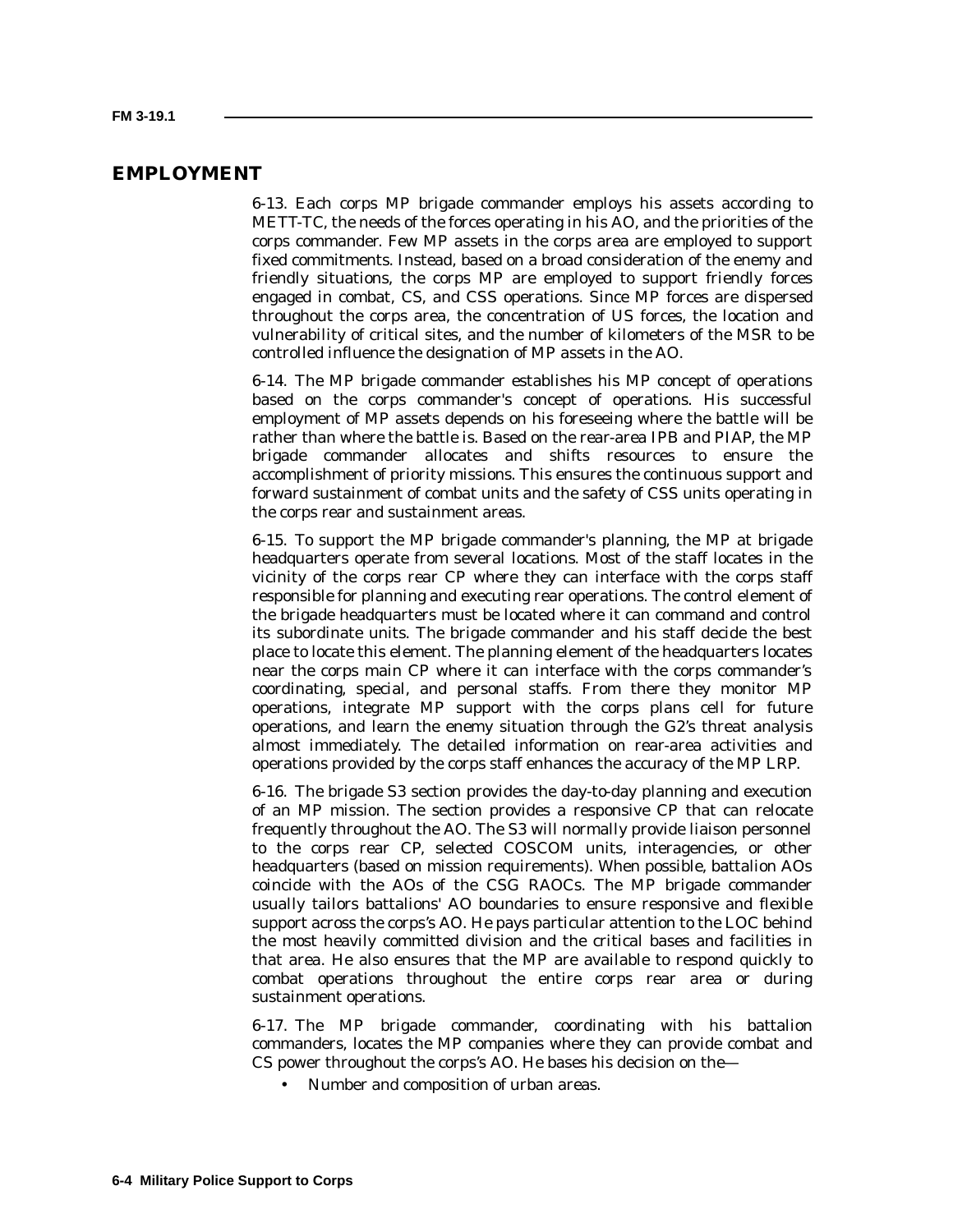## EMPLOYMENT

6-13. Each corps MP brigade commander employs his assets according to METT-TC, the needs of the forces operating in his AO, and the priorities of the corps commander. Few MP assets in the corps area are employed to support fixed commitments. Instead, based on a broad consideration of the enemy and friendly situations, the corps MP are employed to support friendly forces engaged in combat, CS, and CSS operations. Since MP forces are dispersed throughout the corps area, the concentration of US forces, the location and vulnerability of critical sites, and the number of kilometers of the MSR to be controlled influence the designation of MP assets in the AO.

6-14. The MP brigade commander establishes his MP concept of operations based on the corps commander's concept of operations. His successful employment of MP assets depends on his foreseeing where the battle will be rather than where the battle is. Based on the rear-area IPB and PIAP, the MP brigade commander allocates and shifts resources to ensure the accomplishment of priority missions. This ensures the continuous support and forward sustainment of combat units and the safety of CSS units operating in the corps rear and sustainment areas.

6-15. To support the MP brigade commander's planning, the MP at brigade headquarters operate from several locations. Most of the staff locates in the vicinity of the corps rear CP where they can interface with the corps staff responsible for planning and executing rear operations. The control element of the brigade headquarters must be located where it can command and control its subordinate units. The brigade commander and his staff decide the best place to locate this element. The planning element of the headquarters locates near the corps main CP where it can interface with the corps commander's coordinating, special, and personal staffs. From there they monitor MP operations, integrate MP support with the corps plans cell for future operations, and learn the enemy situation through the G2's threat analysis almost immediately. The detailed information on rear-area activities and operations provided by the corps staff enhances the accuracy of the MP LRP.

6-16. The brigade S3 section provides the day-to-day planning and execution of an MP mission. The section provides a responsive CP that can relocate frequently throughout the AO. The S3 will normally provide liaison personnel to the corps rear CP, selected COSCOM units, interagencies, or other headquarters (based on mission requirements). When possible, battalion AOs coincide with the AOs of the CSG RAOCs. The MP brigade commander usually tailors battalions' AO boundaries to ensure responsive and flexible support across the corps's AO. He pays particular attention to the LOC behind the most heavily committed division and the critical bases and facilities in that area. He also ensures that the MP are available to respond quickly to combat operations throughout the entire corps rear area or during sustainment operations.

6-17. The MP brigade commander, coordinating with his battalion commanders, locates the MP companies where they can provide combat and CS power throughout the corps's AO. He bases his decision on the—

- Number and composition of urban areas.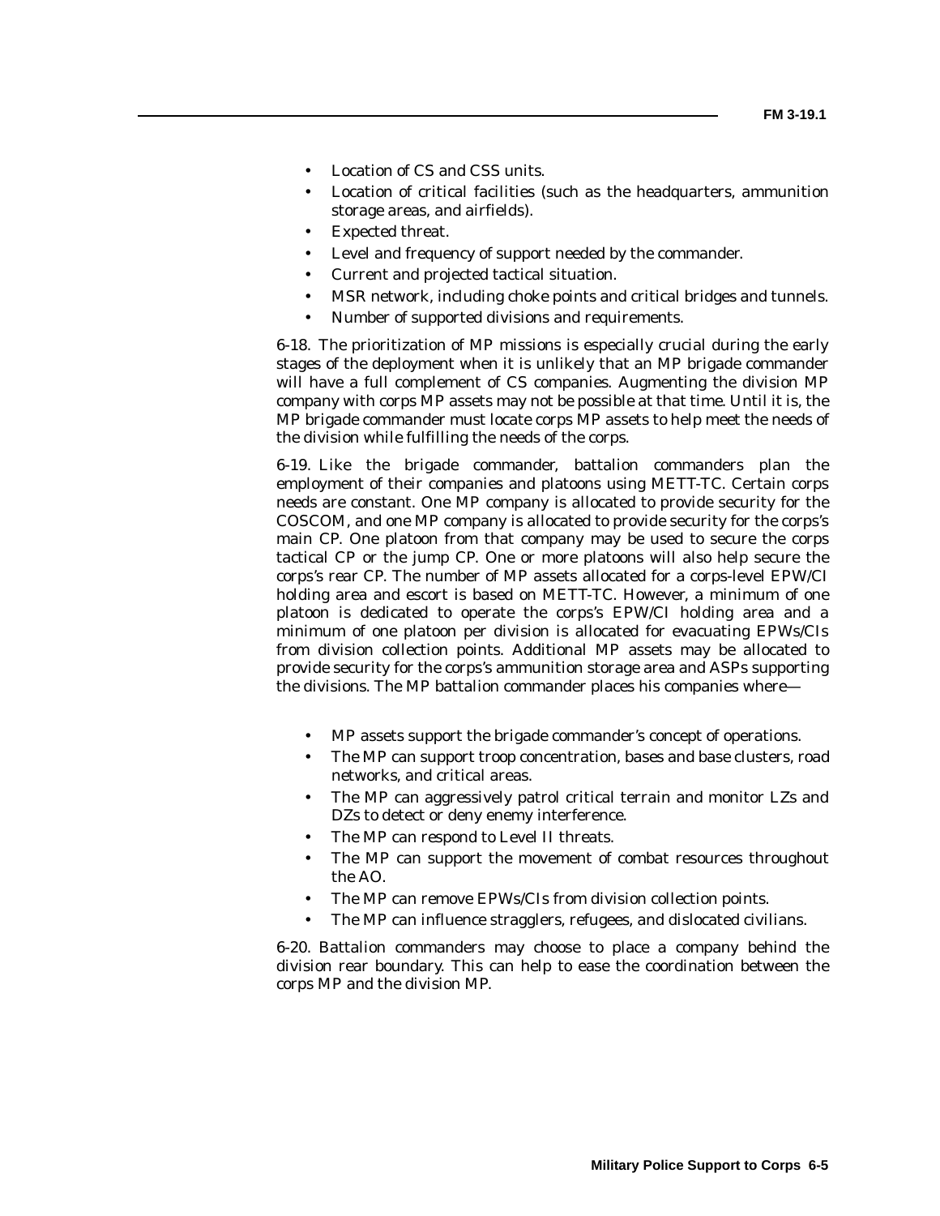- Location of CS and CSS units.
- Location of critical facilities (such as the headquarters, ammunition storage areas, and airfields).
- Expected threat.
- Level and frequency of support needed by the commander.
- Current and projected tactical situation.
- MSR network, including choke points and critical bridges and tunnels.
- Number of supported divisions and requirements.

6-18. The prioritization of MP missions is especially crucial during the early stages of the deployment when it is unlikely that an MP brigade commander will have a full complement of CS companies. Augmenting the division MP company with corps MP assets may not be possible at that time. Until it is, the MP brigade commander must locate corps MP assets to help meet the needs of the division while fulfilling the needs of the corps.

6-19. Like the brigade commander, battalion commanders plan the employment of their companies and platoons using METT-TC. Certain corps needs are constant. One MP company is allocated to provide security for the COSCOM, and one MP company is allocated to provide security for the corps's main CP. One platoon from that company may be used to secure the corps tactical CP or the jump CP. One or more platoons will also help secure the corps's rear CP. The number of MP assets allocated for a corps-level EPW/CI holding area and escort is based on METT-TC. However, a minimum of one platoon is dedicated to operate the corps's EPW/CI holding area and a minimum of one platoon per division is allocated for evacuating EPWs/CIs from division collection points. Additional MP assets may be allocated to provide security for the corps's ammunition storage area and ASPs supporting the divisions. The MP battalion commander places his companies where—

- MP assets support the brigade commander's concept of operations.
- The MP can support troop concentration, bases and base clusters, road networks, and critical areas.
- The MP can aggressively patrol critical terrain and monitor LZs and DZs to detect or deny enemy interference.
- The MP can respond to Level II threats.
- The MP can support the movement of combat resources throughout the AO.
- The MP can remove EPWs/CIs from division collection points.
- The MP can influence stragglers, refugees, and dislocated civilians.

6-20. Battalion commanders may choose to place a company behind the division rear boundary. This can help to ease the coordination between the corps MP and the division MP.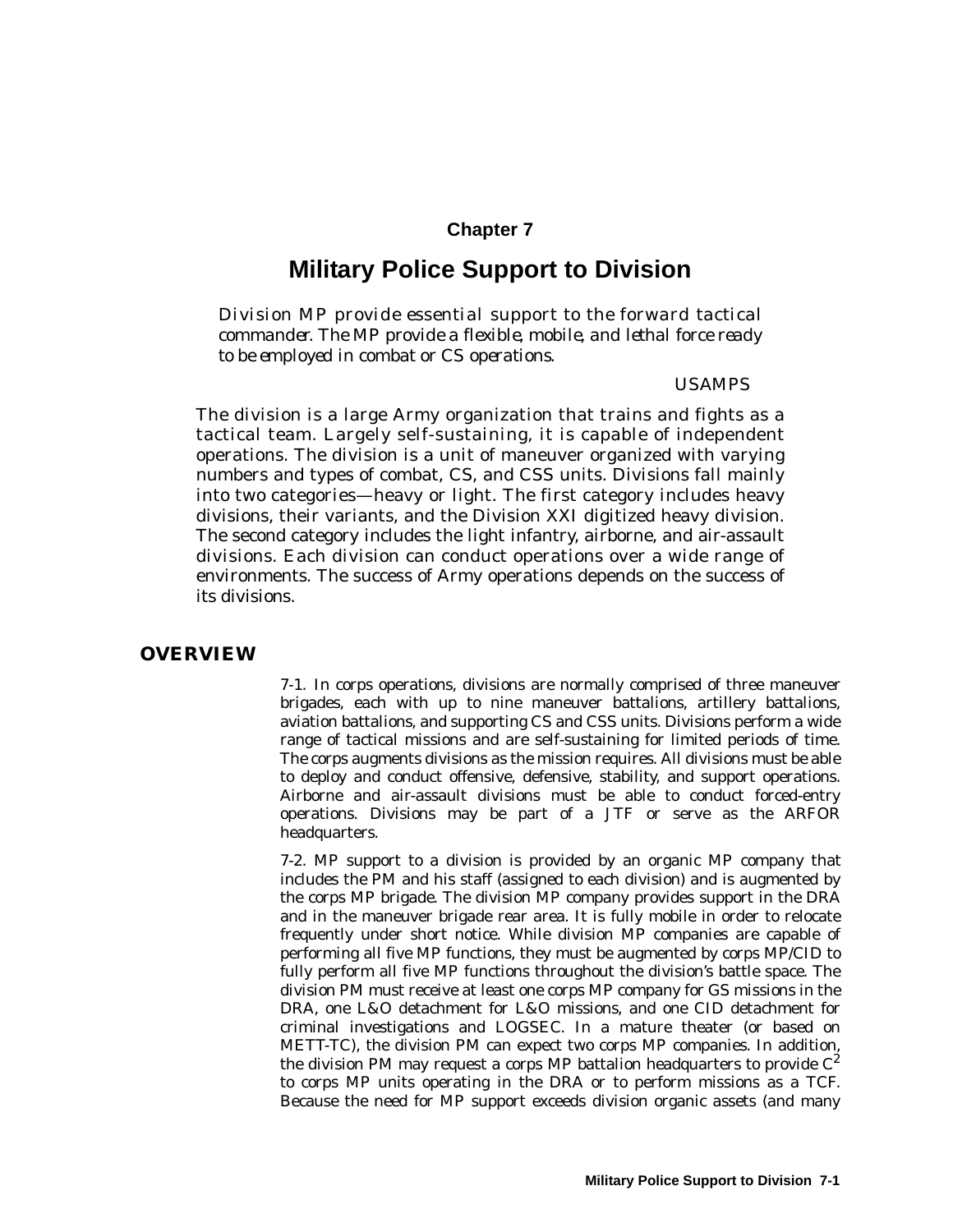# Chapter 7

# Military Police Support to Division

*Division MP provide essential support to the forward tactical commander. The MP provide a flexible, mobile, and lethal force ready to be employed in combat or CS operations.*

USAMPS

The division is a large Army organization that trains and fights as a tactical team. Largely self-sustaining, it is capable of independent operations. The division is a unit of maneuver organized with varying numbers and types of combat, CS, and CSS units. Divisions fall mainly into two categories—heavy or light. The first category includes heavy divisions, their variants, and the Division XXI digitized heavy division. The second category includes the light infantry, airborne, and air-assault divisions. Each division can conduct operations over a wide range of environments. The success of Army operations depends on the success of its divisions.

## OVERVIEW

7-1. In corps operations, divisions are normally comprised of three maneuver brigades, each with up to nine maneuver battalions, artillery battalions, aviation battalions, and supporting CS and CSS units. Divisions perform a wide range of tactical missions and are self-sustaining for limited periods of time. The corps augments divisions as the mission requires. All divisions must be able to deploy and conduct offensive, defensive, stability, and support operations. Airborne and air-assault divisions must be able to conduct forced-entry operations. Divisions may be part of a JTF or serve as the ARFOR headquarters.

7-2. MP support to a division is provided by an organic MP company that includes the PM and his staff (assigned to each division) and is augmented by the corps MP brigade. The division MP company provides support in the DRA and in the maneuver brigade rear area. It is fully mobile in order to relocate frequently under short notice. While division MP companies are capable of performing all five MP functions, they must be augmented by corps MP/CID to fully perform all five MP functions throughout the division's battle space. The division PM must receive at least one corps MP company for GS missions in the DRA, one L&O detachment for L&O missions, and one CID detachment for criminal investigations and LOGSEC. In a mature theater (or based on METT-TC), the division PM can expect two corps MP companies. In addition, the division PM may request a corps MP battalion headquarters to provide $C^2$ to corps MP units operating in the DRA or to perform missions as a TCF. Because the need for MP support exceeds division organic assets (and many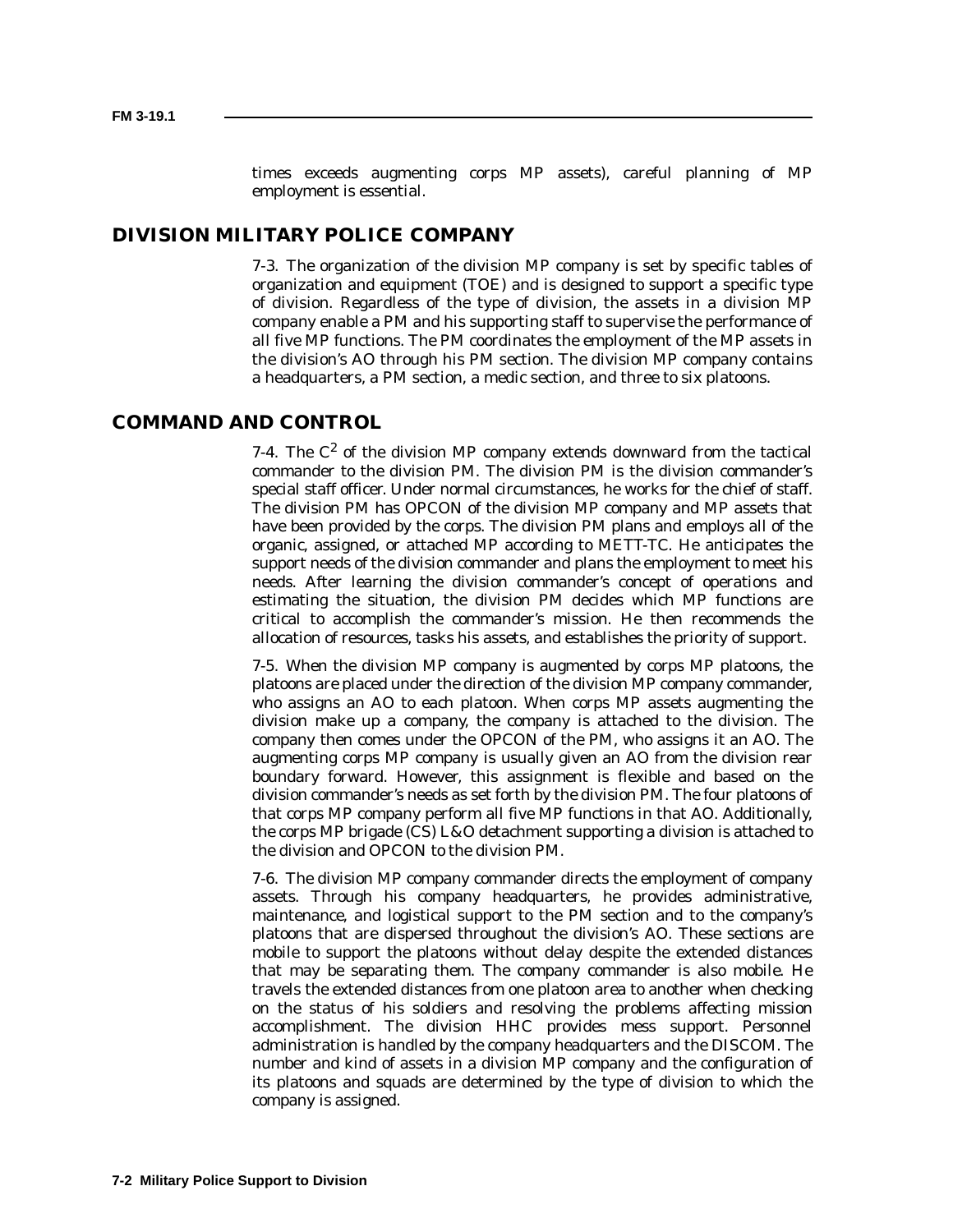times exceeds augmenting corps MP assets), careful planning of MP employment is essential.

## DIVISION MILITARY POLICE COMPANY

7-3. The organization of the division MP company is set by specific tables of organization and equipment (TOE) and is designed to support a specific type of division. Regardless of the type of division, the assets in a division MP company enable a PM and his supporting staff to supervise the performance of all five MP functions. The PM coordinates the employment of the MP assets in the division's AO through his PM section. The division MP company contains a headquarters, a PM section, a medic section, and three to six platoons.

## COMMAND AND CONTROL

7-4. The $C^2$ of the division MP company extends downward from the tactical commander to the division PM. The division PM is the division commander's special staff officer. Under normal circumstances, he works for the chief of staff. The division PM has OPCON of the division MP company and MP assets that have been provided by the corps. The division PM plans and employs all of the organic, assigned, or attached MP according to METT-TC. He anticipates the support needs of the division commander and plans the employment to meet his needs. After learning the division commander's concept of operations and estimating the situation, the division PM decides which MP functions are critical to accomplish the commander's mission. He then recommends the allocation of resources, tasks his assets, and establishes the priority of support.

7-5. When the division MP company is augmented by corps MP platoons, the platoons are placed under the direction of the division MP company commander, who assigns an AO to each platoon. When corps MP assets augmenting the division make up a company, the company is attached to the division. The company then comes under the OPCON of the PM, who assigns it an AO. The augmenting corps MP company is usually given an AO from the division rear boundary forward. However, this assignment is flexible and based on the division commander's needs as set forth by the division PM. The four platoons of that corps MP company perform all five MP functions in that AO. Additionally, the corps MP brigade (CS) L&O detachment supporting a division is attached to the division and OPCON to the division PM.

7-6. The division MP company commander directs the employment of company assets. Through his company headquarters, he provides administrative, maintenance, and logistical support to the PM section and to the company's platoons that are dispersed throughout the division's AO. These sections are mobile to support the platoons without delay despite the extended distances that may be separating them. The company commander is also mobile. He travels the extended distances from one platoon area to another when checking on the status of his soldiers and resolving the problems affecting mission accomplishment. The division HHC provides mess support. Personnel administration is handled by the company headquarters and the DISCOM. The number and kind of assets in a division MP company and the configuration of its platoons and squads are determined by the type of division to which the company is assigned.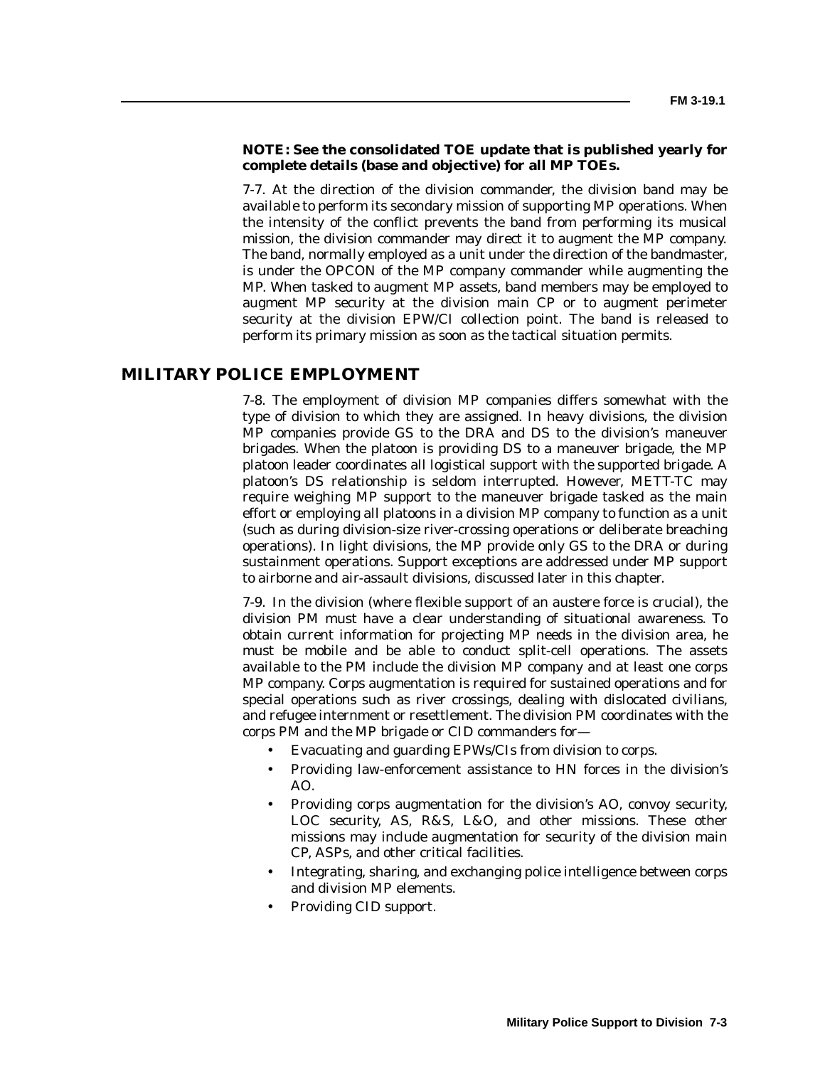**NOTE: See the consolidated TOE update that is published yearly for complete details (base and objective) for all MP TOEs.**

7-7. At the direction of the division commander, the division band may be available to perform its secondary mission of supporting MP operations. When the intensity of the conflict prevents the band from performing its musical mission, the division commander may direct it to augment the MP company. The band, normally employed as a unit under the direction of the bandmaster, is under the OPCON of the MP company commander while augmenting the MP. When tasked to augment MP assets, band members may be employed to augment MP security at the division main CP or to augment perimeter security at the division EPW/CI collection point. The band is released to perform its primary mission as soon as the tactical situation permits.

## MILITARY POLICE EMPLOYMENT

7-8. The employment of division MP companies differs somewhat with the type of division to which they are assigned. In heavy divisions, the division MP companies provide GS to the DRA and DS to the division's maneuver brigades. When the platoon is providing DS to a maneuver brigade, the MP platoon leader coordinates all logistical support with the supported brigade. A platoon's DS relationship is seldom interrupted. However, METT-TC may require weighing MP support to the maneuver brigade tasked as the main effort or employing all platoons in a division MP company to function as a unit (such as during division-size river-crossing operations or deliberate breaching operations). In light divisions, the MP provide only GS to the DRA or during sustainment operations. Support exceptions are addressed under MP support to airborne and air-assault divisions, discussed later in this chapter.

7-9. In the division (where flexible support of an austere force is crucial), the division PM must have a clear understanding of situational awareness. To obtain current information for projecting MP needs in the division area, he must be mobile and be able to conduct split-cell operations. The assets available to the PM include the division MP company and at least one corps MP company. Corps augmentation is required for sustained operations and for special operations such as river crossings, dealing with dislocated civilians, and refugee internment or resettlement. The division PM coordinates with the corps PM and the MP brigade or CID commanders for—

- Evacuating and guarding EPWs/CIs from division to corps.
- Providing law-enforcement assistance to HN forces in the division's AO.
- Providing corps augmentation for the division's AO, convoy security, LOC security, AS, R&S, L&O, and other missions. These other missions may include augmentation for security of the division main CP, ASPs, and other critical facilities.
- Integrating, sharing, and exchanging police intelligence between corps and division MP elements.
- Providing CID support.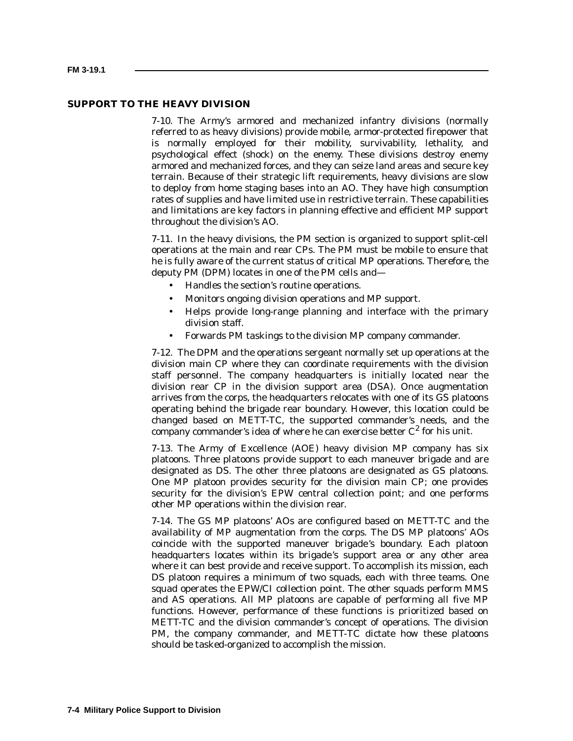## SUPPORT TO THE HEAVY DIVISION

7-10. The Army's armored and mechanized infantry divisions (normally referred to as heavy divisions) provide mobile, armor-protected firepower that is normally employed for their mobility, survivability, lethality, and psychological effect (shock) on the enemy. These divisions destroy enemy armored and mechanized forces, and they can seize land areas and secure key terrain. Because of their strategic lift requirements, heavy divisions are slow to deploy from home staging bases into an AO. They have high consumption rates of supplies and have limited use in restrictive terrain. These capabilities and limitations are key factors in planning effective and efficient MP support throughout the division's AO.

7-11. In the heavy divisions, the PM section is organized to support split-cell operations at the main and rear CPs. The PM must be mobile to ensure that he is fully aware of the current status of critical MP operations. Therefore, the deputy PM (DPM) locates in one of the PM cells and—

- Handles the section's routine operations.
- Monitors ongoing division operations and MP support.
- Helps provide long-range planning and interface with the primary division staff.
- Forwards PM taskings to the division MP company commander.

7-12. The DPM and the operations sergeant normally set up operations at the division main CP where they can coordinate requirements with the division staff personnel. The company headquarters is initially located near the division rear CP in the division support area (DSA). Once augmentation arrives from the corps, the headquarters relocates with one of its GS platoons operating behind the brigade rear boundary. However, this location could be changed based on METT-TC, the supported commander's needs, and the company commander's idea of where he can exercise better $C^2$ for his unit.

7-13. The Army of Excellence (AOE) heavy division MP company has six platoons. Three platoons provide support to each maneuver brigade and are designated as DS. The other three platoons are designated as GS platoons. One MP platoon provides security for the division main CP; one provides security for the division's EPW central collection point; and one performs other MP operations within the division rear.

7-14. The GS MP platoons' AOs are configured based on METT-TC and the availability of MP augmentation from the corps. The DS MP platoons' AOs coincide with the supported maneuver brigade's boundary. Each platoon headquarters locates within its brigade's support area or any other area where it can best provide and receive support. To accomplish its mission, each DS platoon requires a minimum of two squads, each with three teams. One squad operates the EPW/CI collection point. The other squads perform MMS and AS operations. All MP platoons are capable of performing all five MP functions. However, performance of these functions is prioritized based on METT-TC and the division commander's concept of operations. The division PM, the company commander, and METT-TC dictate how these platoons should be tasked-organized to accomplish the mission.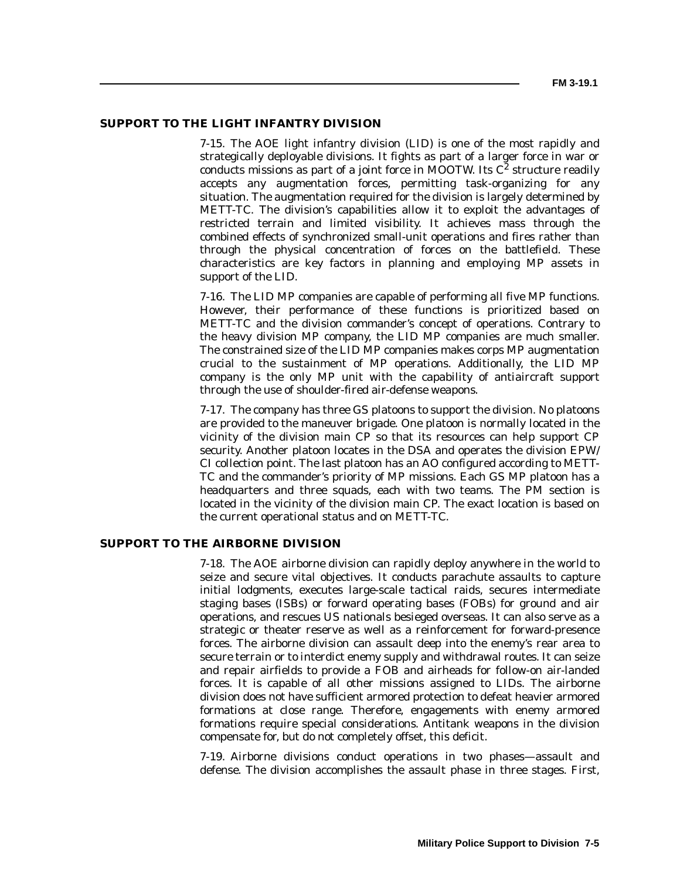## SUPPORT TO THE LIGHT INFANTRY DIVISION

7-15. The AOE light infantry division (LID) is one of the most rapidly and strategically deployable divisions. It fights as part of a larger force in war or conducts missions as part of a joint force in MOOTW. Its $C^2$ structure readily accepts any augmentation forces, permitting task-organizing for any situation. The augmentation required for the division is largely determined by METT-TC. The division's capabilities allow it to exploit the advantages of restricted terrain and limited visibility. It achieves mass through the combined effects of synchronized small-unit operations and fires rather than through the physical concentration of forces on the battlefield. These characteristics are key factors in planning and employing MP assets in support of the LID.

7-16. The LID MP companies are capable of performing all five MP functions. However, their performance of these functions is prioritized based on METT-TC and the division commander's concept of operations. Contrary to the heavy division MP company, the LID MP companies are much smaller. The constrained size of the LID MP companies makes corps MP augmentation crucial to the sustainment of MP operations. Additionally, the LID MP company is the only MP unit with the capability of antiaircraft support through the use of shoulder-fired air-defense weapons.

7-17. The company has three GS platoons to support the division. No platoons are provided to the maneuver brigade. One platoon is normally located in the vicinity of the division main CP so that its resources can help support CP security. Another platoon locates in the DSA and operates the division EPW/CI collection point. The last platoon has an AO configured according to METT-TC and the commander's priority of MP missions. Each GS MP platoon has a headquarters and three squads, each with two teams. The PM section is located in the vicinity of the division main CP. The exact location is based on the current operational status and on METT-TC.

## SUPPORT TO THE AIRBORNE DIVISION

7-18. The AOE airborne division can rapidly deploy anywhere in the world to seize and secure vital objectives. It conducts parachute assaults to capture initial lodgments, executes large-scale tactical raids, secures intermediate staging bases (ISBs) or forward operating bases (FOBs) for ground and air operations, and rescues US nationals besieged overseas. It can also serve as a strategic or theater reserve as well as a reinforcement for forward-presence forces. The airborne division can assault deep into the enemy's rear area to secure terrain or to interdict enemy supply and withdrawal routes. It can seize and repair airfields to provide a FOB and airheads for follow-on air-landed forces. It is capable of all other missions assigned to LIDs. The airborne division does not have sufficient armored protection to defeat heavier armored formations at close range. Therefore, engagements with enemy armored formations require special considerations. Antitank weapons in the division compensate for, but do not completely offset, this deficit.

7-19. Airborne divisions conduct operations in two phases—assault and defense. The division accomplishes the assault phase in three stages. First,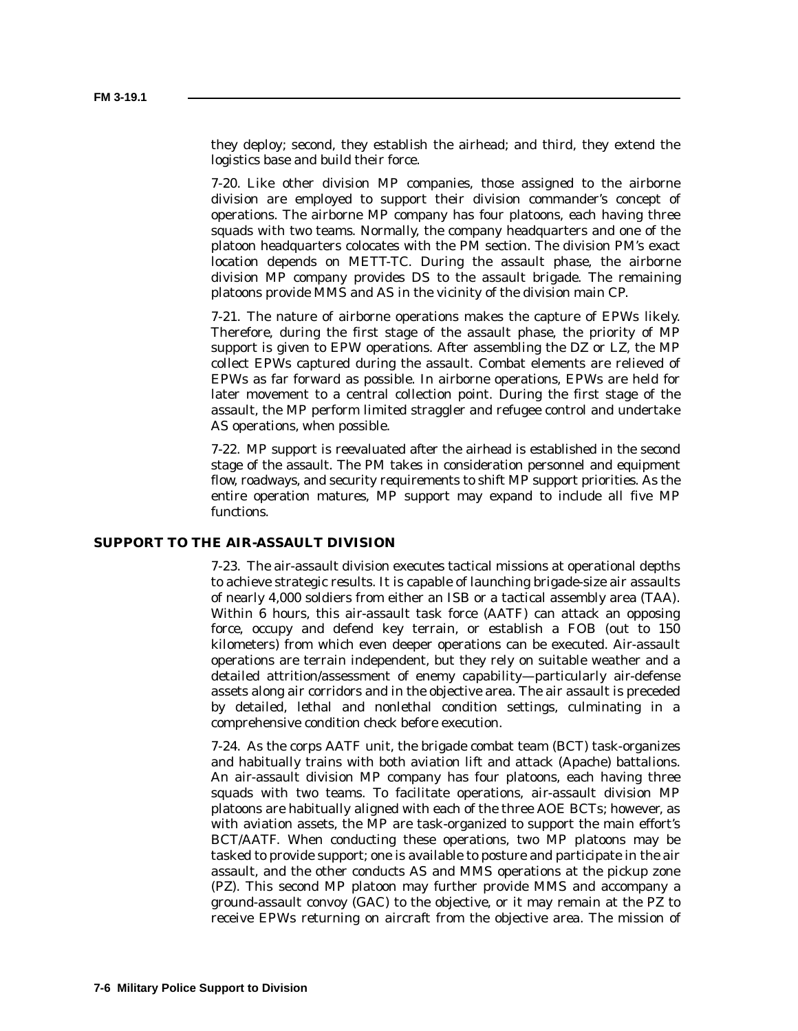they deploy; second, they establish the airhead; and third, they extend the logistics base and build their force.

7-20. Like other division MP companies, those assigned to the airborne division are employed to support their division commander's concept of operations. The airborne MP company has four platoons, each having three squads with two teams. Normally, the company headquarters and one of the platoon headquarters colocates with the PM section. The division PM's exact location depends on METT-TC. During the assault phase, the airborne division MP company provides DS to the assault brigade. The remaining platoons provide MMS and AS in the vicinity of the division main CP.

7-21. The nature of airborne operations makes the capture of EPWs likely. Therefore, during the first stage of the assault phase, the priority of MP support is given to EPW operations. After assembling the DZ or LZ, the MP collect EPWs captured during the assault. Combat elements are relieved of EPWs as far forward as possible. In airborne operations, EPWs are held for later movement to a central collection point. During the first stage of the assault, the MP perform limited straggler and refugee control and undertake AS operations, when possible.

7-22. MP support is reevaluated after the airhead is established in the second stage of the assault. The PM takes in consideration personnel and equipment flow, roadways, and security requirements to shift MP support priorities. As the entire operation matures, MP support may expand to include all five MP functions.

## SUPPORT TO THE AIR-ASSAULT DIVISION

7-23. The air-assault division executes tactical missions at operational depths to achieve strategic results. It is capable of launching brigade-size air assaults of nearly 4,000 soldiers from either an ISB or a tactical assembly area (TAA). Within 6 hours, this air-assault task force (AATF) can attack an opposing force, occupy and defend key terrain, or establish a FOB (out to 150 kilometers) from which even deeper operations can be executed. Air-assault operations are terrain independent, but they rely on suitable weather and a detailed attrition/assessment of enemy capability—particularly air-defense assets along air corridors and in the objective area. The air assault is preceded by detailed, lethal and nonlethal condition settings, culminating in a comprehensive condition check before execution.

7-24. As the corps AATF unit, the brigade combat team (BCT) task-organizes and habitually trains with both aviation lift and attack (Apache) battalions. An air-assault division MP company has four platoons, each having three squads with two teams. To facilitate operations, air-assault division MP platoons are habitually aligned with each of the three AOE BCTs; however, as with aviation assets, the MP are task-organized to support the main effort's BCT/AATF. When conducting these operations, two MP platoons may be tasked to provide support; one is available to posture and participate in the air assault, and the other conducts AS and MMS operations at the pickup zone (PZ). This second MP platoon may further provide MMS and accompany a ground-assault convoy (GAC) to the objective, or it may remain at the PZ to receive EPWs returning on aircraft from the objective area. The mission of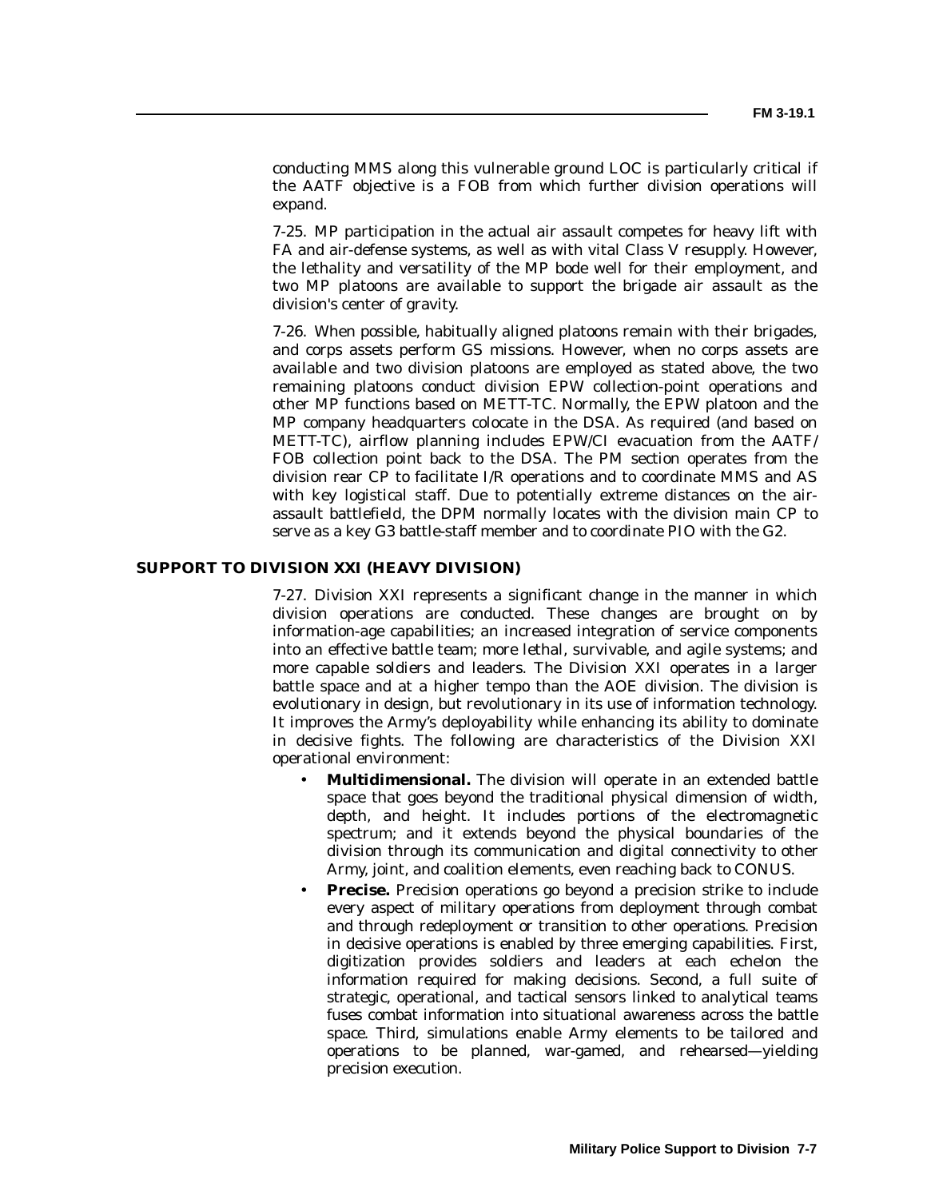conducting MMS along this vulnerable ground LOC is particularly critical if the AATF objective is a FOB from which further division operations will expand.

7-25. MP participation in the actual air assault competes for heavy lift with FA and air-defense systems, as well as with vital Class V resupply. However, the lethality and versatility of the MP bode well for their employment, and two MP platoons are available to support the brigade air assault as the division's center of gravity.

7-26. When possible, habitually aligned platoons remain with their brigades, and corps assets perform GS missions. However, when no corps assets are available and two division platoons are employed as stated above, the two remaining platoons conduct division EPW collection-point operations and other MP functions based on METT-TC. Normally, the EPW platoon and the MP company headquarters colocate in the DSA. As required (and based on METT-TC), airflow planning includes EPW/CI evacuation from the AATF/ FOB collection point back to the DSA. The PM section operates from the division rear CP to facilitate I/R operations and to coordinate MMS and AS with key logistical staff. Due to potentially extreme distances on the air-assault battlefield, the DPM normally locates with the division main CP to serve as a key G3 battle-staff member and to coordinate PIO with the G2.

## SUPPORT TO DIVISION XXI (HEAVY DIVISION)

7-27. Division XXI represents a significant change in the manner in which division operations are conducted. These changes are brought on by information-age capabilities; an increased integration of service components into an effective battle team; more lethal, survivable, and agile systems; and more capable soldiers and leaders. The Division XXI operates in a larger battle space and at a higher tempo than the AOE division. The division is evolutionary in design, but revolutionary in its use of information technology. It improves the Army's deployability while enhancing its ability to dominate in decisive fights. The following are characteristics of the Division XXI operational environment:

- **Multidimensional.** The division will operate in an extended battle space that goes beyond the traditional physical dimension of width, depth, and height. It includes portions of the electromagnetic spectrum; and it extends beyond the physical boundaries of the division through its communication and digital connectivity to other Army, joint, and coalition elements, even reaching back to CONUS.
- **Precise.** Precision operations go beyond a precision strike to include every aspect of military operations from deployment through combat and through redeployment or transition to other operations. Precision in decisive operations is enabled by three emerging capabilities. First, digitization provides soldiers and leaders at each echelon the information required for making decisions. Second, a full suite of strategic, operational, and tactical sensors linked to analytical teams fuses combat information into situational awareness across the battle space. Third, simulations enable Army elements to be tailored and operations to be planned, war-gamed, and rehearsed—yielding precision execution.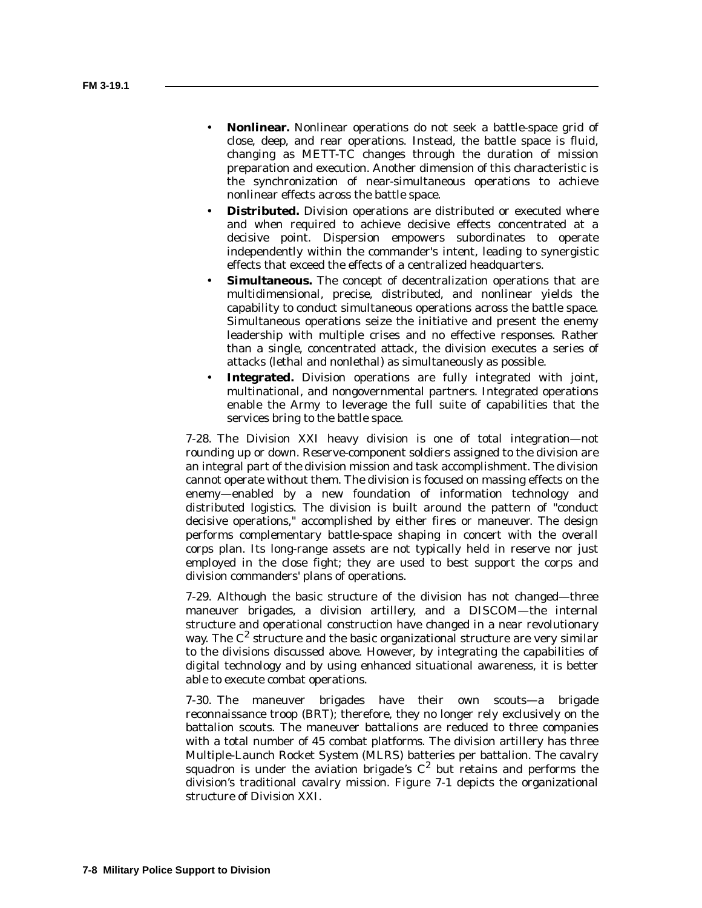- **Nonlinear.** Nonlinear operations do not seek a battle-space grid of close, deep, and rear operations. Instead, the battle space is fluid, changing as METT-TC changes through the duration of mission preparation and execution. Another dimension of this characteristic is the synchronization of near-simultaneous operations to achieve nonlinear effects across the battle space.
- **Distributed.** Division operations are distributed or executed where and when required to achieve decisive effects concentrated at a decisive point. Dispersion empowers subordinates to operate independently within the commander's intent, leading to synergistic effects that exceed the effects of a centralized headquarters.
- **Simultaneous.** The concept of decentralization operations that are multidimensional, precise, distributed, and nonlinear yields the capability to conduct simultaneous operations across the battle space. Simultaneous operations seize the initiative and present the enemy leadership with multiple crises and no effective responses. Rather than a single, concentrated attack, the division executes a series of attacks (lethal and nonlethal) as simultaneously as possible.
- **Integrated.** Division operations are fully integrated with joint, multinational, and nongovernmental partners. Integrated operations enable the Army to leverage the full suite of capabilities that the services bring to the battle space.

7-28. The Division XXI heavy division is one of total integration—not rounding up or down. Reserve-component soldiers assigned to the division are an integral part of the division mission and task accomplishment. The division cannot operate without them. The division is focused on massing effects on the enemy—enabled by a new foundation of information technology and distributed logistics. The division is built around the pattern of "conduct decisive operations," accomplished by either fires or maneuver. The design performs complementary battle-space shaping in concert with the overall corps plan. Its long-range assets are not typically held in reserve nor just employed in the close fight; they are used to best support the corps and division commanders' plans of operations.

7-29. Although the basic structure of the division has not changed—three maneuver brigades, a division artillery, and a DISCOM—the internal structure and operational construction have changed in a near revolutionary way. The $C^2$ structure and the basic organizational structure are very similar to the divisions discussed above. However, by integrating the capabilities of digital technology and by using enhanced situational awareness, it is better able to execute combat operations.

7-30. The maneuver brigades have their own scouts—a brigade reconnaissance troop (BRT); therefore, they no longer rely exclusively on the battalion scouts. The maneuver battalions are reduced to three companies with a total number of 45 combat platforms. The division artillery has three Multiple-Launch Rocket System (MLRS) batteries per battalion. The cavalry squadron is under the aviation brigade's $C^2$ but retains and performs the division's traditional cavalry mission. Figure 7-1 depicts the organizational structure of Division XXI.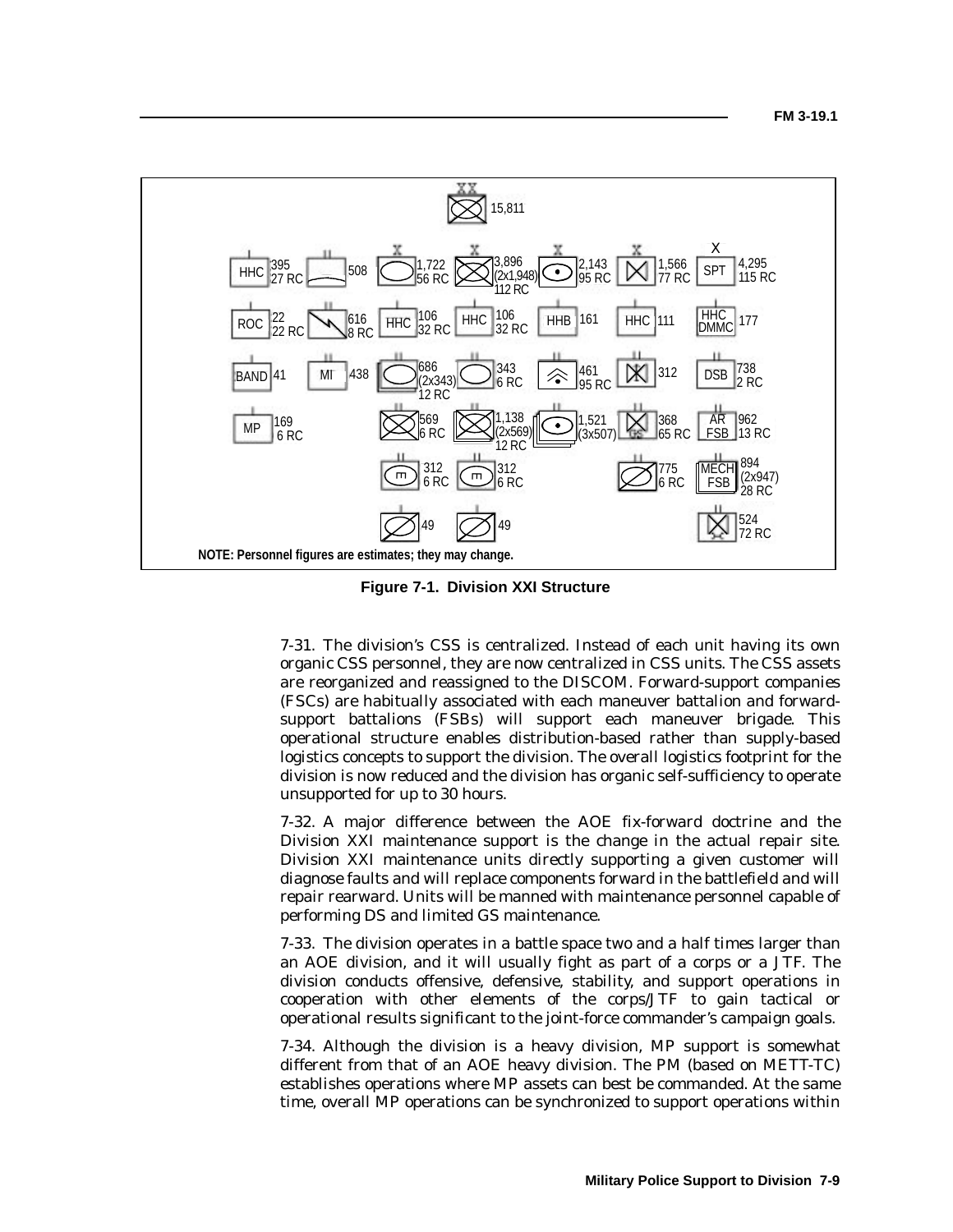15,811

| | | | | | |
|---|---|---|---|---|---|
| HHC 395 / 27 RC | 508 | 1,722 / 56 RC | 3,896 (2x1,948) / 112 RC | 2,143 / 95 RC | 1,566 / 77 RC |
| ROC 22 / 22 RC | 616 / 8 RC | HHC 106 / 32 RC | HHC 106 / 32 RC | HHB 161 | HHC 111 |
| BAND 41 | MI 438 | 686 (2x343) / 12 RC | 343 / 6 RC | 461 / 95 RC | 312 |
| MP 169 / 6 RC | | 569 / 6 RC | 1,138 (2x569) / 12 RC | 1,521 (3x507) | GS 368 / 65 RC |
| | | 312 / 6 RC | 312 / 6 RC | | 775 / 6 RC |
| | | 49 | 49 | | |

| SPT |
|---|
| SPT 4,295 / 115 RC |
| HHC DMMC 177 |
| DSB 738 / 2 RC |
| AR FSB 962 / 13 RC |
| MECH FSB 894 (2x947) / 28 RC |
| 524 / 72 RC |

**NOTE: Personnel figures are estimates; they may change.**

**Figure 7-1. Division XXI Structure**

7-31. The division's CSS is centralized. Instead of each unit having its own organic CSS personnel, they are now centralized in CSS units. The CSS assets are reorganized and reassigned to the DISCOM. Forward-support companies (FSCs) are habitually associated with each maneuver battalion and forward-support battalions (FSBs) will support each maneuver brigade. This operational structure enables distribution-based rather than supply-based logistics concepts to support the division. The overall logistics footprint for the division is now reduced and the division has organic self-sufficiency to operate unsupported for up to 30 hours.

7-32. A major difference between the AOE fix-forward doctrine and the Division XXI maintenance support is the change in the actual repair site. Division XXI maintenance units directly supporting a given customer will diagnose faults and will replace components forward in the battlefield and will repair rearward. Units will be manned with maintenance personnel capable of performing DS and limited GS maintenance.

7-33. The division operates in a battle space two and a half times larger than an AOE division, and it will usually fight as part of a corps or a JTF. The division conducts offensive, defensive, stability, and support operations in cooperation with other elements of the corps/JTF to gain tactical or operational results significant to the joint-force commander's campaign goals.

7-34. Although the division is a heavy division, MP support is somewhat different from that of an AOE heavy division. The PM (based on METT-TC) establishes operations where MP assets can best be commanded. At the same time, overall MP operations can be synchronized to support operations within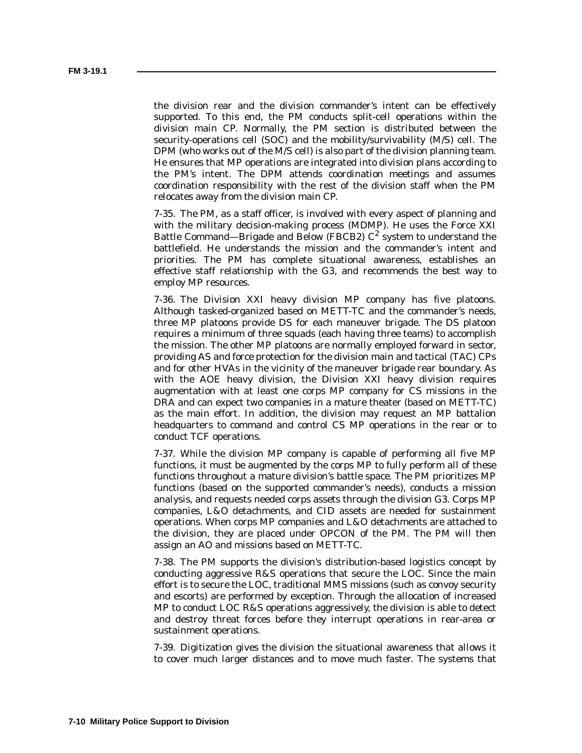the division rear and the division commander's intent can be effectively supported. To this end, the PM conducts split-cell operations within the division main CP. Normally, the PM section is distributed between the security-operations cell (SOC) and the mobility/survivability (M/S) cell. The DPM (who works out of the M/S cell) is also part of the division planning team. He ensures that MP operations are integrated into division plans according to the PM's intent. The DPM attends coordination meetings and assumes coordination responsibility with the rest of the division staff when the PM relocates away from the division main CP.

7-35. The PM, as a staff officer, is involved with every aspect of planning and with the military decision-making process (MDMP). He uses the Force XXI Battle Command—Brigade and Below (FBCB2) $C^2$ system to understand the battlefield. He understands the mission and the commander's intent and priorities. The PM has complete situational awareness, establishes an effective staff relationship with the G3, and recommends the best way to employ MP resources.

7-36. The Division XXI heavy division MP company has five platoons. Although tasked-organized based on METT-TC and the commander's needs, three MP platoons provide DS for each maneuver brigade. The DS platoon requires a minimum of three squads (each having three teams) to accomplish the mission. The other MP platoons are normally employed forward in sector, providing AS and force protection for the division main and tactical (TAC) CPs and for other HVAs in the vicinity of the maneuver brigade rear boundary. As with the AOE heavy division, the Division XXI heavy division requires augmentation with at least one corps MP company for CS missions in the DRA and can expect two companies in a mature theater (based on METT-TC) as the main effort. In addition, the division may request an MP battalion headquarters to command and control CS MP operations in the rear or to conduct TCF operations.

7-37. While the division MP company is capable of performing all five MP functions, it must be augmented by the corps MP to fully perform all of these functions throughout a mature division's battle space. The PM prioritizes MP functions (based on the supported commander's needs), conducts a mission analysis, and requests needed corps assets through the division G3. Corps MP companies, L&O detachments, and CID assets are needed for sustainment operations. When corps MP companies and L&O detachments are attached to the division, they are placed under OPCON of the PM. The PM will then assign an AO and missions based on METT-TC.

7-38. The PM supports the division's distribution-based logistics concept by conducting aggressive R&S operations that secure the LOC. Since the main effort is to secure the LOC, traditional MMS missions (such as convoy security and escorts) are performed by exception. Through the allocation of increased MP to conduct LOC R&S operations aggressively, the division is able to detect and destroy threat forces before they interrupt operations in rear-area or sustainment operations.

7-39. Digitization gives the division the situational awareness that allows it to cover much larger distances and to move much faster. The systems that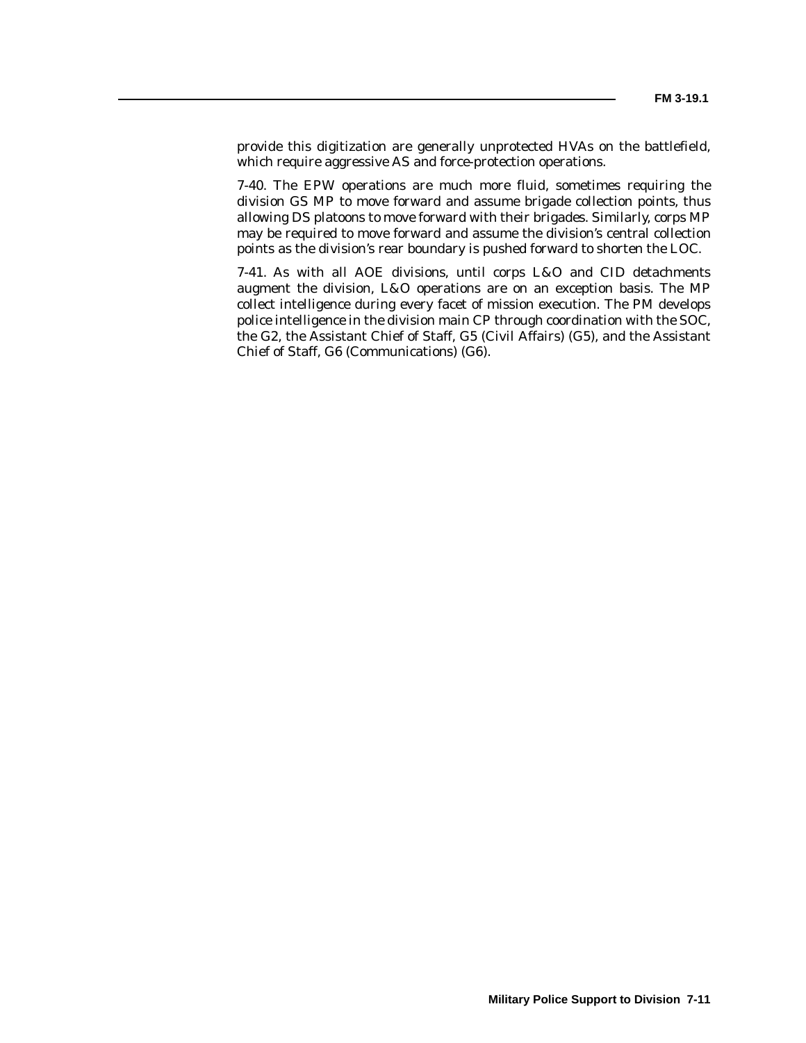provide this digitization are generally unprotected HVAs on the battlefield, which require aggressive AS and force-protection operations.

7-40. The EPW operations are much more fluid, sometimes requiring the division GS MP to move forward and assume brigade collection points, thus allowing DS platoons to move forward with their brigades. Similarly, corps MP may be required to move forward and assume the division's central collection points as the division's rear boundary is pushed forward to shorten the LOC.

7-41. As with all AOE divisions, until corps L&O and CID detachments augment the division, L&O operations are on an exception basis. The MP collect intelligence during every facet of mission execution. The PM develops police intelligence in the division main CP through coordination with the SOC, the G2, the Assistant Chief of Staff, G5 (Civil Affairs) (G5), and the Assistant Chief of Staff, G6 (Communications) (G6).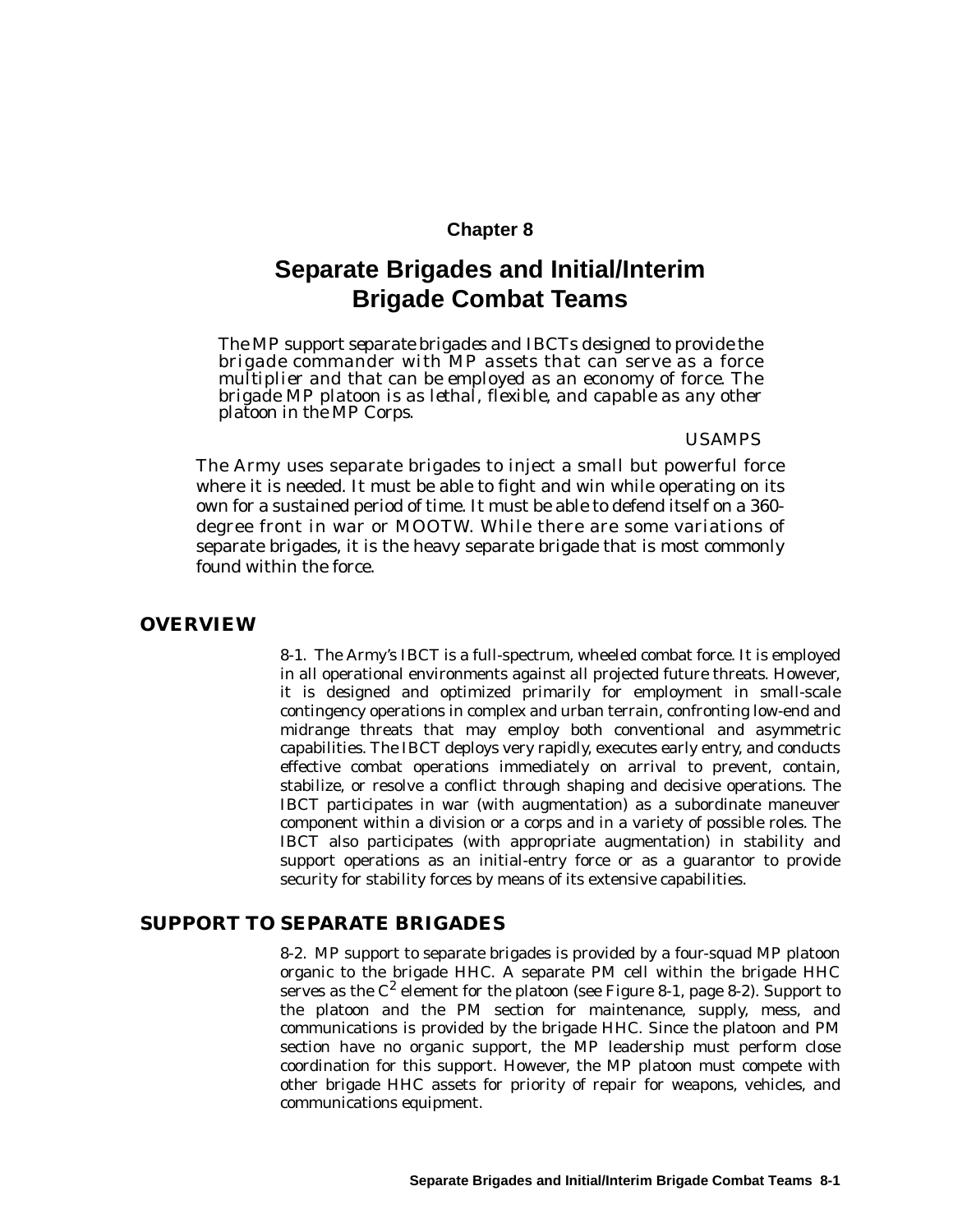# Chapter 8

# Separate Brigades and Initial/Interim Brigade Combat Teams

*The MP support separate brigades and IBCTs designed to provide the brigade commander with MP assets that can serve as a force multiplier and that can be employed as an economy of force. The brigade MP platoon is as lethal, flexible, and capable as any other platoon in the MP Corps.*

USAMPS

The Army uses separate brigades to inject a small but powerful force where it is needed. It must be able to fight and win while operating on its own for a sustained period of time. It must be able to defend itself on a 360-degree front in war or MOOTW. While there are some variations of separate brigades, it is the heavy separate brigade that is most commonly found within the force.

## OVERVIEW

8-1. The Army's IBCT is a full-spectrum, wheeled combat force. It is employed in all operational environments against all projected future threats. However, it is designed and optimized primarily for employment in small-scale contingency operations in complex and urban terrain, confronting low-end and midrange threats that may employ both conventional and asymmetric capabilities. The IBCT deploys very rapidly, executes early entry, and conducts effective combat operations immediately on arrival to prevent, contain, stabilize, or resolve a conflict through shaping and decisive operations. The IBCT participates in war (with augmentation) as a subordinate maneuver component within a division or a corps and in a variety of possible roles. The IBCT also participates (with appropriate augmentation) in stability and support operations as an initial-entry force or as a guarantor to provide security for stability forces by means of its extensive capabilities.

## SUPPORT TO SEPARATE BRIGADES

8-2. MP support to separate brigades is provided by a four-squad MP platoon organic to the brigade HHC. A separate PM cell within the brigade HHC serves as the $C^2$ element for the platoon (see Figure 8-1, page 8-2). Support to the platoon and the PM section for maintenance, supply, mess, and communications is provided by the brigade HHC. Since the platoon and PM section have no organic support, the MP leadership must perform close coordination for this support. However, the MP platoon must compete with other brigade HHC assets for priority of repair for weapons, vehicles, and communications equipment.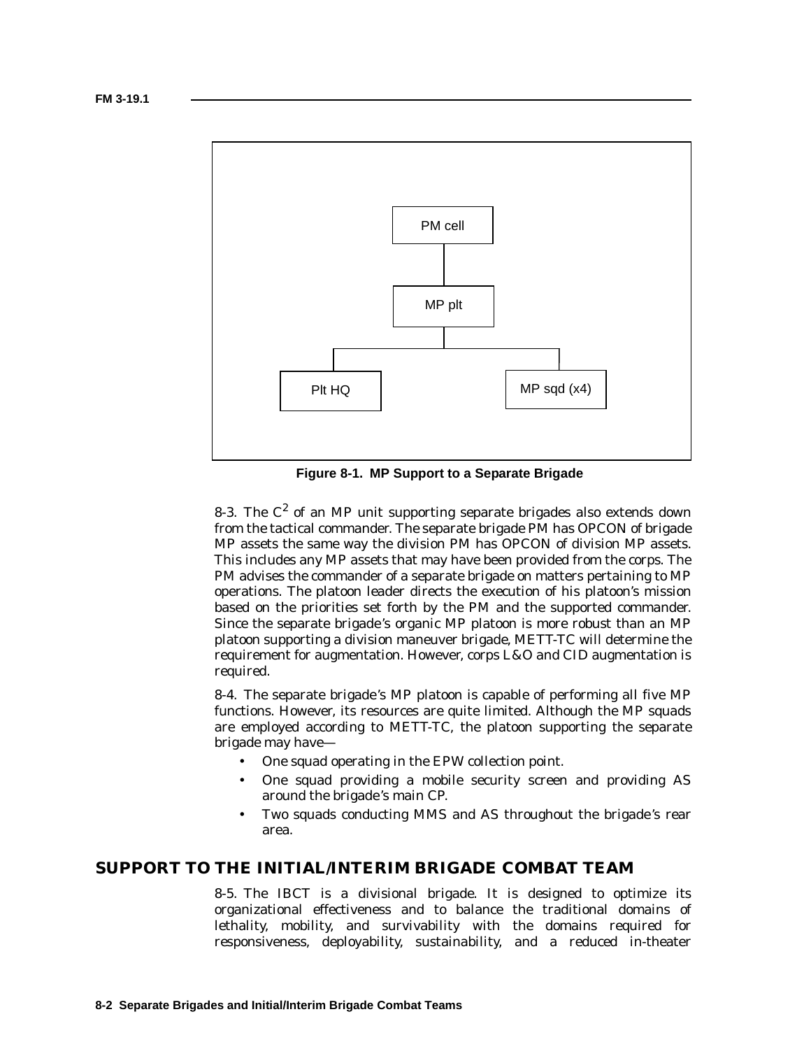PM cell

MP plt

Plt HQ

MP sqd (x4)

**Figure 8-1. MP Support to a Separate Brigade**

8-3. The $C^2$ of an MP unit supporting separate brigades also extends down from the tactical commander. The separate brigade PM has OPCON of brigade MP assets the same way the division PM has OPCON of division MP assets. This includes any MP assets that may have been provided from the corps. The PM advises the commander of a separate brigade on matters pertaining to MP operations. The platoon leader directs the execution of his platoon's mission based on the priorities set forth by the PM and the supported commander. Since the separate brigade's organic MP platoon is more robust than an MP platoon supporting a division maneuver brigade, METT-TC will determine the requirement for augmentation. However, corps L&O and CID augmentation is required.

8-4. The separate brigade's MP platoon is capable of performing all five MP functions. However, its resources are quite limited. Although the MP squads are employed according to METT-TC, the platoon supporting the separate brigade may have—

- One squad operating in the EPW collection point.
- One squad providing a mobile security screen and providing AS around the brigade's main CP.
- Two squads conducting MMS and AS throughout the brigade's rear area.

## SUPPORT TO THE INITIAL/INTERIM BRIGADE COMBAT TEAM

8-5. The IBCT is a divisional brigade. It is designed to optimize its organizational effectiveness and to balance the traditional domains of lethality, mobility, and survivability with the domains required for responsiveness, deployability, sustainability, and a reduced in-theater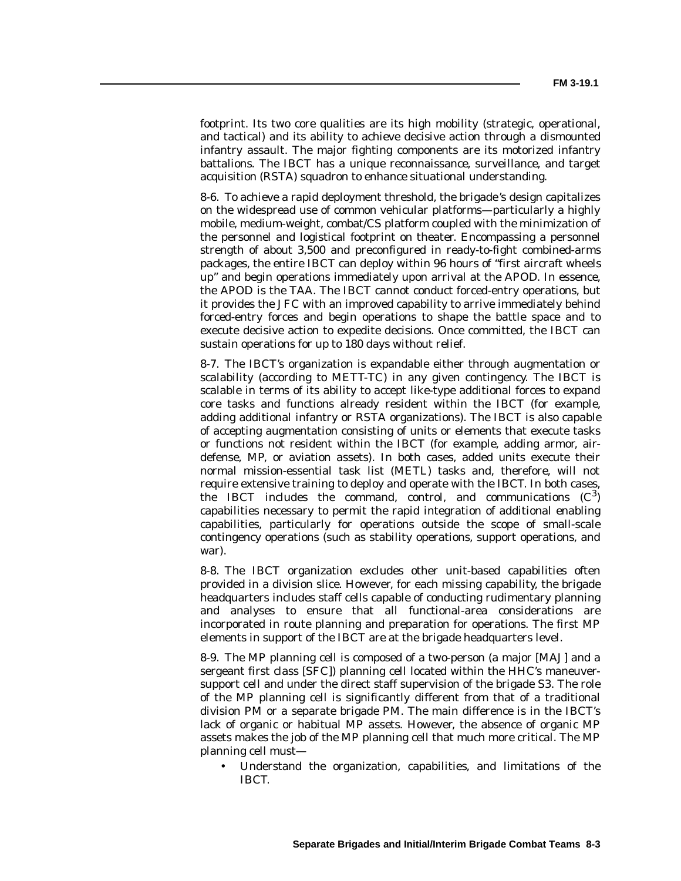footprint. Its two core qualities are its high mobility (strategic, operational, and tactical) and its ability to achieve decisive action through a dismounted infantry assault. The major fighting components are its motorized infantry battalions. The IBCT has a unique reconnaissance, surveillance, and target acquisition (RSTA) squadron to enhance situational understanding.

8-6. To achieve a rapid deployment threshold, the brigade's design capitalizes on the widespread use of common vehicular platforms—particularly a highly mobile, medium-weight, combat/CS platform coupled with the minimization of the personnel and logistical footprint on theater. Encompassing a personnel strength of about 3,500 and preconfigured in ready-to-fight combined-arms packages, the entire IBCT can deploy within 96 hours of "first aircraft wheels up" and begin operations immediately upon arrival at the APOD. In essence, the APOD is the TAA. The IBCT cannot conduct forced-entry operations, but it provides the JFC with an improved capability to arrive immediately behind forced-entry forces and begin operations to shape the battle space and to execute decisive action to expedite decisions. Once committed, the IBCT can sustain operations for up to 180 days without relief.

8-7. The IBCT's organization is expandable either through augmentation or scalability (according to METT-TC) in any given contingency. The IBCT is scalable in terms of its ability to accept like-type additional forces to expand core tasks and functions already resident within the IBCT (for example, adding additional infantry or RSTA organizations). The IBCT is also capable of accepting augmentation consisting of units or elements that execute tasks or functions not resident within the IBCT (for example, adding armor, air-defense, MP, or aviation assets). In both cases, added units execute their normal mission-essential task list (METL) tasks and, therefore, will not require extensive training to deploy and operate with the IBCT. In both cases, the IBCT includes the command, control, and communications ($C^3$) capabilities necessary to permit the rapid integration of additional enabling capabilities, particularly for operations outside the scope of small-scale contingency operations (such as stability operations, support operations, and war).

8-8. The IBCT organization excludes other unit-based capabilities often provided in a division slice. However, for each missing capability, the brigade headquarters includes staff cells capable of conducting rudimentary planning and analyses to ensure that all functional-area considerations are incorporated in route planning and preparation for operations. The first MP elements in support of the IBCT are at the brigade headquarters level.

8-9. The MP planning cell is composed of a two-person (a major [MAJ] and a sergeant first class [SFC]) planning cell located within the HHC's maneuver-support cell and under the direct staff supervision of the brigade S3. The role of the MP planning cell is significantly different from that of a traditional division PM or a separate brigade PM. The main difference is in the IBCT's lack of organic or habitual MP assets. However, the absence of organic MP assets makes the job of the MP planning cell that much more critical. The MP planning cell must—

- Understand the organization, capabilities, and limitations of the IBCT.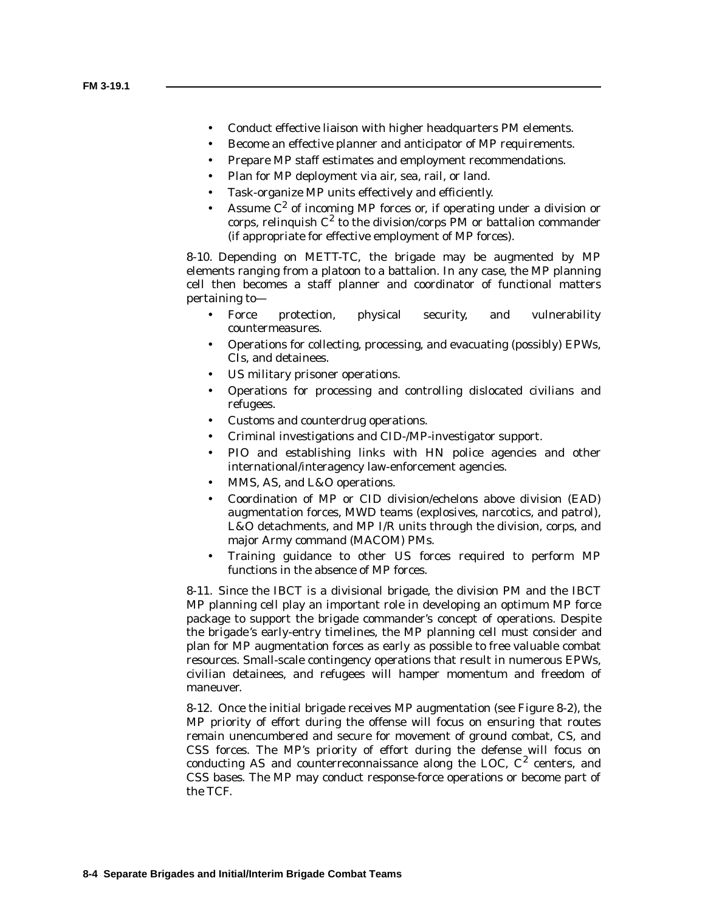- Conduct effective liaison with higher headquarters PM elements.
- Become an effective planner and anticipator of MP requirements.
- Prepare MP staff estimates and employment recommendations.
- Plan for MP deployment via air, sea, rail, or land.
- Task-organize MP units effectively and efficiently.
- Assume $C^2$ of incoming MP forces or, if operating under a division or corps, relinquish $C^2$ to the division/corps PM or battalion commander (if appropriate for effective employment of MP forces).

8-10. Depending on METT-TC, the brigade may be augmented by MP elements ranging from a platoon to a battalion. In any case, the MP planning cell then becomes a staff planner and coordinator of functional matters pertaining to—

- Force protection, physical security, and vulnerability countermeasures.
- Operations for collecting, processing, and evacuating (possibly) EPWs, CIs, and detainees.
- US military prisoner operations.
- Operations for processing and controlling dislocated civilians and refugees.
- Customs and counterdrug operations.
- Criminal investigations and CID-/MP-investigator support.
- PIO and establishing links with HN police agencies and other international/interagency law-enforcement agencies.
- MMS, AS, and L&O operations.
- Coordination of MP or CID division/echelons above division (EAD) augmentation forces, MWD teams (explosives, narcotics, and patrol), L&O detachments, and MP I/R units through the division, corps, and major Army command (MACOM) PMs.
- Training guidance to other US forces required to perform MP functions in the absence of MP forces.

8-11. Since the IBCT is a divisional brigade, the division PM and the IBCT MP planning cell play an important role in developing an optimum MP force package to support the brigade commander's concept of operations. Despite the brigade's early-entry timelines, the MP planning cell must consider and plan for MP augmentation forces as early as possible to free valuable combat resources. Small-scale contingency operations that result in numerous EPWs, civilian detainees, and refugees will hamper momentum and freedom of maneuver.

8-12. Once the initial brigade receives MP augmentation (see Figure 8-2), the MP priority of effort during the offense will focus on ensuring that routes remain unencumbered and secure for movement of ground combat, CS, and CSS forces. The MP's priority of effort during the defense will focus on conducting AS and counterreconnaissance along the LOC, $C^2$ centers, and CSS bases. The MP may conduct response-force operations or become part of the TCF.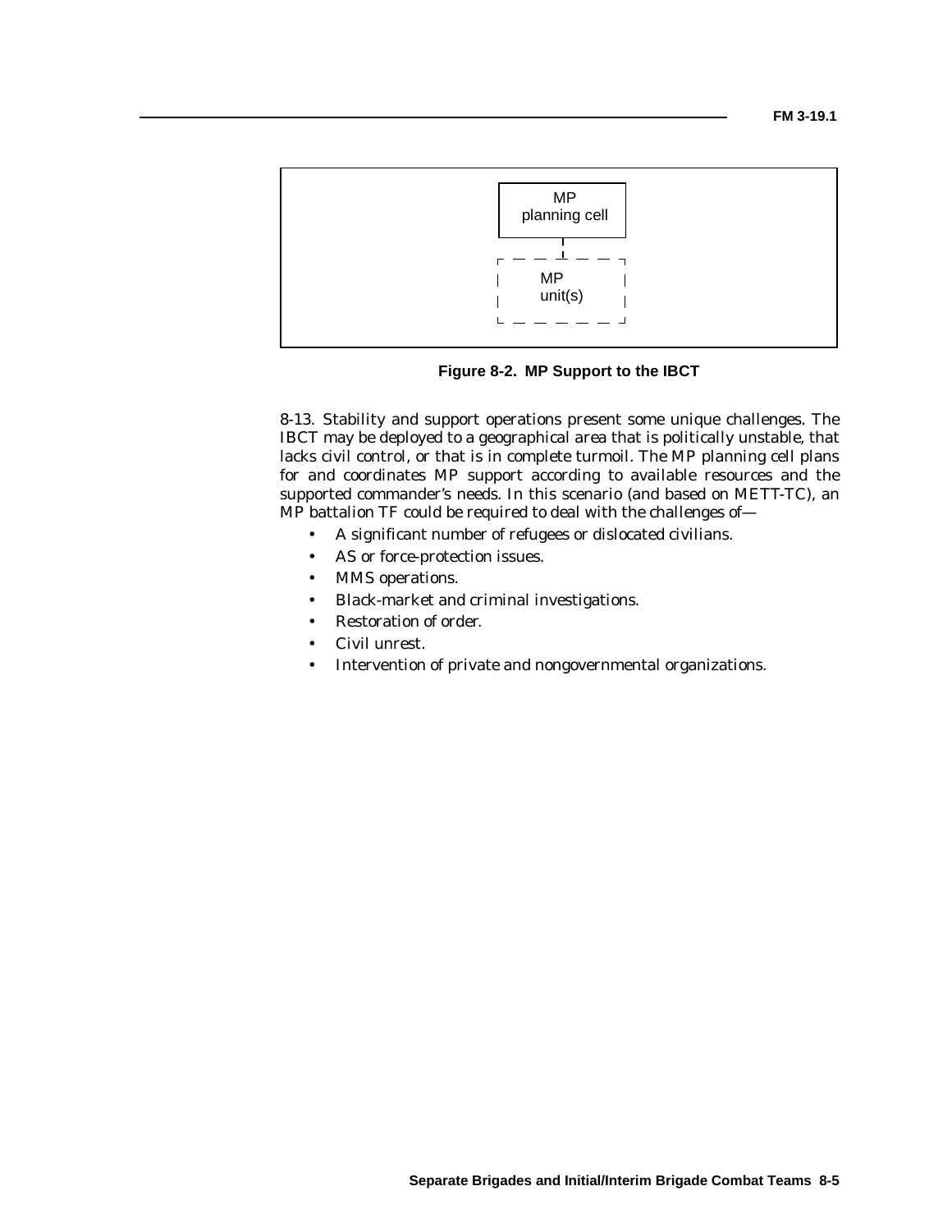MP planning cell

MP unit(s)

**Figure 8-2. MP Support to the IBCT**

8-13. Stability and support operations present some unique challenges. The IBCT may be deployed to a geographical area that is politically unstable, that lacks civil control, or that is in complete turmoil. The MP planning cell plans for and coordinates MP support according to available resources and the supported commander's needs. In this scenario (and based on METT-TC), an MP battalion TF could be required to deal with the challenges of—

- A significant number of refugees or dislocated civilians.
- AS or force-protection issues.
- MMS operations.
- Black-market and criminal investigations.
- Restoration of order.
- Civil unrest.
- Intervention of private and nongovernmental organizations.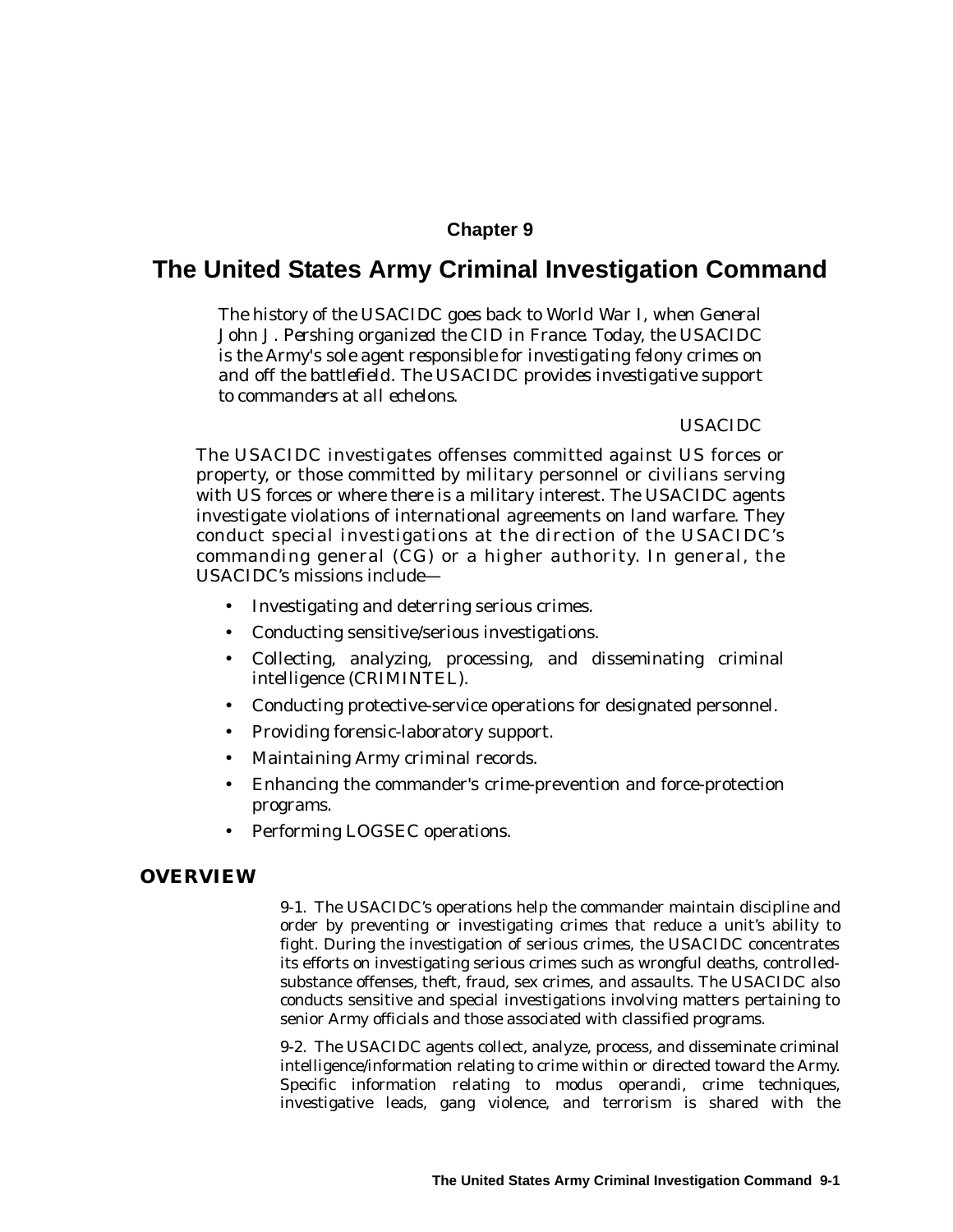# Chapter 9

# The United States Army Criminal Investigation Command

*The history of the USACIDC goes back to World War I, when General John J. Pershing organized the CID in France. Today, the USACIDC is the Army's sole agent responsible for investigating felony crimes on and off the battlefield. The USACIDC provides investigative support to commanders at all echelons.*

USACIDC

The USACIDC investigates offenses committed against US forces or property, or those committed by military personnel or civilians serving with US forces or where there is a military interest. The USACIDC agents investigate violations of international agreements on land warfare. They conduct special investigations at the direction of the USACIDC's commanding general (CG) or a higher authority. In general, the USACIDC's missions include—

- Investigating and deterring serious crimes.
- Conducting sensitive/serious investigations.
- Collecting, analyzing, processing, and disseminating criminal intelligence (CRIMINTEL).
- Conducting protective-service operations for designated personnel.
- Providing forensic-laboratory support.
- Maintaining Army criminal records.
- Enhancing the commander's crime-prevention and force-protection programs.
- Performing LOGSEC operations.

## OVERVIEW

9-1. The USACIDC's operations help the commander maintain discipline and order by preventing or investigating crimes that reduce a unit's ability to fight. During the investigation of serious crimes, the USACIDC concentrates its efforts on investigating serious crimes such as wrongful deaths, controlled-substance offenses, theft, fraud, sex crimes, and assaults. The USACIDC also conducts sensitive and special investigations involving matters pertaining to senior Army officials and those associated with classified programs.

9-2. The USACIDC agents collect, analyze, process, and disseminate criminal intelligence/information relating to crime within or directed toward the Army. Specific information relating to modus operandi, crime techniques, investigative leads, gang violence, and terrorism is shared with the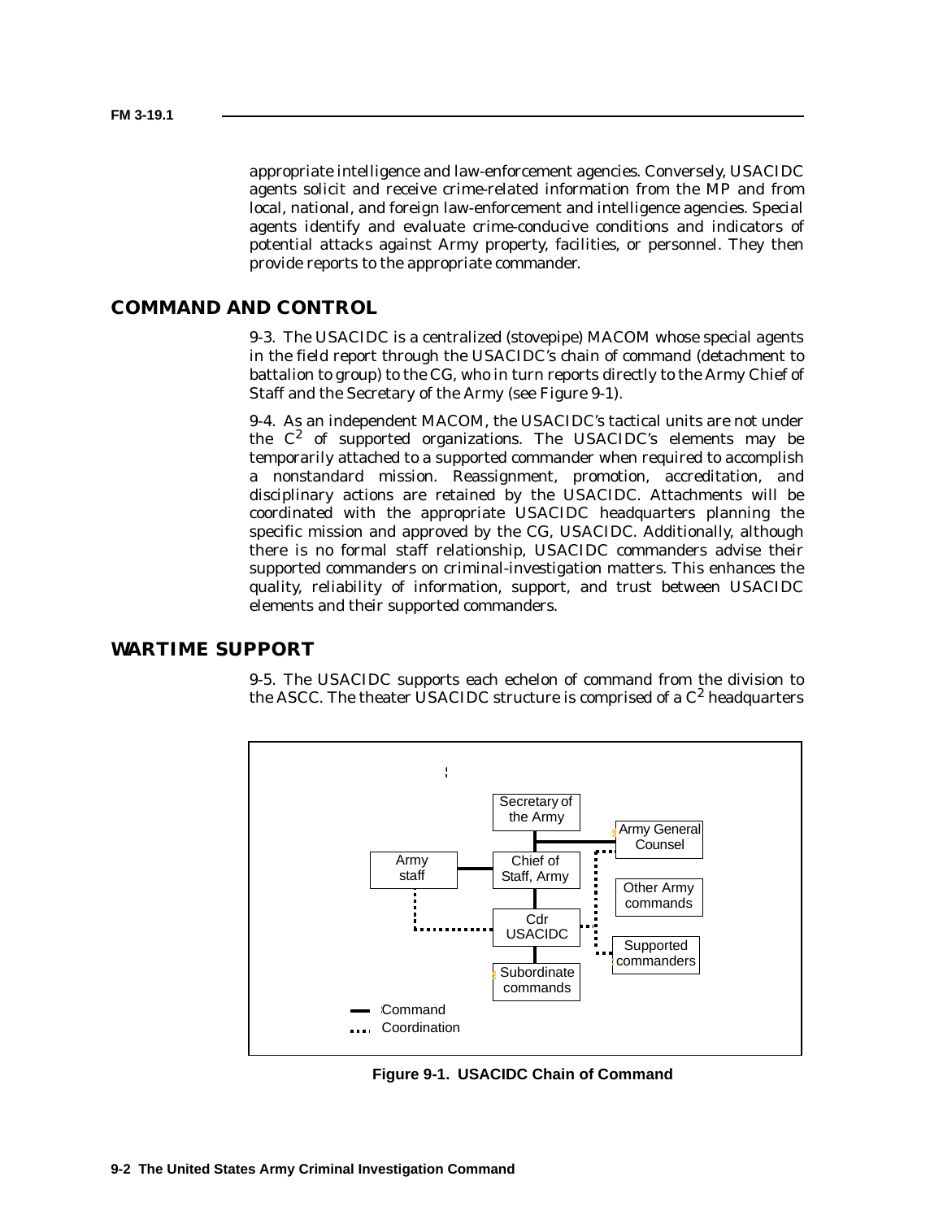appropriate intelligence and law-enforcement agencies. Conversely, USACIDC agents solicit and receive crime-related information from the MP and from local, national, and foreign law-enforcement and intelligence agencies. Special agents identify and evaluate crime-conducive conditions and indicators of potential attacks against Army property, facilities, or personnel. They then provide reports to the appropriate commander.

## COMMAND AND CONTROL

9-3. The USACIDC is a centralized (stovepipe) MACOM whose special agents in the field report through the USACIDC's chain of command (detachment to battalion to group) to the CG, who in turn reports directly to the Army Chief of Staff and the Secretary of the Army (see Figure 9-1).

9-4. As an independent MACOM, the USACIDC's tactical units are not under the $C^2$ of supported organizations. The USACIDC's elements may be temporarily attached to a supported commander when required to accomplish a nonstandard mission. Reassignment, promotion, accreditation, and disciplinary actions are retained by the USACIDC. Attachments will be coordinated with the appropriate USACIDC headquarters planning the specific mission and approved by the CG, USACIDC. Additionally, although there is no formal staff relationship, USACIDC commanders advise their supported commanders on criminal-investigation matters. This enhances the quality, reliability of information, support, and trust between USACIDC elements and their supported commanders.

## WARTIME SUPPORT

9-5. The USACIDC supports each echelon of command from the division to the ASCC. The theater USACIDC structure is comprised of a $C^2$ headquarters

**Figure 9-1. USACIDC Chain of Command**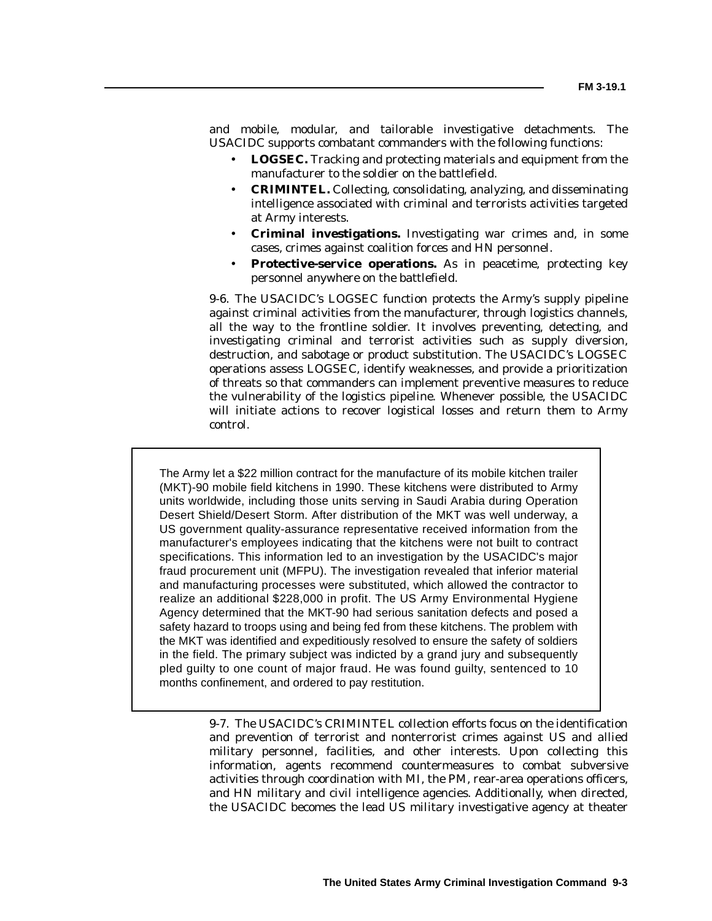and mobile, modular, and tailorable investigative detachments. The USACIDC supports combatant commanders with the following functions:

- **LOGSEC.** Tracking and protecting materials and equipment from the manufacturer to the soldier on the battlefield.
- **CRIMINTEL.** Collecting, consolidating, analyzing, and disseminating intelligence associated with criminal and terrorists activities targeted at Army interests.
- **Criminal investigations.** Investigating war crimes and, in some cases, crimes against coalition forces and HN personnel.
- **Protective-service operations.** As in peacetime, protecting key personnel anywhere on the battlefield.

9-6. The USACIDC's LOGSEC function protects the Army's supply pipeline against criminal activities from the manufacturer, through logistics channels, all the way to the frontline soldier. It involves preventing, detecting, and investigating criminal and terrorist activities such as supply diversion, destruction, and sabotage or product substitution. The USACIDC's LOGSEC operations assess LOGSEC, identify weaknesses, and provide a prioritization of threats so that commanders can implement preventive measures to reduce the vulnerability of the logistics pipeline. Whenever possible, the USACIDC will initiate actions to recover logistical losses and return them to Army control.

> The Army let a $22 million contract for the manufacture of its mobile kitchen trailer (MKT)-90 mobile field kitchens in 1990. These kitchens were distributed to Army units worldwide, including those units serving in Saudi Arabia during Operation Desert Shield/Desert Storm. After distribution of the MKT was well underway, a US government quality-assurance representative received information from the manufacturer's employees indicating that the kitchens were not built to contract specifications. This information led to an investigation by the USACIDC's major fraud procurement unit (MFPU). The investigation revealed that inferior material and manufacturing processes were substituted, which allowed the contractor to realize an additional $228,000 in profit. The US Army Environmental Hygiene Agency determined that the MKT-90 had serious sanitation defects and posed a safety hazard to troops using and being fed from these kitchens. The problem with the MKT was identified and expeditiously resolved to ensure the safety of soldiers in the field. The primary subject was indicted by a grand jury and subsequently pled guilty to one count of major fraud. He was found guilty, sentenced to 10 months confinement, and ordered to pay restitution.

9-7. The USACIDC's CRIMINTEL collection efforts focus on the identification and prevention of terrorist and nonterrorist crimes against US and allied military personnel, facilities, and other interests. Upon collecting this information, agents recommend countermeasures to combat subversive activities through coordination with MI, the PM, rear-area operations officers, and HN military and civil intelligence agencies. Additionally, when directed, the USACIDC becomes the lead US military investigative agency at theater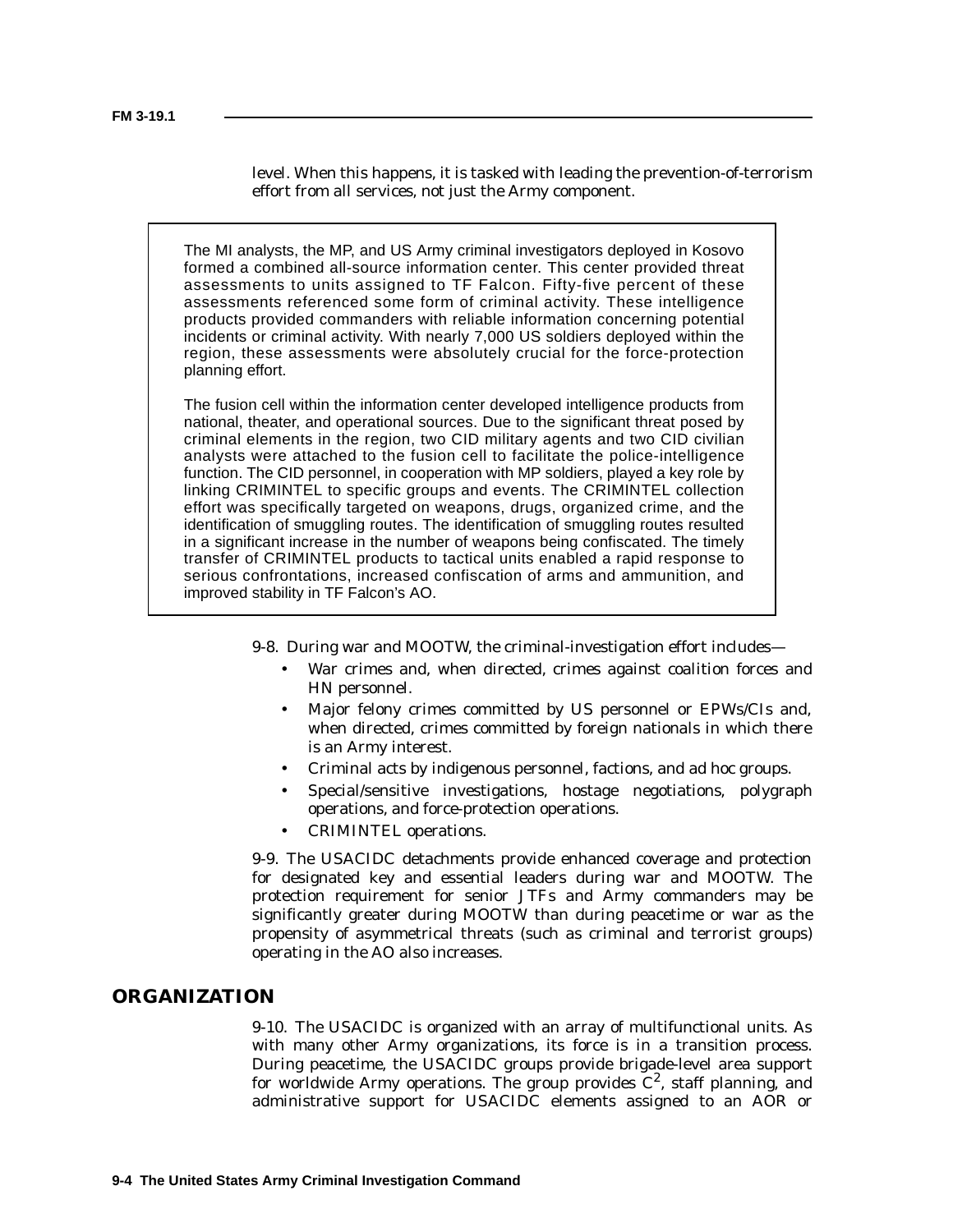level. When this happens, it is tasked with leading the prevention-of-terrorism effort from all services, not just the Army component.

> The MI analysts, the MP, and US Army criminal investigators deployed in Kosovo formed a combined all-source information center. This center provided threat assessments to units assigned to TF Falcon. Fifty-five percent of these assessments referenced some form of criminal activity. These intelligence products provided commanders with reliable information concerning potential incidents or criminal activity. With nearly 7,000 US soldiers deployed within the region, these assessments were absolutely crucial for the force-protection planning effort.
>
> The fusion cell within the information center developed intelligence products from national, theater, and operational sources. Due to the significant threat posed by criminal elements in the region, two CID military agents and two CID civilian analysts were attached to the fusion cell to facilitate the police-intelligence function. The CID personnel, in cooperation with MP soldiers, played a key role by linking CRIMINTEL to specific groups and events. The CRIMINTEL collection effort was specifically targeted on weapons, drugs, organized crime, and the identification of smuggling routes. The identification of smuggling routes resulted in a significant increase in the number of weapons being confiscated. The timely transfer of CRIMINTEL products to tactical units enabled a rapid response to serious confrontations, increased confiscation of arms and ammunition, and improved stability in TF Falcon's AO.

9-8. During war and MOOTW, the criminal-investigation effort includes—

- War crimes and, when directed, crimes against coalition forces and HN personnel.
- Major felony crimes committed by US personnel or EPWs/CIs and, when directed, crimes committed by foreign nationals in which there is an Army interest.
- Criminal acts by indigenous personnel, factions, and ad hoc groups.
- Special/sensitive investigations, hostage negotiations, polygraph operations, and force-protection operations.
- CRIMINTEL operations.

9-9. The USACIDC detachments provide enhanced coverage and protection for designated key and essential leaders during war and MOOTW. The protection requirement for senior JTFs and Army commanders may be significantly greater during MOOTW than during peacetime or war as the propensity of asymmetrical threats (such as criminal and terrorist groups) operating in the AO also increases.

## ORGANIZATION

9-10. The USACIDC is organized with an array of multifunctional units. As with many other Army organizations, its force is in a transition process. During peacetime, the USACIDC groups provide brigade-level area support for worldwide Army operations. The group provides $C^2$, staff planning, and administrative support for USACIDC elements assigned to an AOR or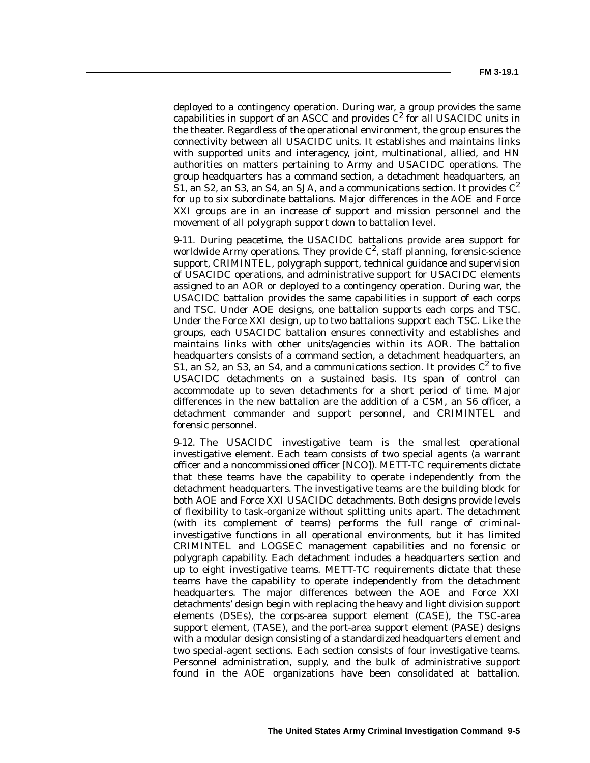deployed to a contingency operation. During war, a group provides the same capabilities in support of an ASCC and provides $C^2$ for all USACIDC units in the theater. Regardless of the operational environment, the group ensures the connectivity between all USACIDC units. It establishes and maintains links with supported units and interagency, joint, multinational, allied, and HN authorities on matters pertaining to Army and USACIDC operations. The group headquarters has a command section, a detachment headquarters, an S1, an S2, an S3, an S4, an SJA, and a communications section. It provides $C^2$ for up to six subordinate battalions. Major differences in the AOE and Force XXI groups are in an increase of support and mission personnel and the movement of all polygraph support down to battalion level.

9-11. During peacetime, the USACIDC battalions provide area support for worldwide Army operations. They provide $C^2$, staff planning, forensic-science support, CRIMINTEL, polygraph support, technical guidance and supervision of USACIDC operations, and administrative support for USACIDC elements assigned to an AOR or deployed to a contingency operation. During war, the USACIDC battalion provides the same capabilities in support of each corps and TSC. Under AOE designs, one battalion supports each corps and TSC. Under the Force XXI design, up to two battalions support each TSC. Like the groups, each USACIDC battalion ensures connectivity and establishes and maintains links with other units/agencies within its AOR. The battalion headquarters consists of a command section, a detachment headquarters, an S1, an S2, an S3, an S4, and a communications section. It provides $C^2$ to five USACIDC detachments on a sustained basis. Its span of control can accommodate up to seven detachments for a short period of time. Major differences in the new battalion are the addition of a CSM, an S6 officer, a detachment commander and support personnel, and CRIMINTEL and forensic personnel.

9-12. The USACIDC investigative team is the smallest operational investigative element. Each team consists of two special agents (a warrant officer and a noncommissioned officer [NCO]). METT-TC requirements dictate that these teams have the capability to operate independently from the detachment headquarters. The investigative teams are the building block for both AOE and Force XXI USACIDC detachments. Both designs provide levels of flexibility to task-organize without splitting units apart. The detachment (with its complement of teams) performs the full range of criminal-investigative functions in all operational environments, but it has limited CRIMINTEL and LOGSEC management capabilities and no forensic or polygraph capability. Each detachment includes a headquarters section and up to eight investigative teams. METT-TC requirements dictate that these teams have the capability to operate independently from the detachment headquarters. The major differences between the AOE and Force XXI detachments' design begin with replacing the heavy and light division support elements (DSEs), the corps-area support element (CASE), the TSC-area support element, (TASE), and the port-area support element (PASE) designs with a modular design consisting of a standardized headquarters element and two special-agent sections. Each section consists of four investigative teams. Personnel administration, supply, and the bulk of administrative support found in the AOE organizations have been consolidated at battalion.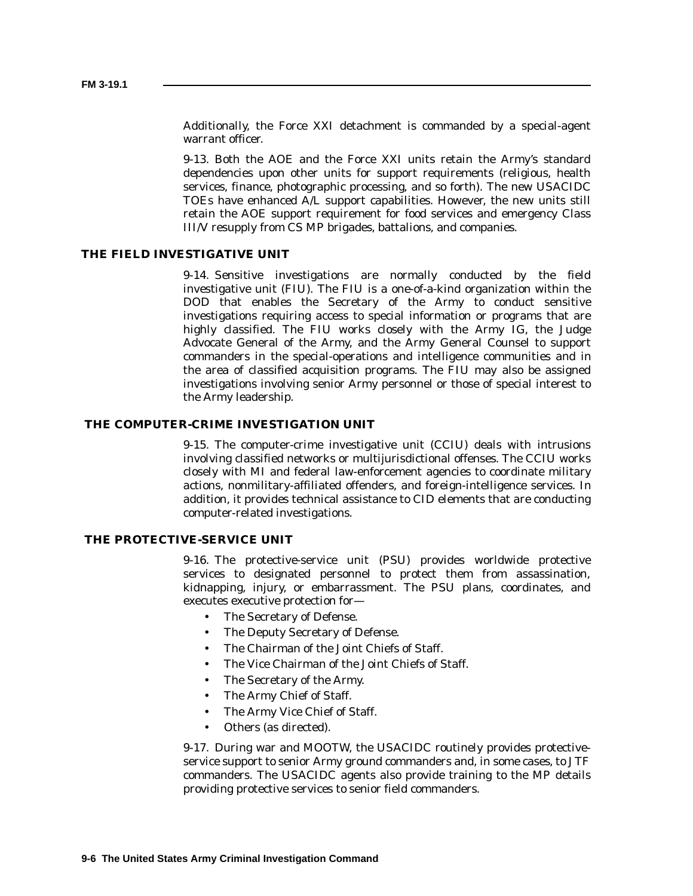Additionally, the Force XXI detachment is commanded by a special-agent warrant officer.

9-13. Both the AOE and the Force XXI units retain the Army's standard dependencies upon other units for support requirements (religious, health services, finance, photographic processing, and so forth). The new USACIDC TOEs have enhanced A/L support capabilities. However, the new units still retain the AOE support requirement for food services and emergency Class III/V resupply from CS MP brigades, battalions, and companies.

## THE FIELD INVESTIGATIVE UNIT

9-14. Sensitive investigations are normally conducted by the field investigative unit (FIU). The FIU is a one-of-a-kind organization within the DOD that enables the Secretary of the Army to conduct sensitive investigations requiring access to special information or programs that are highly classified. The FIU works closely with the Army IG, the Judge Advocate General of the Army, and the Army General Counsel to support commanders in the special-operations and intelligence communities and in the area of classified acquisition programs. The FIU may also be assigned investigations involving senior Army personnel or those of special interest to the Army leadership.

## THE COMPUTER-CRIME INVESTIGATION UNIT

9-15. The computer-crime investigative unit (CCIU) deals with intrusions involving classified networks or multijurisdictional offenses. The CCIU works closely with MI and federal law-enforcement agencies to coordinate military actions, nonmilitary-affiliated offenders, and foreign-intelligence services. In addition, it provides technical assistance to CID elements that are conducting computer-related investigations.

## THE PROTECTIVE-SERVICE UNIT

9-16. The protective-service unit (PSU) provides worldwide protective services to designated personnel to protect them from assassination, kidnapping, injury, or embarrassment. The PSU plans, coordinates, and executes executive protection for—

- The Secretary of Defense.
- The Deputy Secretary of Defense.
- The Chairman of the Joint Chiefs of Staff.
- The Vice Chairman of the Joint Chiefs of Staff.
- The Secretary of the Army.
- The Army Chief of Staff.
- The Army Vice Chief of Staff.
- Others (as directed).

9-17. During war and MOOTW, the USACIDC routinely provides protective-service support to senior Army ground commanders and, in some cases, to JTF commanders. The USACIDC agents also provide training to the MP details providing protective services to senior field commanders.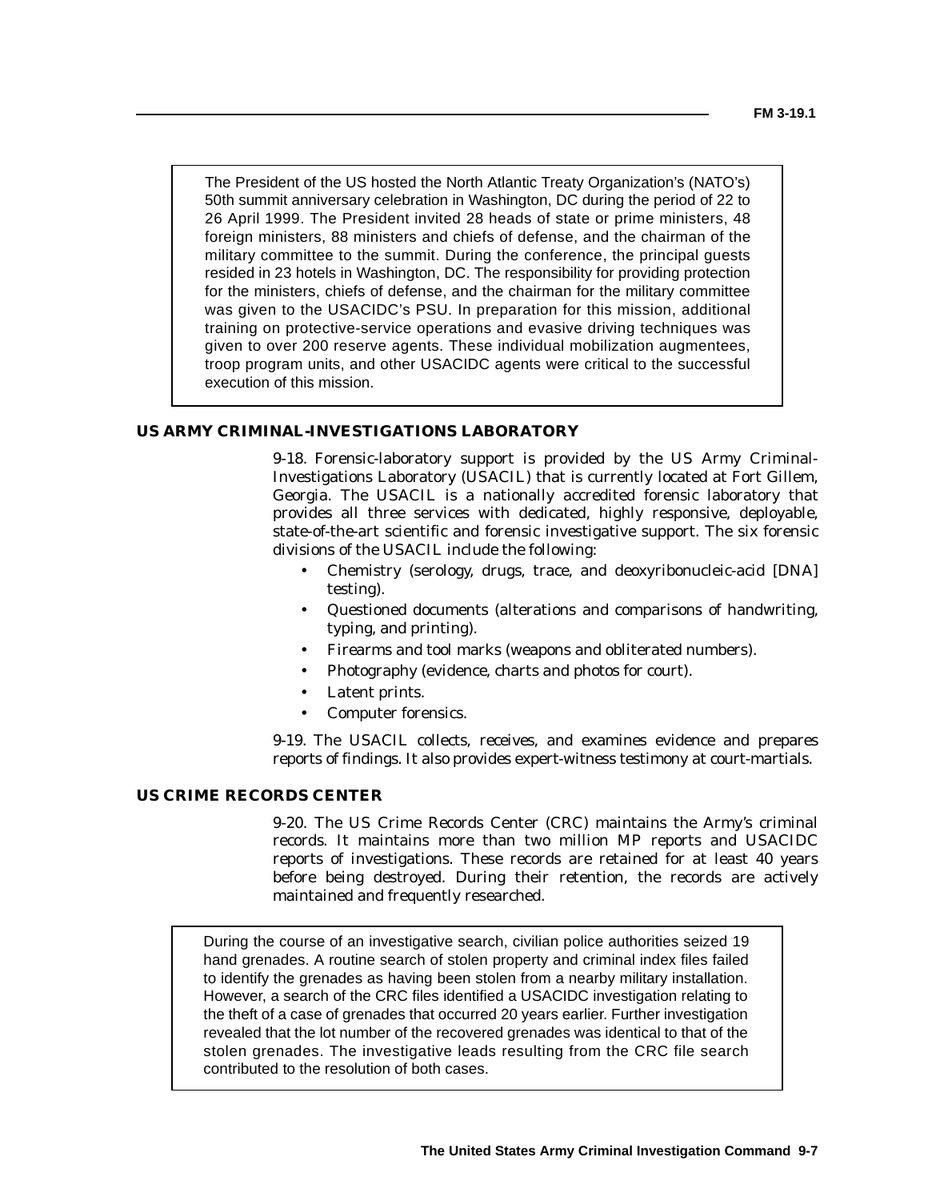> The President of the US hosted the North Atlantic Treaty Organization's (NATO's) 50th summit anniversary celebration in Washington, DC during the period of 22 to 26 April 1999. The President invited 28 heads of state or prime ministers, 48 foreign ministers, 88 ministers and chiefs of defense, and the chairman of the military committee to the summit. During the conference, the principal guests resided in 23 hotels in Washington, DC. The responsibility for providing protection for the ministers, chiefs of defense, and the chairman for the military committee was given to the USACIDC's PSU. In preparation for this mission, additional training on protective-service operations and evasive driving techniques was given to over 200 reserve agents. These individual mobilization augmentees, troop program units, and other USACIDC agents were critical to the successful execution of this mission.

## US ARMY CRIMINAL-INVESTIGATIONS LABORATORY

9-18. Forensic-laboratory support is provided by the US Army Criminal-Investigations Laboratory (USACIL) that is currently located at Fort Gillem, Georgia. The USACIL is a nationally accredited forensic laboratory that provides all three services with dedicated, highly responsive, deployable, state-of-the-art scientific and forensic investigative support. The six forensic divisions of the USACIL include the following:

- Chemistry (serology, drugs, trace, and deoxyribonucleic-acid [DNA] testing).
- Questioned documents (alterations and comparisons of handwriting, typing, and printing).
- Firearms and tool marks (weapons and obliterated numbers).
- Photography (evidence, charts and photos for court).
- Latent prints.
- Computer forensics.

9-19. The USACIL collects, receives, and examines evidence and prepares reports of findings. It also provides expert-witness testimony at court-martials.

## US CRIME RECORDS CENTER

9-20. The US Crime Records Center (CRC) maintains the Army's criminal records. It maintains more than two million MP reports and USACIDC reports of investigations. These records are retained for at least 40 years before being destroyed. During their retention, the records are actively maintained and frequently researched.

> During the course of an investigative search, civilian police authorities seized 19 hand grenades. A routine search of stolen property and criminal index files failed to identify the grenades as having been stolen from a nearby military installation. However, a search of the CRC files identified a USACIDC investigation relating to the theft of a case of grenades that occurred 20 years earlier. Further investigation revealed that the lot number of the recovered grenades was identical to that of the stolen grenades. The investigative leads resulting from the CRC file search contributed to the resolution of both cases.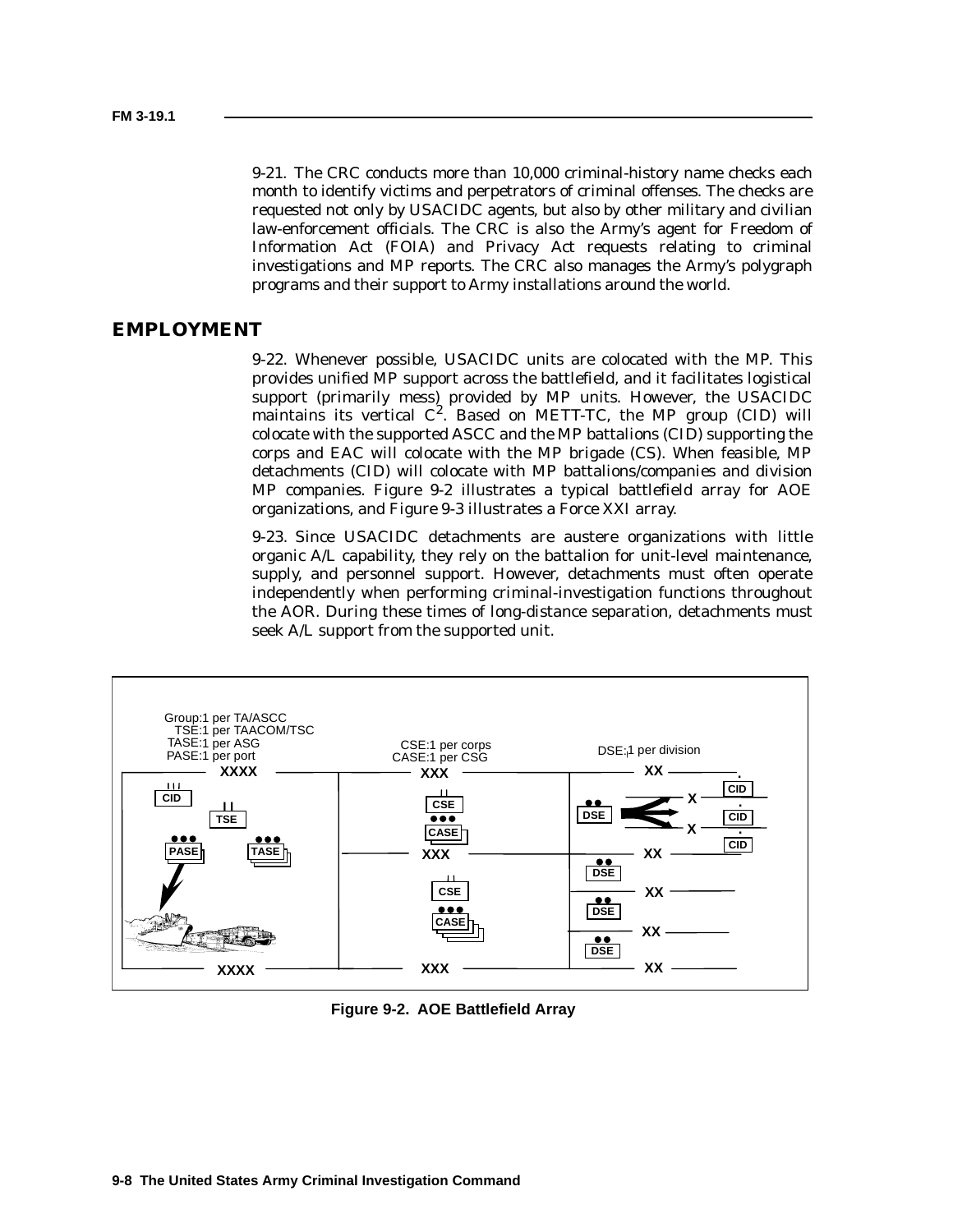9-21. The CRC conducts more than 10,000 criminal-history name checks each month to identify victims and perpetrators of criminal offenses. The checks are requested not only by USACIDC agents, but also by other military and civilian law-enforcement officials. The CRC is also the Army's agent for Freedom of Information Act (FOIA) and Privacy Act requests relating to criminal investigations and MP reports. The CRC also manages the Army's polygraph programs and their support to Army installations around the world.

## EMPLOYMENT

9-22. Whenever possible, USACIDC units are colocated with the MP. This provides unified MP support across the battlefield, and it facilitates logistical support (primarily mess) provided by MP units. However, the USACIDC maintains its vertical $C^2$. Based on METT-TC, the MP group (CID) will colocate with the supported ASCC and the MP battalions (CID) supporting the corps and EAC will colocate with the MP brigade (CS). When feasible, MP detachments (CID) will colocate with MP battalions/companies and division MP companies. Figure 9-2 illustrates a typical battlefield array for AOE organizations, and Figure 9-3 illustrates a Force XXI array.

9-23. Since USACIDC detachments are austere organizations with little organic A/L capability, they rely on the battalion for unit-level maintenance, supply, and personnel support. However, detachments must often operate independently when performing criminal-investigation functions throughout the AOR. During these times of long-distance separation, detachments must seek A/L support from the supported unit.

Group:1 per TA/ASCC
TSE:1 per TAACOM/TSC
TASE:1 per ASG
PASE:1 per port

CSE:1 per corps
CASE:1 per CSG

DSE:1 per division

**Figure 9-2. AOE Battlefield Array**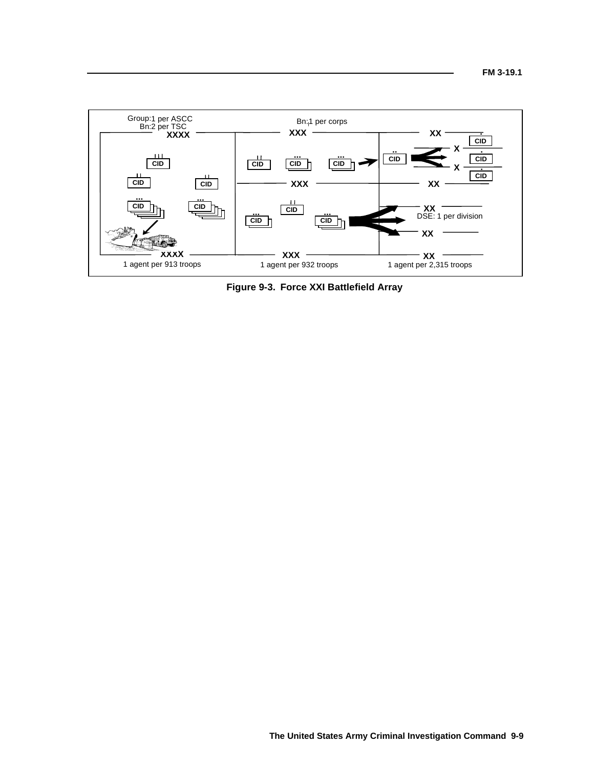Group:1 per ASCC
Bn:2 per TSC

Bn:1 per corps

XXXX

XXX

XX

DSE: 1 per division

1 agent per 913 troops

1 agent per 932 troops

1 agent per 2,315 troops

**Figure 9-3. Force XXI Battlefield Array**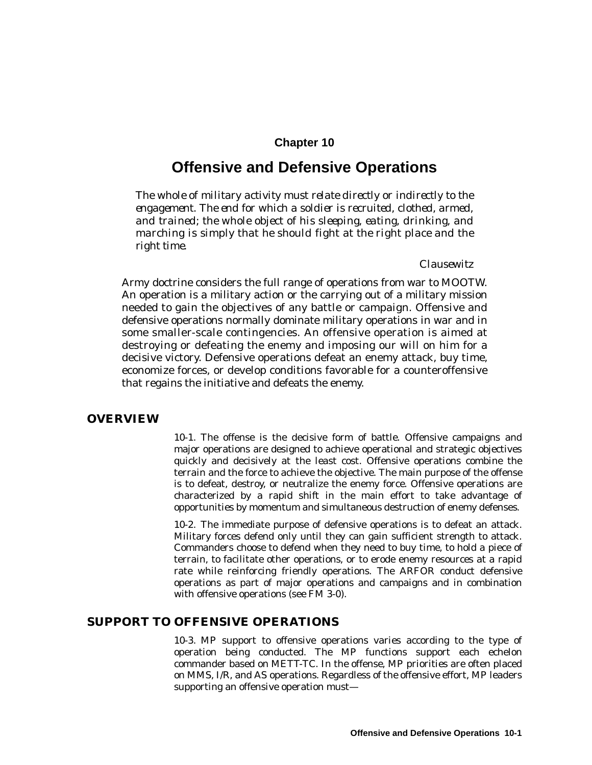# Chapter 10

# Offensive and Defensive Operations

*The whole of military activity must relate directly or indirectly to the engagement. The end for which a soldier is recruited, clothed, armed, and trained; the whole object of his sleeping, eating, drinking, and marching is simply that he should fight at the right place and the right time.*

*Clausewitz*

Army doctrine considers the full range of operations from war to MOOTW. An operation is a military action or the carrying out of a military mission needed to gain the objectives of any battle or campaign. Offensive and defensive operations normally dominate military operations in war and in some smaller-scale contingencies. An offensive operation is aimed at destroying or defeating the enemy and imposing our will on him for a decisive victory. Defensive operations defeat an enemy attack, buy time, economize forces, or develop conditions favorable for a counteroffensive that regains the initiative and defeats the enemy.

## OVERVIEW

10-1. The offense is the decisive form of battle. Offensive campaigns and major operations are designed to achieve operational and strategic objectives quickly and decisively at the least cost. Offensive operations combine the terrain and the force to achieve the objective. The main purpose of the offense is to defeat, destroy, or neutralize the enemy force. Offensive operations are characterized by a rapid shift in the main effort to take advantage of opportunities by momentum and simultaneous destruction of enemy defenses.

10-2. The immediate purpose of defensive operations is to defeat an attack. Military forces defend only until they can gain sufficient strength to attack. Commanders choose to defend when they need to buy time, to hold a piece of terrain, to facilitate other operations, or to erode enemy resources at a rapid rate while reinforcing friendly operations. The ARFOR conduct defensive operations as part of major operations and campaigns and in combination with offensive operations (see FM 3-0).

## SUPPORT TO OFFENSIVE OPERATIONS

10-3. MP support to offensive operations varies according to the type of operation being conducted. The MP functions support each echelon commander based on METT-TC. In the offense, MP priorities are often placed on MMS, I/R, and AS operations. Regardless of the offensive effort, MP leaders supporting an offensive operation must—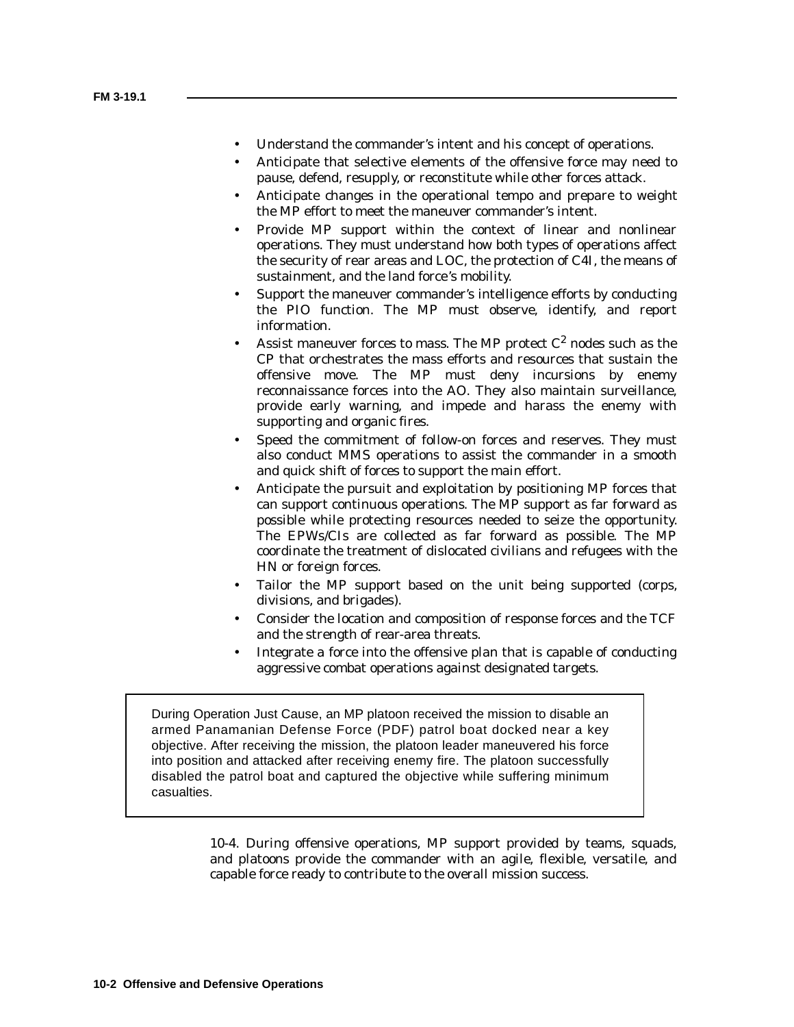- Understand the commander's intent and his concept of operations.
- Anticipate that selective elements of the offensive force may need to pause, defend, resupply, or reconstitute while other forces attack.
- Anticipate changes in the operational tempo and prepare to weight the MP effort to meet the maneuver commander's intent.
- Provide MP support within the context of linear and nonlinear operations. They must understand how both types of operations affect the security of rear areas and LOC, the protection of C4I, the means of sustainment, and the land force's mobility.
- Support the maneuver commander's intelligence efforts by conducting the PIO function. The MP must observe, identify, and report information.
- Assist maneuver forces to mass. The MP protect $C^2$ nodes such as the CP that orchestrates the mass efforts and resources that sustain the offensive move. The MP must deny incursions by enemy reconnaissance forces into the AO. They also maintain surveillance, provide early warning, and impede and harass the enemy with supporting and organic fires.
- Speed the commitment of follow-on forces and reserves. They must also conduct MMS operations to assist the commander in a smooth and quick shift of forces to support the main effort.
- Anticipate the pursuit and exploitation by positioning MP forces that can support continuous operations. The MP support as far forward as possible while protecting resources needed to seize the opportunity. The EPWs/CIs are collected as far forward as possible. The MP coordinate the treatment of dislocated civilians and refugees with the HN or foreign forces.
- Tailor the MP support based on the unit being supported (corps, divisions, and brigades).
- Consider the location and composition of response forces and the TCF and the strength of rear-area threats.
- Integrate a force into the offensive plan that is capable of conducting aggressive combat operations against designated targets.

> During Operation Just Cause, an MP platoon received the mission to disable an armed Panamanian Defense Force (PDF) patrol boat docked near a key objective. After receiving the mission, the platoon leader maneuvered his force into position and attacked after receiving enemy fire. The platoon successfully disabled the patrol boat and captured the objective while suffering minimum casualties.

10-4. During offensive operations, MP support provided by teams, squads, and platoons provide the commander with an agile, flexible, versatile, and capable force ready to contribute to the overall mission success.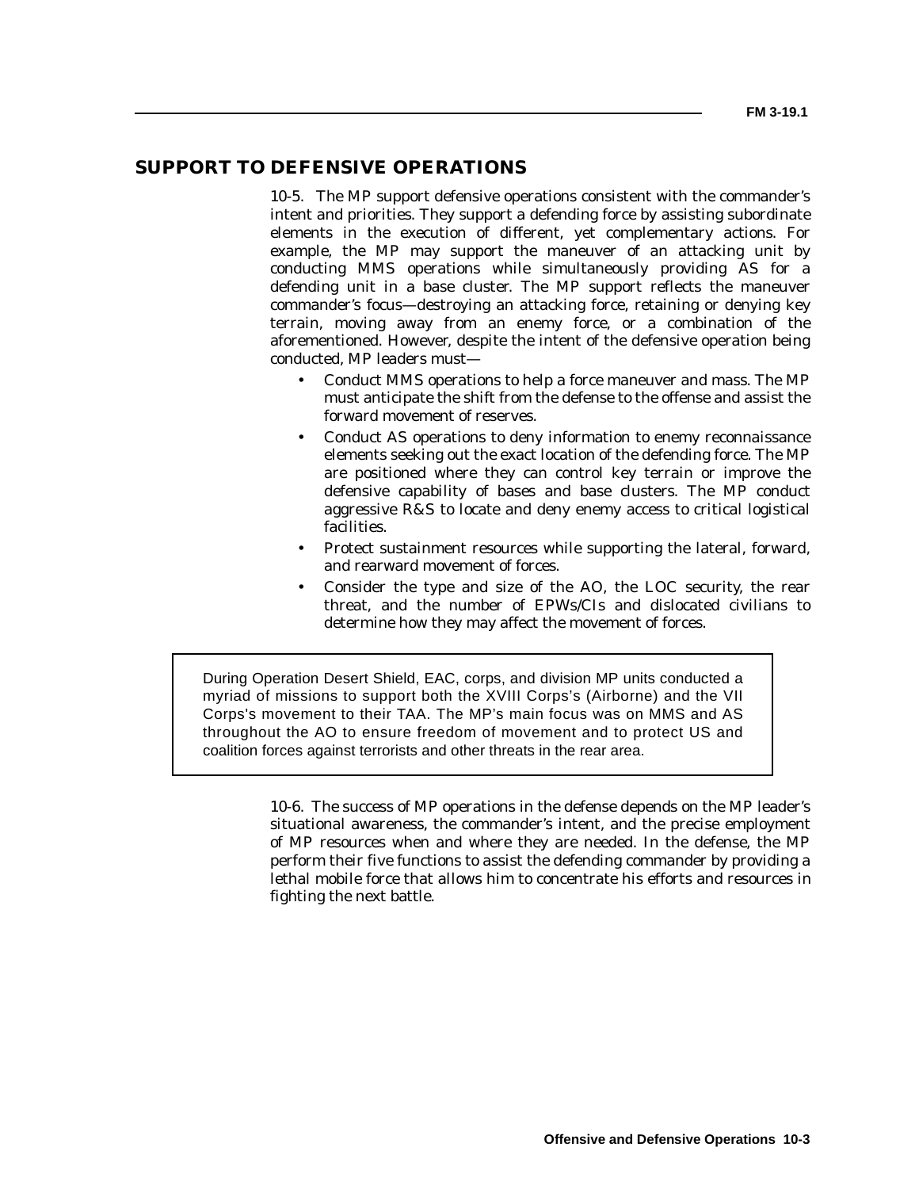## SUPPORT TO DEFENSIVE OPERATIONS

10-5. The MP support defensive operations consistent with the commander's intent and priorities. They support a defending force by assisting subordinate elements in the execution of different, yet complementary actions. For example, the MP may support the maneuver of an attacking unit by conducting MMS operations while simultaneously providing AS for a defending unit in a base cluster. The MP support reflects the maneuver commander's focus—destroying an attacking force, retaining or denying key terrain, moving away from an enemy force, or a combination of the aforementioned. However, despite the intent of the defensive operation being conducted, MP leaders must—

- Conduct MMS operations to help a force maneuver and mass. The MP must anticipate the shift from the defense to the offense and assist the forward movement of reserves.
- Conduct AS operations to deny information to enemy reconnaissance elements seeking out the exact location of the defending force. The MP are positioned where they can control key terrain or improve the defensive capability of bases and base clusters. The MP conduct aggressive R&S to locate and deny enemy access to critical logistical facilities.
- Protect sustainment resources while supporting the lateral, forward, and rearward movement of forces.
- Consider the type and size of the AO, the LOC security, the rear threat, and the number of EPWs/CIs and dislocated civilians to determine how they may affect the movement of forces.

> During Operation Desert Shield, EAC, corps, and division MP units conducted a myriad of missions to support both the XVIII Corps's (Airborne) and the VII Corps's movement to their TAA. The MP's main focus was on MMS and AS throughout the AO to ensure freedom of movement and to protect US and coalition forces against terrorists and other threats in the rear area.

10-6. The success of MP operations in the defense depends on the MP leader's situational awareness, the commander's intent, and the precise employment of MP resources when and where they are needed. In the defense, the MP perform their five functions to assist the defending commander by providing a lethal mobile force that allows him to concentrate his efforts and resources in fighting the next battle.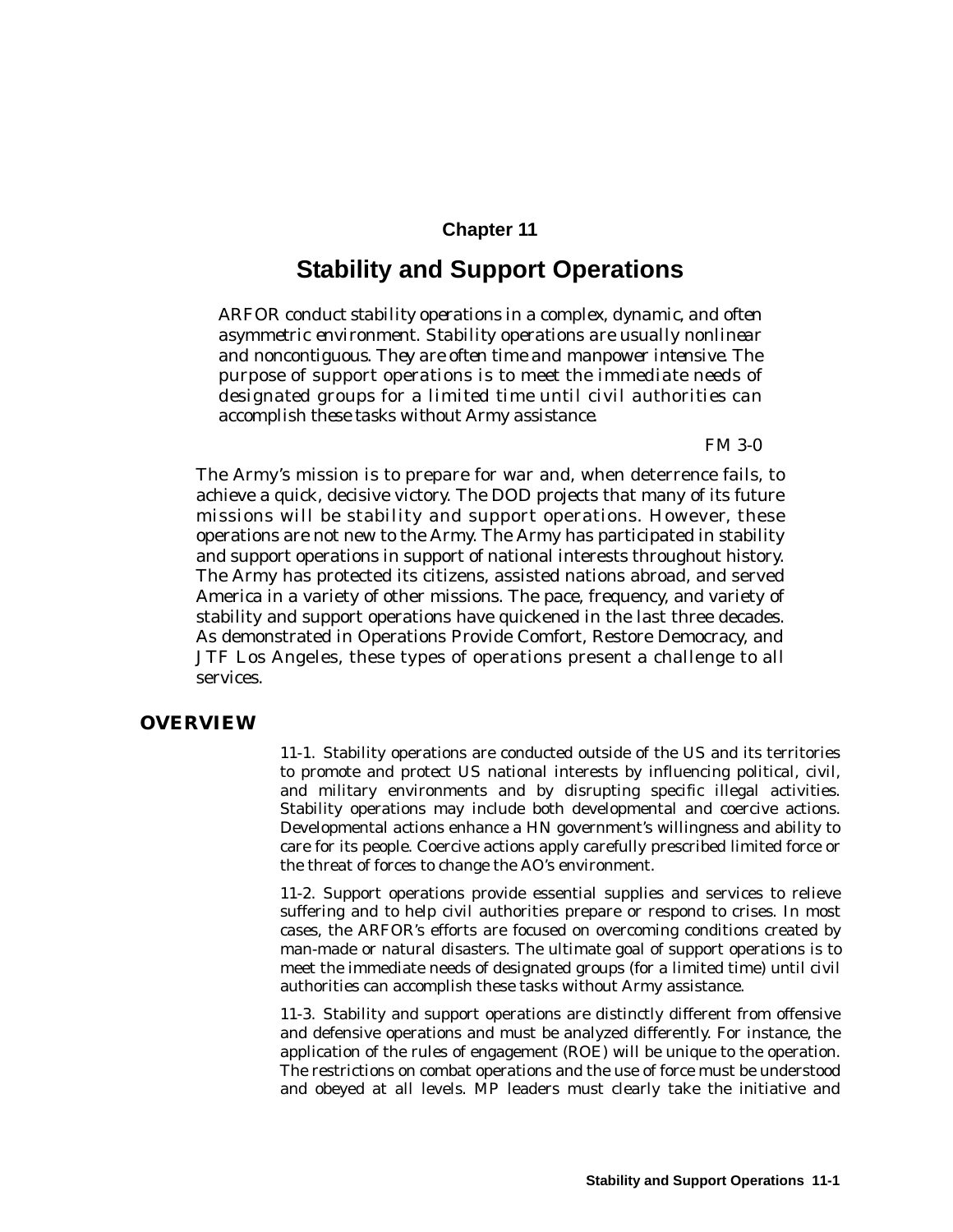# Chapter 11

# Stability and Support Operations

*ARFOR conduct stability operations in a complex, dynamic, and often asymmetric environment. Stability operations are usually nonlinear and noncontiguous. They are often time and manpower intensive. The purpose of support operations is to meet the immediate needs of designated groups for a limited time until civil authorities can accomplish these tasks without Army assistance.*

*FM 3-0*

The Army's mission is to prepare for war and, when deterrence fails, to achieve a quick, decisive victory. The DOD projects that many of its future missions will be stability and support operations. However, these operations are not new to the Army. The Army has participated in stability and support operations in support of national interests throughout history. The Army has protected its citizens, assisted nations abroad, and served America in a variety of other missions. The pace, frequency, and variety of stability and support operations have quickened in the last three decades. As demonstrated in Operations Provide Comfort, Restore Democracy, and JTF Los Angeles, these types of operations present a challenge to all services.

## OVERVIEW

11-1. Stability operations are conducted outside of the US and its territories to promote and protect US national interests by influencing political, civil, and military environments and by disrupting specific illegal activities. Stability operations may include both developmental and coercive actions. Developmental actions enhance a HN government's willingness and ability to care for its people. Coercive actions apply carefully prescribed limited force or the threat of forces to change the AO's environment.

11-2. Support operations provide essential supplies and services to relieve suffering and to help civil authorities prepare or respond to crises. In most cases, the ARFOR's efforts are focused on overcoming conditions created by man-made or natural disasters. The ultimate goal of support operations is to meet the immediate needs of designated groups (for a limited time) until civil authorities can accomplish these tasks without Army assistance.

11-3. Stability and support operations are distinctly different from offensive and defensive operations and must be analyzed differently. For instance, the application of the rules of engagement (ROE) will be unique to the operation. The restrictions on combat operations and the use of force must be understood and obeyed at all levels. MP leaders must clearly take the initiative and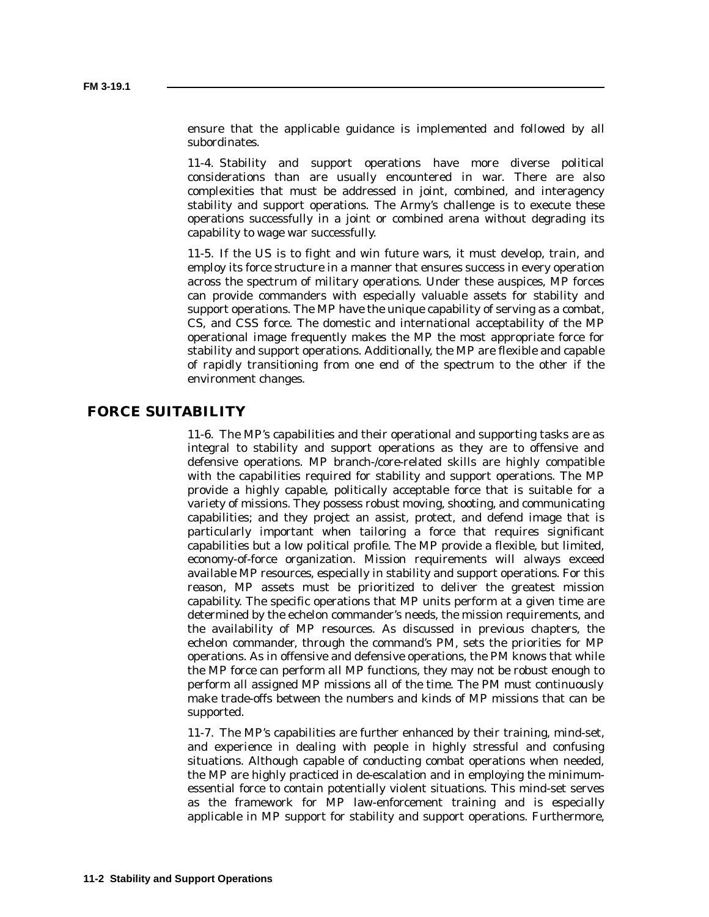ensure that the applicable guidance is implemented and followed by all subordinates.

11-4. Stability and support operations have more diverse political considerations than are usually encountered in war. There are also complexities that must be addressed in joint, combined, and interagency stability and support operations. The Army's challenge is to execute these operations successfully in a joint or combined arena without degrading its capability to wage war successfully.

11-5. If the US is to fight and win future wars, it must develop, train, and employ its force structure in a manner that ensures success in every operation across the spectrum of military operations. Under these auspices, MP forces can provide commanders with especially valuable assets for stability and support operations. The MP have the unique capability of serving as a combat, CS, and CSS force. The domestic and international acceptability of the MP operational image frequently makes the MP the most appropriate force for stability and support operations. Additionally, the MP are flexible and capable of rapidly transitioning from one end of the spectrum to the other if the environment changes.

## FORCE SUITABILITY

11-6. The MP's capabilities and their operational and supporting tasks are as integral to stability and support operations as they are to offensive and defensive operations. MP branch-/core-related skills are highly compatible with the capabilities required for stability and support operations. The MP provide a highly capable, politically acceptable force that is suitable for a variety of missions. They possess robust moving, shooting, and communicating capabilities; and they project an assist, protect, and defend image that is particularly important when tailoring a force that requires significant capabilities but a low political profile. The MP provide a flexible, but limited, economy-of-force organization. Mission requirements will always exceed available MP resources, especially in stability and support operations. For this reason, MP assets must be prioritized to deliver the greatest mission capability. The specific operations that MP units perform at a given time are determined by the echelon commander's needs, the mission requirements, and the availability of MP resources. As discussed in previous chapters, the echelon commander, through the command's PM, sets the priorities for MP operations. As in offensive and defensive operations, the PM knows that while the MP force can perform all MP functions, they may not be robust enough to perform all assigned MP missions all of the time. The PM must continuously make trade-offs between the numbers and kinds of MP missions that can be supported.

11-7. The MP's capabilities are further enhanced by their training, mind-set, and experience in dealing with people in highly stressful and confusing situations. Although capable of conducting combat operations when needed, the MP are highly practiced in de-escalation and in employing the minimum-essential force to contain potentially violent situations. This mind-set serves as the framework for MP law-enforcement training and is especially applicable in MP support for stability and support operations. Furthermore,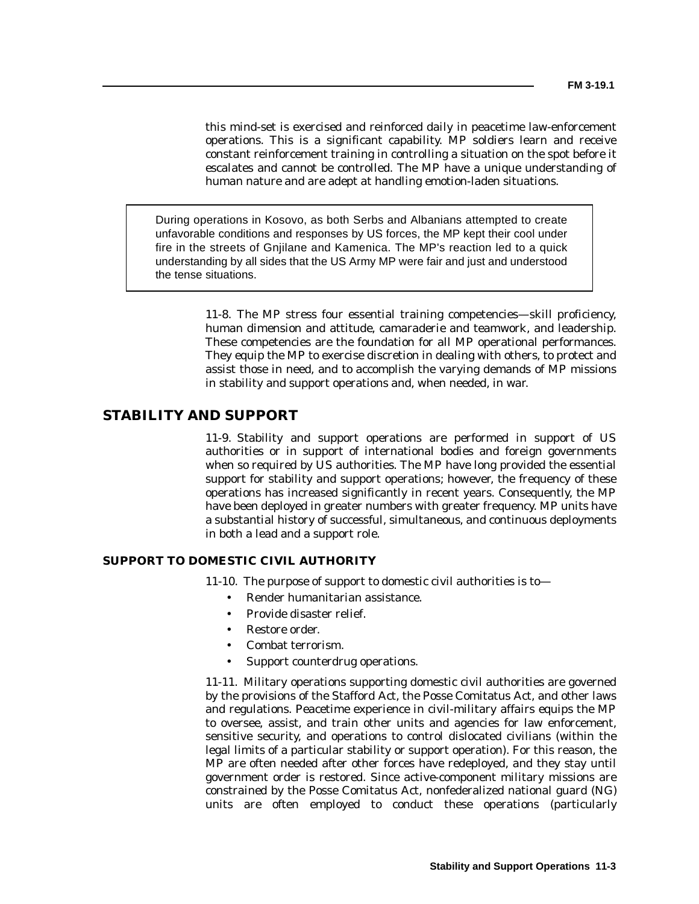this mind-set is exercised and reinforced daily in peacetime law-enforcement operations. This is a significant capability. MP soldiers learn and receive constant reinforcement training in controlling a situation on the spot before it escalates and cannot be controlled. The MP have a unique understanding of human nature and are adept at handling emotion-laden situations.

> During operations in Kosovo, as both Serbs and Albanians attempted to create unfavorable conditions and responses by US forces, the MP kept their cool under fire in the streets of Gnjilane and Kamenica. The MP's reaction led to a quick understanding by all sides that the US Army MP were fair and just and understood the tense situations.

11-8. The MP stress four essential training competencies—skill proficiency, human dimension and attitude, camaraderie and teamwork, and leadership. These competencies are the foundation for all MP operational performances. They equip the MP to exercise discretion in dealing with others, to protect and assist those in need, and to accomplish the varying demands of MP missions in stability and support operations and, when needed, in war.

## STABILITY AND SUPPORT

11-9. Stability and support operations are performed in support of US authorities or in support of international bodies and foreign governments when so required by US authorities. The MP have long provided the essential support for stability and support operations; however, the frequency of these operations has increased significantly in recent years. Consequently, the MP have been deployed in greater numbers with greater frequency. MP units have a substantial history of successful, simultaneous, and continuous deployments in both a lead and a support role.

### SUPPORT TO DOMESTIC CIVIL AUTHORITY

11-10. The purpose of support to domestic civil authorities is to—

- Render humanitarian assistance.
- Provide disaster relief.
- Restore order.
- Combat terrorism.
- Support counterdrug operations.

11-11. Military operations supporting domestic civil authorities are governed by the provisions of the Stafford Act, the Posse Comitatus Act, and other laws and regulations. Peacetime experience in civil-military affairs equips the MP to oversee, assist, and train other units and agencies for law enforcement, sensitive security, and operations to control dislocated civilians (within the legal limits of a particular stability or support operation). For this reason, the MP are often needed after other forces have redeployed, and they stay until government order is restored. Since active-component military missions are constrained by the Posse Comitatus Act, nonfederalized national guard (NG) units are often employed to conduct these operations (particularly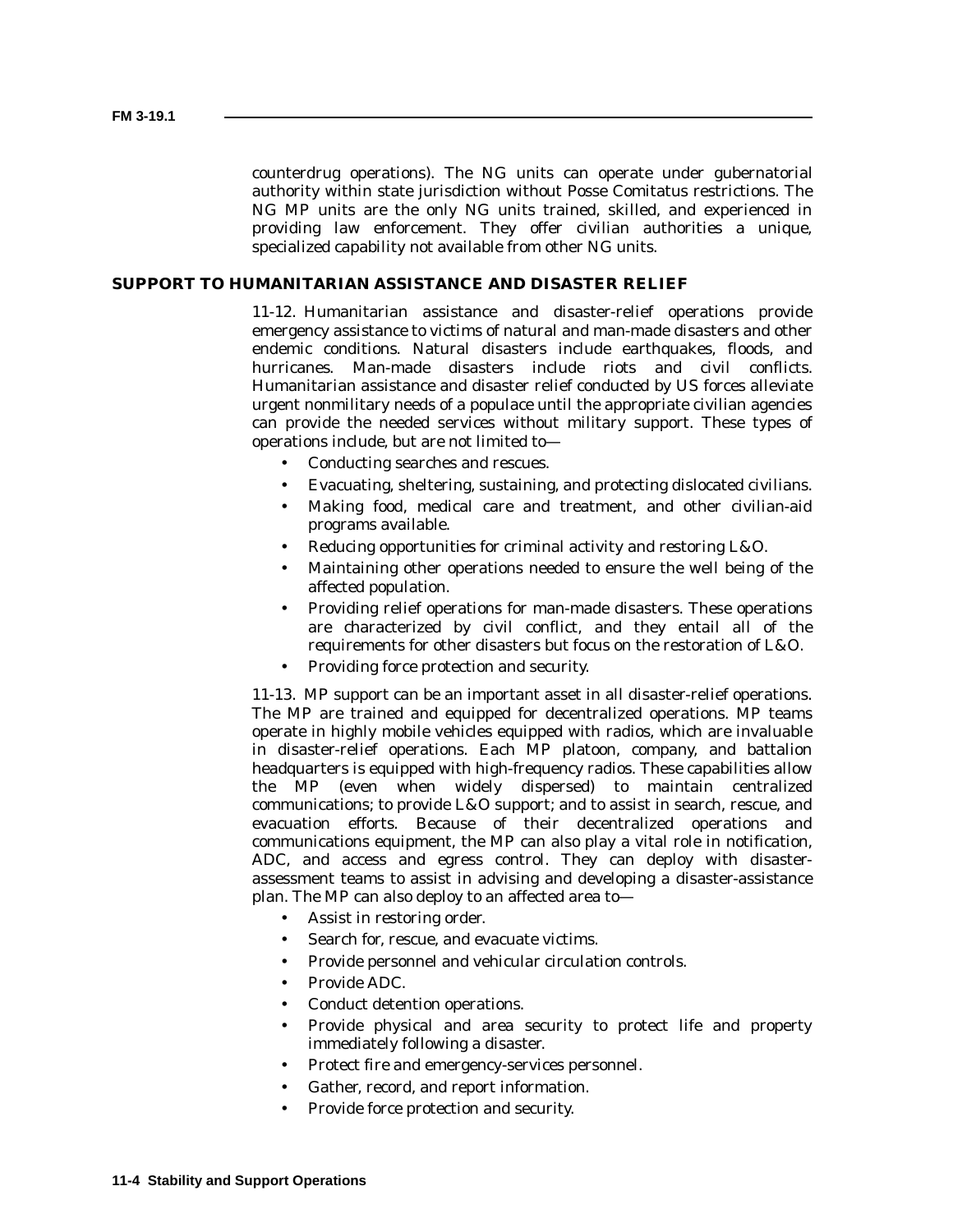counterdrug operations). The NG units can operate under gubernatorial authority within state jurisdiction without Posse Comitatus restrictions. The NG MP units are the only NG units trained, skilled, and experienced in providing law enforcement. They offer civilian authorities a unique, specialized capability not available from other NG units.

## SUPPORT TO HUMANITARIAN ASSISTANCE AND DISASTER RELIEF

11-12. Humanitarian assistance and disaster-relief operations provide emergency assistance to victims of natural and man-made disasters and other endemic conditions. Natural disasters include earthquakes, floods, and hurricanes. Man-made disasters include riots and civil conflicts. Humanitarian assistance and disaster relief conducted by US forces alleviate urgent nonmilitary needs of a populace until the appropriate civilian agencies can provide the needed services without military support. These types of operations include, but are not limited to—

- Conducting searches and rescues.
- Evacuating, sheltering, sustaining, and protecting dislocated civilians.
- Making food, medical care and treatment, and other civilian-aid programs available.
- Reducing opportunities for criminal activity and restoring L&O.
- Maintaining other operations needed to ensure the well being of the affected population.
- Providing relief operations for man-made disasters. These operations are characterized by civil conflict, and they entail all of the requirements for other disasters but focus on the restoration of L&O.
- Providing force protection and security.

11-13. MP support can be an important asset in all disaster-relief operations. The MP are trained and equipped for decentralized operations. MP teams operate in highly mobile vehicles equipped with radios, which are invaluable in disaster-relief operations. Each MP platoon, company, and battalion headquarters is equipped with high-frequency radios. These capabilities allow the MP (even when widely dispersed) to maintain centralized communications; to provide L&O support; and to assist in search, rescue, and evacuation efforts. Because of their decentralized operations and communications equipment, the MP can also play a vital role in notification, ADC, and access and egress control. They can deploy with disaster-assessment teams to assist in advising and developing a disaster-assistance plan. The MP can also deploy to an affected area to—

- Assist in restoring order.
- Search for, rescue, and evacuate victims.
- Provide personnel and vehicular circulation controls.
- Provide ADC.
- Conduct detention operations.
- Provide physical and area security to protect life and property immediately following a disaster.
- Protect fire and emergency-services personnel.
- Gather, record, and report information.
- Provide force protection and security.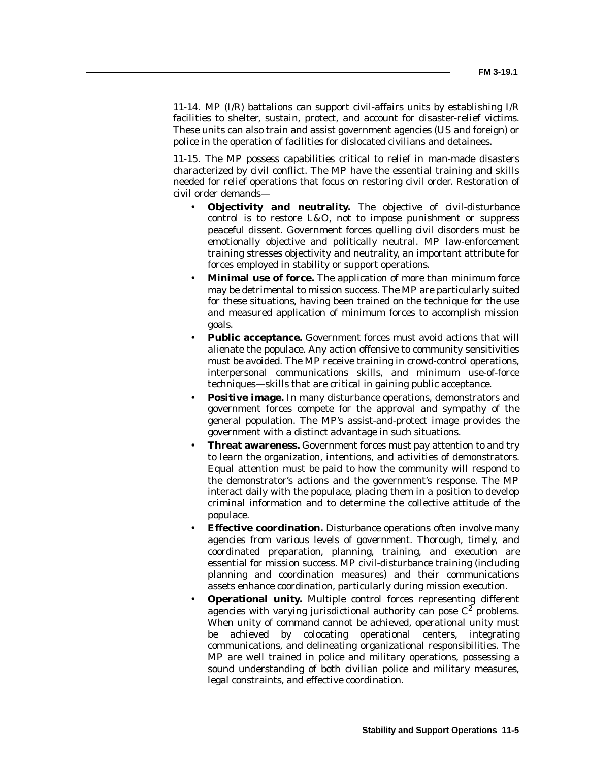11-14. MP (I/R) battalions can support civil-affairs units by establishing I/R facilities to shelter, sustain, protect, and account for disaster-relief victims. These units can also train and assist government agencies (US and foreign) or police in the operation of facilities for dislocated civilians and detainees.

11-15. The MP possess capabilities critical to relief in man-made disasters characterized by civil conflict. The MP have the essential training and skills needed for relief operations that focus on restoring civil order. Restoration of civil order demands—

- **Objectivity and neutrality.** The objective of civil-disturbance control is to restore L&O, not to impose punishment or suppress peaceful dissent. Government forces quelling civil disorders must be emotionally objective and politically neutral. MP law-enforcement training stresses objectivity and neutrality, an important attribute for forces employed in stability or support operations.
- **Minimal use of force.** The application of more than minimum force may be detrimental to mission success. The MP are particularly suited for these situations, having been trained on the technique for the use and measured application of minimum forces to accomplish mission goals.
- **Public acceptance.** Government forces must avoid actions that will alienate the populace. Any action offensive to community sensitivities must be avoided. The MP receive training in crowd-control operations, interpersonal communications skills, and minimum use-of-force techniques—skills that are critical in gaining public acceptance.
- **Positive image.** In many disturbance operations, demonstrators and government forces compete for the approval and sympathy of the general population. The MP's assist-and-protect image provides the government with a distinct advantage in such situations.
- **Threat awareness.** Government forces must pay attention to and try to learn the organization, intentions, and activities of demonstrators. Equal attention must be paid to how the community will respond to the demonstrator's actions and the government's response. The MP interact daily with the populace, placing them in a position to develop criminal information and to determine the collective attitude of the populace.
- **Effective coordination.** Disturbance operations often involve many agencies from various levels of government. Thorough, timely, and coordinated preparation, planning, training, and execution are essential for mission success. MP civil-disturbance training (including planning and coordination measures) and their communications assets enhance coordination, particularly during mission execution.
- **Operational unity.** Multiple control forces representing different agencies with varying jurisdictional authority can pose $C^2$ problems. When unity of command cannot be achieved, operational unity must be achieved by colocating operational centers, integrating communications, and delineating organizational responsibilities. The MP are well trained in police and military operations, possessing a sound understanding of both civilian police and military measures, legal constraints, and effective coordination.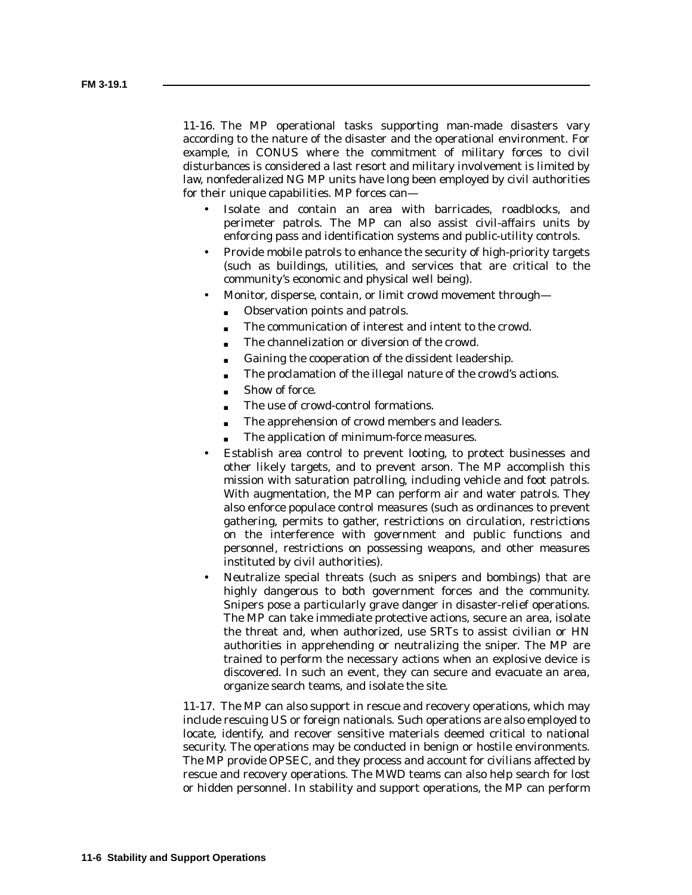11-16. The MP operational tasks supporting man-made disasters vary according to the nature of the disaster and the operational environment. For example, in CONUS where the commitment of military forces to civil disturbances is considered a last resort and military involvement is limited by law, nonfederalized NG MP units have long been employed by civil authorities for their unique capabilities. MP forces can—

- Isolate and contain an area with barricades, roadblocks, and perimeter patrols. The MP can also assist civil-affairs units by enforcing pass and identification systems and public-utility controls.
- Provide mobile patrols to enhance the security of high-priority targets (such as buildings, utilities, and services that are critical to the community's economic and physical well being).
- Monitor, disperse, contain, or limit crowd movement through—
  - Observation points and patrols.
  - The communication of interest and intent to the crowd.
  - The channelization or diversion of the crowd.
  - Gaining the cooperation of the dissident leadership.
  - The proclamation of the illegal nature of the crowd's actions.
  - Show of force.
  - The use of crowd-control formations.
  - The apprehension of crowd members and leaders.
  - The application of minimum-force measures.
- Establish area control to prevent looting, to protect businesses and other likely targets, and to prevent arson. The MP accomplish this mission with saturation patrolling, including vehicle and foot patrols. With augmentation, the MP can perform air and water patrols. They also enforce populace control measures (such as ordinances to prevent gathering, permits to gather, restrictions on circulation, restrictions on the interference with government and public functions and personnel, restrictions on possessing weapons, and other measures instituted by civil authorities).
- Neutralize special threats (such as snipers and bombings) that are highly dangerous to both government forces and the community. Snipers pose a particularly grave danger in disaster-relief operations. The MP can take immediate protective actions, secure an area, isolate the threat and, when authorized, use SRTs to assist civilian or HN authorities in apprehending or neutralizing the sniper. The MP are trained to perform the necessary actions when an explosive device is discovered. In such an event, they can secure and evacuate an area, organize search teams, and isolate the site.

11-17. The MP can also support in rescue and recovery operations, which may include rescuing US or foreign nationals. Such operations are also employed to locate, identify, and recover sensitive materials deemed critical to national security. The operations may be conducted in benign or hostile environments. The MP provide OPSEC, and they process and account for civilians affected by rescue and recovery operations. The MWD teams can also help search for lost or hidden personnel. In stability and support operations, the MP can perform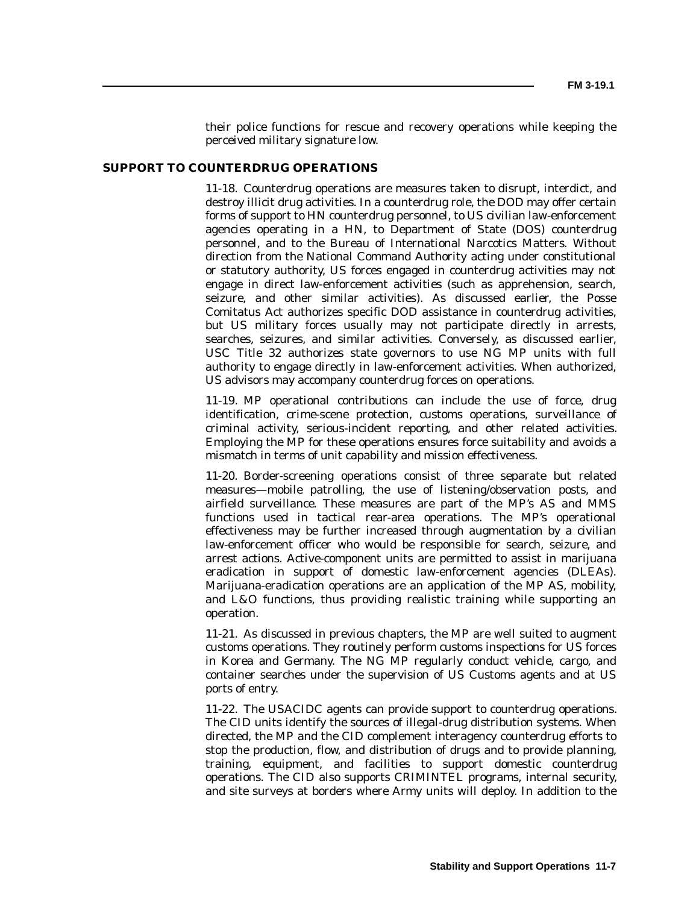their police functions for rescue and recovery operations while keeping the perceived military signature low.

## SUPPORT TO COUNTERDRUG OPERATIONS

11-18. Counterdrug operations are measures taken to disrupt, interdict, and destroy illicit drug activities. In a counterdrug role, the DOD may offer certain forms of support to HN counterdrug personnel, to US civilian law-enforcement agencies operating in a HN, to Department of State (DOS) counterdrug personnel, and to the Bureau of International Narcotics Matters. Without direction from the National Command Authority acting under constitutional or statutory authority, US forces engaged in counterdrug activities may not engage in direct law-enforcement activities (such as apprehension, search, seizure, and other similar activities). As discussed earlier, the Posse Comitatus Act authorizes specific DOD assistance in counterdrug activities, but US military forces usually may not participate directly in arrests, searches, seizures, and similar activities. Conversely, as discussed earlier, USC Title 32 authorizes state governors to use NG MP units with full authority to engage directly in law-enforcement activities. When authorized, US advisors may accompany counterdrug forces on operations.

11-19. MP operational contributions can include the use of force, drug identification, crime-scene protection, customs operations, surveillance of criminal activity, serious-incident reporting, and other related activities. Employing the MP for these operations ensures force suitability and avoids a mismatch in terms of unit capability and mission effectiveness.

11-20. Border-screening operations consist of three separate but related measures—mobile patrolling, the use of listening/observation posts, and airfield surveillance. These measures are part of the MP's AS and MMS functions used in tactical rear-area operations. The MP's operational effectiveness may be further increased through augmentation by a civilian law-enforcement officer who would be responsible for search, seizure, and arrest actions. Active-component units are permitted to assist in marijuana eradication in support of domestic law-enforcement agencies (DLEAs). Marijuana-eradication operations are an application of the MP AS, mobility, and L&O functions, thus providing realistic training while supporting an operation.

11-21. As discussed in previous chapters, the MP are well suited to augment customs operations. They routinely perform customs inspections for US forces in Korea and Germany. The NG MP regularly conduct vehicle, cargo, and container searches under the supervision of US Customs agents and at US ports of entry.

11-22. The USACIDC agents can provide support to counterdrug operations. The CID units identify the sources of illegal-drug distribution systems. When directed, the MP and the CID complement interagency counterdrug efforts to stop the production, flow, and distribution of drugs and to provide planning, training, equipment, and facilities to support domestic counterdrug operations. The CID also supports CRIMINTEL programs, internal security, and site surveys at borders where Army units will deploy. In addition to the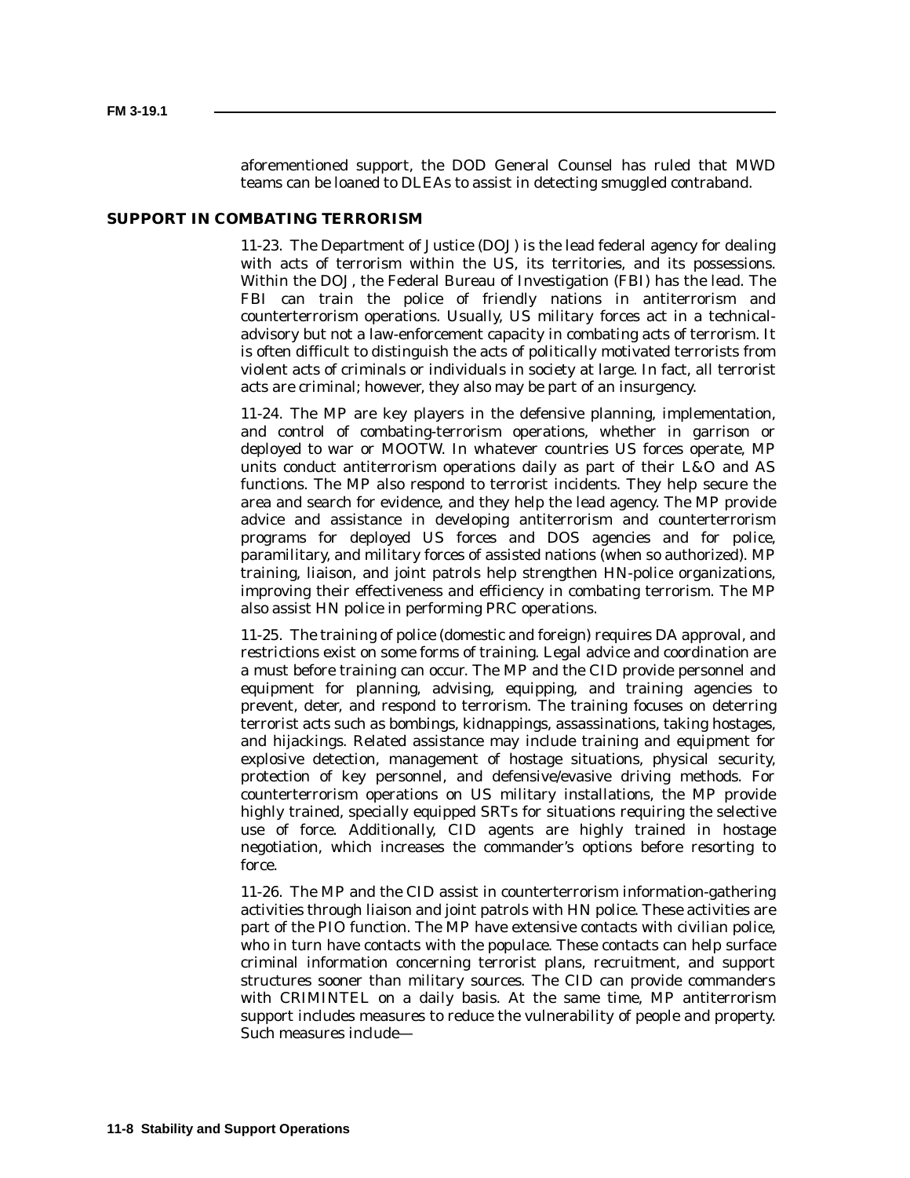aforementioned support, the DOD General Counsel has ruled that MWD teams can be loaned to DLEAs to assist in detecting smuggled contraband.

## SUPPORT IN COMBATING TERRORISM

11-23. The Department of Justice (DOJ) is the lead federal agency for dealing with acts of terrorism within the US, its territories, and its possessions. Within the DOJ, the Federal Bureau of Investigation (FBI) has the lead. The FBI can train the police of friendly nations in antiterrorism and counterterrorism operations. Usually, US military forces act in a technical-advisory but not a law-enforcement capacity in combating acts of terrorism. It is often difficult to distinguish the acts of politically motivated terrorists from violent acts of criminals or individuals in society at large. In fact, all terrorist acts are criminal; however, they also may be part of an insurgency.

11-24. The MP are key players in the defensive planning, implementation, and control of combating-terrorism operations, whether in garrison or deployed to war or MOOTW. In whatever countries US forces operate, MP units conduct antiterrorism operations daily as part of their L&O and AS functions. The MP also respond to terrorist incidents. They help secure the area and search for evidence, and they help the lead agency. The MP provide advice and assistance in developing antiterrorism and counterterrorism programs for deployed US forces and DOS agencies and for police, paramilitary, and military forces of assisted nations (when so authorized). MP training, liaison, and joint patrols help strengthen HN-police organizations, improving their effectiveness and efficiency in combating terrorism. The MP also assist HN police in performing PRC operations.

11-25. The training of police (domestic and foreign) requires DA approval, and restrictions exist on some forms of training. Legal advice and coordination are a must before training can occur. The MP and the CID provide personnel and equipment for planning, advising, equipping, and training agencies to prevent, deter, and respond to terrorism. The training focuses on deterring terrorist acts such as bombings, kidnappings, assassinations, taking hostages, and hijackings. Related assistance may include training and equipment for explosive detection, management of hostage situations, physical security, protection of key personnel, and defensive/evasive driving methods. For counterterrorism operations on US military installations, the MP provide highly trained, specially equipped SRTs for situations requiring the selective use of force. Additionally, CID agents are highly trained in hostage negotiation, which increases the commander's options before resorting to force.

11-26. The MP and the CID assist in counterterrorism information-gathering activities through liaison and joint patrols with HN police. These activities are part of the PIO function. The MP have extensive contacts with civilian police, who in turn have contacts with the populace. These contacts can help surface criminal information concerning terrorist plans, recruitment, and support structures sooner than military sources. The CID can provide commanders with CRIMINTEL on a daily basis. At the same time, MP antiterrorism support includes measures to reduce the vulnerability of people and property. Such measures include—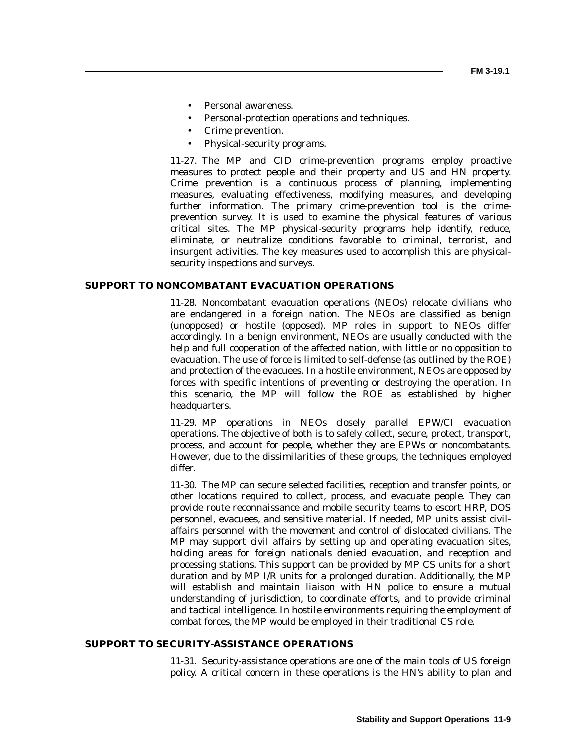- Personal awareness.
- Personal-protection operations and techniques.
- Crime prevention.
- Physical-security programs.

11-27. The MP and CID crime-prevention programs employ proactive measures to protect people and their property and US and HN property. Crime prevention is a continuous process of planning, implementing measures, evaluating effectiveness, modifying measures, and developing further information. The primary crime-prevention tool is the crime-prevention survey. It is used to examine the physical features of various critical sites. The MP physical-security programs help identify, reduce, eliminate, or neutralize conditions favorable to criminal, terrorist, and insurgent activities. The key measures used to accomplish this are physical-security inspections and surveys.

## SUPPORT TO NONCOMBATANT EVACUATION OPERATIONS

11-28. Noncombatant evacuation operations (NEOs) relocate civilians who are endangered in a foreign nation. The NEOs are classified as benign (unopposed) or hostile (opposed). MP roles in support to NEOs differ accordingly. In a benign environment, NEOs are usually conducted with the help and full cooperation of the affected nation, with little or no opposition to evacuation. The use of force is limited to self-defense (as outlined by the ROE) and protection of the evacuees. In a hostile environment, NEOs are opposed by forces with specific intentions of preventing or destroying the operation. In this scenario, the MP will follow the ROE as established by higher headquarters.

11-29. MP operations in NEOs closely parallel EPW/CI evacuation operations. The objective of both is to safely collect, secure, protect, transport, process, and account for people, whether they are EPWs or noncombatants. However, due to the dissimilarities of these groups, the techniques employed differ.

11-30. The MP can secure selected facilities, reception and transfer points, or other locations required to collect, process, and evacuate people. They can provide route reconnaissance and mobile security teams to escort HRP, DOS personnel, evacuees, and sensitive material. If needed, MP units assist civil-affairs personnel with the movement and control of dislocated civilians. The MP may support civil affairs by setting up and operating evacuation sites, holding areas for foreign nationals denied evacuation, and reception and processing stations. This support can be provided by MP CS units for a short duration and by MP I/R units for a prolonged duration. Additionally, the MP will establish and maintain liaison with HN police to ensure a mutual understanding of jurisdiction, to coordinate efforts, and to provide criminal and tactical intelligence. In hostile environments requiring the employment of combat forces, the MP would be employed in their traditional CS role.

## SUPPORT TO SECURITY-ASSISTANCE OPERATIONS

11-31. Security-assistance operations are one of the main tools of US foreign policy. A critical concern in these operations is the HN's ability to plan and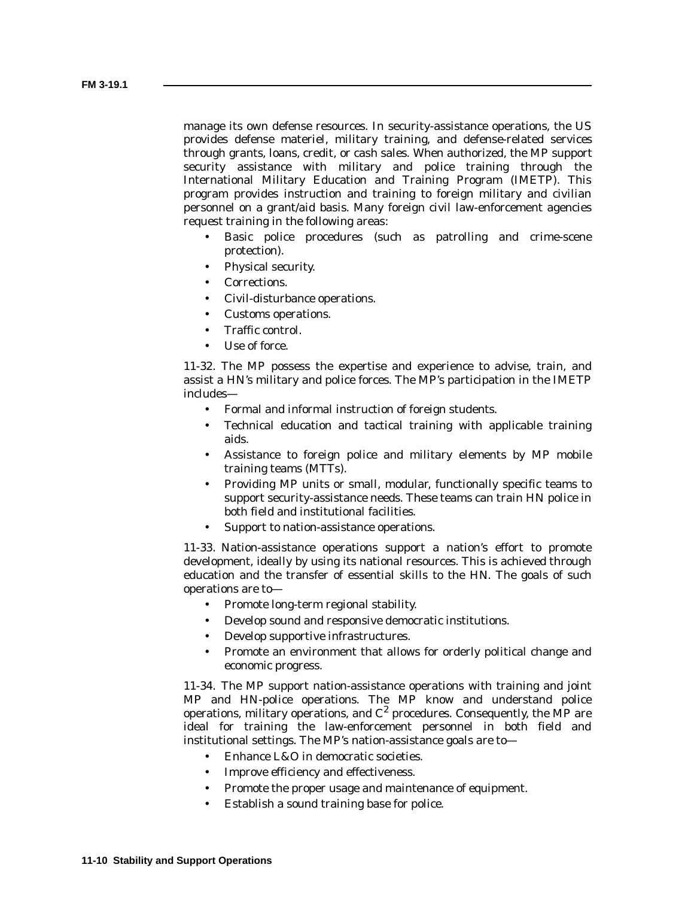manage its own defense resources. In security-assistance operations, the US provides defense materiel, military training, and defense-related services through grants, loans, credit, or cash sales. When authorized, the MP support security assistance with military and police training through the International Military Education and Training Program (IMETP). This program provides instruction and training to foreign military and civilian personnel on a grant/aid basis. Many foreign civil law-enforcement agencies request training in the following areas:

- Basic police procedures (such as patrolling and crime-scene protection).
- Physical security.
- Corrections.
- Civil-disturbance operations.
- Customs operations.
- Traffic control.
- Use of force.

11-32. The MP possess the expertise and experience to advise, train, and assist a HN's military and police forces. The MP's participation in the IMETP includes—

- Formal and informal instruction of foreign students.
- Technical education and tactical training with applicable training aids.
- Assistance to foreign police and military elements by MP mobile training teams (MTTs).
- Providing MP units or small, modular, functionally specific teams to support security-assistance needs. These teams can train HN police in both field and institutional facilities.
- Support to nation-assistance operations.

11-33. Nation-assistance operations support a nation's effort to promote development, ideally by using its national resources. This is achieved through education and the transfer of essential skills to the HN. The goals of such operations are to—

- Promote long-term regional stability.
- Develop sound and responsive democratic institutions.
- Develop supportive infrastructures.
- Promote an environment that allows for orderly political change and economic progress.

11-34. The MP support nation-assistance operations with training and joint MP and HN-police operations. The MP know and understand police operations, military operations, and $C^2$ procedures. Consequently, the MP are ideal for training the law-enforcement personnel in both field and institutional settings. The MP's nation-assistance goals are to—

- Enhance L&O in democratic societies.
- Improve efficiency and effectiveness.
- Promote the proper usage and maintenance of equipment.
- Establish a sound training base for police.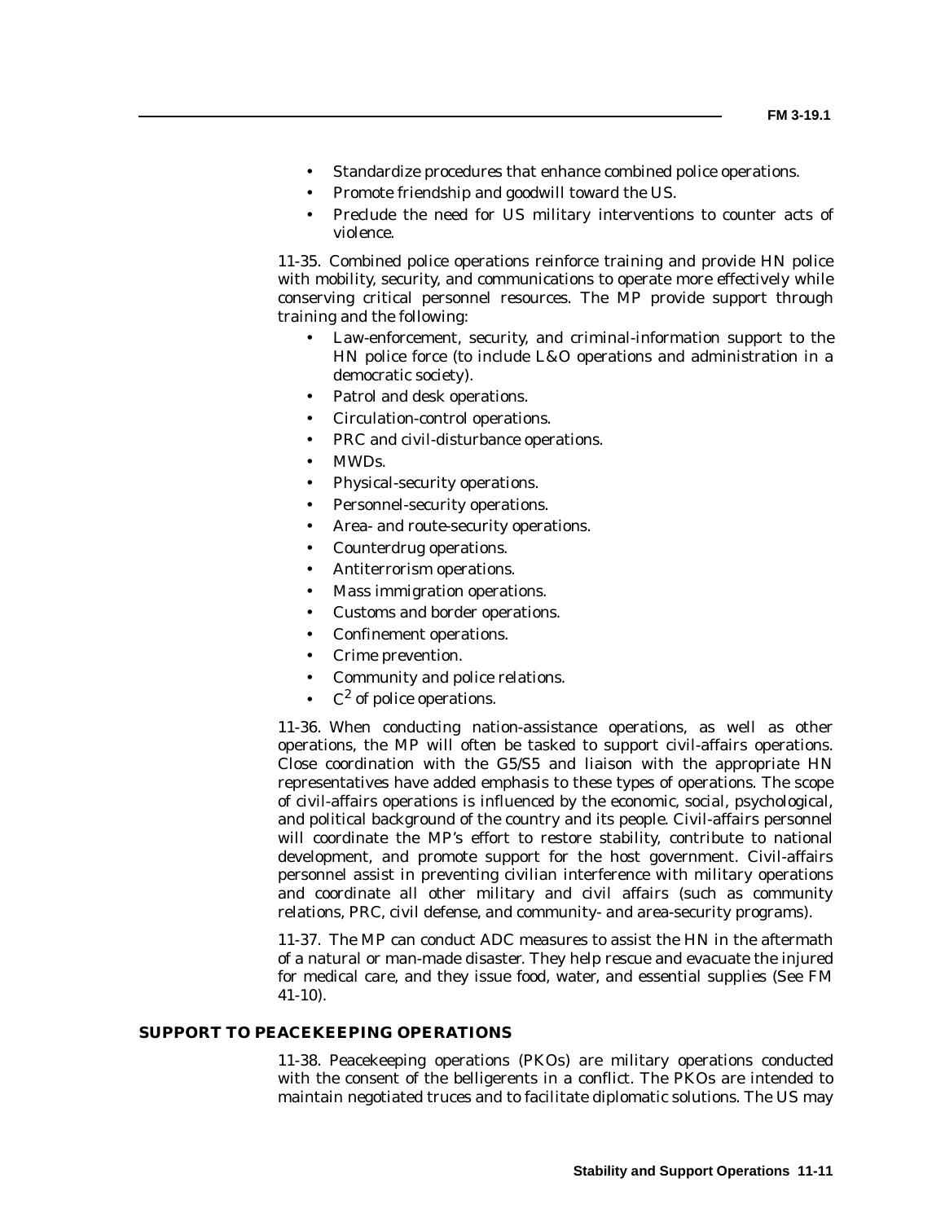- Standardize procedures that enhance combined police operations.
- Promote friendship and goodwill toward the US.
- Preclude the need for US military interventions to counter acts of violence.

11-35. Combined police operations reinforce training and provide HN police with mobility, security, and communications to operate more effectively while conserving critical personnel resources. The MP provide support through training and the following:

- Law-enforcement, security, and criminal-information support to the HN police force (to include L&O operations and administration in a democratic society).
- Patrol and desk operations.
- Circulation-control operations.
- PRC and civil-disturbance operations.
- MWDs.
- Physical-security operations.
- Personnel-security operations.
- Area- and route-security operations.
- Counterdrug operations.
- Antiterrorism operations.
- Mass immigration operations.
- Customs and border operations.
- Confinement operations.
- Crime prevention.
- Community and police relations.
- $C^2$ of police operations.

11-36. When conducting nation-assistance operations, as well as other operations, the MP will often be tasked to support civil-affairs operations. Close coordination with the G5/S5 and liaison with the appropriate HN representatives have added emphasis to these types of operations. The scope of civil-affairs operations is influenced by the economic, social, psychological, and political background of the country and its people. Civil-affairs personnel will coordinate the MP's effort to restore stability, contribute to national development, and promote support for the host government. Civil-affairs personnel assist in preventing civilian interference with military operations and coordinate all other military and civil affairs (such as community relations, PRC, civil defense, and community- and area-security programs).

11-37. The MP can conduct ADC measures to assist the HN in the aftermath of a natural or man-made disaster. They help rescue and evacuate the injured for medical care, and they issue food, water, and essential supplies (See FM 41-10).

## SUPPORT TO PEACEKEEPING OPERATIONS

11-38. Peacekeeping operations (PKOs) are military operations conducted with the consent of the belligerents in a conflict. The PKOs are intended to maintain negotiated truces and to facilitate diplomatic solutions. The US may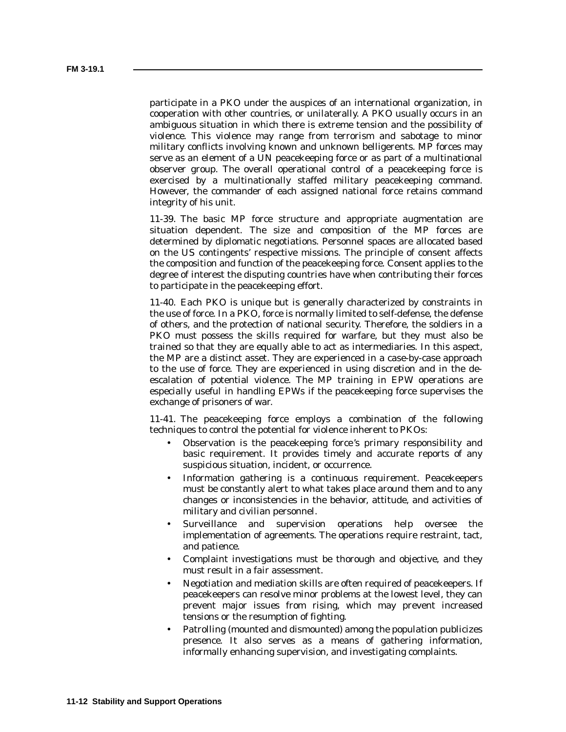participate in a PKO under the auspices of an international organization, in cooperation with other countries, or unilaterally. A PKO usually occurs in an ambiguous situation in which there is extreme tension and the possibility of violence. This violence may range from terrorism and sabotage to minor military conflicts involving known and unknown belligerents. MP forces may serve as an element of a UN peacekeeping force or as part of a multinational observer group. The overall operational control of a peacekeeping force is exercised by a multinationally staffed military peacekeeping command. However, the commander of each assigned national force retains command integrity of his unit.

11-39. The basic MP force structure and appropriate augmentation are situation dependent. The size and composition of the MP forces are determined by diplomatic negotiations. Personnel spaces are allocated based on the US contingents' respective missions. The principle of consent affects the composition and function of the peacekeeping force. Consent applies to the degree of interest the disputing countries have when contributing their forces to participate in the peacekeeping effort.

11-40. Each PKO is unique but is generally characterized by constraints in the use of force. In a PKO, force is normally limited to self-defense, the defense of others, and the protection of national security. Therefore, the soldiers in a PKO must possess the skills required for warfare, but they must also be trained so that they are equally able to act as intermediaries. In this aspect, the MP are a distinct asset. They are experienced in a case-by-case approach to the use of force. They are experienced in using discretion and in the de-escalation of potential violence. The MP training in EPW operations are especially useful in handling EPWs if the peacekeeping force supervises the exchange of prisoners of war.

11-41. The peacekeeping force employs a combination of the following techniques to control the potential for violence inherent to PKOs:

- Observation is the peacekeeping force's primary responsibility and basic requirement. It provides timely and accurate reports of any suspicious situation, incident, or occurrence.
- Information gathering is a continuous requirement. Peacekeepers must be constantly alert to what takes place around them and to any changes or inconsistencies in the behavior, attitude, and activities of military and civilian personnel.
- Surveillance and supervision operations help oversee the implementation of agreements. The operations require restraint, tact, and patience.
- Complaint investigations must be thorough and objective, and they must result in a fair assessment.
- Negotiation and mediation skills are often required of peacekeepers. If peacekeepers can resolve minor problems at the lowest level, they can prevent major issues from rising, which may prevent increased tensions or the resumption of fighting.
- Patrolling (mounted and dismounted) among the population publicizes presence. It also serves as a means of gathering information, informally enhancing supervision, and investigating complaints.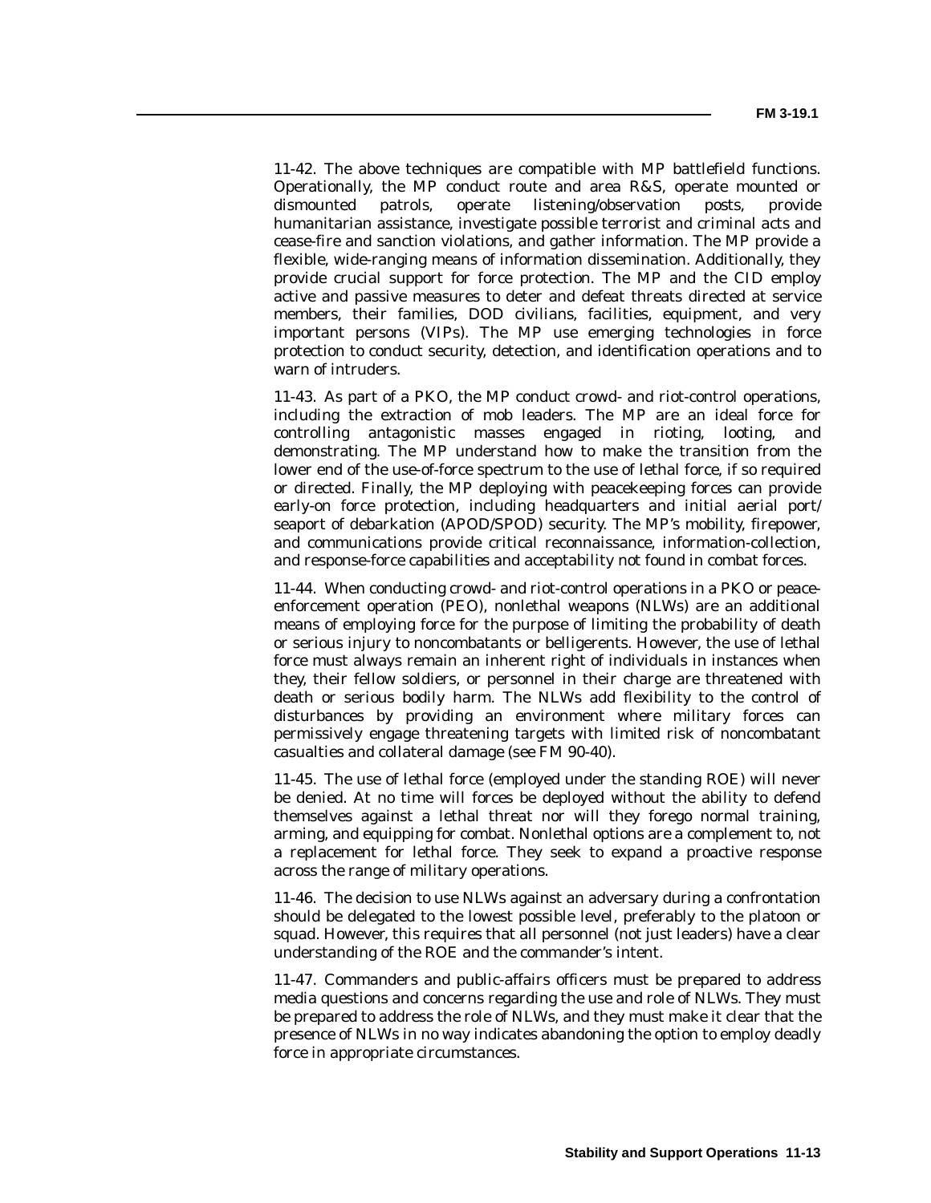11-42. The above techniques are compatible with MP battlefield functions. Operationally, the MP conduct route and area R&S, operate mounted or dismounted patrols, operate listening/observation posts, provide humanitarian assistance, investigate possible terrorist and criminal acts and cease-fire and sanction violations, and gather information. The MP provide a flexible, wide-ranging means of information dissemination. Additionally, they provide crucial support for force protection. The MP and the CID employ active and passive measures to deter and defeat threats directed at service members, their families, DOD civilians, facilities, equipment, and very important persons (VIPs). The MP use emerging technologies in force protection to conduct security, detection, and identification operations and to warn of intruders.

11-43. As part of a PKO, the MP conduct crowd- and riot-control operations, including the extraction of mob leaders. The MP are an ideal force for controlling antagonistic masses engaged in rioting, looting, and demonstrating. The MP understand how to make the transition from the lower end of the use-of-force spectrum to the use of lethal force, if so required or directed. Finally, the MP deploying with peacekeeping forces can provide early-on force protection, including headquarters and initial aerial port/ seaport of debarkation (APOD/SPOD) security. The MP's mobility, firepower, and communications provide critical reconnaissance, information-collection, and response-force capabilities and acceptability not found in combat forces.

11-44. When conducting crowd- and riot-control operations in a PKO or peace-enforcement operation (PEO), nonlethal weapons (NLWs) are an additional means of employing force for the purpose of limiting the probability of death or serious injury to noncombatants or belligerents. However, the use of lethal force must always remain an inherent right of individuals in instances when they, their fellow soldiers, or personnel in their charge are threatened with death or serious bodily harm. The NLWs add flexibility to the control of disturbances by providing an environment where military forces can permissively engage threatening targets with limited risk of noncombatant casualties and collateral damage (see FM 90-40).

11-45. The use of lethal force (employed under the standing ROE) will never be denied. At no time will forces be deployed without the ability to defend themselves against a lethal threat nor will they forego normal training, arming, and equipping for combat. Nonlethal options are a complement to, not a replacement for lethal force. They seek to expand a proactive response across the range of military operations.

11-46. The decision to use NLWs against an adversary during a confrontation should be delegated to the lowest possible level, preferably to the platoon or squad. However, this requires that all personnel (not just leaders) have a clear understanding of the ROE and the commander's intent.

11-47. Commanders and public-affairs officers must be prepared to address media questions and concerns regarding the use and role of NLWs. They must be prepared to address the role of NLWs, and they must make it clear that the presence of NLWs in no way indicates abandoning the option to employ deadly force in appropriate circumstances.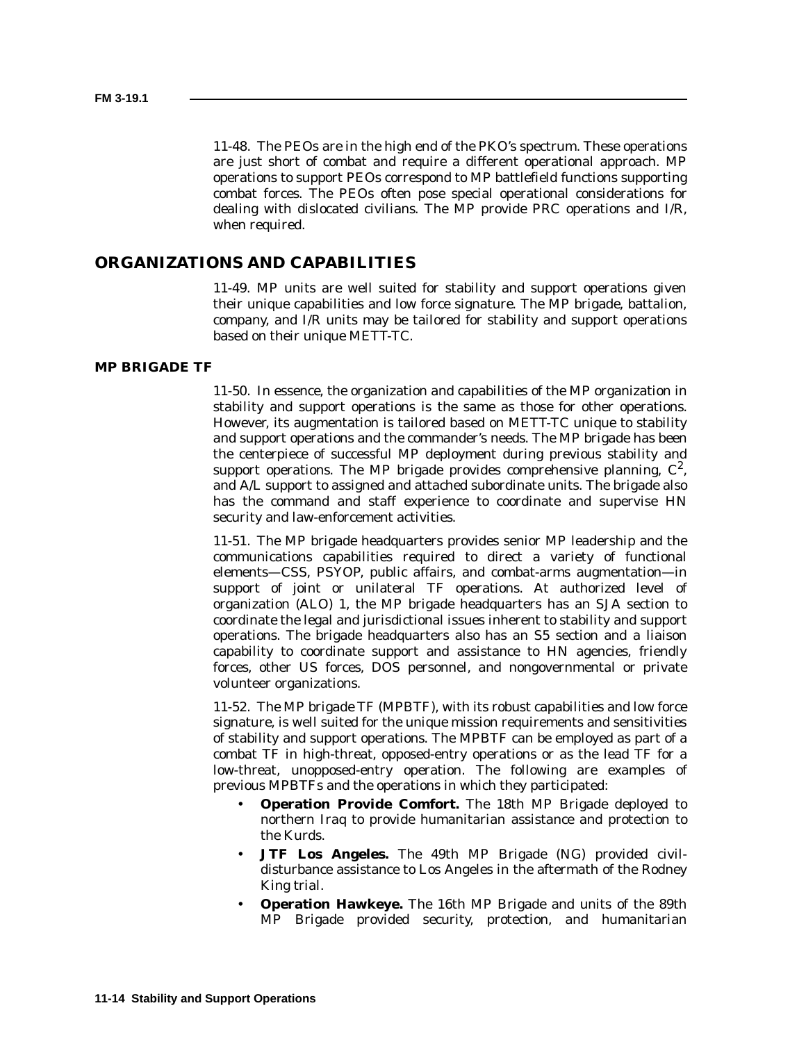11-48. The PEOs are in the high end of the PKO's spectrum. These operations are just short of combat and require a different operational approach. MP operations to support PEOs correspond to MP battlefield functions supporting combat forces. The PEOs often pose special operational considerations for dealing with dislocated civilians. The MP provide PRC operations and I/R, when required.

## ORGANIZATIONS AND CAPABILITIES

11-49. MP units are well suited for stability and support operations given their unique capabilities and low force signature. The MP brigade, battalion, company, and I/R units may be tailored for stability and support operations based on their unique METT-TC.

### MP BRIGADE TF

11-50. In essence, the organization and capabilities of the MP organization in stability and support operations is the same as those for other operations. However, its augmentation is tailored based on METT-TC unique to stability and support operations and the commander's needs. The MP brigade has been the centerpiece of successful MP deployment during previous stability and support operations. The MP brigade provides comprehensive planning, $C^2$, and A/L support to assigned and attached subordinate units. The brigade also has the command and staff experience to coordinate and supervise HN security and law-enforcement activities.

11-51. The MP brigade headquarters provides senior MP leadership and the communications capabilities required to direct a variety of functional elements—CSS, PSYOP, public affairs, and combat-arms augmentation—in support of joint or unilateral TF operations. At authorized level of organization (ALO) 1, the MP brigade headquarters has an SJA section to coordinate the legal and jurisdictional issues inherent to stability and support operations. The brigade headquarters also has an S5 section and a liaison capability to coordinate support and assistance to HN agencies, friendly forces, other US forces, DOS personnel, and nongovernmental or private volunteer organizations.

11-52. The MP brigade TF (MPBTF), with its robust capabilities and low force signature, is well suited for the unique mission requirements and sensitivities of stability and support operations. The MPBTF can be employed as part of a combat TF in high-threat, opposed-entry operations or as the lead TF for a low-threat, unopposed-entry operation. The following are examples of previous MPBTFs and the operations in which they participated:

- **Operation Provide Comfort.** The 18th MP Brigade deployed to northern Iraq to provide humanitarian assistance and protection to the Kurds.
- **JTF Los Angeles.** The 49th MP Brigade (NG) provided civil-disturbance assistance to Los Angeles in the aftermath of the Rodney King trial.
- **Operation Hawkeye.** The 16th MP Brigade and units of the 89th MP Brigade provided security, protection, and humanitarian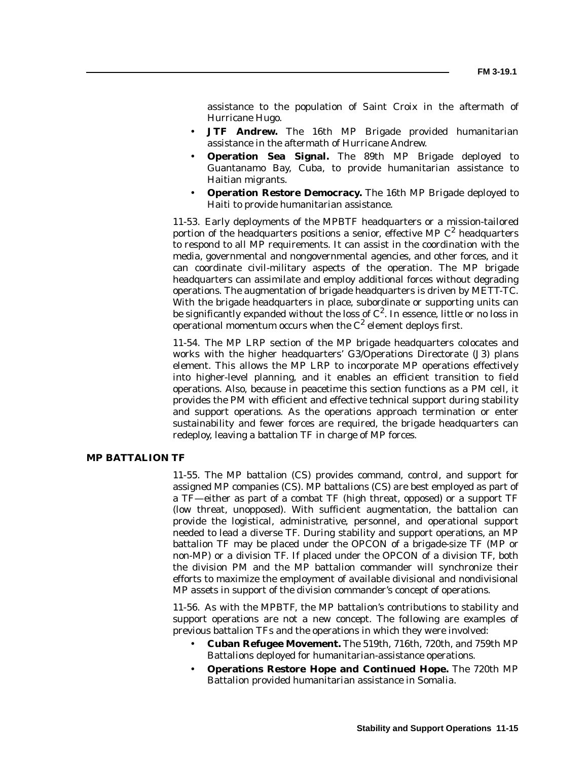assistance to the population of Saint Croix in the aftermath of Hurricane Hugo.

- **JTF Andrew.** The 16th MP Brigade provided humanitarian assistance in the aftermath of Hurricane Andrew.
- **Operation Sea Signal.** The 89th MP Brigade deployed to Guantanamo Bay, Cuba, to provide humanitarian assistance to Haitian migrants.
- **Operation Restore Democracy.** The 16th MP Brigade deployed to Haiti to provide humanitarian assistance.

11-53. Early deployments of the MPBTF headquarters or a mission-tailored portion of the headquarters positions a senior, effective MP $C^2$ headquarters to respond to all MP requirements. It can assist in the coordination with the media, governmental and nongovernmental agencies, and other forces, and it can coordinate civil-military aspects of the operation. The MP brigade headquarters can assimilate and employ additional forces without degrading operations. The augmentation of brigade headquarters is driven by METT-TC. With the brigade headquarters in place, subordinate or supporting units can be significantly expanded without the loss of $C^2$. In essence, little or no loss in operational momentum occurs when the $C^2$ element deploys first.

11-54. The MP LRP section of the MP brigade headquarters colocates and works with the higher headquarters' G3/Operations Directorate (J3) plans element. This allows the MP LRP to incorporate MP operations effectively into higher-level planning, and it enables an efficient transition to field operations. Also, because in peacetime this section functions as a PM cell, it provides the PM with efficient and effective technical support during stability and support operations. As the operations approach termination or enter sustainability and fewer forces are required, the brigade headquarters can redeploy, leaving a battalion TF in charge of MP forces.

## MP BATTALION TF

11-55. The MP battalion (CS) provides command, control, and support for assigned MP companies (CS). MP battalions (CS) are best employed as part of a TF—either as part of a combat TF (high threat, opposed) or a support TF (low threat, unopposed). With sufficient augmentation, the battalion can provide the logistical, administrative, personnel, and operational support needed to lead a diverse TF. During stability and support operations, an MP battalion TF may be placed under the OPCON of a brigade-size TF (MP or non-MP) or a division TF. If placed under the OPCON of a division TF, both the division PM and the MP battalion commander will synchronize their efforts to maximize the employment of available divisional and nondivisional MP assets in support of the division commander's concept of operations.

11-56. As with the MPBTF, the MP battalion's contributions to stability and support operations are not a new concept. The following are examples of previous battalion TFs and the operations in which they were involved:

- **Cuban Refugee Movement.** The 519th, 716th, 720th, and 759th MP Battalions deployed for humanitarian-assistance operations.
- **Operations Restore Hope and Continued Hope.** The 720th MP Battalion provided humanitarian assistance in Somalia.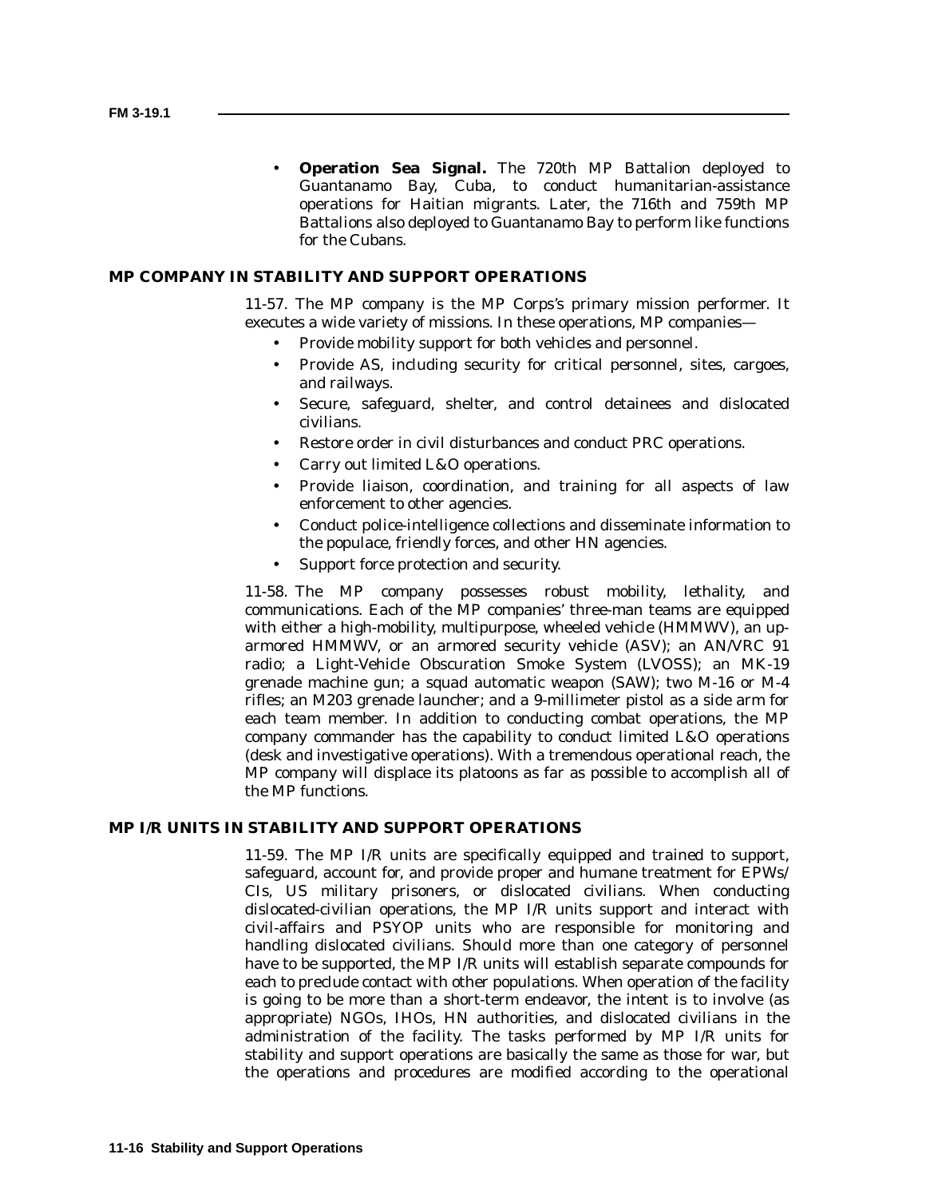- **Operation Sea Signal.** The 720th MP Battalion deployed to Guantanamo Bay, Cuba, to conduct humanitarian-assistance operations for Haitian migrants. Later, the 716th and 759th MP Battalions also deployed to Guantanamo Bay to perform like functions for the Cubans.

## MP COMPANY IN STABILITY AND SUPPORT OPERATIONS

11-57. The MP company is the MP Corps's primary mission performer. It executes a wide variety of missions. In these operations, MP companies—

- Provide mobility support for both vehicles and personnel.
- Provide AS, including security for critical personnel, sites, cargoes, and railways.
- Secure, safeguard, shelter, and control detainees and dislocated civilians.
- Restore order in civil disturbances and conduct PRC operations.
- Carry out limited L&O operations.
- Provide liaison, coordination, and training for all aspects of law enforcement to other agencies.
- Conduct police-intelligence collections and disseminate information to the populace, friendly forces, and other HN agencies.
- Support force protection and security.

11-58. The MP company possesses robust mobility, lethality, and communications. Each of the MP companies' three-man teams are equipped with either a high-mobility, multipurpose, wheeled vehicle (HMMWV), an up-armored HMMWV, or an armored security vehicle (ASV); an AN/VRC 91 radio; a Light-Vehicle Obscuration Smoke System (LVOSS); an MK-19 grenade machine gun; a squad automatic weapon (SAW); two M-16 or M-4 rifles; an M203 grenade launcher; and a 9-millimeter pistol as a side arm for each team member. In addition to conducting combat operations, the MP company commander has the capability to conduct limited L&O operations (desk and investigative operations). With a tremendous operational reach, the MP company will displace its platoons as far as possible to accomplish all of the MP functions.

## MP I/R UNITS IN STABILITY AND SUPPORT OPERATIONS

11-59. The MP I/R units are specifically equipped and trained to support, safeguard, account for, and provide proper and humane treatment for EPWs/CIs, US military prisoners, or dislocated civilians. When conducting dislocated-civilian operations, the MP I/R units support and interact with civil-affairs and PSYOP units who are responsible for monitoring and handling dislocated civilians. Should more than one category of personnel have to be supported, the MP I/R units will establish separate compounds for each to preclude contact with other populations. When operation of the facility is going to be more than a short-term endeavor, the intent is to involve (as appropriate) NGOs, IHOs, HN authorities, and dislocated civilians in the administration of the facility. The tasks performed by MP I/R units for stability and support operations are basically the same as those for war, but the operations and procedures are modified according to the operational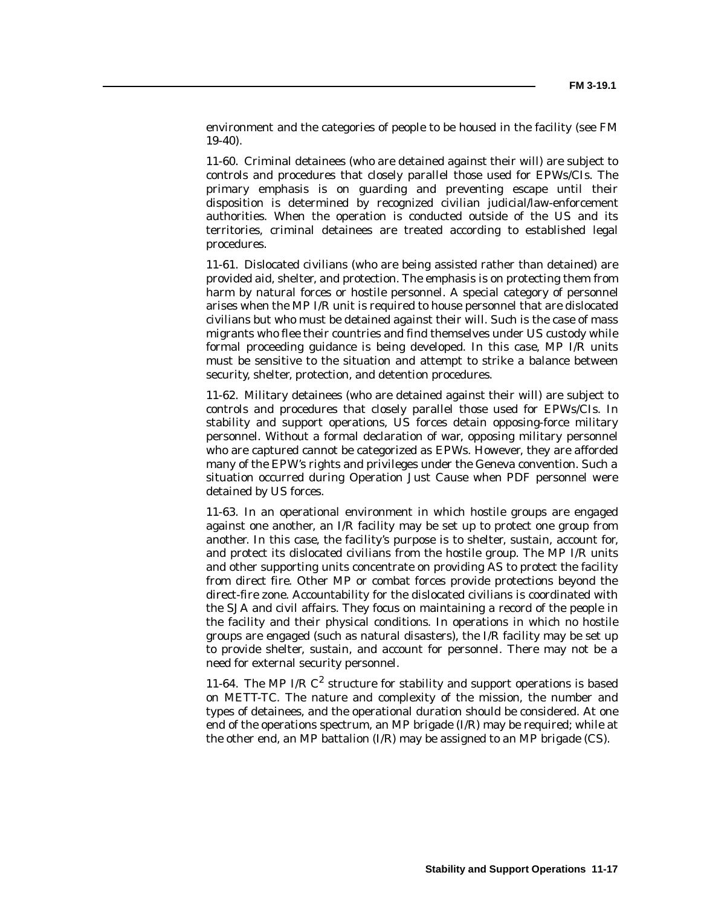environment and the categories of people to be housed in the facility (see FM 19-40).

11-60. Criminal detainees (who are detained against their will) are subject to controls and procedures that closely parallel those used for EPWs/CIs. The primary emphasis is on guarding and preventing escape until their disposition is determined by recognized civilian judicial/law-enforcement authorities. When the operation is conducted outside of the US and its territories, criminal detainees are treated according to established legal procedures.

11-61. Dislocated civilians (who are being assisted rather than detained) are provided aid, shelter, and protection. The emphasis is on protecting them from harm by natural forces or hostile personnel. A special category of personnel arises when the MP I/R unit is required to house personnel that are dislocated civilians but who must be detained against their will. Such is the case of mass migrants who flee their countries and find themselves under US custody while formal proceeding guidance is being developed. In this case, MP I/R units must be sensitive to the situation and attempt to strike a balance between security, shelter, protection, and detention procedures.

11-62. Military detainees (who are detained against their will) are subject to controls and procedures that closely parallel those used for EPWs/CIs. In stability and support operations, US forces detain opposing-force military personnel. Without a formal declaration of war, opposing military personnel who are captured cannot be categorized as EPWs. However, they are afforded many of the EPW's rights and privileges under the Geneva convention. Such a situation occurred during Operation Just Cause when PDF personnel were detained by US forces.

11-63. In an operational environment in which hostile groups are engaged against one another, an I/R facility may be set up to protect one group from another. In this case, the facility's purpose is to shelter, sustain, account for, and protect its dislocated civilians from the hostile group. The MP I/R units and other supporting units concentrate on providing AS to protect the facility from direct fire. Other MP or combat forces provide protections beyond the direct-fire zone. Accountability for the dislocated civilians is coordinated with the SJA and civil affairs. They focus on maintaining a record of the people in the facility and their physical conditions. In operations in which no hostile groups are engaged (such as natural disasters), the I/R facility may be set up to provide shelter, sustain, and account for personnel. There may not be a need for external security personnel.

11-64. The MP I/R $C^2$ structure for stability and support operations is based on METT-TC. The nature and complexity of the mission, the number and types of detainees, and the operational duration should be considered. At one end of the operations spectrum, an MP brigade (I/R) may be required; while at the other end, an MP battalion (I/R) may be assigned to an MP brigade (CS).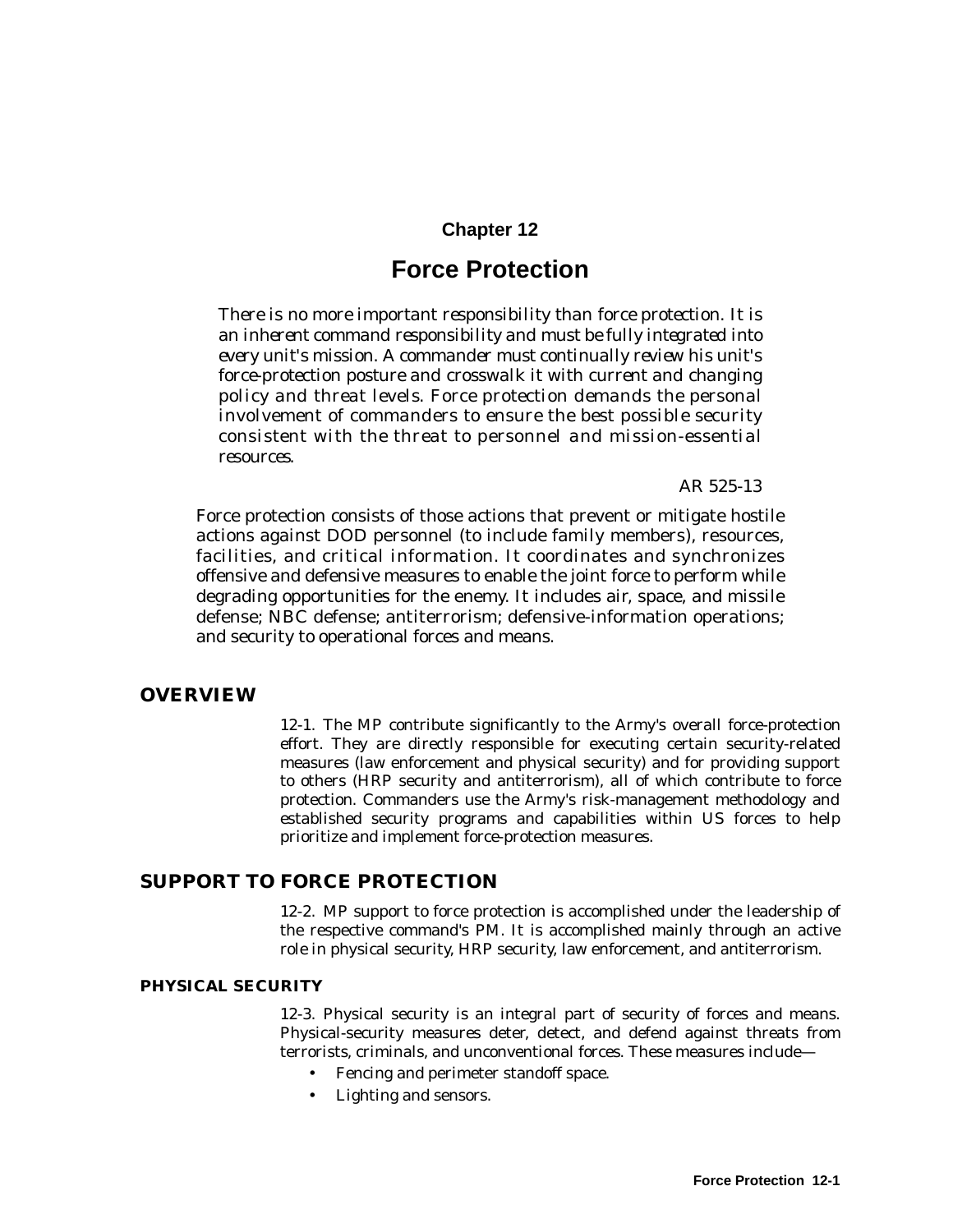# Chapter 12

# Force Protection

*There is no more important responsibility than force protection. It is an inherent command responsibility and must be fully integrated into every unit's mission. A commander must continually review his unit's force-protection posture and crosswalk it with current and changing policy and threat levels. Force protection demands the personal involvement of commanders to ensure the best possible security consistent with the threat to personnel and mission-essential resources.*

*AR 525-13*

Force protection consists of those actions that prevent or mitigate hostile actions against DOD personnel (to include family members), resources, facilities, and critical information. It coordinates and synchronizes offensive and defensive measures to enable the joint force to perform while degrading opportunities for the enemy. It includes air, space, and missile defense; NBC defense; antiterrorism; defensive-information operations; and security to operational forces and means.

## OVERVIEW

12-1. The MP contribute significantly to the Army's overall force-protection effort. They are directly responsible for executing certain security-related measures (law enforcement and physical security) and for providing support to others (HRP security and antiterrorism), all of which contribute to force protection. Commanders use the Army's risk-management methodology and established security programs and capabilities within US forces to help prioritize and implement force-protection measures.

## SUPPORT TO FORCE PROTECTION

12-2. MP support to force protection is accomplished under the leadership of the respective command's PM. It is accomplished mainly through an active role in physical security, HRP security, law enforcement, and antiterrorism.

### PHYSICAL SECURITY

12-3. Physical security is an integral part of security of forces and means. Physical-security measures deter, detect, and defend against threats from terrorists, criminals, and unconventional forces. These measures include—

- Fencing and perimeter standoff space.
- Lighting and sensors.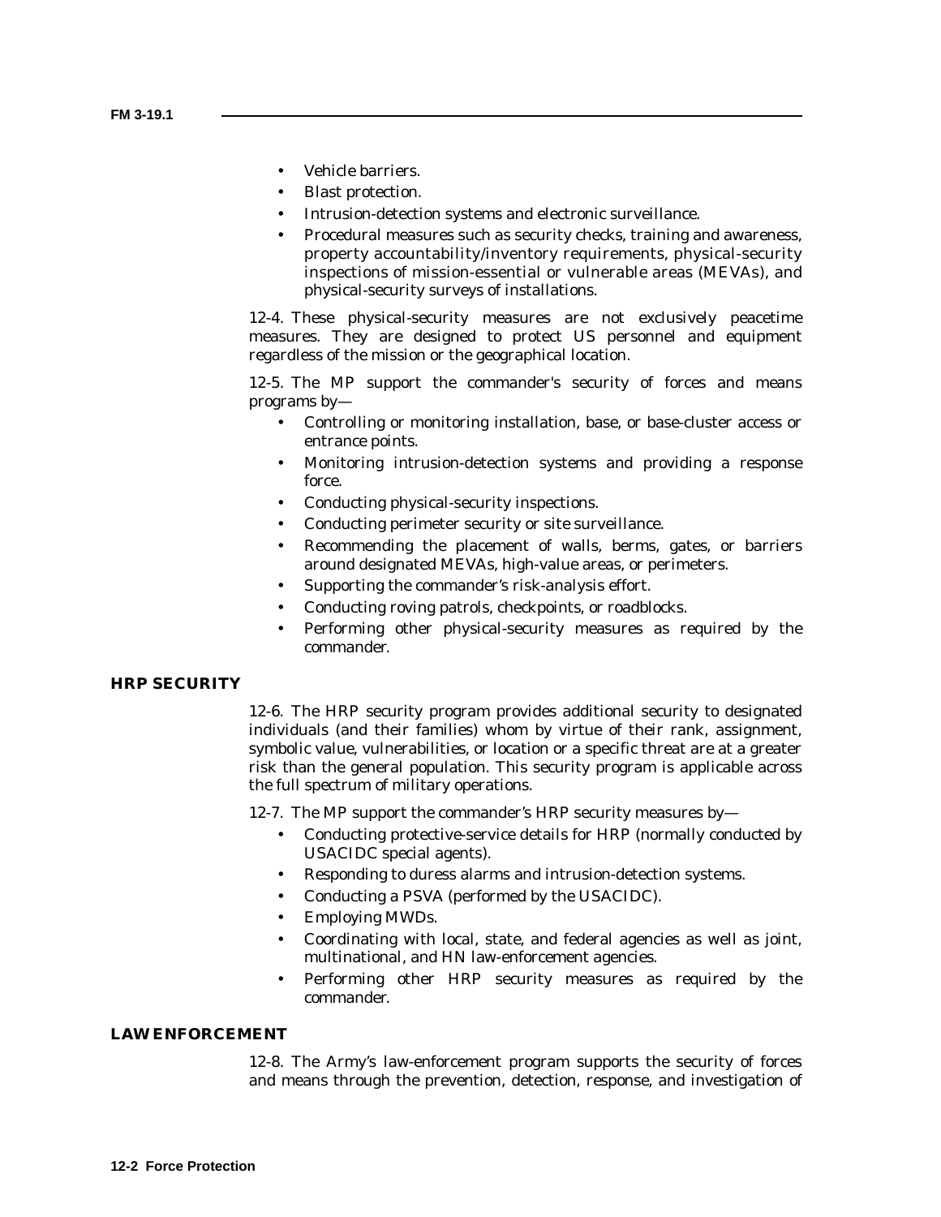- Vehicle barriers.
- Blast protection.
- Intrusion-detection systems and electronic surveillance.
- Procedural measures such as security checks, training and awareness, property accountability/inventory requirements, physical-security inspections of mission-essential or vulnerable areas (MEVAs), and physical-security surveys of installations.

12-4. These physical-security measures are not exclusively peacetime measures. They are designed to protect US personnel and equipment regardless of the mission or the geographical location.

12-5. The MP support the commander's security of forces and means programs by—

- Controlling or monitoring installation, base, or base-cluster access or entrance points.
- Monitoring intrusion-detection systems and providing a response force.
- Conducting physical-security inspections.
- Conducting perimeter security or site surveillance.
- Recommending the placement of walls, berms, gates, or barriers around designated MEVAs, high-value areas, or perimeters.
- Supporting the commander's risk-analysis effort.
- Conducting roving patrols, checkpoints, or roadblocks.
- Performing other physical-security measures as required by the commander.

## HRP SECURITY

12-6. The HRP security program provides additional security to designated individuals (and their families) whom by virtue of their rank, assignment, symbolic value, vulnerabilities, or location or a specific threat are at a greater risk than the general population. This security program is applicable across the full spectrum of military operations.

12-7. The MP support the commander's HRP security measures by—

- Conducting protective-service details for HRP (normally conducted by USACIDC special agents).
- Responding to duress alarms and intrusion-detection systems.
- Conducting a PSVA (performed by the USACIDC).
- Employing MWDs.
- Coordinating with local, state, and federal agencies as well as joint, multinational, and HN law-enforcement agencies.
- Performing other HRP security measures as required by the commander.

## LAW ENFORCEMENT

12-8. The Army's law-enforcement program supports the security of forces and means through the prevention, detection, response, and investigation of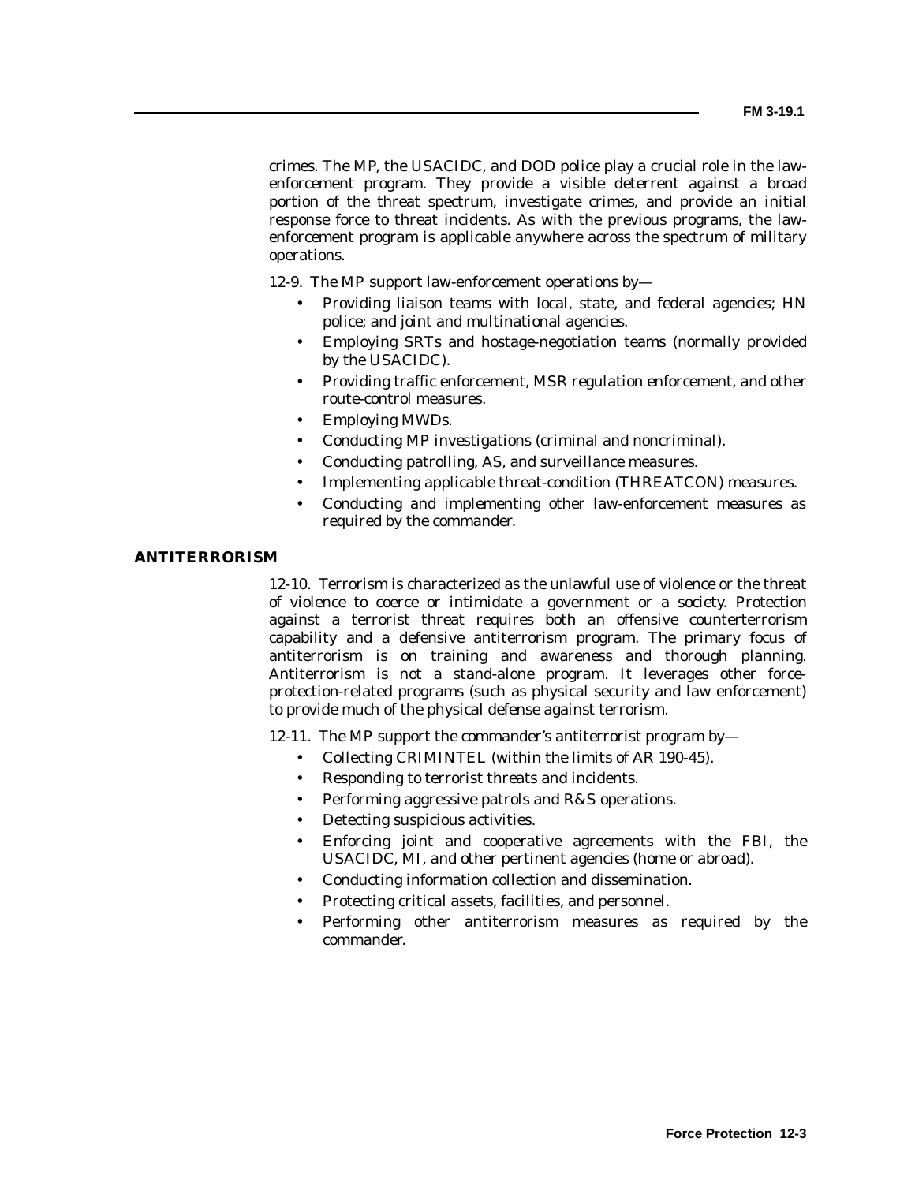crimes. The MP, the USACIDC, and DOD police play a crucial role in the law-enforcement program. They provide a visible deterrent against a broad portion of the threat spectrum, investigate crimes, and provide an initial response force to threat incidents. As with the previous programs, the law-enforcement program is applicable anywhere across the spectrum of military operations.

12-9. The MP support law-enforcement operations by—

- Providing liaison teams with local, state, and federal agencies; HN police; and joint and multinational agencies.
- Employing SRTs and hostage-negotiation teams (normally provided by the USACIDC).
- Providing traffic enforcement, MSR regulation enforcement, and other route-control measures.
- Employing MWDs.
- Conducting MP investigations (criminal and noncriminal).
- Conducting patrolling, AS, and surveillance measures.
- Implementing applicable threat-condition (THREATCON) measures.
- Conducting and implementing other law-enforcement measures as required by the commander.

## ANTITERRORISM

12-10. Terrorism is characterized as the unlawful use of violence or the threat of violence to coerce or intimidate a government or a society. Protection against a terrorist threat requires both an offensive counterterrorism capability and a defensive antiterrorism program. The primary focus of antiterrorism is on training and awareness and thorough planning. Antiterrorism is not a stand-alone program. It leverages other force-protection-related programs (such as physical security and law enforcement) to provide much of the physical defense against terrorism.

12-11. The MP support the commander's antiterrorist program by—

- Collecting CRIMINTEL (within the limits of AR 190-45).
- Responding to terrorist threats and incidents.
- Performing aggressive patrols and R&S operations.
- Detecting suspicious activities.
- Enforcing joint and cooperative agreements with the FBI, the USACIDC, MI, and other pertinent agencies (home or abroad).
- Conducting information collection and dissemination.
- Protecting critical assets, facilities, and personnel.
- Performing other antiterrorism measures as required by the commander.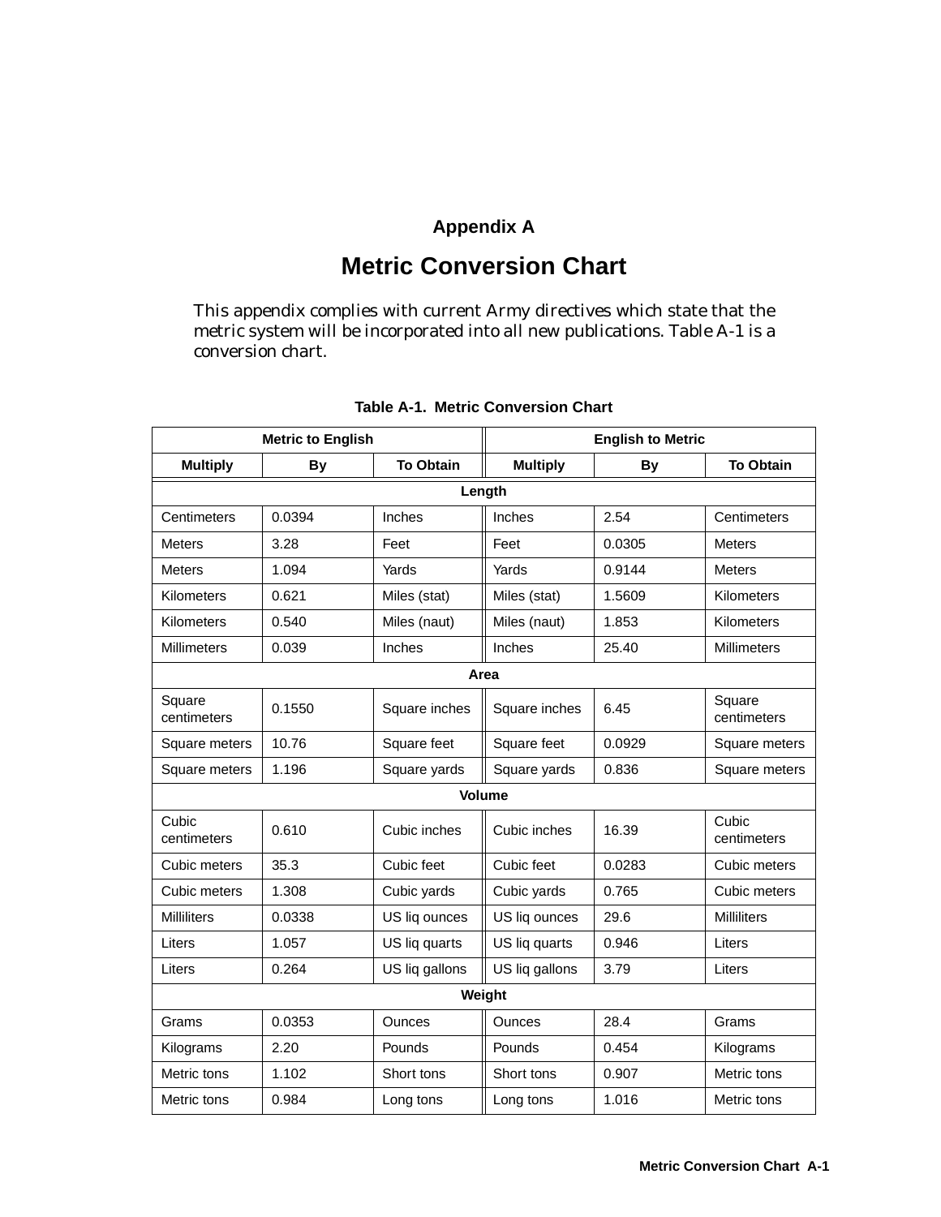## Appendix A

# Metric Conversion Chart

This appendix complies with current Army directives which state that the metric system will be incorporated into all new publications. Table A-1 is a conversion chart.

**Table A-1. Metric Conversion Chart**

| Metric to English | | | English to Metric | | |
|---|---|---|---|---|---|
| **Multiply** | **By** | **To Obtain** | **Multiply** | **By** | **To Obtain** |
| **Length** | | | | | |
| Centimeters | 0.0394 | Inches | Inches | 2.54 | Centimeters |
| Meters | 3.28 | Feet | Feet | 0.0305 | Meters |
| Meters | 1.094 | Yards | Yards | 0.9144 | Meters |
| Kilometers | 0.621 | Miles (stat) | Miles (stat) | 1.5609 | Kilometers |
| Kilometers | 0.540 | Miles (naut) | Miles (naut) | 1.853 | Kilometers |
| Millimeters | 0.039 | Inches | Inches | 25.40 | Millimeters |
| **Area** | | | | | |
| Square centimeters | 0.1550 | Square inches | Square inches | 6.45 | Square centimeters |
| Square meters | 10.76 | Square feet | Square feet | 0.0929 | Square meters |
| Square meters | 1.196 | Square yards | Square yards | 0.836 | Square meters |
| **Volume** | | | | | |
| Cubic centimeters | 0.610 | Cubic inches | Cubic inches | 16.39 | Cubic centimeters |
| Cubic meters | 35.3 | Cubic feet | Cubic feet | 0.0283 | Cubic meters |
| Cubic meters | 1.308 | Cubic yards | Cubic yards | 0.765 | Cubic meters |
| Milliliters | 0.0338 | US liq ounces | US liq ounces | 29.6 | Milliliters |
| Liters | 1.057 | US liq quarts | US liq quarts | 0.946 | Liters |
| Liters | 0.264 | US liq gallons | US liq gallons | 3.79 | Liters |
| **Weight** | | | | | |
| Grams | 0.0353 | Ounces | Ounces | 28.4 | Grams |
| Kilograms | 2.20 | Pounds | Pounds | 0.454 | Kilograms |
| Metric tons | 1.102 | Short tons | Short tons | 0.907 | Metric tons |
| Metric tons | 0.984 | Long tons | Long tons | 1.016 | Metric tons |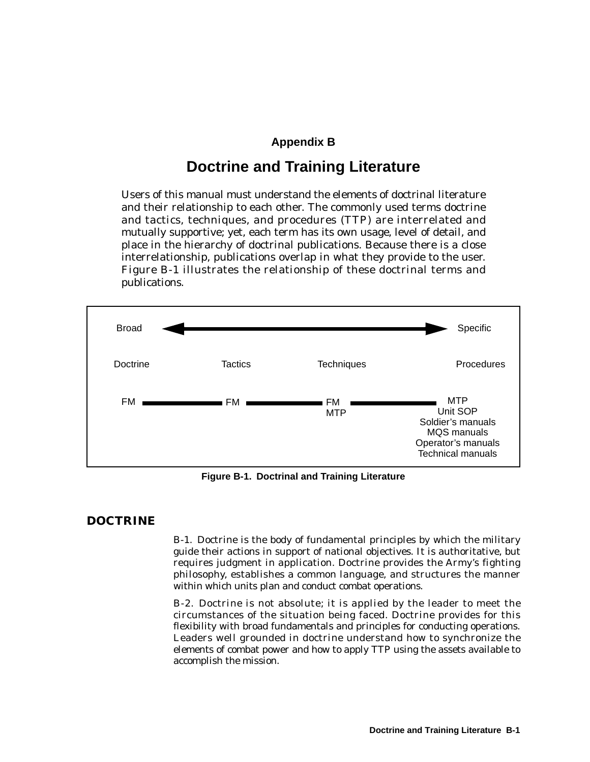# Appendix B

# Doctrine and Training Literature

Users of this manual must understand the elements of doctrinal literature and their relationship to each other. The commonly used terms doctrine and tactics, techniques, and procedures (TTP) are interrelated and mutually supportive; yet, each term has its own usage, level of detail, and place in the hierarchy of doctrinal publications. Because there is a close interrelationship, publications overlap in what they provide to the user. Figure B-1 illustrates the relationship of these doctrinal terms and publications.

| Broad ◄──────────────────────────────────────► Specific | | | |
|---|---|---|---|
| Doctrine | Tactics | Techniques | Procedures |
| FM | FM | FM<br>MTP | MTP<br>Unit SOP<br>Soldier's manuals<br>MQS manuals<br>Operator's manuals<br>Technical manuals |

**Figure B-1. Doctrinal and Training Literature**

## DOCTRINE

B-1. Doctrine is the body of fundamental principles by which the military guide their actions in support of national objectives. It is authoritative, but requires judgment in application. Doctrine provides the Army's fighting philosophy, establishes a common language, and structures the manner within which units plan and conduct combat operations.

B-2. Doctrine is not absolute; it is applied by the leader to meet the circumstances of the situation being faced. Doctrine provides for this flexibility with broad fundamentals and principles for conducting operations. Leaders well grounded in doctrine understand how to synchronize the elements of combat power and how to apply TTP using the assets available to accomplish the mission.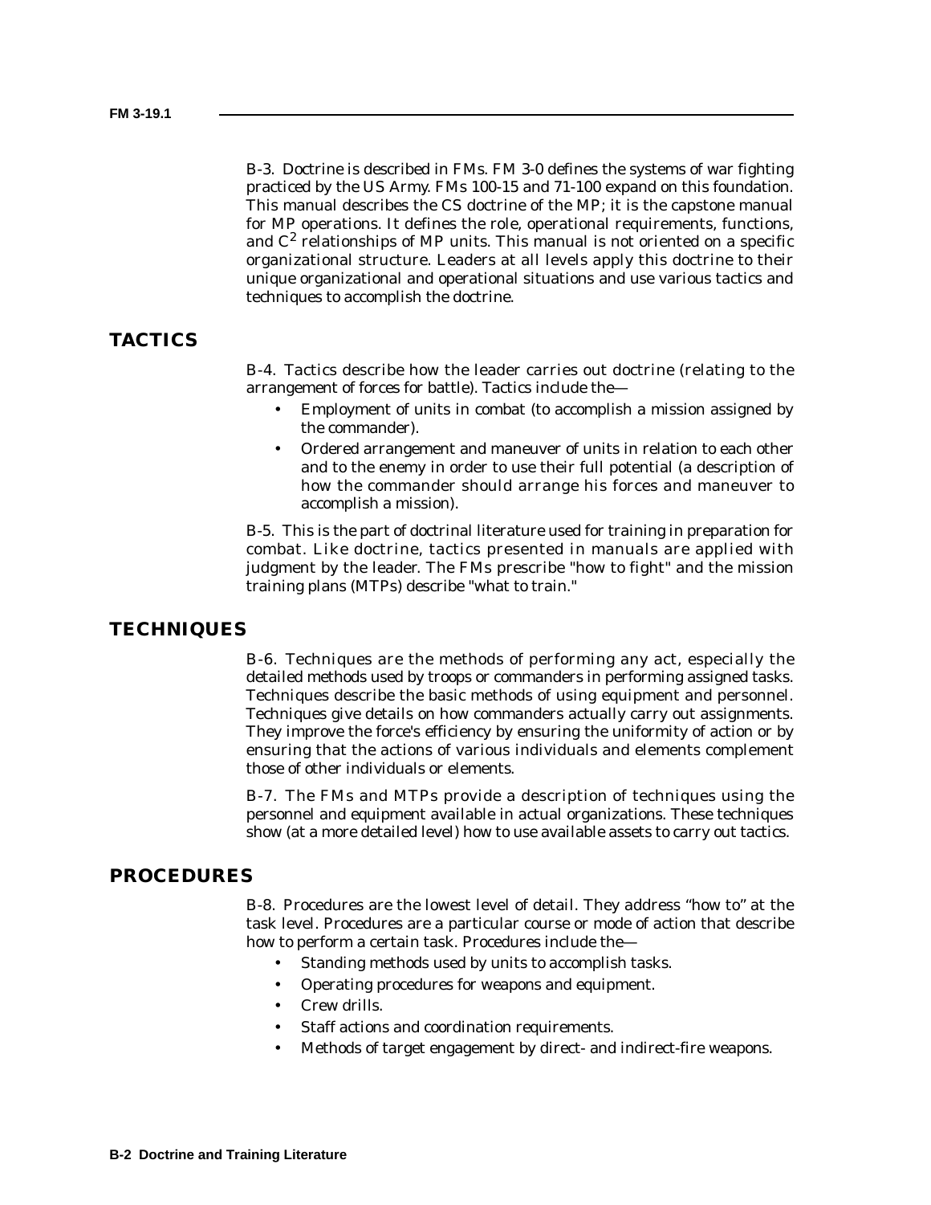B-3. Doctrine is described in FMs. FM 3-0 defines the systems of war fighting practiced by the US Army. FMs 100-15 and 71-100 expand on this foundation. This manual describes the CS doctrine of the MP; it is the capstone manual for MP operations. It defines the role, operational requirements, functions, and $C^2$ relationships of MP units. This manual is not oriented on a specific organizational structure. Leaders at all levels apply this doctrine to their unique organizational and operational situations and use various tactics and techniques to accomplish the doctrine.

## TACTICS

B-4. Tactics describe how the leader carries out doctrine (relating to the arrangement of forces for battle). Tactics include the—

- Employment of units in combat (to accomplish a mission assigned by the commander).
- Ordered arrangement and maneuver of units in relation to each other and to the enemy in order to use their full potential (a description of how the commander should arrange his forces and maneuver to accomplish a mission).

B-5. This is the part of doctrinal literature used for training in preparation for combat. Like doctrine, tactics presented in manuals are applied with judgment by the leader. The FMs prescribe "how to fight" and the mission training plans (MTPs) describe "what to train."

## TECHNIQUES

B-6. Techniques are the methods of performing any act, especially the detailed methods used by troops or commanders in performing assigned tasks. Techniques describe the basic methods of using equipment and personnel. Techniques give details on how commanders actually carry out assignments. They improve the force's efficiency by ensuring the uniformity of action or by ensuring that the actions of various individuals and elements complement those of other individuals or elements.

B-7. The FMs and MTPs provide a description of techniques using the personnel and equipment available in actual organizations. These techniques show (at a more detailed level) how to use available assets to carry out tactics.

## PROCEDURES

B-8. Procedures are the lowest level of detail. They address "how to" at the task level. Procedures are a particular course or mode of action that describe how to perform a certain task. Procedures include the—

- Standing methods used by units to accomplish tasks.
- Operating procedures for weapons and equipment.
- Crew drills.
- Staff actions and coordination requirements.
- Methods of target engagement by direct- and indirect-fire weapons.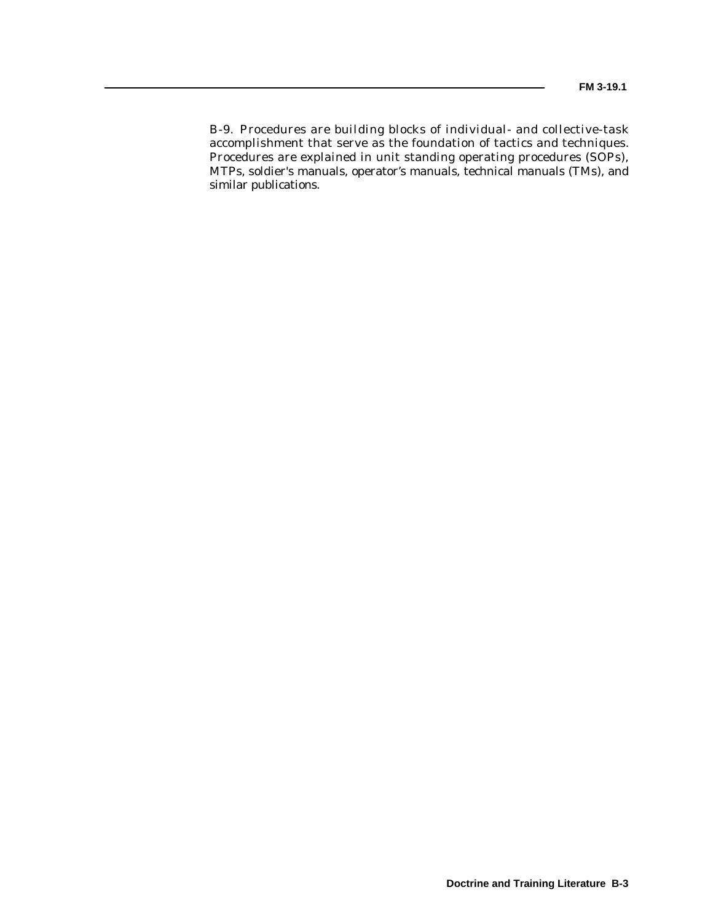B-9. Procedures are building blocks of individual- and collective-task accomplishment that serve as the foundation of tactics and techniques. Procedures are explained in unit standing operating procedures (SOPs), MTPs, soldier's manuals, operator's manuals, technical manuals (TMs), and similar publications.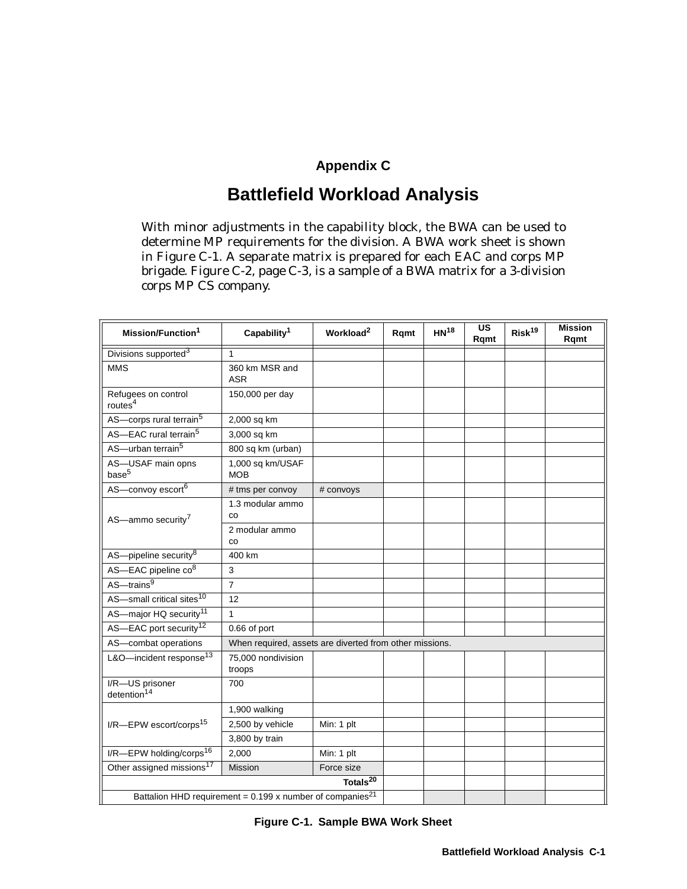# Appendix C

# Battlefield Workload Analysis

With minor adjustments in the capability block, the BWA can be used to determine MP requirements for the division. A BWA work sheet is shown in Figure C-1. A separate matrix is prepared for each EAC and corps MP brigade. Figure C-2, page C-3, is a sample of a BWA matrix for a 3-division corps MP CS company.

| Mission/Function[1] | Capability[1] | Workload[2] | Rqmt | HN[18] | US Rqmt | Risk[19] | Mission Rqmt |
|---|---|---|---|---|---|---|---|
| Divisions supported[3] | 1 | | | | | | |
| MMS | 360 km MSR and ASR | | | | | | |
| Refugees on control routes[4] | 150,000 per day | | | | | | |
| AS—corps rural terrain[5] | 2,000 sq km | | | | | | |
| AS—EAC rural terrain[5] | 3,000 sq km | | | | | | |
| AS—urban terrain[5] | 800 sq km (urban) | | | | | | |
| AS—USAF main opns base[5] | 1,000 sq km/USAF MOB | | | | | | |
| AS—convoy escort[6] | # tms per convoy | # convoys | | | | | |
| AS—ammo security[7] | 1.3 modular ammo co | | | | | | |
| | 2 modular ammo co | | | | | | |
| AS—pipeline security[8] | 400 km | | | | | | |
| AS—EAC pipeline co[8] | 3 | | | | | | |
| AS—trains[9] | 7 | | | | | | |
| AS—small critical sites[10] | 12 | | | | | | |
| AS—major HQ security[11] | 1 | | | | | | |
| AS—EAC port security[12] | 0.66 of port | | | | | | |
| AS—combat operations | When required, assets are diverted from other missions. | | | | | | |
| L&O—incident response[13] | 75,000 nondivision troops | | | | | | |
| I/R—US prisoner detention[14] | 700 | | | | | | |
| I/R—EPW escort/corps[15] | 1,900 walking | | | | | | |
| | 2,500 by vehicle | Min: 1 plt | | | | | |
| | 3,800 by train | | | | | | |
| I/R—EPW holding/corps[16] | 2,000 | Min: 1 plt | | | | | |
| Other assigned missions[17] | Mission | Force size | | | | | |
| | | Totals[20] | | | | | |
| Battalion HHD requirement = 0.199 x number of companies[21] | | | | | | | |

**Figure C-1. Sample BWA Work Sheet**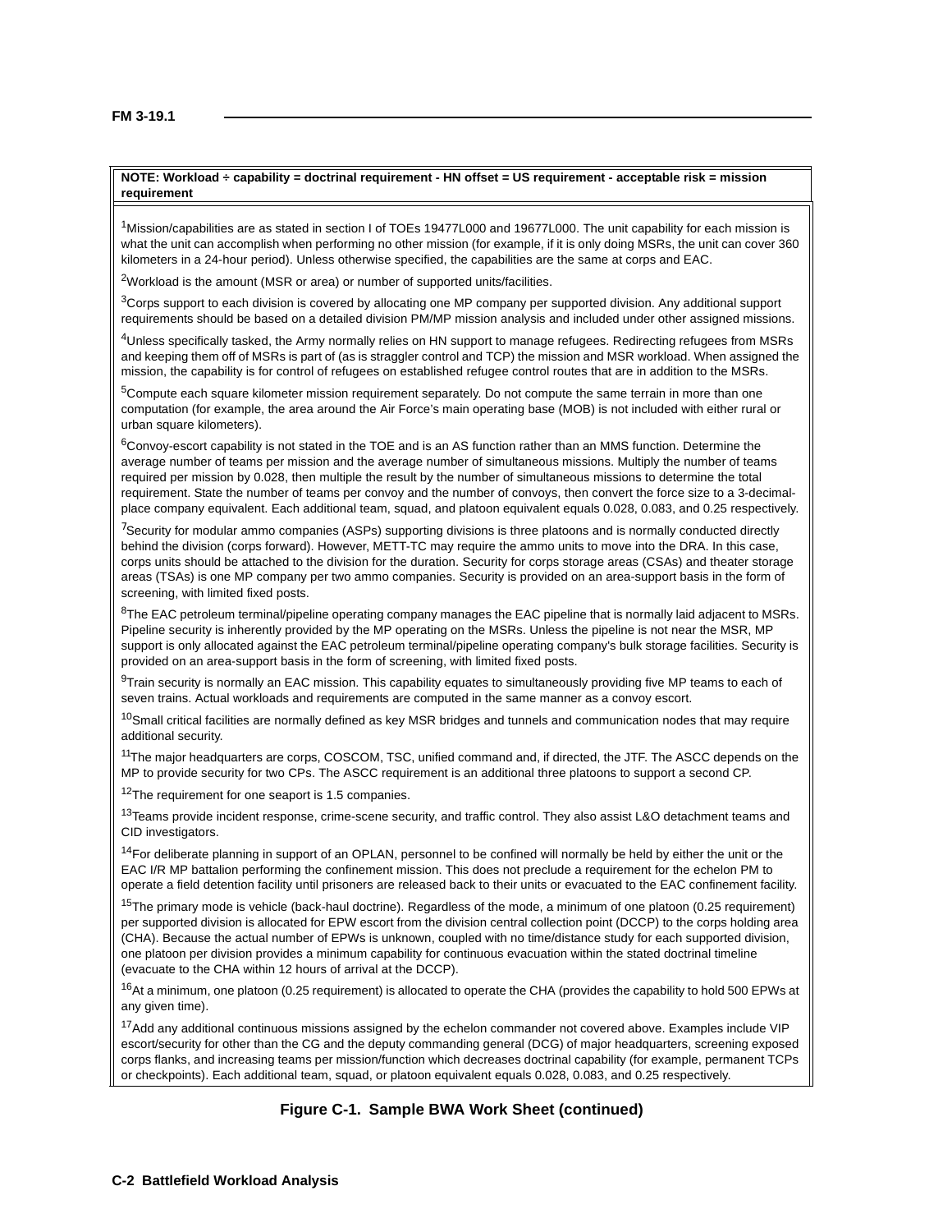**NOTE: Workload ÷ capability = doctrinal requirement - HN offset = US requirement - acceptable risk = mission requirement**

[1]Mission/capabilities are as stated in section I of TOEs 19477L000 and 19677L000. The unit capability for each mission is what the unit can accomplish when performing no other mission (for example, if it is only doing MSRs, the unit can cover 360 kilometers in a 24-hour period). Unless otherwise specified, the capabilities are the same at corps and EAC.

[2]Workload is the amount (MSR or area) or number of supported units/facilities.

[3]Corps support to each division is covered by allocating one MP company per supported division. Any additional support requirements should be based on a detailed division PM/MP mission analysis and included under other assigned missions.

[4]Unless specifically tasked, the Army normally relies on HN support to manage refugees. Redirecting refugees from MSRs and keeping them off of MSRs is part of (as is straggler control and TCP) the mission and MSR workload. When assigned the mission, the capability is for control of refugees on established refugee control routes that are in addition to the MSRs.

[5]Compute each square kilometer mission requirement separately. Do not compute the same terrain in more than one computation (for example, the area around the Air Force's main operating base (MOB) is not included with either rural or urban square kilometers).

[6]Convoy-escort capability is not stated in the TOE and is an AS function rather than an MMS function. Determine the average number of teams per mission and the average number of simultaneous missions. Multiply the number of teams required per mission by 0.028, then multiple the result by the number of simultaneous missions to determine the total requirement. State the number of teams per convoy and the number of convoys, then convert the force size to a 3-decimal-place company equivalent. Each additional team, squad, and platoon equivalent equals 0.028, 0.083, and 0.25 respectively.

[7]Security for modular ammo companies (ASPs) supporting divisions is three platoons and is normally conducted directly behind the division (corps forward). However, METT-TC may require the ammo units to move into the DRA. In this case, corps units should be attached to the division for the duration. Security for corps storage areas (CSAs) and theater storage areas (TSAs) is one MP company per two ammo companies. Security is provided on an area-support basis in the form of screening, with limited fixed posts.

[8]The EAC petroleum terminal/pipeline operating company manages the EAC pipeline that is normally laid adjacent to MSRs. Pipeline security is inherently provided by the MP operating on the MSRs. Unless the pipeline is not near the MSR, MP support is only allocated against the EAC petroleum terminal/pipeline operating company's bulk storage facilities. Security is provided on an area-support basis in the form of screening, with limited fixed posts.

[9]Train security is normally an EAC mission. This capability equates to simultaneously providing five MP teams to each of seven trains. Actual workloads and requirements are computed in the same manner as a convoy escort.

[10]Small critical facilities are normally defined as key MSR bridges and tunnels and communication nodes that may require additional security.

[11]The major headquarters are corps, COSCOM, TSC, unified command and, if directed, the JTF. The ASCC depends on the MP to provide security for two CPs. The ASCC requirement is an additional three platoons to support a second CP.

[12]The requirement for one seaport is 1.5 companies.

[13]Teams provide incident response, crime-scene security, and traffic control. They also assist L&O detachment teams and CID investigators.

[14]For deliberate planning in support of an OPLAN, personnel to be confined will normally be held by either the unit or the EAC I/R MP battalion performing the confinement mission. This does not preclude a requirement for the echelon PM to operate a field detention facility until prisoners are released back to their units or evacuated to the EAC confinement facility.

[15]The primary mode is vehicle (back-haul doctrine). Regardless of the mode, a minimum of one platoon (0.25 requirement) per supported division is allocated for EPW escort from the division central collection point (DCCP) to the corps holding area (CHA). Because the actual number of EPWs is unknown, coupled with no time/distance study for each supported division, one platoon per division provides a minimum capability for continuous evacuation within the stated doctrinal timeline (evacuate to the CHA within 12 hours of arrival at the DCCP).

[16]At a minimum, one platoon (0.25 requirement) is allocated to operate the CHA (provides the capability to hold 500 EPWs at any given time).

[17]Add any additional continuous missions assigned by the echelon commander not covered above. Examples include VIP escort/security for other than the CG and the deputy commanding general (DCG) of major headquarters, screening exposed corps flanks, and increasing teams per mission/function which decreases doctrinal capability (for example, permanent TCPs or checkpoints). Each additional team, squad, or platoon equivalent equals 0.028, 0.083, and 0.25 respectively.

**Figure C-1. Sample BWA Work Sheet (continued)**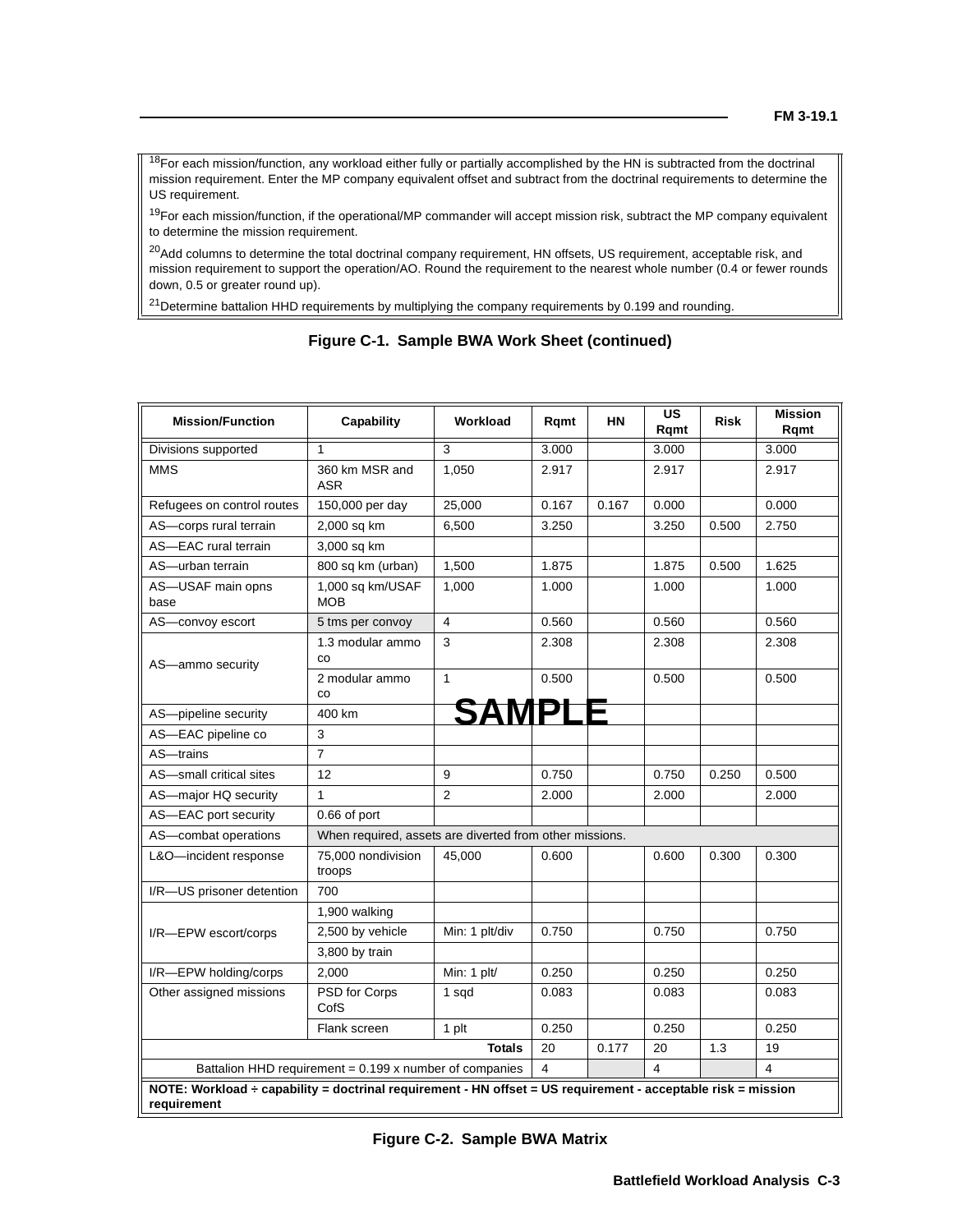[18]For each mission/function, any workload either fully or partially accomplished by the HN is subtracted from the doctrinal mission requirement. Enter the MP company equivalent offset and subtract from the doctrinal requirements to determine the US requirement.

[19]For each mission/function, if the operational/MP commander will accept mission risk, subtract the MP company equivalent to determine the mission requirement.

[20]Add columns to determine the total doctrinal company requirement, HN offsets, US requirement, acceptable risk, and mission requirement to support the operation/AO. Round the requirement to the nearest whole number (0.4 or fewer rounds down, 0.5 or greater round up).

[21]Determine battalion HHD requirements by multiplying the company requirements by 0.199 and rounding.

**Figure C-1. Sample BWA Work Sheet (continued)**

| Mission/Function | Capability | Workload | Rqmt | HN | US Rqmt | Risk | Mission Rqmt |
|---|---|---|---|---|---|---|---|
| Divisions supported | 1 | 3 | 3.000 | | 3.000 | | 3.000 |
| MMS | 360 km MSR and ASR | 1,050 | 2.917 | | 2.917 | | 2.917 |
| Refugees on control routes | 150,000 per day | 25,000 | 0.167 | 0.167 | 0.000 | | 0.000 |
| AS—corps rural terrain | 2,000 sq km | 6,500 | 3.250 | | 3.250 | 0.500 | 2.750 |
| AS—EAC rural terrain | 3,000 sq km | | | | | | |
| AS—urban terrain | 800 sq km (urban) | 1,500 | 1.875 | | 1.875 | 0.500 | 1.625 |
| AS—USAF main opns base | 1,000 sq km/USAF MOB | 1,000 | 1.000 | | 1.000 | | 1.000 |
| AS—convoy escort | 5 tms per convoy | 4 | 0.560 | | 0.560 | | 0.560 |
| AS—ammo security | 1.3 modular ammo co | 3 | 2.308 | | 2.308 | | 2.308 |
| | 2 modular ammo co | 1 | 0.500 | | 0.500 | | 0.500 |
| AS—pipeline security | 400 km | | | | | | |
| AS—EAC pipeline co | 3 | | | | | | |
| AS—trains | 7 | | | | | | |
| AS—small critical sites | 12 | 9 | 0.750 | | 0.750 | 0.250 | 0.500 |
| AS—major HQ security | 1 | 2 | 2.000 | | 2.000 | | 2.000 |
| AS—EAC port security | 0.66 of port | | | | | | |
| AS—combat operations | When required, assets are diverted from other missions. | | | | | | |
| L&O—incident response | 75,000 nondivision troops | 45,000 | 0.600 | | 0.600 | 0.300 | 0.300 |
| I/R—US prisoner detention | 700 | | | | | | |
| I/R—EPW escort/corps | 1,900 walking | | | | | | |
| | 2,500 by vehicle | Min: 1 plt/div | 0.750 | | 0.750 | | 0.750 |
| | 3,800 by train | | | | | | |
| I/R—EPW holding/corps | 2,000 | Min: 1 plt/ | 0.250 | | 0.250 | | 0.250 |
| Other assigned missions | PSD for Corps CofS | 1 sqd | 0.083 | | 0.083 | | 0.083 |
| | Flank screen | 1 plt | 0.250 | | 0.250 | | 0.250 |
| | | **Totals** | 20 | 0.177 | 20 | 1.3 | 19 |
| Battalion HHD requirement = 0.199 x number of companies | | | 4 | | 4 | | 4 |

**NOTE: Workload ÷ capability = doctrinal requirement - HN offset = US requirement - acceptable risk = mission requirement**

SAMPLE

**Figure C-2. Sample BWA Matrix**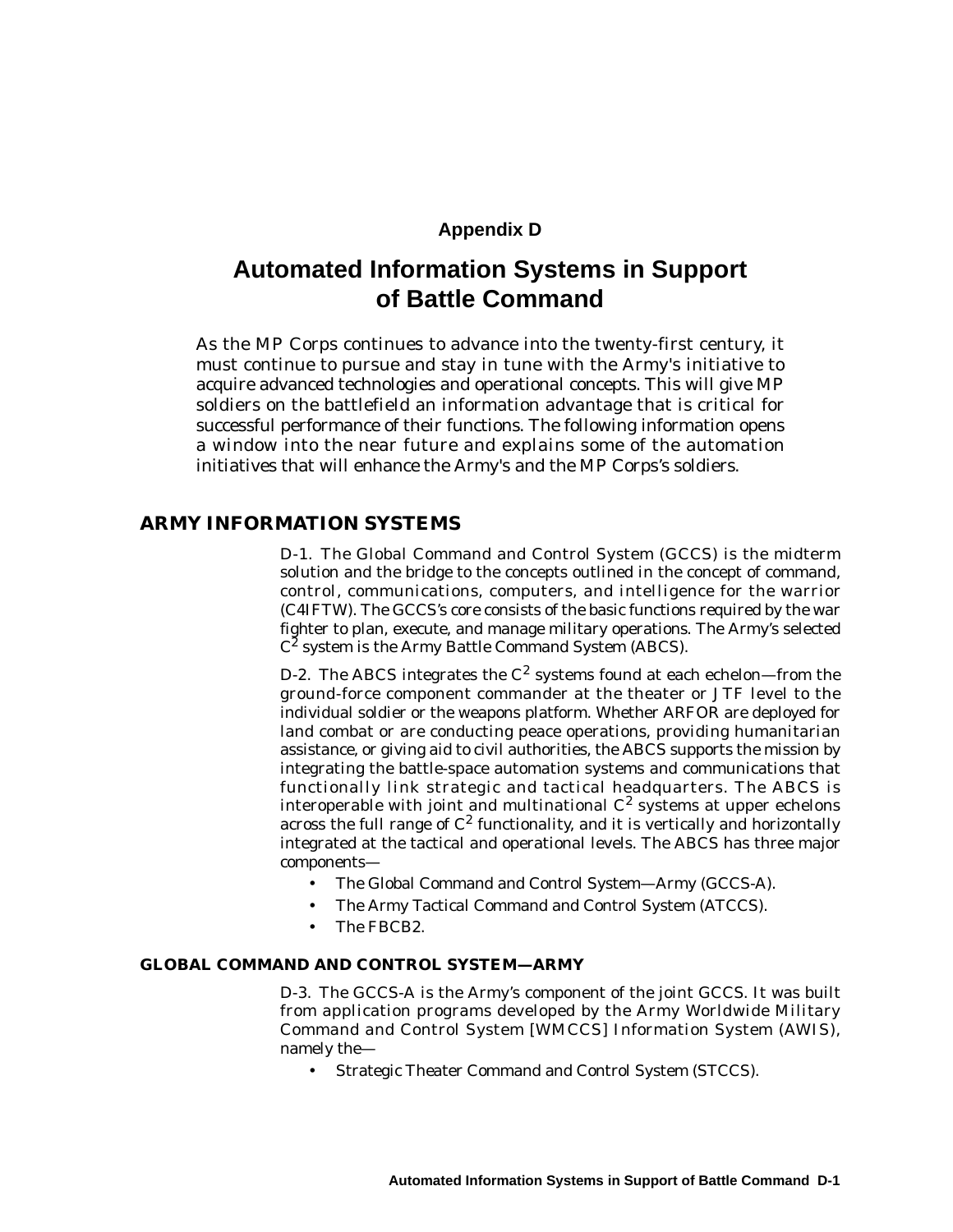# Appendix D

# Automated Information Systems in Support of Battle Command

As the MP Corps continues to advance into the twenty-first century, it must continue to pursue and stay in tune with the Army's initiative to acquire advanced technologies and operational concepts. This will give MP soldiers on the battlefield an information advantage that is critical for successful performance of their functions. The following information opens a window into the near future and explains some of the automation initiatives that will enhance the Army's and the MP Corps's soldiers.

## ARMY INFORMATION SYSTEMS

D-1. The Global Command and Control System (GCCS) is the midterm solution and the bridge to the concepts outlined in the concept of command, control, communications, computers, and intelligence for the warrior (C4IFTW). The GCCS's core consists of the basic functions required by the war fighter to plan, execute, and manage military operations. The Army's selected $C^2$ system is the Army Battle Command System (ABCS).

D-2. The ABCS integrates the $C^2$ systems found at each echelon—from the ground-force component commander at the theater or JTF level to the individual soldier or the weapons platform. Whether ARFOR are deployed for land combat or are conducting peace operations, providing humanitarian assistance, or giving aid to civil authorities, the ABCS supports the mission by integrating the battle-space automation systems and communications that functionally link strategic and tactical headquarters. The ABCS is interoperable with joint and multinational $C^2$ systems at upper echelons across the full range of $C^2$ functionality, and it is vertically and horizontally integrated at the tactical and operational levels. The ABCS has three major components—

- The Global Command and Control System—Army (GCCS-A).
- The Army Tactical Command and Control System (ATCCS).
- The FBCB2.

### GLOBAL COMMAND AND CONTROL SYSTEM—ARMY

D-3. The GCCS-A is the Army's component of the joint GCCS. It was built from application programs developed by the Army Worldwide Military Command and Control System [WMCCS] Information System (AWIS), namely the—

- Strategic Theater Command and Control System (STCCS).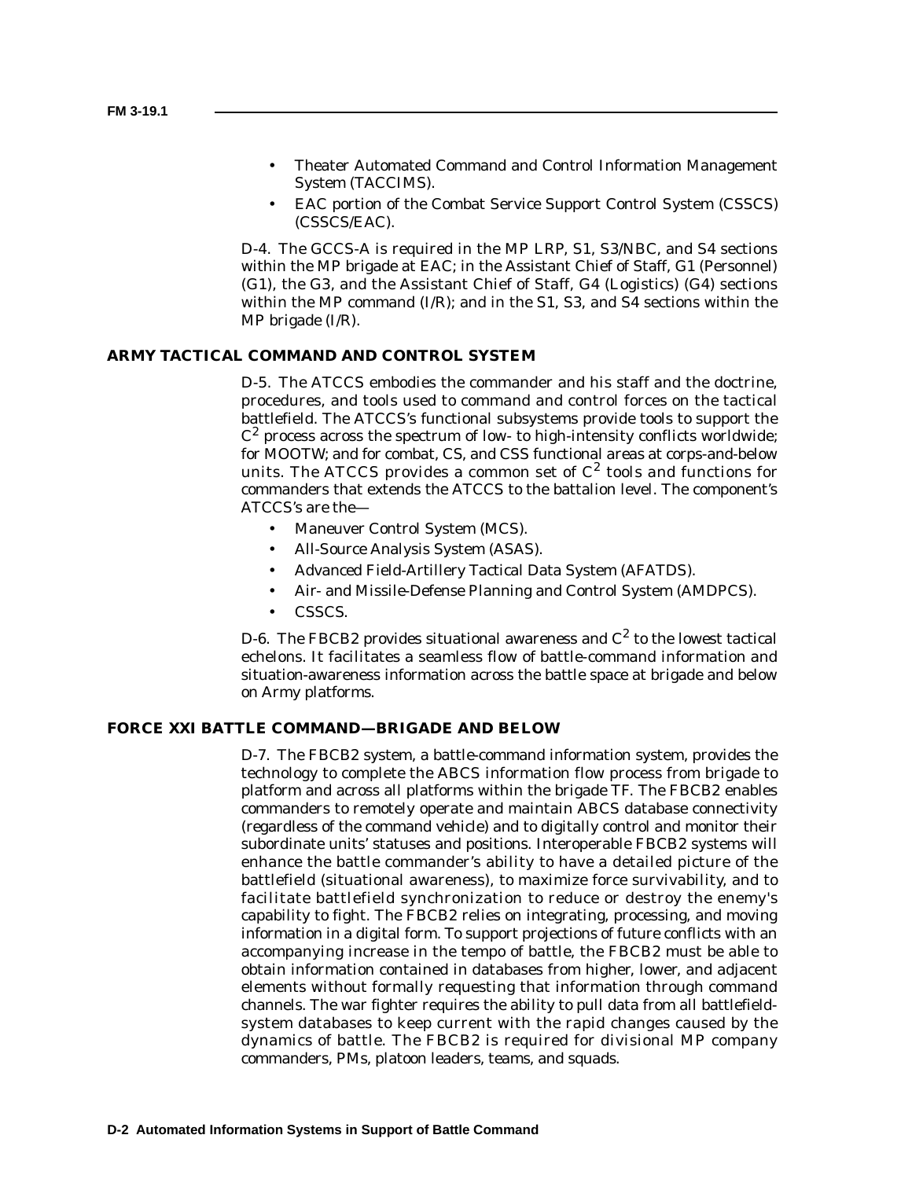- Theater Automated Command and Control Information Management System (TACCIMS).
- EAC portion of the Combat Service Support Control System (CSSCS) (CSSCS/EAC).

D-4. The GCCS-A is required in the MP LRP, S1, S3/NBC, and S4 sections within the MP brigade at EAC; in the Assistant Chief of Staff, G1 (Personnel) (G1), the G3, and the Assistant Chief of Staff, G4 (Logistics) (G4) sections within the MP command (I/R); and in the S1, S3, and S4 sections within the MP brigade (I/R).

## ARMY TACTICAL COMMAND AND CONTROL SYSTEM

D-5. The ATCCS embodies the commander and his staff and the doctrine, procedures, and tools used to command and control forces on the tactical battlefield. The ATCCS's functional subsystems provide tools to support the $C^2$ process across the spectrum of low- to high-intensity conflicts worldwide; for MOOTW; and for combat, CS, and CSS functional areas at corps-and-below units. The ATCCS provides a common set of $C^2$ tools and functions for commanders that extends the ATCCS to the battalion level. The component's ATCCS's are the—

- Maneuver Control System (MCS).
- All-Source Analysis System (ASAS).
- Advanced Field-Artillery Tactical Data System (AFATDS).
- Air- and Missile-Defense Planning and Control System (AMDPCS).
- CSSCS.

D-6. The FBCB2 provides situational awareness and $C^2$ to the lowest tactical echelons. It facilitates a seamless flow of battle-command information and situation-awareness information across the battle space at brigade and below on Army platforms.

## FORCE XXI BATTLE COMMAND—BRIGADE AND BELOW

D-7. The FBCB2 system, a battle-command information system, provides the technology to complete the ABCS information flow process from brigade to platform and across all platforms within the brigade TF. The FBCB2 enables commanders to remotely operate and maintain ABCS database connectivity (regardless of the command vehicle) and to digitally control and monitor their subordinate units' statuses and positions. Interoperable FBCB2 systems will enhance the battle commander's ability to have a detailed picture of the battlefield (situational awareness), to maximize force survivability, and to facilitate battlefield synchronization to reduce or destroy the enemy's capability to fight. The FBCB2 relies on integrating, processing, and moving information in a digital form. To support projections of future conflicts with an accompanying increase in the tempo of battle, the FBCB2 must be able to obtain information contained in databases from higher, lower, and adjacent elements without formally requesting that information through command channels. The war fighter requires the ability to pull data from all battlefield-system databases to keep current with the rapid changes caused by the dynamics of battle. The FBCB2 is required for divisional MP company commanders, PMs, platoon leaders, teams, and squads.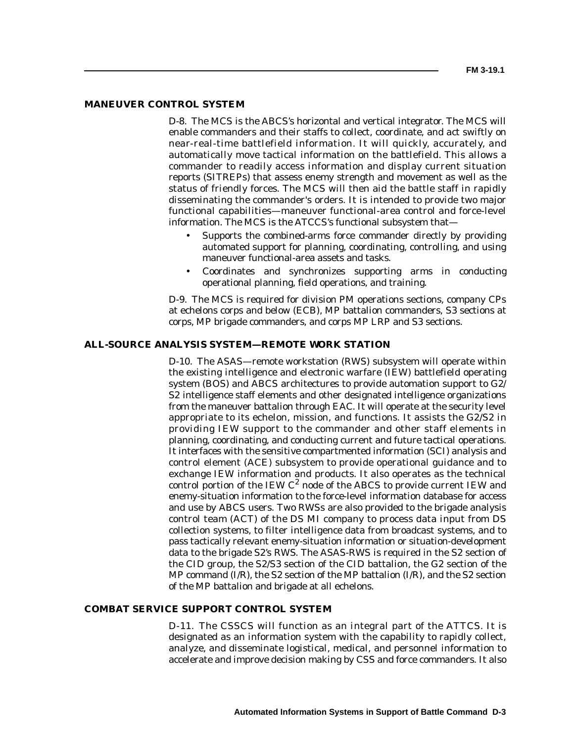## MANEUVER CONTROL SYSTEM

D-8. The MCS is the ABCS's horizontal and vertical integrator. The MCS will enable commanders and their staffs to collect, coordinate, and act swiftly on near-real-time battlefield information. It will quickly, accurately, and automatically move tactical information on the battlefield. This allows a commander to readily access information and display current situation reports (SITREPs) that assess enemy strength and movement as well as the status of friendly forces. The MCS will then aid the battle staff in rapidly disseminating the commander's orders. It is intended to provide two major functional capabilities—maneuver functional-area control and force-level information. The MCS is the ATCCS's functional subsystem that—

- Supports the combined-arms force commander directly by providing automated support for planning, coordinating, controlling, and using maneuver functional-area assets and tasks.
- Coordinates and synchronizes supporting arms in conducting operational planning, field operations, and training.

D-9. The MCS is required for division PM operations sections, company CPs at echelons corps and below (ECB), MP battalion commanders, S3 sections at corps, MP brigade commanders, and corps MP LRP and S3 sections.

## ALL-SOURCE ANALYSIS SYSTEM—REMOTE WORK STATION

D-10. The ASAS—remote workstation (RWS) subsystem will operate within the existing intelligence and electronic warfare (IEW) battlefield operating system (BOS) and ABCS architectures to provide automation support to G2/S2 intelligence staff elements and other designated intelligence organizations from the maneuver battalion through EAC. It will operate at the security level appropriate to its echelon, mission, and functions. It assists the G2/S2 in providing IEW support to the commander and other staff elements in planning, coordinating, and conducting current and future tactical operations. It interfaces with the sensitive compartmented information (SCI) analysis and control element (ACE) subsystem to provide operational guidance and to exchange IEW information and products. It also operates as the technical control portion of the IEW $C^2$ node of the ABCS to provide current IEW and enemy-situation information to the force-level information database for access and use by ABCS users. Two RWSs are also provided to the brigade analysis control team (ACT) of the DS MI company to process data input from DS collection systems, to filter intelligence data from broadcast systems, and to pass tactically relevant enemy-situation information or situation-development data to the brigade S2's RWS. The ASAS-RWS is required in the S2 section of the CID group, the S2/S3 section of the CID battalion, the G2 section of the MP command (I/R), the S2 section of the MP battalion (I/R), and the S2 section of the MP battalion and brigade at all echelons.

## COMBAT SERVICE SUPPORT CONTROL SYSTEM

D-11. The CSSCS will function as an integral part of the ATTCS. It is designated as an information system with the capability to rapidly collect, analyze, and disseminate logistical, medical, and personnel information to accelerate and improve decision making by CSS and force commanders. It also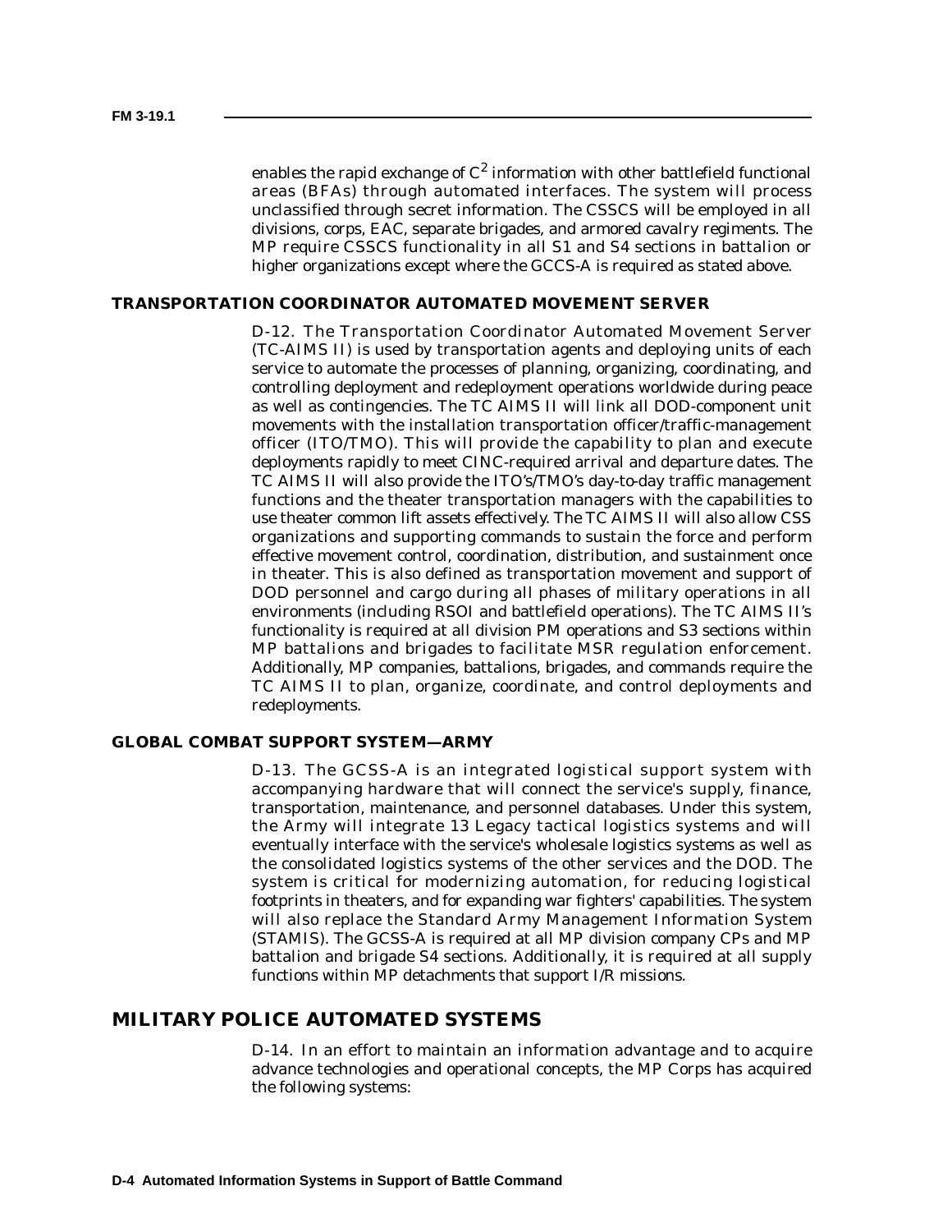enables the rapid exchange of $C^2$ information with other battlefield functional areas (BFAs) through automated interfaces. The system will process unclassified through secret information. The CSSCS will be employed in all divisions, corps, EAC, separate brigades, and armored cavalry regiments. The MP require CSSCS functionality in all S1 and S4 sections in battalion or higher organizations except where the GCCS-A is required as stated above.

### TRANSPORTATION COORDINATOR AUTOMATED MOVEMENT SERVER

D-12. The Transportation Coordinator Automated Movement Server (TC-AIMS II) is used by transportation agents and deploying units of each service to automate the processes of planning, organizing, coordinating, and controlling deployment and redeployment operations worldwide during peace as well as contingencies. The TC AIMS II will link all DOD-component unit movements with the installation transportation officer/traffic-management officer (ITO/TMO). This will provide the capability to plan and execute deployments rapidly to meet CINC-required arrival and departure dates. The TC AIMS II will also provide the ITO's/TMO's day-to-day traffic management functions and the theater transportation managers with the capabilities to use theater common lift assets effectively. The TC AIMS II will also allow CSS organizations and supporting commands to sustain the force and perform effective movement control, coordination, distribution, and sustainment once in theater. This is also defined as transportation movement and support of DOD personnel and cargo during all phases of military operations in all environments (including RSOI and battlefield operations). The TC AIMS II's functionality is required at all division PM operations and S3 sections within MP battalions and brigades to facilitate MSR regulation enforcement. Additionally, MP companies, battalions, brigades, and commands require the TC AIMS II to plan, organize, coordinate, and control deployments and redeployments.

### GLOBAL COMBAT SUPPORT SYSTEM—ARMY

D-13. The GCSS-A is an integrated logistical support system with accompanying hardware that will connect the service's supply, finance, transportation, maintenance, and personnel databases. Under this system, the Army will integrate 13 Legacy tactical logistics systems and will eventually interface with the service's wholesale logistics systems as well as the consolidated logistics systems of the other services and the DOD. The system is critical for modernizing automation, for reducing logistical footprints in theaters, and for expanding war fighters' capabilities. The system will also replace the Standard Army Management Information System (STAMIS). The GCSS-A is required at all MP division company CPs and MP battalion and brigade S4 sections. Additionally, it is required at all supply functions within MP detachments that support I/R missions.

## MILITARY POLICE AUTOMATED SYSTEMS

D-14. In an effort to maintain an information advantage and to acquire advance technologies and operational concepts, the MP Corps has acquired the following systems: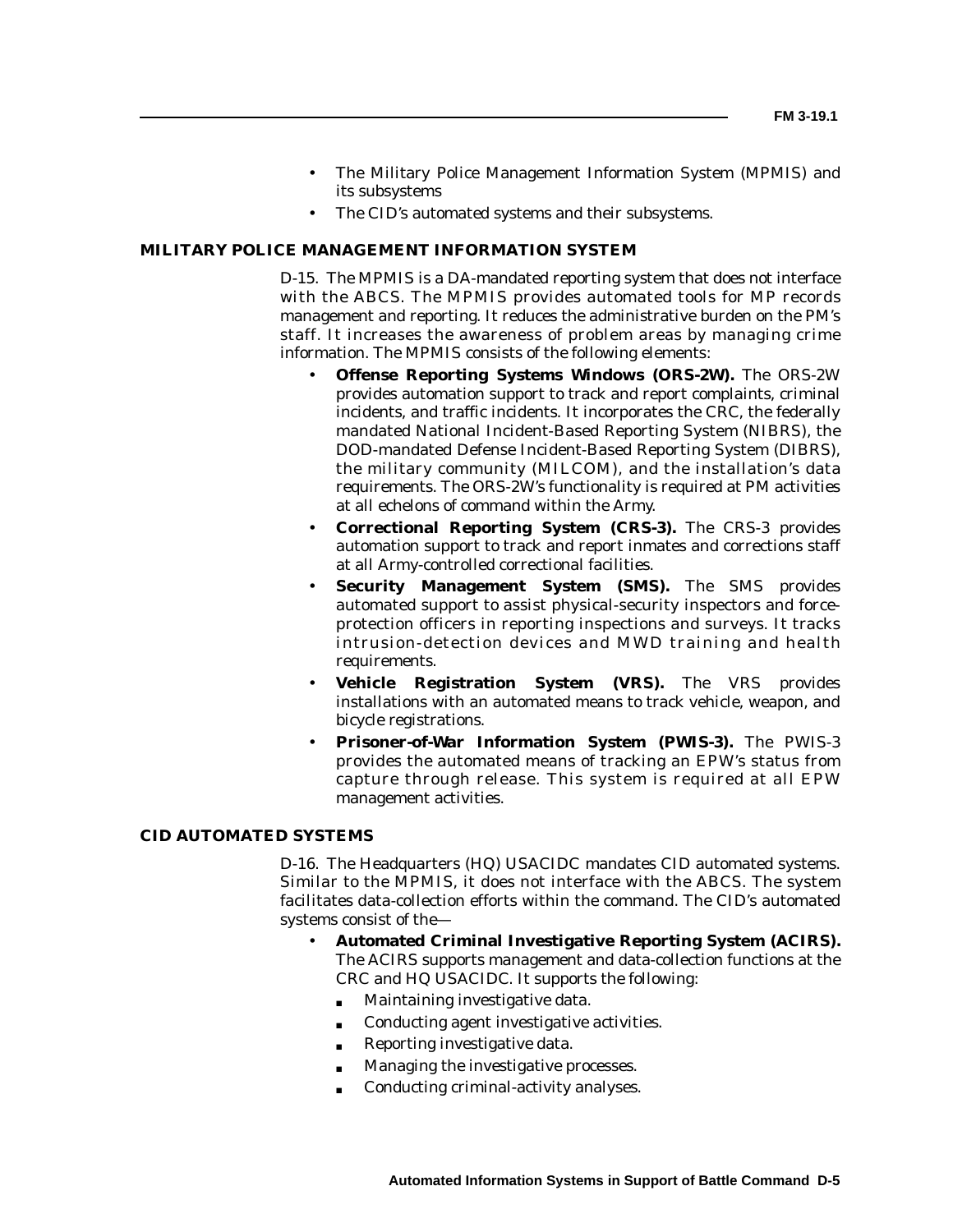- The Military Police Management Information System (MPMIS) and its subsystems
- The CID's automated systems and their subsystems.

## MILITARY POLICE MANAGEMENT INFORMATION SYSTEM

D-15. The MPMIS is a DA-mandated reporting system that does not interface with the ABCS. The MPMIS provides automated tools for MP records management and reporting. It reduces the administrative burden on the PM's staff. It increases the awareness of problem areas by managing crime information. The MPMIS consists of the following elements:

- **Offense Reporting Systems Windows (ORS-2W).** The ORS-2W provides automation support to track and report complaints, criminal incidents, and traffic incidents. It incorporates the CRC, the federally mandated National Incident-Based Reporting System (NIBRS), the DOD-mandated Defense Incident-Based Reporting System (DIBRS), the military community (MILCOM), and the installation's data requirements. The ORS-2W's functionality is required at PM activities at all echelons of command within the Army.
- **Correctional Reporting System (CRS-3).** The CRS-3 provides automation support to track and report inmates and corrections staff at all Army-controlled correctional facilities.
- **Security Management System (SMS).** The SMS provides automated support to assist physical-security inspectors and force-protection officers in reporting inspections and surveys. It tracks intrusion-detection devices and MWD training and health requirements.
- **Vehicle Registration System (VRS).** The VRS provides installations with an automated means to track vehicle, weapon, and bicycle registrations.
- **Prisoner-of-War Information System (PWIS-3).** The PWIS-3 provides the automated means of tracking an EPW's status from capture through release. This system is required at all EPW management activities.

## CID AUTOMATED SYSTEMS

D-16. The Headquarters (HQ) USACIDC mandates CID automated systems. Similar to the MPMIS, it does not interface with the ABCS. The system facilitates data-collection efforts within the command. The CID's automated systems consist of the—

- **Automated Criminal Investigative Reporting System (ACIRS).** The ACIRS supports management and data-collection functions at the CRC and HQ USACIDC. It supports the following:
  - Maintaining investigative data.
  - Conducting agent investigative activities.
  - Reporting investigative data.
  - Managing the investigative processes.
  - Conducting criminal-activity analyses.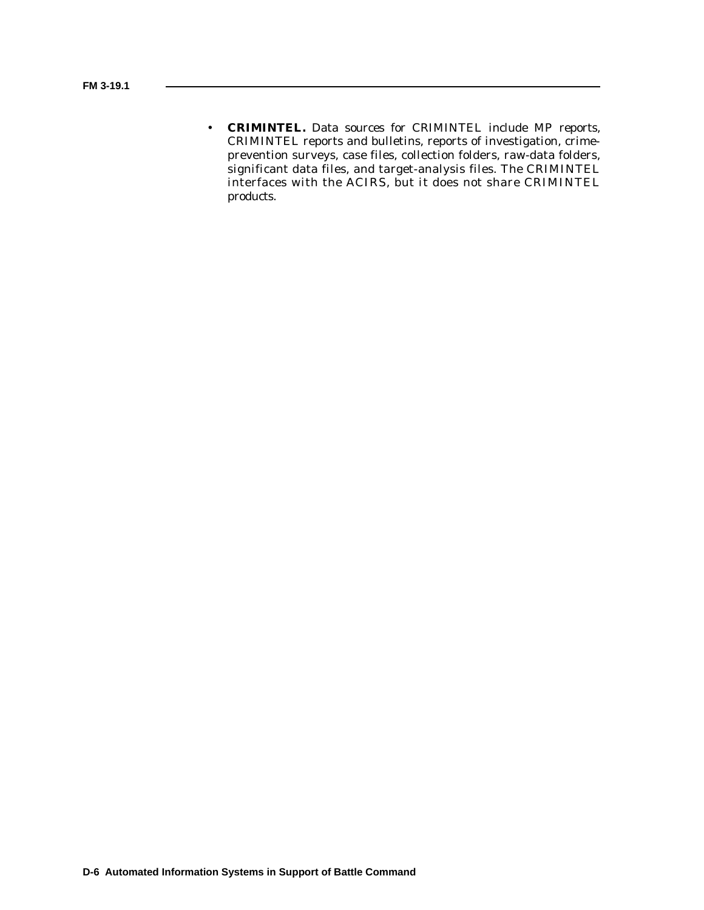- **CRIMINTEL.** Data sources for CRIMINTEL include MP reports, CRIMINTEL reports and bulletins, reports of investigation, crime-prevention surveys, case files, collection folders, raw-data folders, significant data files, and target-analysis files. The CRIMINTEL interfaces with the ACIRS, but it does not share CRIMINTEL products.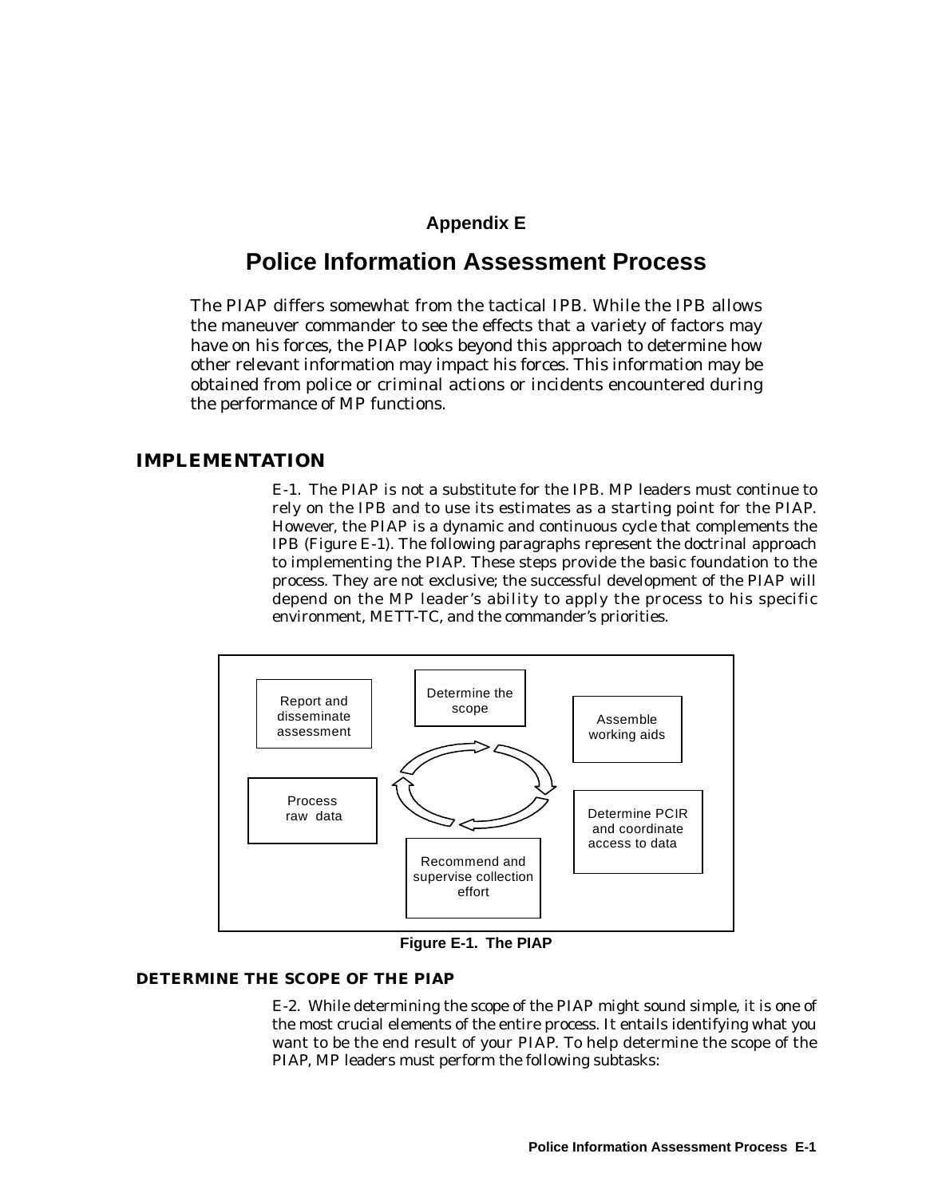# Appendix E

# Police Information Assessment Process

The PIAP differs somewhat from the tactical IPB. While the IPB allows the maneuver commander to see the effects that a variety of factors may have on his forces, the PIAP looks beyond this approach to determine how other relevant information may impact his forces. This information may be obtained from police or criminal actions or incidents encountered during the performance of MP functions.

## IMPLEMENTATION

E-1. The PIAP is not a substitute for the IPB. MP leaders must continue to rely on the IPB and to use its estimates as a starting point for the PIAP. However, the PIAP is a dynamic and continuous cycle that complements the IPB (Figure E-1). The following paragraphs represent the doctrinal approach to implementing the PIAP. These steps provide the basic foundation to the process. They are not exclusive; the successful development of the PIAP will depend on the MP leader's ability to apply the process to his specific environment, METT-TC, and the commander's priorities.

Determine the scope → Assemble working aids → Determine PCIR and coordinate access to data → Recommend and supervise collection effort → Process raw data → Report and disseminate assessment

**Figure E-1. The PIAP**

### DETERMINE THE SCOPE OF THE PIAP

E-2. While determining the scope of the PIAP might sound simple, it is one of the most crucial elements of the entire process. It entails identifying what you want to be the end result of your PIAP. To help determine the scope of the PIAP, MP leaders must perform the following subtasks: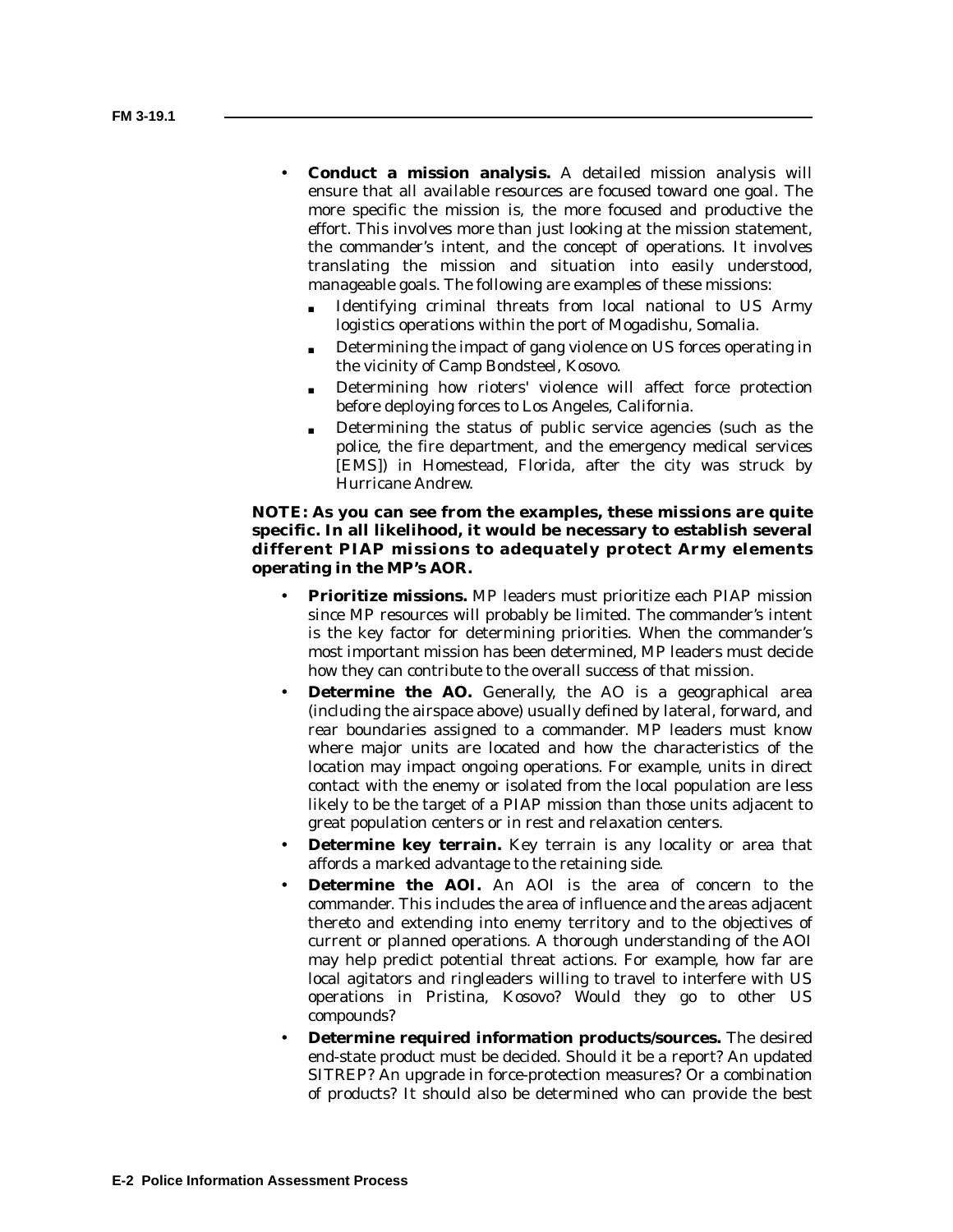- **Conduct a mission analysis.** A detailed mission analysis will ensure that all available resources are focused toward one goal. The more specific the mission is, the more focused and productive the effort. This involves more than just looking at the mission statement, the commander's intent, and the concept of operations. It involves translating the mission and situation into easily understood, manageable goals. The following are examples of these missions:
  - Identifying criminal threats from local national to US Army logistics operations within the port of Mogadishu, Somalia.
  - Determining the impact of gang violence on US forces operating in the vicinity of Camp Bondsteel, Kosovo.
  - Determining how rioters' violence will affect force protection before deploying forces to Los Angeles, California.
  - Determining the status of public service agencies (such as the police, the fire department, and the emergency medical services [EMS]) in Homestead, Florida, after the city was struck by Hurricane Andrew.

**NOTE: As you can see from the examples, these missions are quite specific. In all likelihood, it would be necessary to establish several different PIAP missions to adequately protect Army elements operating in the MP's AOR.**

- **Prioritize missions.** MP leaders must prioritize each PIAP mission since MP resources will probably be limited. The commander's intent is the key factor for determining priorities. When the commander's most important mission has been determined, MP leaders must decide how they can contribute to the overall success of that mission.
- **Determine the AO.** Generally, the AO is a geographical area (including the airspace above) usually defined by lateral, forward, and rear boundaries assigned to a commander. MP leaders must know where major units are located and how the characteristics of the location may impact ongoing operations. For example, units in direct contact with the enemy or isolated from the local population are less likely to be the target of a PIAP mission than those units adjacent to great population centers or in rest and relaxation centers.
- **Determine key terrain.** Key terrain is any locality or area that affords a marked advantage to the retaining side.
- **Determine the AOI.** An AOI is the area of concern to the commander. This includes the area of influence and the areas adjacent thereto and extending into enemy territory and to the objectives of current or planned operations. A thorough understanding of the AOI may help predict potential threat actions. For example, how far are local agitators and ringleaders willing to travel to interfere with US operations in Pristina, Kosovo? Would they go to other US compounds?
- **Determine required information products/sources.** The desired end-state product must be decided. Should it be a report? An updated SITREP? An upgrade in force-protection measures? Or a combination of products? It should also be determined who can provide the best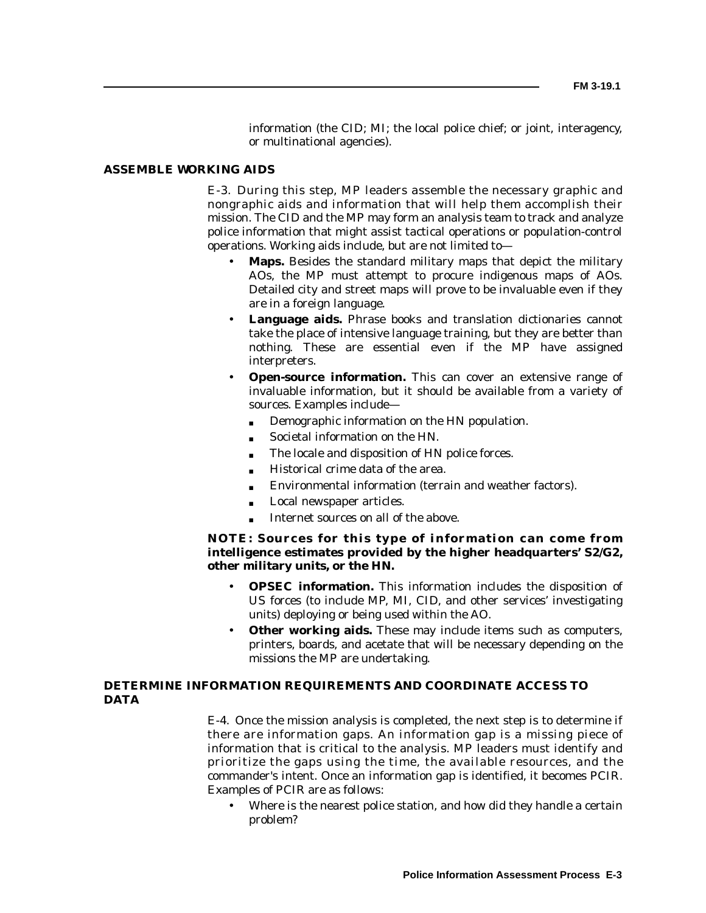information (the CID; MI; the local police chief; or joint, interagency, or multinational agencies).

### ASSEMBLE WORKING AIDS

E-3. During this step, MP leaders assemble the necessary graphic and nongraphic aids and information that will help them accomplish their mission. The CID and the MP may form an analysis team to track and analyze police information that might assist tactical operations or population-control operations. Working aids include, but are not limited to—

- **Maps.** Besides the standard military maps that depict the military AOs, the MP must attempt to procure indigenous maps of AOs. Detailed city and street maps will prove to be invaluable even if they are in a foreign language.
- **Language aids.** Phrase books and translation dictionaries cannot take the place of intensive language training, but they are better than nothing. These are essential even if the MP have assigned interpreters.
- **Open-source information.** This can cover an extensive range of invaluable information, but it should be available from a variety of sources. Examples include—
  - Demographic information on the HN population.
  - Societal information on the HN.
  - The locale and disposition of HN police forces.
  - Historical crime data of the area.
  - Environmental information (terrain and weather factors).
  - Local newspaper articles.
  - Internet sources on all of the above.

**NOTE: Sources for this type of information can come from intelligence estimates provided by the higher headquarters' S2/G2, other military units, or the HN.**

- **OPSEC information.** This information includes the disposition of US forces (to include MP, MI, CID, and other services' investigating units) deploying or being used within the AO.
- **Other working aids.** These may include items such as computers, printers, boards, and acetate that will be necessary depending on the missions the MP are undertaking.

### DETERMINE INFORMATION REQUIREMENTS AND COORDINATE ACCESS TO DATA

E-4. Once the mission analysis is completed, the next step is to determine if there are information gaps. An information gap is a missing piece of information that is critical to the analysis. MP leaders must identify and prioritize the gaps using the time, the available resources, and the commander's intent. Once an information gap is identified, it becomes PCIR. Examples of PCIR are as follows:

- Where is the nearest police station, and how did they handle a certain problem?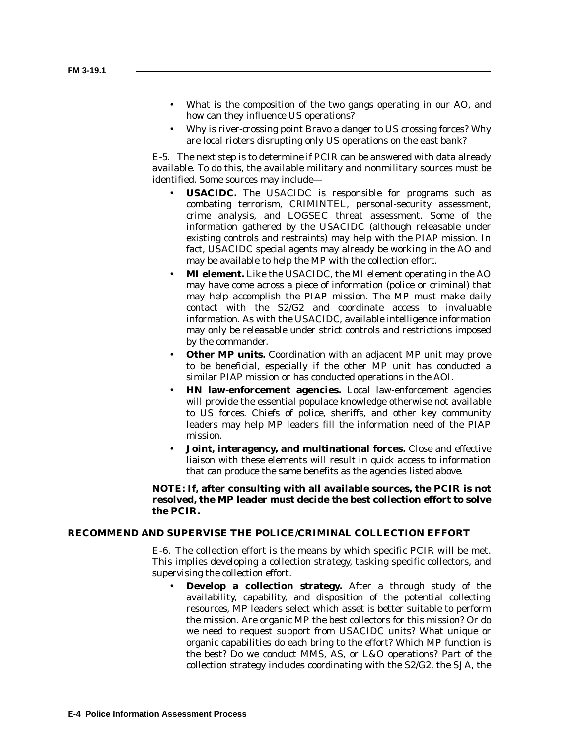- What is the composition of the two gangs operating in our AO, and how can they influence US operations?
- Why is river-crossing point Bravo a danger to US crossing forces? Why are local rioters disrupting only US operations on the east bank?

E-5. The next step is to determine if PCIR can be answered with data already available. To do this, the available military and nonmilitary sources must be identified. Some sources may include—

- **USACIDC.** The USACIDC is responsible for programs such as combating terrorism, CRIMINTEL, personal-security assessment, crime analysis, and LOGSEC threat assessment. Some of the information gathered by the USACIDC (although releasable under existing controls and restraints) may help with the PIAP mission. In fact, USACIDC special agents may already be working in the AO and may be available to help the MP with the collection effort.
- **MI element.** Like the USACIDC, the MI element operating in the AO may have come across a piece of information (police or criminal) that may help accomplish the PIAP mission. The MP must make daily contact with the S2/G2 and coordinate access to invaluable information. As with the USACIDC, available intelligence information may only be releasable under strict controls and restrictions imposed by the commander.
- **Other MP units.** Coordination with an adjacent MP unit may prove to be beneficial, especially if the other MP unit has conducted a similar PIAP mission or has conducted operations in the AOI.
- **HN law-enforcement agencies.** Local law-enforcement agencies will provide the essential populace knowledge otherwise not available to US forces. Chiefs of police, sheriffs, and other key community leaders may help MP leaders fill the information need of the PIAP mission.
- **Joint, interagency, and multinational forces.** Close and effective liaison with these elements will result in quick access to information that can produce the same benefits as the agencies listed above.

**NOTE: If, after consulting with all available sources, the PCIR is not resolved, the MP leader must decide the best collection effort to solve the PCIR.**

## RECOMMEND AND SUPERVISE THE POLICE/CRIMINAL COLLECTION EFFORT

E-6. The collection effort is the means by which specific PCIR will be met. This implies developing a collection strategy, tasking specific collectors, and supervising the collection effort.

- **Develop a collection strategy.** After a through study of the availability, capability, and disposition of the potential collecting resources, MP leaders select which asset is better suitable to perform the mission. Are organic MP the best collectors for this mission? Or do we need to request support from USACIDC units? What unique or organic capabilities do each bring to the effort? Which MP function is the best? Do we conduct MMS, AS, or L&O operations? Part of the collection strategy includes coordinating with the S2/G2, the SJA, the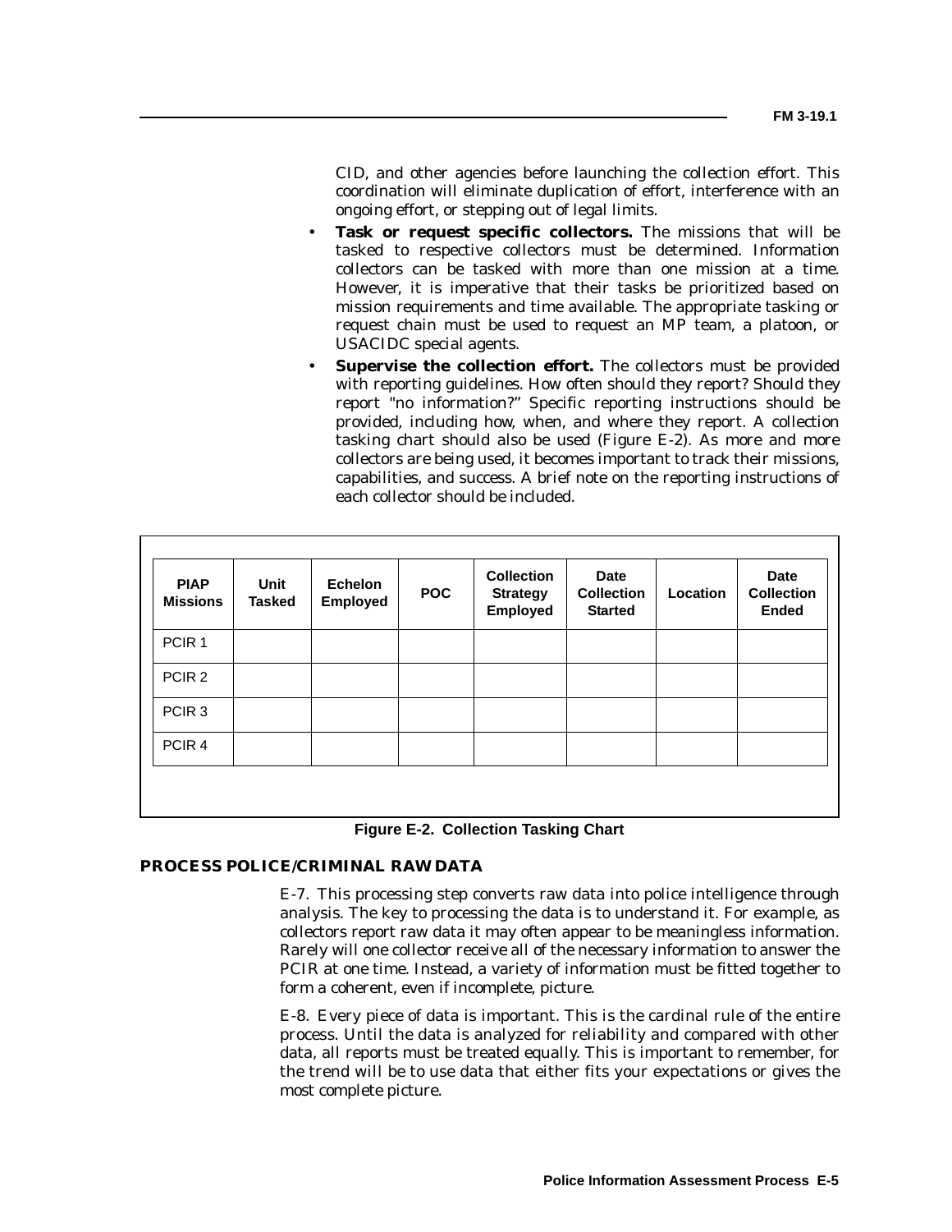CID, and other agencies before launching the collection effort. This coordination will eliminate duplication of effort, interference with an ongoing effort, or stepping out of legal limits.

- **Task or request specific collectors.** The missions that will be tasked to respective collectors must be determined. Information collectors can be tasked with more than one mission at a time. However, it is imperative that their tasks be prioritized based on mission requirements and time available. The appropriate tasking or request chain must be used to request an MP team, a platoon, or USACIDC special agents.
- **Supervise the collection effort.** The collectors must be provided with reporting guidelines. How often should they report? Should they report "no information?" Specific reporting instructions should be provided, including how, when, and where they report. A collection tasking chart should also be used (Figure E-2). As more and more collectors are being used, it becomes important to track their missions, capabilities, and success. A brief note on the reporting instructions of each collector should be included.

| PIAP Missions | Unit Tasked | Echelon Employed | POC | Collection Strategy Employed | Date Collection Started | Location | Date Collection Ended |
|---|---|---|---|---|---|---|---|
| PCIR 1 | | | | | | | |
| PCIR 2 | | | | | | | |
| PCIR 3 | | | | | | | |
| PCIR 4 | | | | | | | |

**Figure E-2. Collection Tasking Chart**

## PROCESS POLICE/CRIMINAL RAW DATA

E-7. This processing step converts raw data into police intelligence through analysis. The key to processing the data is to understand it. For example, as collectors report raw data it may often appear to be meaningless information. Rarely will one collector receive all of the necessary information to answer the PCIR at one time. Instead, a variety of information must be fitted together to form a coherent, even if incomplete, picture.

E-8. Every piece of data is important. This is the cardinal rule of the entire process. Until the data is analyzed for reliability and compared with other data, all reports must be treated equally. This is important to remember, for the trend will be to use data that either fits your expectations or gives the most complete picture.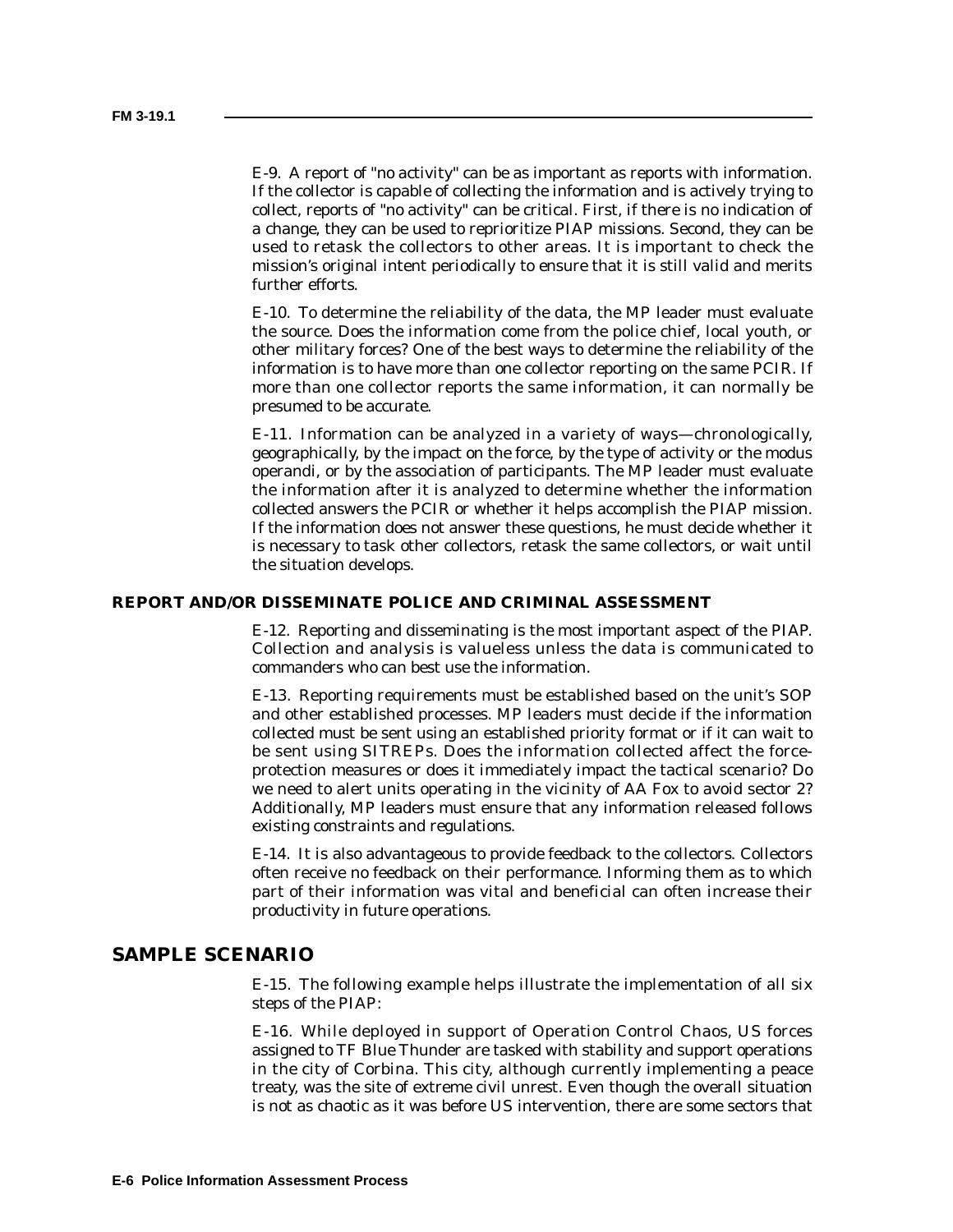E-9. A report of "no activity" can be as important as reports with information. If the collector is capable of collecting the information and is actively trying to collect, reports of "no activity" can be critical. First, if there is no indication of a change, they can be used to reprioritize PIAP missions. Second, they can be used to retask the collectors to other areas. It is important to check the mission's original intent periodically to ensure that it is still valid and merits further efforts.

E-10. To determine the reliability of the data, the MP leader must evaluate the source. Does the information come from the police chief, local youth, or other military forces? One of the best ways to determine the reliability of the information is to have more than one collector reporting on the same PCIR. If more than one collector reports the same information, it can normally be presumed to be accurate.

E-11. Information can be analyzed in a variety of ways—chronologically, geographically, by the impact on the force, by the type of activity or the modus operandi, or by the association of participants. The MP leader must evaluate the information after it is analyzed to determine whether the information collected answers the PCIR or whether it helps accomplish the PIAP mission. If the information does not answer these questions, he must decide whether it is necessary to task other collectors, retask the same collectors, or wait until the situation develops.

### REPORT AND/OR DISSEMINATE POLICE AND CRIMINAL ASSESSMENT

E-12. Reporting and disseminating is the most important aspect of the PIAP. Collection and analysis is valueless unless the data is communicated to commanders who can best use the information.

E-13. Reporting requirements must be established based on the unit's SOP and other established processes. MP leaders must decide if the information collected must be sent using an established priority format or if it can wait to be sent using SITREPs. Does the information collected affect the force-protection measures or does it immediately impact the tactical scenario? Do we need to alert units operating in the vicinity of AA Fox to avoid sector 2? Additionally, MP leaders must ensure that any information released follows existing constraints and regulations.

E-14. It is also advantageous to provide feedback to the collectors. Collectors often receive no feedback on their performance. Informing them as to which part of their information was vital and beneficial can often increase their productivity in future operations.

## SAMPLE SCENARIO

E-15. The following example helps illustrate the implementation of all six steps of the PIAP:

E-16. While deployed in support of Operation Control Chaos, US forces assigned to TF Blue Thunder are tasked with stability and support operations in the city of Corbina. This city, although currently implementing a peace treaty, was the site of extreme civil unrest. Even though the overall situation is not as chaotic as it was before US intervention, there are some sectors that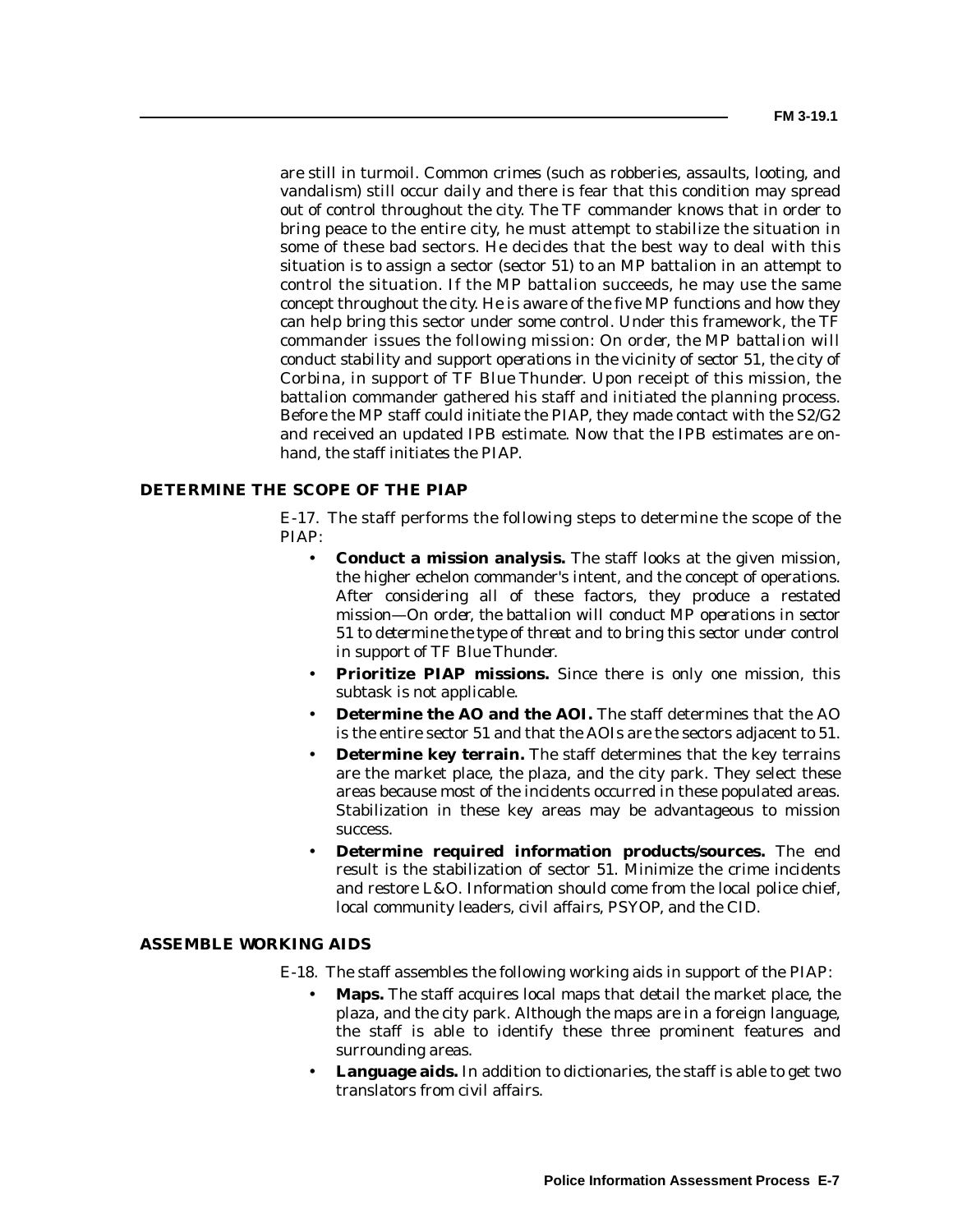are still in turmoil. Common crimes (such as robberies, assaults, looting, and vandalism) still occur daily and there is fear that this condition may spread out of control throughout the city. The TF commander knows that in order to bring peace to the entire city, he must attempt to stabilize the situation in some of these bad sectors. He decides that the best way to deal with this situation is to assign a sector (sector 51) to an MP battalion in an attempt to control the situation. If the MP battalion succeeds, he may use the same concept throughout the city. He is aware of the five MP functions and how they can help bring this sector under some control. Under this framework, the TF commander issues the following mission: On order, the MP battalion will conduct stability and support operations in the vicinity of sector 51, the city of Corbina, in support of TF Blue Thunder. Upon receipt of this mission, the battalion commander gathered his staff and initiated the planning process. Before the MP staff could initiate the PIAP, they made contact with the S2/G2 and received an updated IPB estimate. Now that the IPB estimates are on-hand, the staff initiates the PIAP.

## DETERMINE THE SCOPE OF THE PIAP

E-17. The staff performs the following steps to determine the scope of the PIAP:

- **Conduct a mission analysis.** The staff looks at the given mission, the higher echelon commander's intent, and the concept of operations. After considering all of these factors, they produce a restated mission—*On order, the battalion will conduct MP operations in sector 51 to determine the type of threat and to bring this sector under control in support of TF Blue Thunder.*
- **Prioritize PIAP missions.** Since there is only one mission, this subtask is not applicable.
- **Determine the AO and the AOI.** The staff determines that the AO is the entire sector 51 and that the AOIs are the sectors adjacent to 51.
- **Determine key terrain.** The staff determines that the key terrains are the market place, the plaza, and the city park. They select these areas because most of the incidents occurred in these populated areas. Stabilization in these key areas may be advantageous to mission success.
- **Determine required information products/sources.** The end result is the stabilization of sector 51. Minimize the crime incidents and restore L&O. Information should come from the local police chief, local community leaders, civil affairs, PSYOP, and the CID.

## ASSEMBLE WORKING AIDS

E-18. The staff assembles the following working aids in support of the PIAP:

- **Maps.** The staff acquires local maps that detail the market place, the plaza, and the city park. Although the maps are in a foreign language, the staff is able to identify these three prominent features and surrounding areas.
- **Language aids.** In addition to dictionaries, the staff is able to get two translators from civil affairs.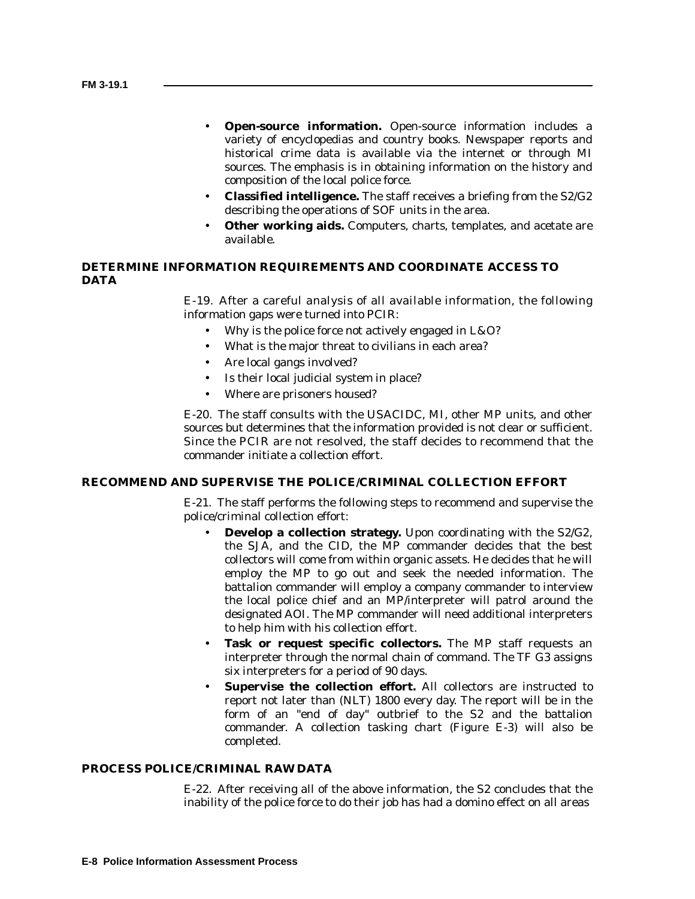- **Open-source information.** Open-source information includes a variety of encyclopedias and country books. Newspaper reports and historical crime data is available via the internet or through MI sources. The emphasis is in obtaining information on the history and composition of the local police force.
- **Classified intelligence.** The staff receives a briefing from the S2/G2 describing the operations of SOF units in the area.
- **Other working aids.** Computers, charts, templates, and acetate are available.

### DETERMINE INFORMATION REQUIREMENTS AND COORDINATE ACCESS TO DATA

E-19. After a careful analysis of all available information, the following information gaps were turned into PCIR:

- Why is the police force not actively engaged in L&O?
- What is the major threat to civilians in each area?
- Are local gangs involved?
- Is their local judicial system in place?
- Where are prisoners housed?

E-20. The staff consults with the USACIDC, MI, other MP units, and other sources but determines that the information provided is not clear or sufficient. Since the PCIR are not resolved, the staff decides to recommend that the commander initiate a collection effort.

### RECOMMEND AND SUPERVISE THE POLICE/CRIMINAL COLLECTION EFFORT

E-21. The staff performs the following steps to recommend and supervise the police/criminal collection effort:

- **Develop a collection strategy.** Upon coordinating with the S2/G2, the SJA, and the CID, the MP commander decides that the best collectors will come from within organic assets. He decides that he will employ the MP to go out and seek the needed information. The battalion commander will employ a company commander to interview the local police chief and an MP/interpreter will patrol around the designated AOI. The MP commander will need additional interpreters to help him with his collection effort.
- **Task or request specific collectors.** The MP staff requests an interpreter through the normal chain of command. The TF G3 assigns six interpreters for a period of 90 days.
- **Supervise the collection effort.** All collectors are instructed to report not later than (NLT) 1800 every day. The report will be in the form of an "end of day" outbrief to the S2 and the battalion commander. A collection tasking chart (Figure E-3) will also be completed.

### PROCESS POLICE/CRIMINAL RAW DATA

E-22. After receiving all of the above information, the S2 concludes that the inability of the police force to do their job has had a domino effect on all areas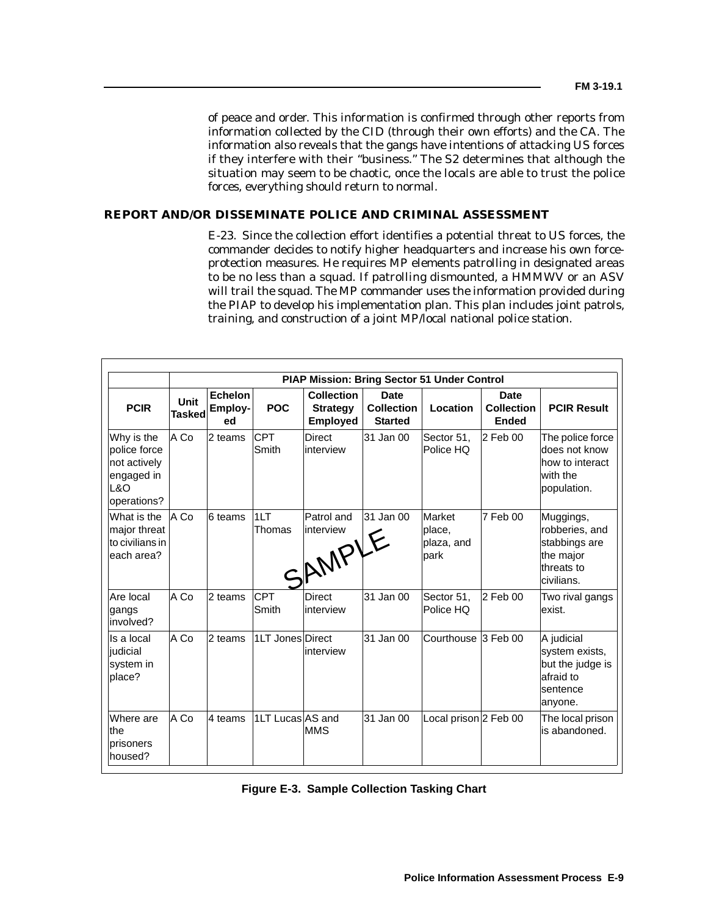of peace and order. This information is confirmed through other reports from information collected by the CID (through their own efforts) and the CA. The information also reveals that the gangs have intentions of attacking US forces if they interfere with their "business." The S2 determines that although the situation may seem to be chaotic, once the locals are able to trust the police forces, everything should return to normal.

## REPORT AND/OR DISSEMINATE POLICE AND CRIMINAL ASSESSMENT

E-23. Since the collection effort identifies a potential threat to US forces, the commander decides to notify higher headquarters and increase his own force-protection measures. He requires MP elements patrolling in designated areas to be no less than a squad. If patrolling dismounted, a HMMWV or an ASV will trail the squad. The MP commander uses the information provided during the PIAP to develop his implementation plan. This plan includes joint patrols, training, and construction of a joint MP/local national police station.

| | PIAP Mission: Bring Sector 51 Under Control | | | | | | | |
|---|---|---|---|---|---|---|---|---|
| **PCIR** | **Unit Tasked** | **Echelon Employed** | **POC** | **Collection Strategy Employed** | **Date Collection Started** | **Location** | **Date Collection Ended** | **PCIR Result** |
| Why is the police force not actively engaged in L&O operations? | A Co | 2 teams | CPT Smith | Direct interview | 31 Jan 00 | Sector 51, Police HQ | 2 Feb 00 | The police force does not know how to interact with the population. |
| What is the major threat to civilians in each area? | A Co | 6 teams | 1LT Thomas | Patrol and interview | 31 Jan 00 | Market place, plaza, and park | 7 Feb 00 | Muggings, robberies, and stabbings are the major threats to civilians. |
| Are local gangs involved? | A Co | 2 teams | CPT Smith | Direct interview | 31 Jan 00 | Sector 51, Police HQ | 2 Feb 00 | Two rival gangs exist. |
| Is a local judicial system in place? | A Co | 2 teams | 1LT Jones | Direct interview | 31 Jan 00 | Courthouse | 3 Feb 00 | A judicial system exists, but the judge is afraid to sentence anyone. |
| Where are the prisoners housed? | A Co | 4 teams | 1LT Lucas | AS and MMS | 31 Jan 00 | Local prison | 2 Feb 00 | The local prison is abandoned. |

SAMPLE

**Figure E-3. Sample Collection Tasking Chart**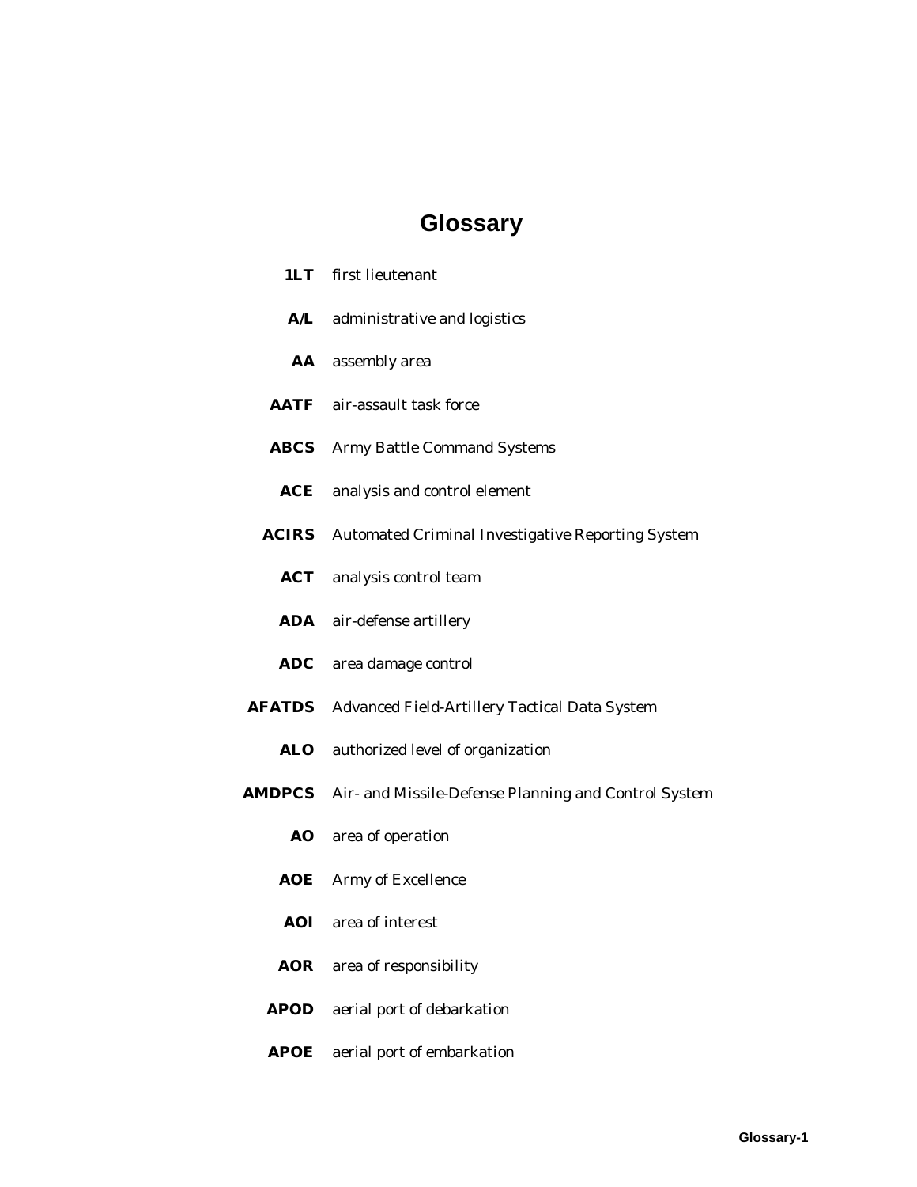# Glossary

**1LT** first lieutenant

**A/L** administrative and logistics

**AA** assembly area

**AATF** air-assault task force

**ABCS** Army Battle Command Systems

**ACE** analysis and control element

**ACIRS** Automated Criminal Investigative Reporting System

**ACT** analysis control team

**ADA** air-defense artillery

**ADC** area damage control

**AFATDS** Advanced Field-Artillery Tactical Data System

**ALO** authorized level of organization

**AMDPCS** Air- and Missile-Defense Planning and Control System

**AO** area of operation

**AOE** Army of Excellence

**AOI** area of interest

**AOR** area of responsibility

**APOD** aerial port of debarkation

**APOE** aerial port of embarkation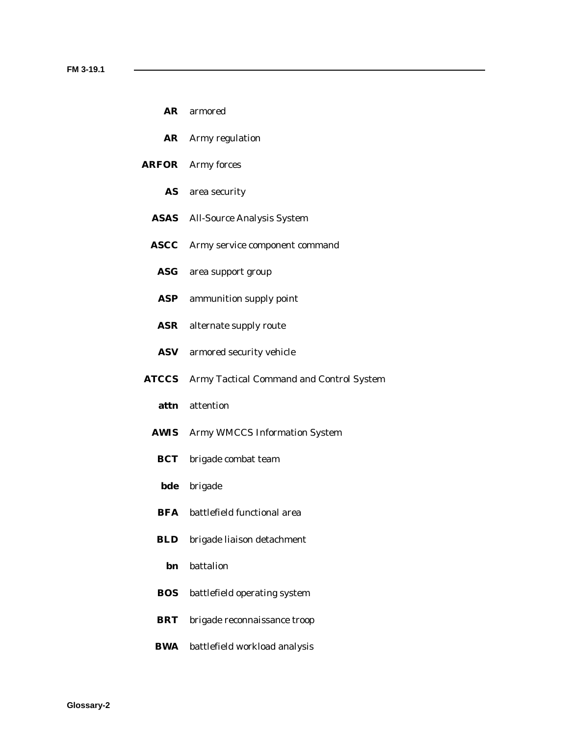**AR** armored

**AR** Army regulation

**ARFOR** Army forces

**AS** area security

**ASAS** All-Source Analysis System

**ASCC** Army service component command

**ASG** area support group

**ASP** ammunition supply point

**ASR** alternate supply route

**ASV** armored security vehicle

**ATCCS** Army Tactical Command and Control System

**attn** attention

**AWIS** Army WMCCS Information System

**BCT** brigade combat team

**bde** brigade

**BFA** battlefield functional area

**BLD** brigade liaison detachment

**bn** battalion

**BOS** battlefield operating system

**BRT** brigade reconnaissance troop

**BWA** battlefield workload analysis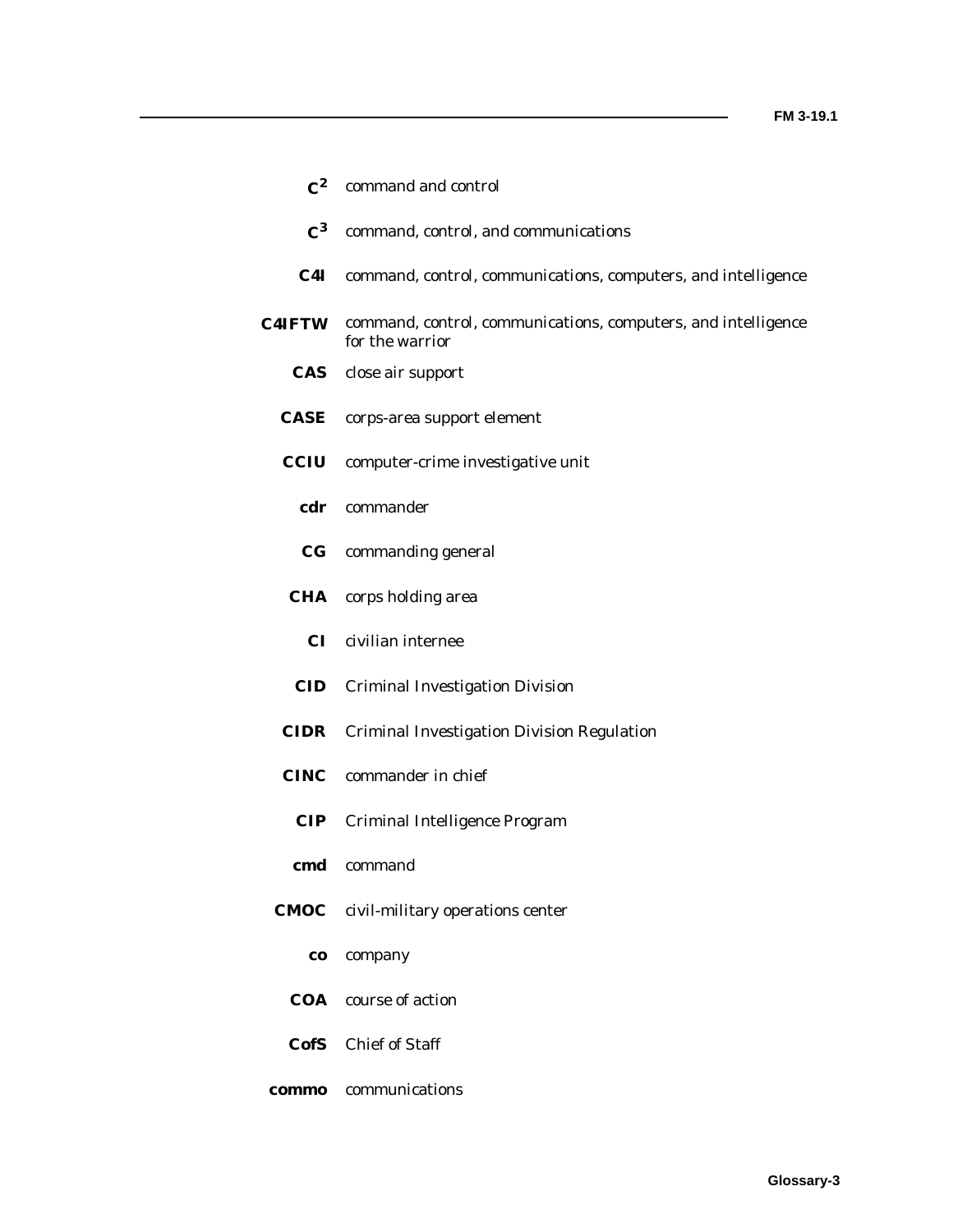**$C^2$** command and control

**$C^3$** command, control, and communications

**C4I** command, control, communications, computers, and intelligence

**C4IFTW** command, control, communications, computers, and intelligence for the warrior

**CAS** close air support

**CASE** corps-area support element

**CCIU** computer-crime investigative unit

**cdr** commander

**CG** commanding general

**CHA** corps holding area

**CI** civilian internee

**CID** Criminal Investigation Division

**CIDR** Criminal Investigation Division Regulation

**CINC** commander in chief

**CIP** Criminal Intelligence Program

**cmd** command

**CMOC** civil-military operations center

**co** company

**COA** course of action

**CofS** Chief of Staff

**commo** communications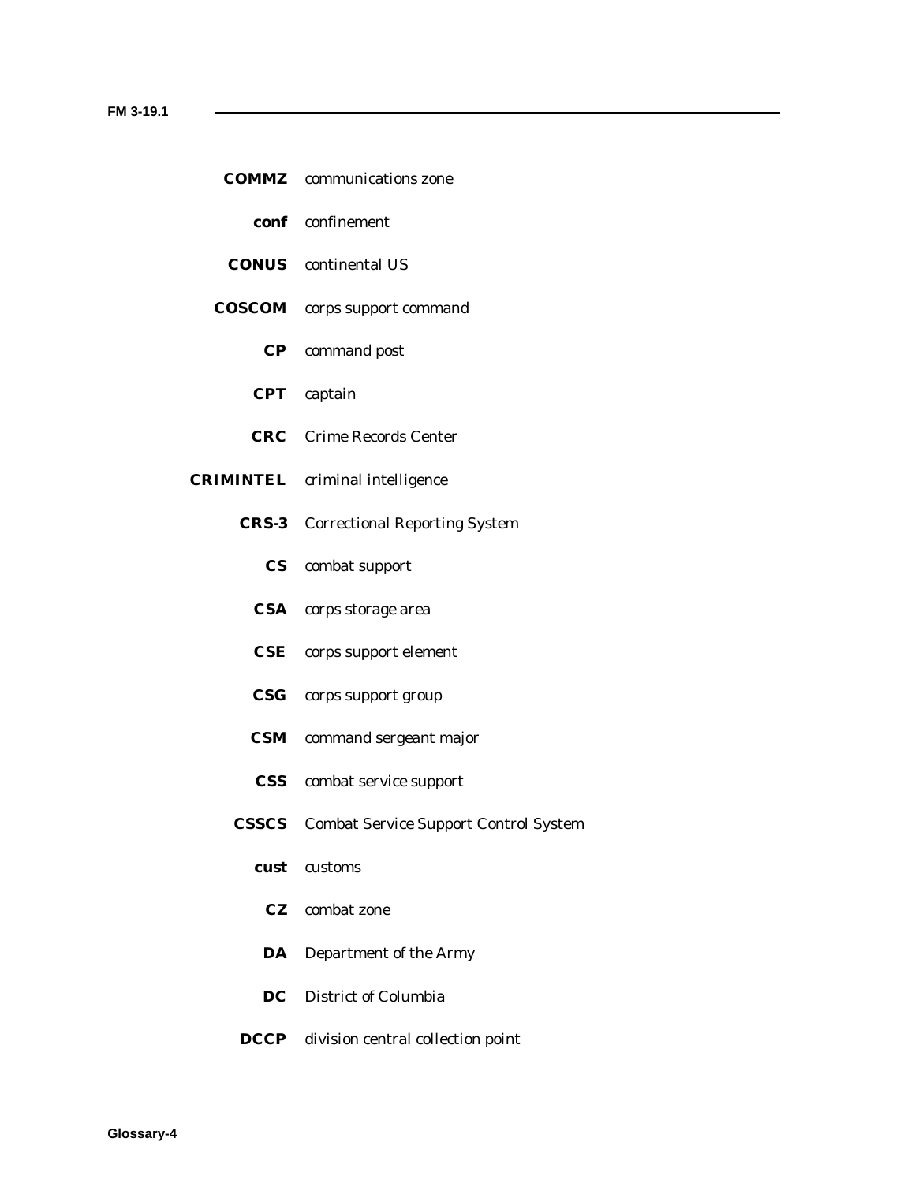**COMMZ** communications zone

**conf** confinement

**CONUS** continental US

**COSCOM** corps support command

**CP** command post

**CPT** captain

**CRC** Crime Records Center

**CRIMINTEL** criminal intelligence

**CRS-3** Correctional Reporting System

**CS** combat support

**CSA** corps storage area

**CSE** corps support element

**CSG** corps support group

**CSM** command sergeant major

**CSS** combat service support

**CSSCS** Combat Service Support Control System

**cust** customs

**CZ** combat zone

**DA** Department of the Army

**DC** District of Columbia

**DCCP** division central collection point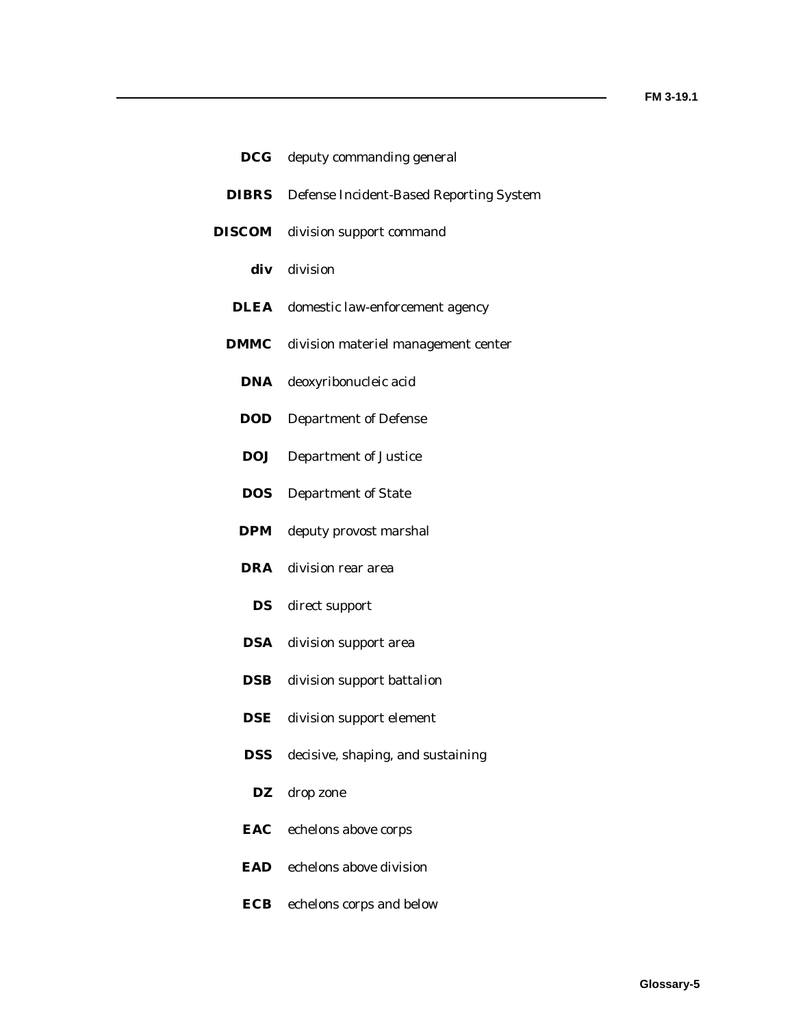**DCG** deputy commanding general

**DIBRS** Defense Incident-Based Reporting System

**DISCOM** division support command

**div** division

**DLEA** domestic law-enforcement agency

**DMMC** division materiel management center

**DNA** deoxyribonucleic acid

**DOD** Department of Defense

**DOJ** Department of Justice

**DOS** Department of State

**DPM** deputy provost marshal

**DRA** division rear area

**DS** direct support

**DSA** division support area

**DSB** division support battalion

**DSE** division support element

**DSS** decisive, shaping, and sustaining

**DZ** drop zone

**EAC** echelons above corps

**EAD** echelons above division

**ECB** echelons corps and below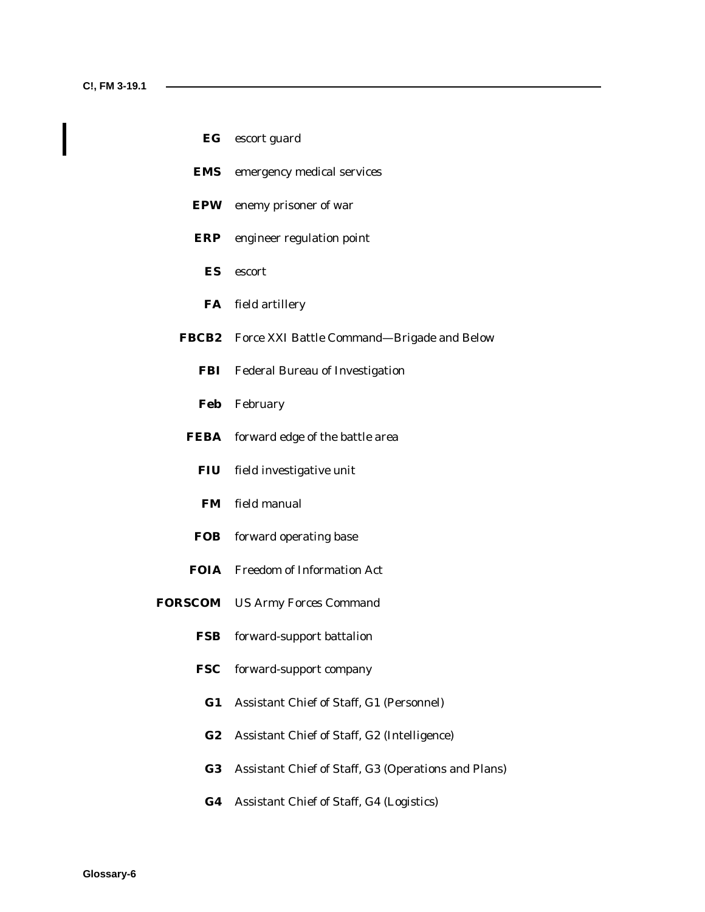**EG** escort guard

**EMS** emergency medical services

**EPW** enemy prisoner of war

**ERP** engineer regulation point

**ES** escort

**FA** field artillery

**FBCB2** Force XXI Battle Command—Brigade and Below

**FBI** Federal Bureau of Investigation

**Feb** February

**FEBA** forward edge of the battle area

**FIU** field investigative unit

**FM** field manual

**FOB** forward operating base

**FOIA** Freedom of Information Act

**FORSCOM** US Army Forces Command

**FSB** forward-support battalion

**FSC** forward-support company

**G1** Assistant Chief of Staff, G1 (Personnel)

**G2** Assistant Chief of Staff, G2 (Intelligence)

**G3** Assistant Chief of Staff, G3 (Operations and Plans)

**G4** Assistant Chief of Staff, G4 (Logistics)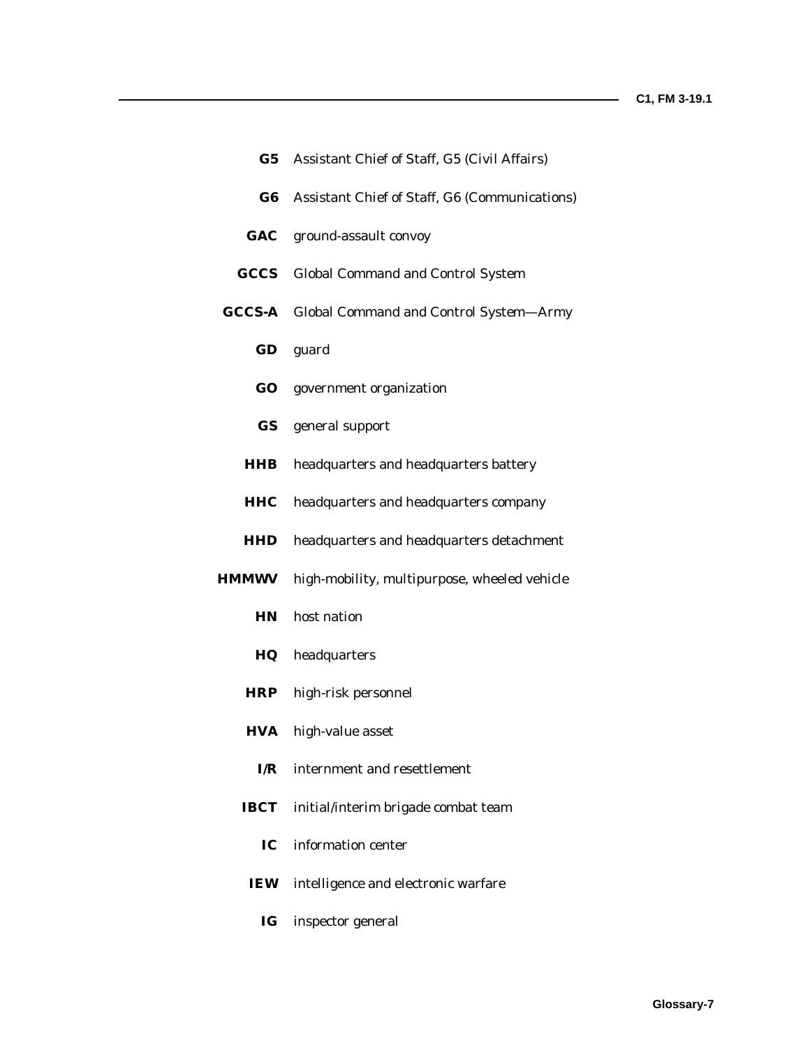**G5** Assistant Chief of Staff, G5 (Civil Affairs)

**G6** Assistant Chief of Staff, G6 (Communications)

**GAC** ground-assault convoy

**GCCS** Global Command and Control System

**GCCS-A** Global Command and Control System—Army

**GD** guard

**GO** government organization

**GS** general support

**HHB** headquarters and headquarters battery

**HHC** headquarters and headquarters company

**HHD** headquarters and headquarters detachment

**HMMWV** high-mobility, multipurpose, wheeled vehicle

**HN** host nation

**HQ** headquarters

**HRP** high-risk personnel

**HVA** high-value asset

**I/R** internment and resettlement

**IBCT** initial/interim brigade combat team

**IC** information center

**IEW** intelligence and electronic warfare

**IG** inspector general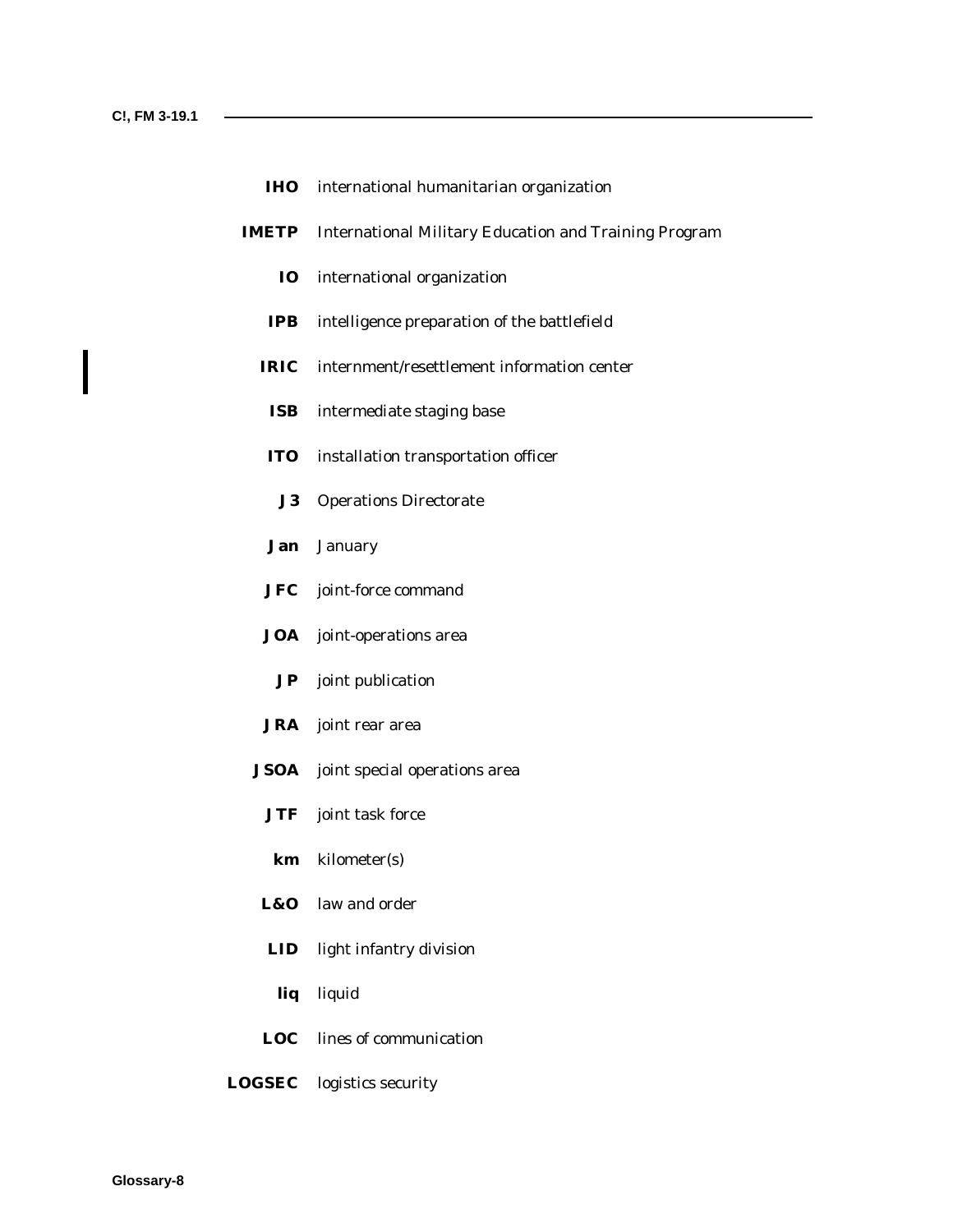**IHO** international humanitarian organization

**IMETP** International Military Education and Training Program

**IO** international organization

**IPB** intelligence preparation of the battlefield

**IRIC** internment/resettlement information center

**ISB** intermediate staging base

**ITO** installation transportation officer

**J3** Operations Directorate

**Jan** January

**JFC** joint-force command

**JOA** joint-operations area

**JP** joint publication

**JRA** joint rear area

**JSOA** joint special operations area

**JTF** joint task force

**km** kilometer(s)

**L&O** law and order

**LID** light infantry division

**liq** liquid

**LOC** lines of communication

**LOGSEC** logistics security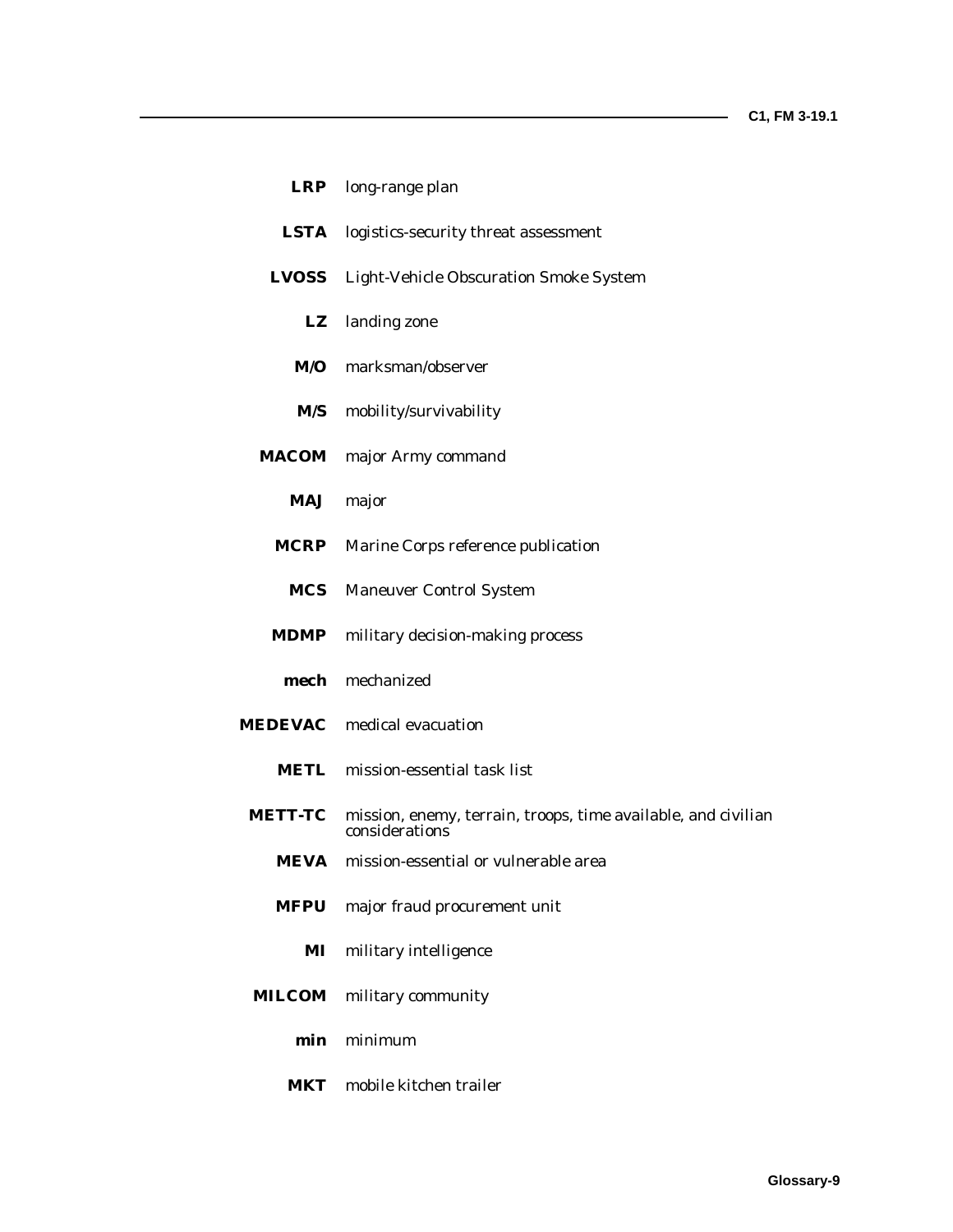**LRP** long-range plan

**LSTA** logistics-security threat assessment

**LVOSS** Light-Vehicle Obscuration Smoke System

**LZ** landing zone

**M/O** marksman/observer

**M/S** mobility/survivability

**MACOM** major Army command

**MAJ** major

**MCRP** Marine Corps reference publication

**MCS** Maneuver Control System

**MDMP** military decision-making process

**mech** mechanized

**MEDEVAC** medical evacuation

**METL** mission-essential task list

**METT-TC** mission, enemy, terrain, troops, time available, and civilian considerations

**MEVA** mission-essential or vulnerable area

**MFPU** major fraud procurement unit

**MI** military intelligence

**MILCOM** military community

**min** minimum

**MKT** mobile kitchen trailer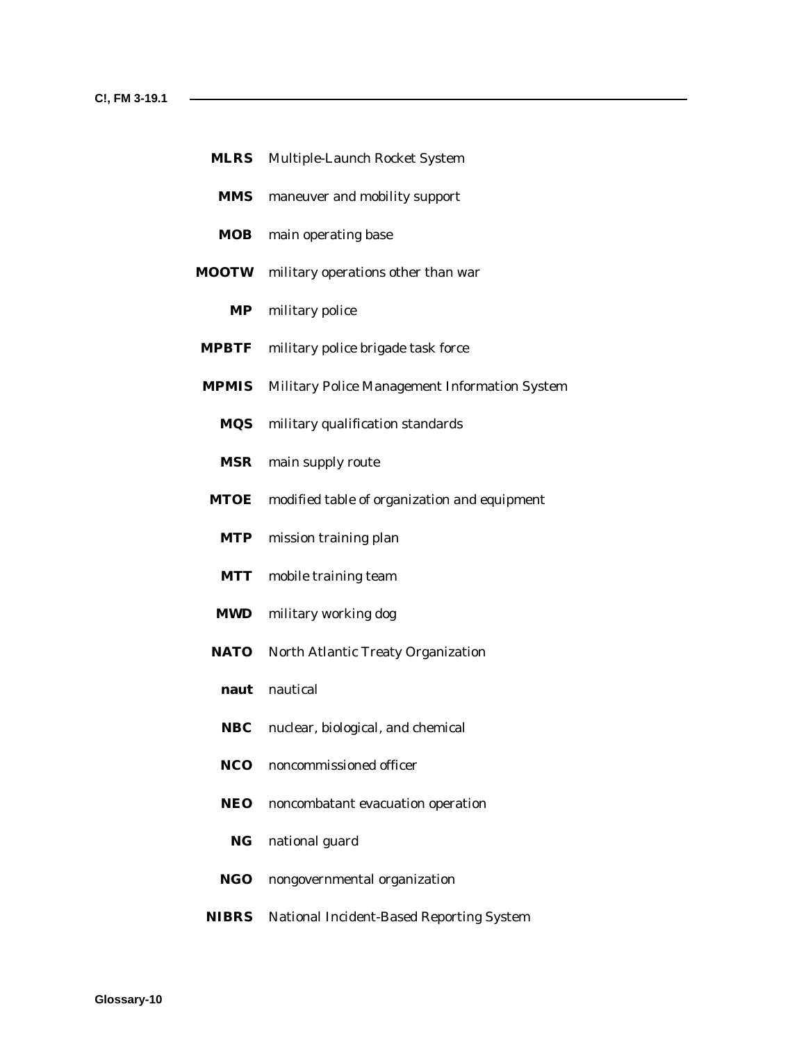**MLRS** Multiple-Launch Rocket System

**MMS** maneuver and mobility support

**MOB** main operating base

**MOOTW** military operations other than war

**MP** military police

**MPBTF** military police brigade task force

**MPMIS** Military Police Management Information System

**MQS** military qualification standards

**MSR** main supply route

**MTOE** modified table of organization and equipment

**MTP** mission training plan

**MTT** mobile training team

**MWD** military working dog

**NATO** North Atlantic Treaty Organization

**naut** nautical

**NBC** nuclear, biological, and chemical

**NCO** noncommissioned officer

**NEO** noncombatant evacuation operation

**NG** national guard

**NGO** nongovernmental organization

**NIBRS** National Incident-Based Reporting System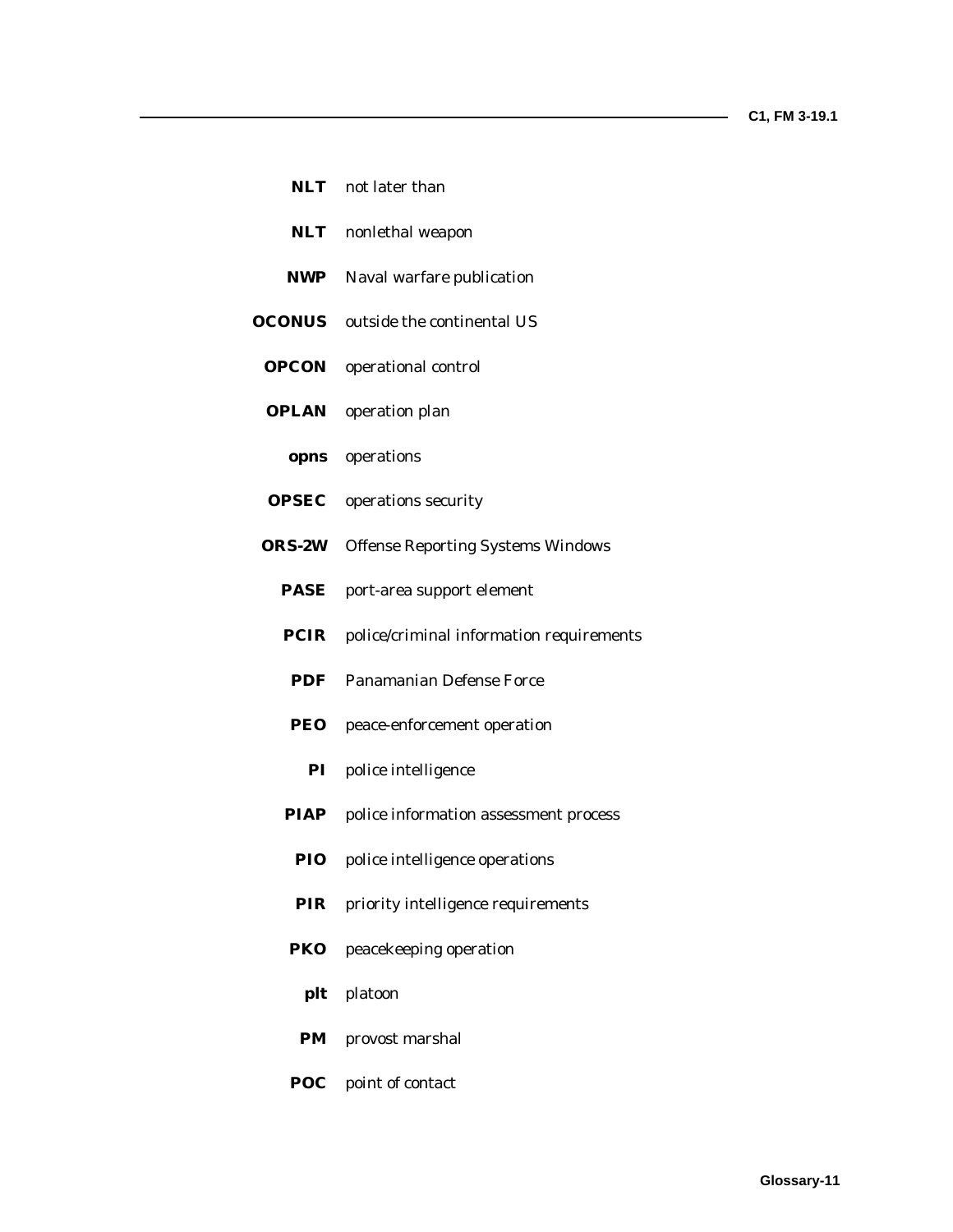**NLT** not later than

**NLT** nonlethal weapon

**NWP** Naval warfare publication

**OCONUS** outside the continental US

**OPCON** operational control

**OPLAN** operation plan

**opns** operations

**OPSEC** operations security

**ORS-2W** Offense Reporting Systems Windows

**PASE** port-area support element

**PCIR** police/criminal information requirements

**PDF** Panamanian Defense Force

**PEO** peace-enforcement operation

**PI** police intelligence

**PIAP** police information assessment process

**PIO** police intelligence operations

**PIR** priority intelligence requirements

**PKO** peacekeeping operation

**plt** platoon

**PM** provost marshal

**POC** point of contact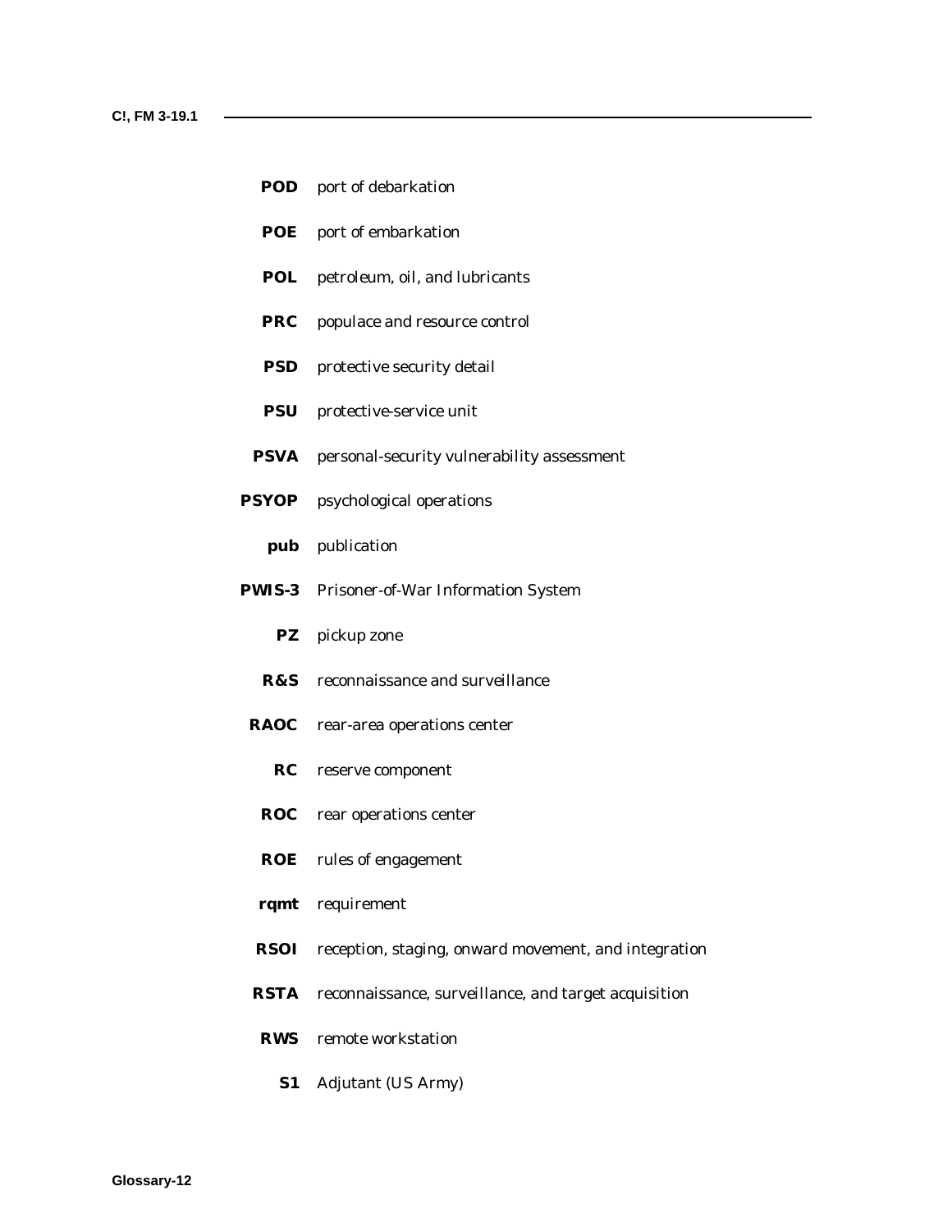**POD** port of debarkation

**POE** port of embarkation

**POL** petroleum, oil, and lubricants

**PRC** populace and resource control

**PSD** protective security detail

**PSU** protective-service unit

**PSVA** personal-security vulnerability assessment

**PSYOP** psychological operations

**pub** publication

**PWIS-3** Prisoner-of-War Information System

**PZ** pickup zone

**R&S** reconnaissance and surveillance

**RAOC** rear-area operations center

**RC** reserve component

**ROC** rear operations center

**ROE** rules of engagement

**rqmt** requirement

**RSOI** reception, staging, onward movement, and integration

**RSTA** reconnaissance, surveillance, and target acquisition

**RWS** remote workstation

**S1** Adjutant (US Army)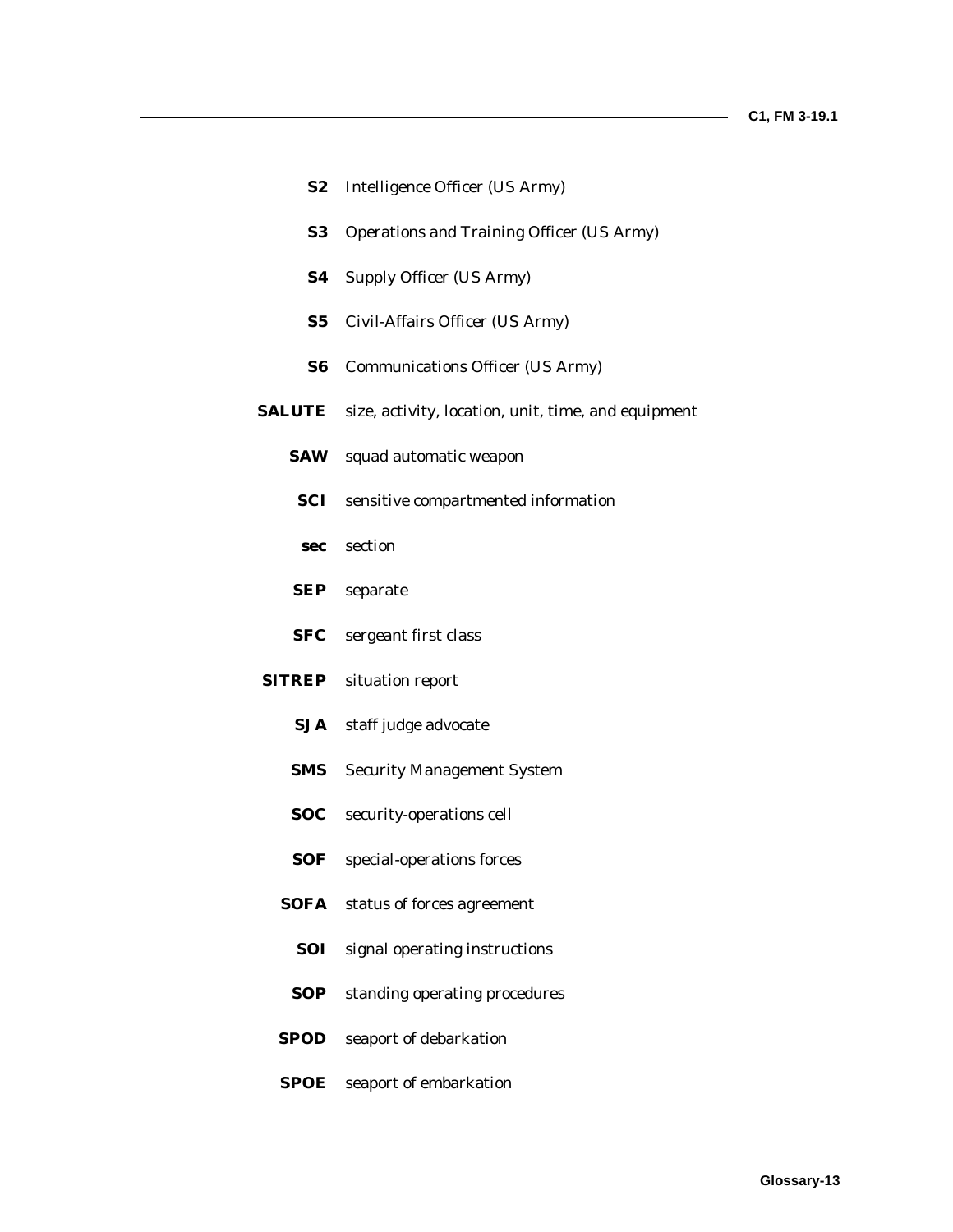**S2** Intelligence Officer (US Army)

**S3** Operations and Training Officer (US Army)

**S4** Supply Officer (US Army)

**S5** Civil-Affairs Officer (US Army)

**S6** Communications Officer (US Army)

**SALUTE** size, activity, location, unit, time, and equipment

**SAW** squad automatic weapon

**SCI** sensitive compartmented information

**sec** section

**SEP** separate

**SFC** sergeant first class

**SITREP** situation report

**SJA** staff judge advocate

**SMS** Security Management System

**SOC** security-operations cell

**SOF** special-operations forces

**SOFA** status of forces agreement

**SOI** signal operating instructions

**SOP** standing operating procedures

**SPOD** seaport of debarkation

**SPOE** seaport of embarkation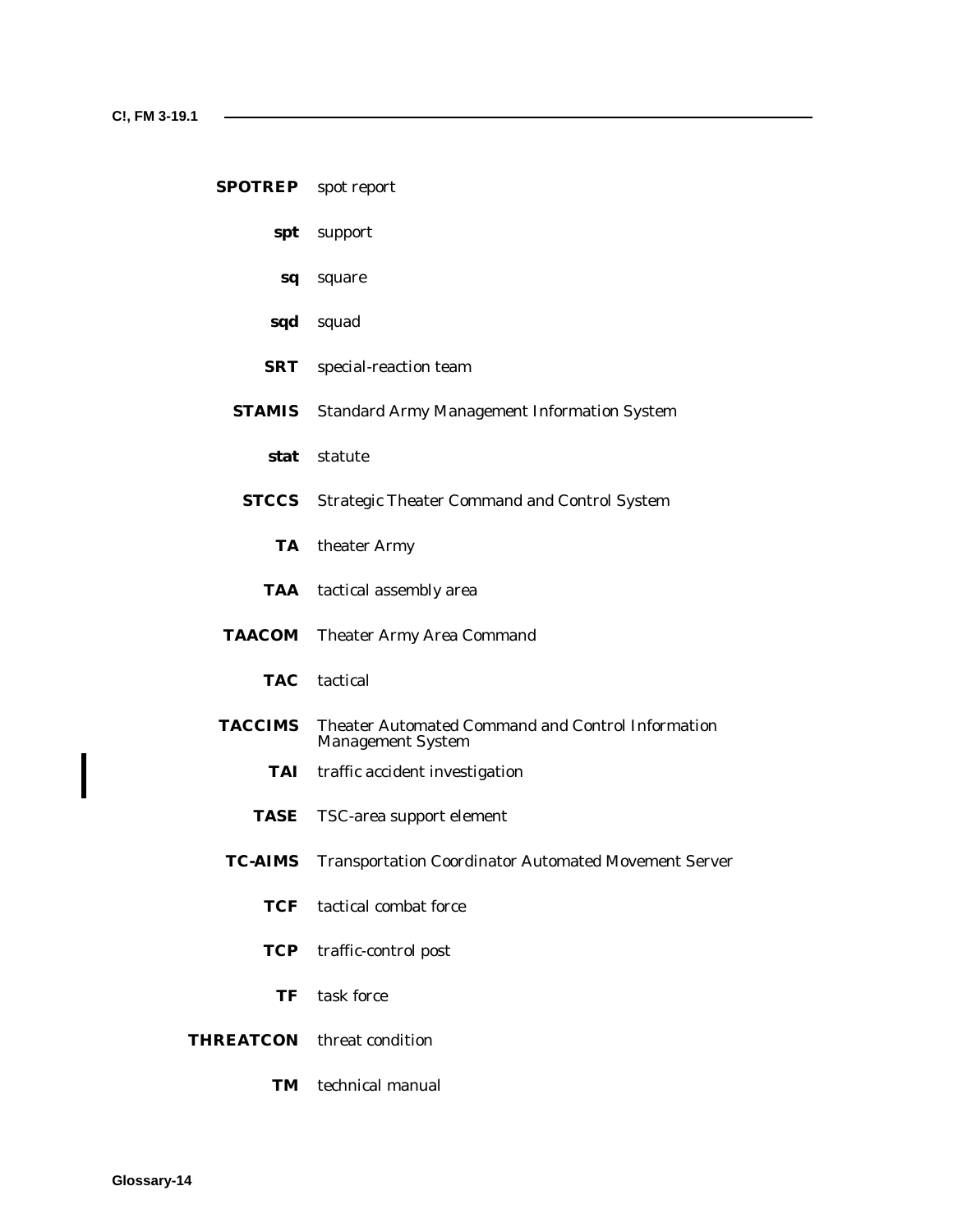**SPOTREP** spot report

**spt** support

**sq** square

**sqd** squad

**SRT** special-reaction team

**STAMIS** Standard Army Management Information System

**stat** statute

**STCCS** Strategic Theater Command and Control System

**TA** theater Army

**TAA** tactical assembly area

**TAACOM** Theater Army Area Command

**TAC** tactical

**TACCIMS** Theater Automated Command and Control Information Management System

**TAI** traffic accident investigation

**TASE** TSC-area support element

**TC-AIMS** Transportation Coordinator Automated Movement Server

**TCF** tactical combat force

**TCP** traffic-control post

**TF** task force

**THREATCON** threat condition

**TM** technical manual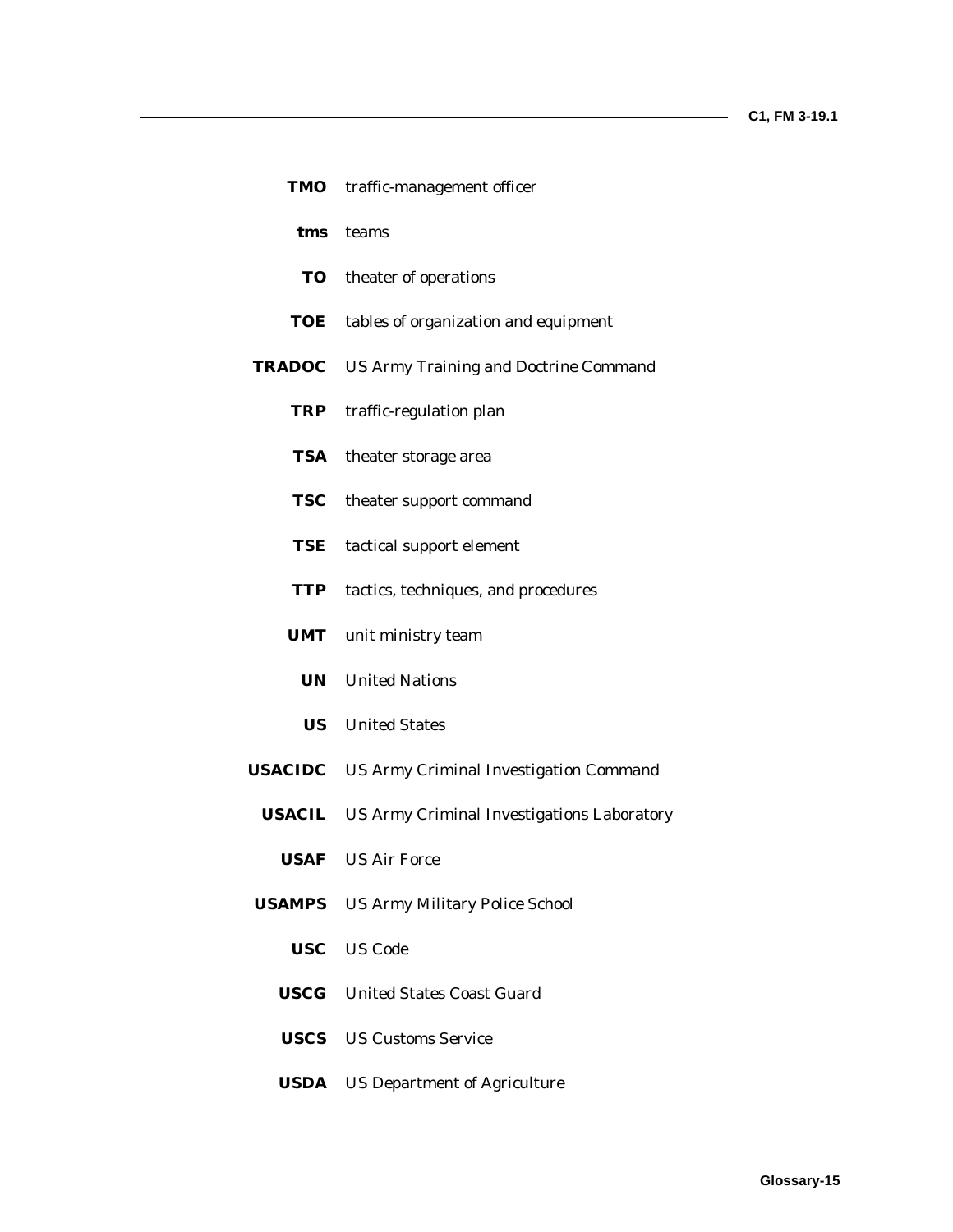**TMO** traffic-management officer

**tms** teams

**TO** theater of operations

**TOE** tables of organization and equipment

**TRADOC** US Army Training and Doctrine Command

**TRP** traffic-regulation plan

**TSA** theater storage area

**TSC** theater support command

**TSE** tactical support element

**TTP** tactics, techniques, and procedures

**UMT** unit ministry team

**UN** United Nations

**US** United States

**USACIDC** US Army Criminal Investigation Command

**USACIL** US Army Criminal Investigations Laboratory

**USAF** US Air Force

**USAMPS** US Army Military Police School

**USC** US Code

**USCG** United States Coast Guard

**USCS** US Customs Service

**USDA** US Department of Agriculture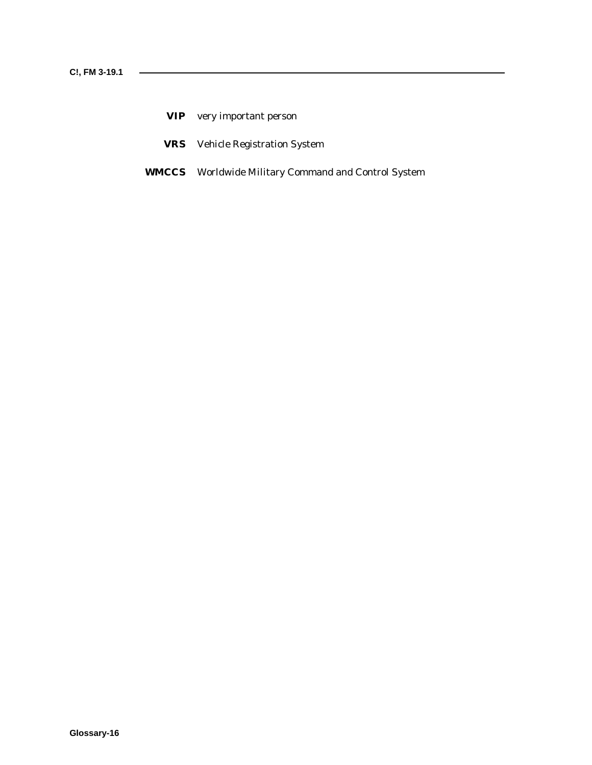**VIP** very important person

**VRS** Vehicle Registration System

**WMCCS** Worldwide Military Command and Control System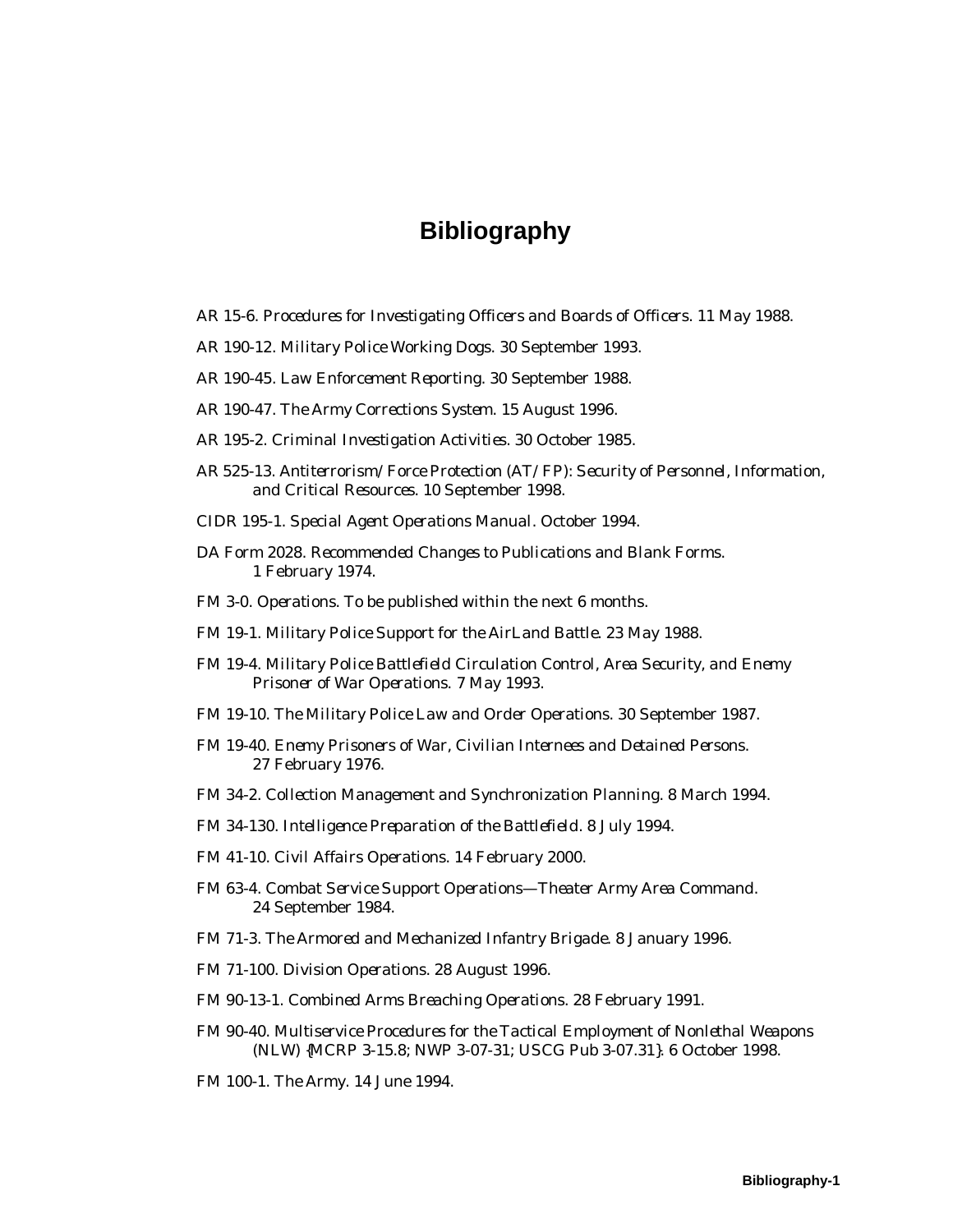# Bibliography

AR 15-6. *Procedures for Investigating Officers and Boards of Officers*. 11 May 1988.

AR 190-12. *Military Police Working Dogs*. 30 September 1993.

AR 190-45. *Law Enforcement Reporting*. 30 September 1988.

AR 190-47. *The Army Corrections System*. 15 August 1996.

AR 195-2. *Criminal Investigation Activities*. 30 October 1985.

AR 525-13. *Antiterrorism/Force Protection (AT/FP): Security of Personnel, Information, and Critical Resources*. 10 September 1998.

CIDR 195-1. *Special Agent Operations Manual*. October 1994.

DA Form 2028. *Recommended Changes to Publications and Blank Forms*. 1 February 1974.

FM 3-0. *Operations*. To be published within the next 6 months.

FM 19-1. *Military Police Support for the AirLand Battle*. 23 May 1988.

FM 19-4. *Military Police Battlefield Circulation Control, Area Security, and Enemy Prisoner of War Operations*. 7 May 1993.

FM 19-10. *The Military Police Law and Order Operations*. 30 September 1987.

FM 19-40. *Enemy Prisoners of War, Civilian Internees and Detained Persons*. 27 February 1976.

FM 34-2. *Collection Management and Synchronization Planning*. 8 March 1994.

FM 34-130. *Intelligence Preparation of the Battlefield*. 8 July 1994.

FM 41-10. *Civil Affairs Operations*. 14 February 2000.

FM 63-4. *Combat Service Support Operations—Theater Army Area Command*. 24 September 1984.

FM 71-3. *The Armored and Mechanized Infantry Brigade*. 8 January 1996.

FM 71-100. *Division Operations*. 28 August 1996.

FM 90-13-1. *Combined Arms Breaching Operations*. 28 February 1991.

FM 90-40. *Multiservice Procedures for the Tactical Employment of Nonlethal Weapons (NLW)* {MCRP 3-15.8; NWP 3-07-31; USCG Pub 3-07.31}. 6 October 1998.

FM 100-1. *The Army*. 14 June 1994.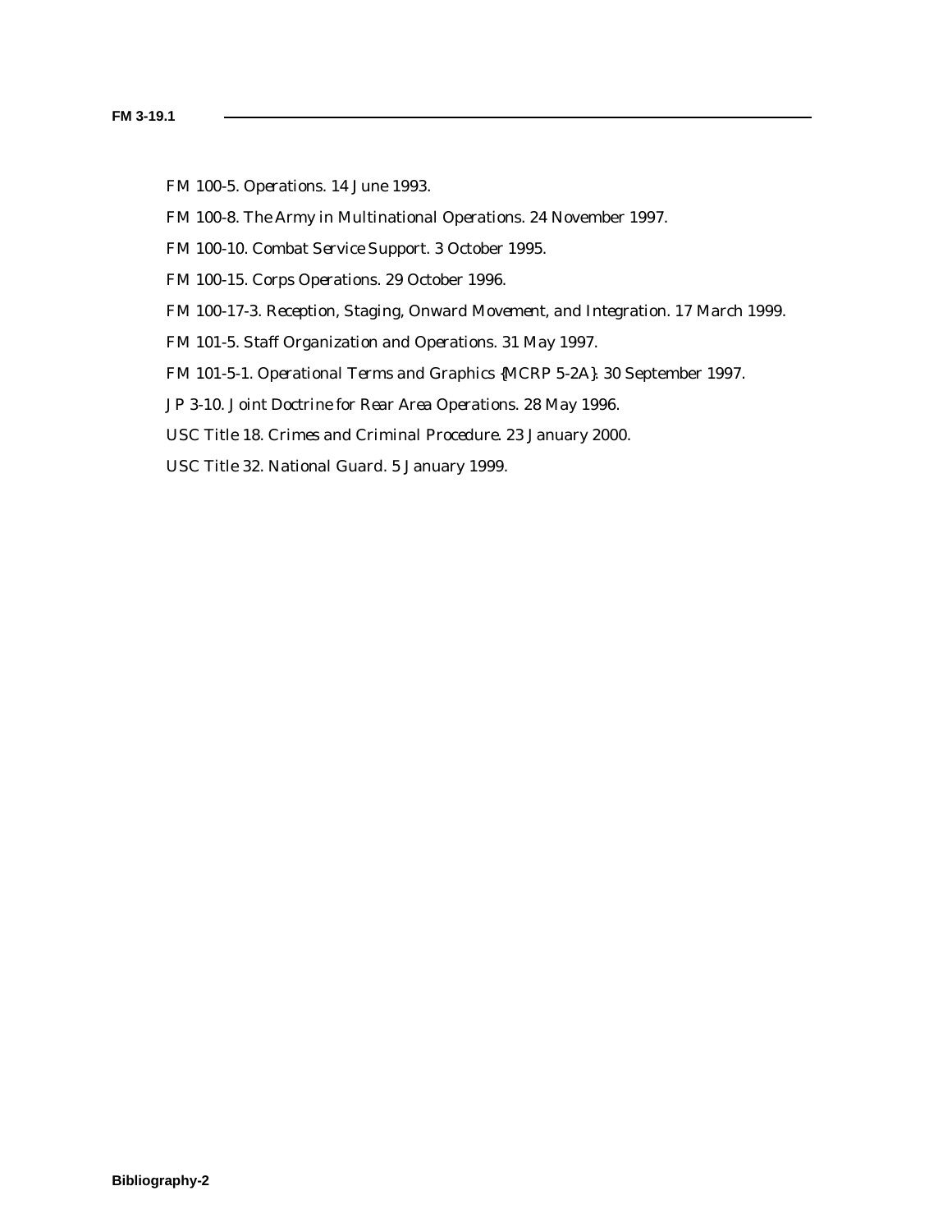FM 100-5. *Operations.* 14 June 1993.

FM 100-8. *The Army in Multinational Operations.* 24 November 1997.

FM 100-10. *Combat Service Support.* 3 October 1995.

FM 100-15. *Corps Operations.* 29 October 1996.

FM 100-17-3. *Reception, Staging, Onward Movement, and Integration.* 17 March 1999.

FM 101-5. *Staff Organization and Operations.* 31 May 1997.

FM 101-5-1. *Operational Terms and Graphics* {MCRP 5-2A}. 30 September 1997.

JP 3-10. *Joint Doctrine for Rear Area Operations.* 28 May 1996.

USC Title 18. *Crimes and Criminal Procedure.* 23 January 2000.

USC Title 32. *National Guard.* 5 January 1999.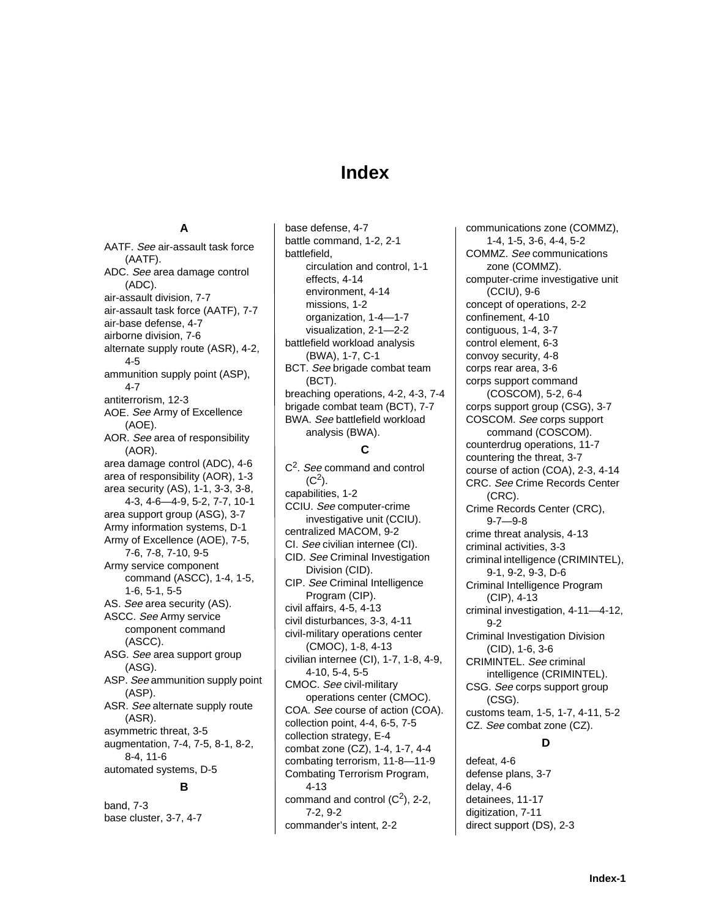# Index

### A

AATF. *See* air-assault task force (AATF).
ADC. *See* area damage control (ADC).
air-assault division, 7-7
air-assault task force (AATF), 7-7
air-base defense, 4-7
airborne division, 7-6
alternate supply route (ASR), 4-2, 4-5
ammunition supply point (ASP), 4-7
antiterrorism, 12-3
AOE. *See* Army of Excellence (AOE).
AOR. *See* area of responsibility (AOR).
area damage control (ADC), 4-6
area of responsibility (AOR), 1-3
area security (AS), 1-1, 3-3, 3-8, 4-3, 4-6—4-9, 5-2, 7-7, 10-1
area support group (ASG), 3-7
Army information systems, D-1
Army of Excellence (AOE), 7-5, 7-6, 7-8, 7-10, 9-5
Army service component command (ASCC), 1-4, 1-5, 1-6, 5-1, 5-5
AS. *See* area security (AS).
ASCC. *See* Army service component command (ASCC).
ASG. *See* area support group (ASG).
ASP. *See* ammunition supply point (ASP).
ASR. *See* alternate supply route (ASR).
asymmetric threat, 3-5
augmentation, 7-4, 7-5, 8-1, 8-2, 8-4, 11-6
automated systems, D-5

### B

band, 7-3
base cluster, 3-7, 4-7
base defense, 4-7
battle command, 1-2, 2-1
battlefield,
- circulation and control, 1-1
- effects, 4-14
- environment, 4-14
- missions, 1-2
- organization, 1-4—1-7
- visualization, 2-1—2-2

battlefield workload analysis (BWA), 1-7, C-1
BCT. *See* brigade combat team (BCT).
breaching operations, 4-2, 4-3, 7-4
brigade combat team (BCT), 7-7
BWA. *See* battlefield workload analysis (BWA).

### C

$C^2$. *See* command and control ($C^2$).
capabilities, 1-2
CCIU. *See* computer-crime investigative unit (CCIU).
centralized MACOM, 9-2
CI. *See* civilian internee (CI).
CID. *See* Criminal Investigation Division (CID).
CIP. *See* Criminal Intelligence Program (CIP).
civil affairs, 4-5, 4-13
civil disturbances, 3-3, 4-11
civil-military operations center (CMOC), 1-8, 4-13
civilian internee (CI), 1-7, 1-8, 4-9, 4-10, 5-4, 5-5
CMOC. *See* civil-military operations center (CMOC).
COA. *See* course of action (COA).
collection point, 4-4, 6-5, 7-5
collection strategy, E-4
combat zone (CZ), 1-4, 1-7, 4-4
combating terrorism, 11-8—11-9
Combating Terrorism Program, 4-13
command and control ($C^2$), 2-2, 7-2, 9-2
commander's intent, 2-2
communications zone (COMMZ), 1-4, 1-5, 3-6, 4-4, 5-2
COMMZ. *See* communications zone (COMMZ).
computer-crime investigative unit (CCIU), 9-6
concept of operations, 2-2
confinement, 4-10
contiguous, 1-4, 3-7
control element, 6-3
convoy security, 4-8
corps rear area, 3-6
corps support command (COSCOM), 5-2, 6-4
corps support group (CSG), 3-7
COSCOM. *See* corps support command (COSCOM).
counterdrug operations, 11-7
countering the threat, 3-7
course of action (COA), 2-3, 4-14
CRC. *See* Crime Records Center (CRC).
Crime Records Center (CRC), 9-7—9-8
crime threat analysis, 4-13
criminal activities, 3-3
criminal intelligence (CRIMINTEL), 9-1, 9-2, 9-3, D-6
Criminal Intelligence Program (CIP), 4-13
criminal investigation, 4-11—4-12, 9-2
Criminal Investigation Division (CID), 1-6, 3-6
CRIMINTEL. *See* criminal intelligence (CRIMINTEL).
CSG. *See* corps support group (CSG).
customs team, 1-5, 1-7, 4-11, 5-2
CZ. *See* combat zone (CZ).

### D

defeat, 4-6
defense plans, 3-7
delay, 4-6
detainees, 11-17
digitization, 7-11
direct support (DS), 2-3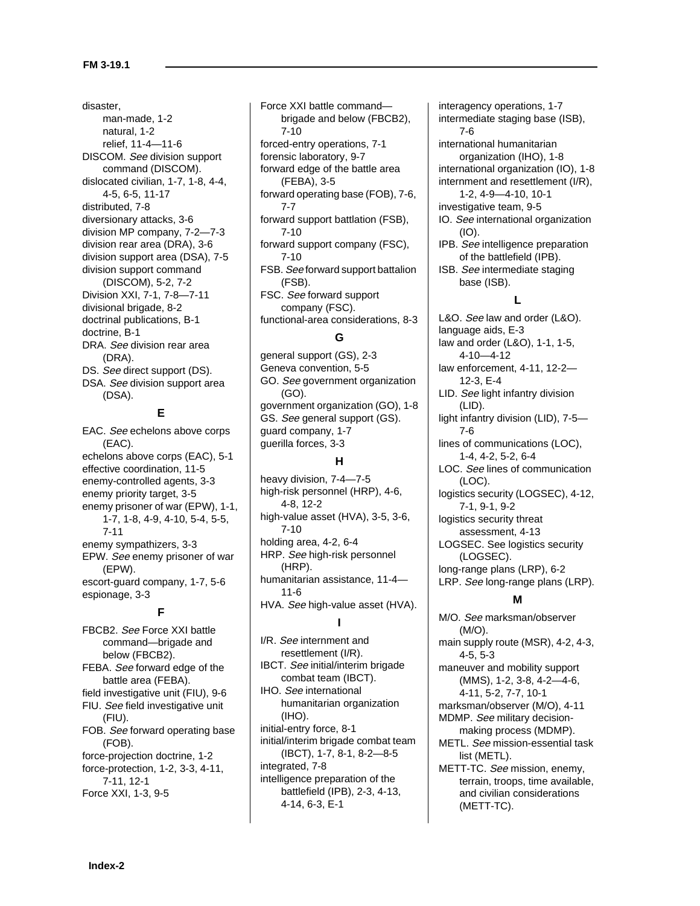disaster,
- man-made, 1-2
- natural, 1-2
- relief, 11-4—11-6

DISCOM. *See* division support command (DISCOM).
dislocated civilian, 1-7, 1-8, 4-4, 4-5, 6-5, 11-17
distributed, 7-8
diversionary attacks, 3-6
division MP company, 7-2—7-3
division rear area (DRA), 3-6
division support area (DSA), 7-5
division support command (DISCOM), 5-2, 7-2
Division XXI, 7-1, 7-8—7-11
divisional brigade, 8-2
doctrinal publications, B-1
doctrine, B-1
DRA. *See* division rear area (DRA).
DS. *See* direct support (DS).
DSA. *See* division support area (DSA).

**E**

EAC. *See* echelons above corps (EAC).
echelons above corps (EAC), 5-1
effective coordination, 11-5
enemy-controlled agents, 3-3
enemy priority target, 3-5
enemy prisoner of war (EPW), 1-1, 1-7, 1-8, 4-9, 4-10, 5-4, 5-5, 7-11
enemy sympathizers, 3-3
EPW. *See* enemy prisoner of war (EPW).
escort-guard company, 1-7, 5-6
espionage, 3-3

**F**

FBCB2. *See* Force XXI battle command—brigade and below (FBCB2).
FEBA. *See* forward edge of the battle area (FEBA).
field investigative unit (FIU), 9-6
FIU. *See* field investigative unit (FIU).
FOB. *See* forward operating base (FOB).
force-projection doctrine, 1-2
force-protection, 1-2, 3-3, 4-11, 7-11, 12-1
Force XXI, 1-3, 9-5
Force XXI battle command—brigade and below (FBCB2), 7-10
forced-entry operations, 7-1
forensic laboratory, 9-7
forward edge of the battle area (FEBA), 3-5
forward operating base (FOB), 7-6, 7-7
forward support battlation (FSB), 7-10
forward support company (FSC), 7-10
FSB. *See* forward support battalion (FSB).
FSC. *See* forward support company (FSC).
functional-area considerations, 8-3

**G**

general support (GS), 2-3
Geneva convention, 5-5
GO. *See* government organization (GO).
government organization (GO), 1-8
GS. *See* general support (GS).
guard company, 1-7
guerilla forces, 3-3

**H**

heavy division, 7-4—7-5
high-risk personnel (HRP), 4-6, 4-8, 12-2
high-value asset (HVA), 3-5, 3-6, 7-10
holding area, 4-2, 6-4
HRP. *See* high-risk personnel (HRP).
humanitarian assistance, 11-4—11-6
HVA. *See* high-value asset (HVA).

**I**

I/R. *See* internment and resettlement (I/R).
IBCT. *See* initial/interim brigade combat team (IBCT).
IHO. *See* international humanitarian organization (IHO).
initial-entry force, 8-1
initial/interim brigade combat team (IBCT), 1-7, 8-1, 8-2—8-5
integrated, 7-8
intelligence preparation of the battlefield (IPB), 2-3, 4-13, 4-14, 6-3, E-1
interagency operations, 1-7
intermediate staging base (ISB), 7-6
international humanitarian organization (IHO), 1-8
international organization (IO), 1-8
internment and resettlement (I/R), 1-2, 4-9—4-10, 10-1
investigative team, 9-5
IO. *See* international organization (IO).
IPB. *See* intelligence preparation of the battlefield (IPB).
ISB. *See* intermediate staging base (ISB).

**L**

L&O. *See* law and order (L&O).
language aids, E-3
law and order (L&O), 1-1, 1-5, 4-10—4-12
law enforcement, 4-11, 12-2—12-3, E-4
LID. *See* light infantry division (LID).
light infantry division (LID), 7-5—7-6
lines of communications (LOC), 1-4, 4-2, 5-2, 6-4
LOC. *See* lines of communication (LOC).
logistics security (LOGSEC), 4-12, 7-1, 9-1, 9-2
logistics security threat assessment, 4-13
LOGSEC. See logistics security (LOGSEC).
long-range plans (LRP), 6-2
LRP. *See* long-range plans (LRP).

**M**

M/O. *See* marksman/observer (M/O).
main supply route (MSR), 4-2, 4-3, 4-5, 5-3
maneuver and mobility support (MMS), 1-2, 3-8, 4-2—4-6, 4-11, 5-2, 7-7, 10-1
marksman/observer (M/O), 4-11
MDMP. *See* military decision-making process (MDMP).
METL. *See* mission-essential task list (METL).
METT-TC. *See* mission, enemy, terrain, troops, time available, and civilian considerations (METT-TC).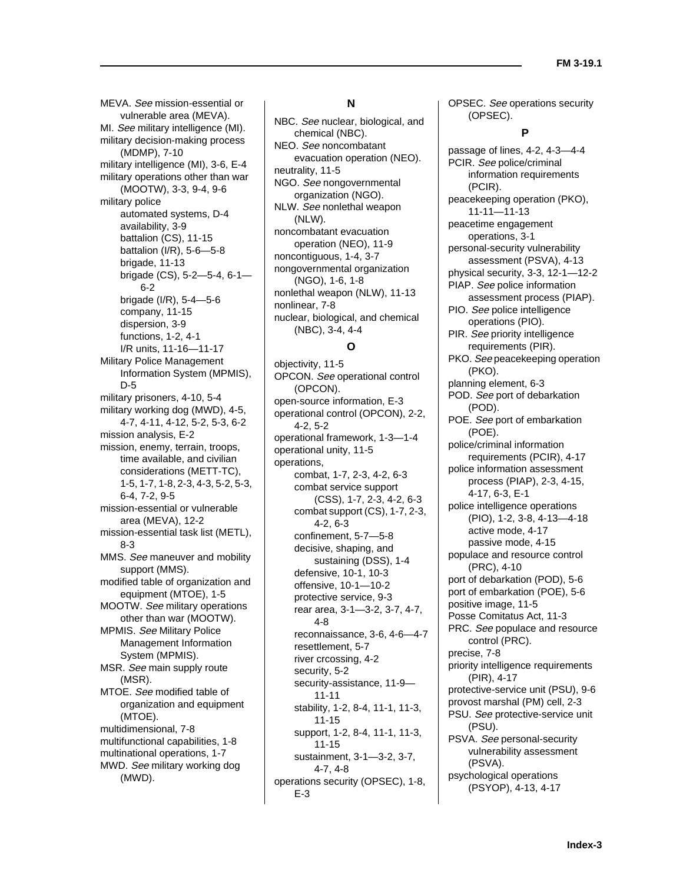MEVA. *See* mission-essential or vulnerable area (MEVA).
MI. *See* military intelligence (MI).
military decision-making process (MDMP), 7-10
military intelligence (MI), 3-6, E-4
military operations other than war (MOOTW), 3-3, 9-4, 9-6
military police
- automated systems, D-4
- availability, 3-9
- battalion (CS), 11-15
- battalion (I/R), 5-6—5-8
- brigade, 11-13
- brigade (CS), 5-2—5-4, 6-1—6-2
- brigade (I/R), 5-4—5-6
- company, 11-15
- dispersion, 3-9
- functions, 1-2, 4-1
- I/R units, 11-16—11-17

Military Police Management Information System (MPMIS), D-5
military prisoners, 4-10, 5-4
military working dog (MWD), 4-5, 4-7, 4-11, 4-12, 5-2, 5-3, 6-2
mission analysis, E-2
mission, enemy, terrain, troops, time available, and civilian considerations (METT-TC), 1-5, 1-7, 1-8, 2-3, 4-3, 5-2, 5-3, 6-4, 7-2, 9-5
mission-essential or vulnerable area (MEVA), 12-2
mission-essential task list (METL), 8-3
MMS. *See* maneuver and mobility support (MMS).
modified table of organization and equipment (MTOE), 1-5
MOOTW. *See* military operations other than war (MOOTW).
MPMIS. *See* Military Police Management Information System (MPMIS).
MSR. *See* main supply route (MSR).
MTOE. *See* modified table of organization and equipment (MTOE).
multidimensional, 7-8
multifunctional capabilities, 1-8
multinational operations, 1-7
MWD. *See* military working dog (MWD).

## N

NBC. *See* nuclear, biological, and chemical (NBC).
NEO. *See* noncombatant evacuation operation (NEO).
neutrality, 11-5
NGO. *See* nongovernmental organization (NGO).
NLW. *See* nonlethal weapon (NLW).
noncombatant evacuation operation (NEO), 11-9
noncontiguous, 1-4, 3-7
nongovernmental organization (NGO), 1-6, 1-8
nonlethal weapon (NLW), 11-13
nonlinear, 7-8
nuclear, biological, and chemical (NBC), 3-4, 4-4

## O

objectivity, 11-5
OPCON. *See* operational control (OPCON).
open-source information, E-3
operational control (OPCON), 2-2, 4-2, 5-2
operational framework, 1-3—1-4
operational unity, 11-5
operations,
- combat, 1-7, 2-3, 4-2, 6-3
- combat service support (CSS), 1-7, 2-3, 4-2, 6-3
- combat support (CS), 1-7, 2-3, 4-2, 6-3
- confinement, 5-7—5-8
- decisive, shaping, and sustaining (DSS), 1-4
- defensive, 10-1, 10-3
- offensive, 10-1—10-2
- protective service, 9-3
- rear area, 3-1—3-2, 3-7, 4-7, 4-8
- reconnaissance, 3-6, 4-6—4-7
- resettlement, 5-7
- river crcossing, 4-2
- security, 5-2
- security-assistance, 11-9—11-11
- stability, 1-2, 8-4, 11-1, 11-3, 11-15
- support, 1-2, 8-4, 11-1, 11-3, 11-15
- sustainment, 3-1—3-2, 3-7, 4-7, 4-8

operations security (OPSEC), 1-8, E-3
OPSEC. *See* operations security (OPSEC).

## P

passage of lines, 4-2, 4-3—4-4
PCIR. *See* police/criminal information requirements (PCIR).
peacekeeping operation (PKO), 11-11—11-13
peacetime engagement operations, 3-1
personal-security vulnerability assessment (PSVA), 4-13
physical security, 3-3, 12-1—12-2
PIAP. *See* police information assessment process (PIAP).
PIO. *See* police intelligence operations (PIO).
PIR. *See* priority intelligence requirements (PIR).
PKO. *See* peacekeeping operation (PKO).
planning element, 6-3
POD. *See* port of debarkation (POD).
POE. *See* port of embarkation (POE).
police/criminal information requirements (PCIR), 4-17
police information assessment process (PIAP), 2-3, 4-15, 4-17, 6-3, E-1
police intelligence operations (PIO), 1-2, 3-8, 4-13—4-18
- active mode, 4-17
- passive mode, 4-15

populace and resource control (PRC), 4-10
port of debarkation (POD), 5-6
port of embarkation (POE), 5-6
positive image, 11-5
Posse Comitatus Act, 11-3
PRC. *See* populace and resource control (PRC).
precise, 7-8
priority intelligence requirements (PIR), 4-17
protective-service unit (PSU), 9-6
provost marshal (PM) cell, 2-3
PSU. *See* protective-service unit (PSU).
PSVA. *See* personal-security vulnerability assessment (PSVA).
psychological operations (PSYOP), 4-13, 4-17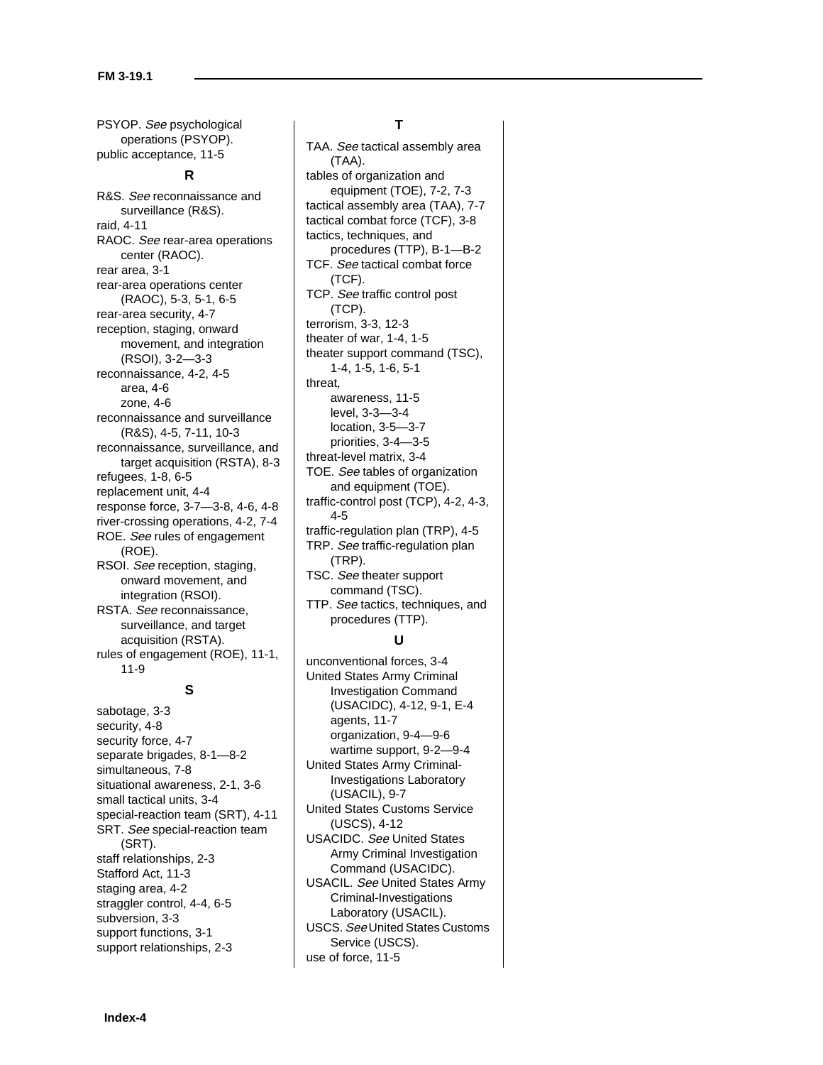PSYOP. *See* psychological operations (PSYOP).
public acceptance, 11-5

## R

R&S. *See* reconnaissance and surveillance (R&S).
raid, 4-11
RAOC. *See* rear-area operations center (RAOC).
rear area, 3-1
rear-area operations center (RAOC), 5-3, 5-1, 6-5
rear-area security, 4-7
reception, staging, onward movement, and integration (RSOI), 3-2—3-3
reconnaissance, 4-2, 4-5
  area, 4-6
  zone, 4-6
reconnaissance and surveillance (R&S), 4-5, 7-11, 10-3
reconnaissance, surveillance, and target acquisition (RSTA), 8-3
refugees, 1-8, 6-5
replacement unit, 4-4
response force, 3-7—3-8, 4-6, 4-8
river-crossing operations, 4-2, 7-4
ROE. *See* rules of engagement (ROE).
RSOI. *See* reception, staging, onward movement, and integration (RSOI).
RSTA. *See* reconnaissance, surveillance, and target acquisition (RSTA).
rules of engagement (ROE), 11-1, 11-9

## S

sabotage, 3-3
security, 4-8
security force, 4-7
separate brigades, 8-1—8-2
simultaneous, 7-8
situational awareness, 2-1, 3-6
small tactical units, 3-4
special-reaction team (SRT), 4-11
SRT. *See* special-reaction team (SRT).
staff relationships, 2-3
Stafford Act, 11-3
staging area, 4-2
straggler control, 4-4, 6-5
subversion, 3-3
support functions, 3-1
support relationships, 2-3

## T

TAA. *See* tactical assembly area (TAA).
tables of organization and equipment (TOE), 7-2, 7-3
tactical assembly area (TAA), 7-7
tactical combat force (TCF), 3-8
tactics, techniques, and procedures (TTP), B-1—B-2
TCF. *See* tactical combat force (TCF).
TCP. *See* traffic control post (TCP).
terrorism, 3-3, 12-3
theater of war, 1-4, 1-5
theater support command (TSC), 1-4, 1-5, 1-6, 5-1
threat,
  awareness, 11-5
  level, 3-3—3-4
  location, 3-5—3-7
  priorities, 3-4—3-5
threat-level matrix, 3-4
TOE. *See* tables of organization and equipment (TOE).
traffic-control post (TCP), 4-2, 4-3, 4-5
traffic-regulation plan (TRP), 4-5
TRP. *See* traffic-regulation plan (TRP).
TSC. *See* theater support command (TSC).
TTP. *See* tactics, techniques, and procedures (TTP).

## U

unconventional forces, 3-4
United States Army Criminal Investigation Command (USACIDC), 4-12, 9-1, E-4
  agents, 11-7
  organization, 9-4—9-6
  wartime support, 9-2—9-4
United States Army Criminal-Investigations Laboratory (USACIL), 9-7
United States Customs Service (USCS), 4-12
USACIDC. *See* United States Army Criminal Investigation Command (USACIDC).
USACIL. *See* United States Army Criminal-Investigations Laboratory (USACIL).
USCS. *See* United States Customs Service (USCS).
use of force, 11-5